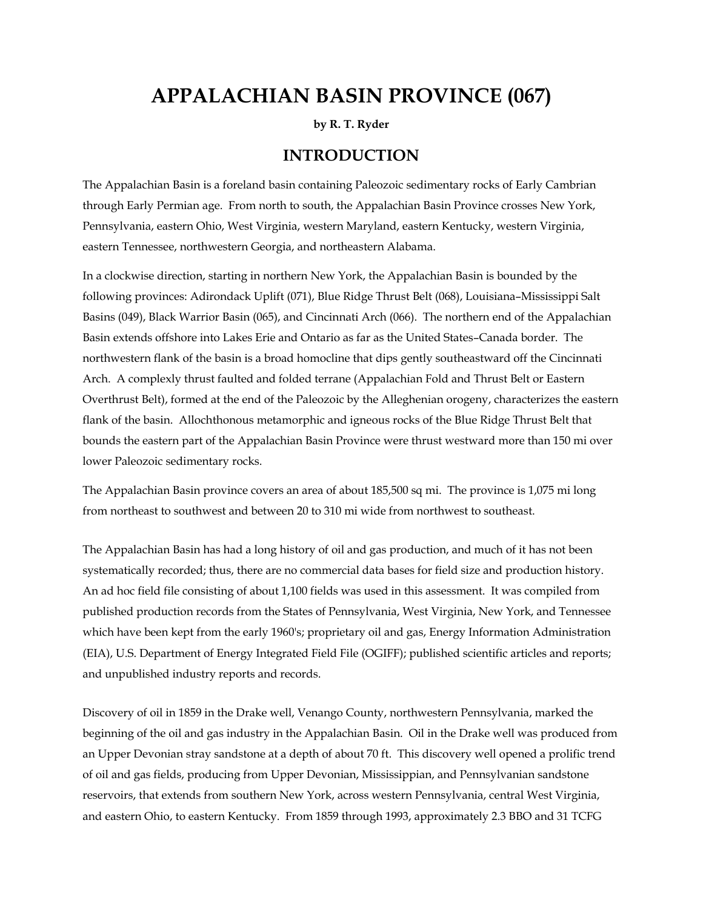# APPALACHIAN BASIN PROVINCE (067)

**by R. T. Ryder**

## INTRODUCTION

The Appalachian Basin is a foreland basin containing Paleozoic sedimentary rocks of Early Cambrian through Early Permian age. From north to south, the Appalachian Basin Province crosses New York, Pennsylvania, eastern Ohio, West Virginia, western Maryland, eastern Kentucky, western Virginia, eastern Tennessee, northwestern Georgia, and northeastern Alabama.

In a clockwise direction, starting in northern New York, the Appalachian Basin is bounded by the following provinces: Adirondack Uplift (071), Blue Ridge Thrust Belt (068), Louisiana–Mississippi Salt Basins (049), Black Warrior Basin (065), and Cincinnati Arch (066). The northern end of the Appalachian Basin extends offshore into Lakes Erie and Ontario as far as the United States–Canada border. The northwestern flank of the basin is a broad homocline that dips gently southeastward off the Cincinnati Arch. A complexly thrust faulted and folded terrane (Appalachian Fold and Thrust Belt or Eastern Overthrust Belt), formed at the end of the Paleozoic by the Alleghenian orogeny, characterizes the eastern flank of the basin. Allochthonous metamorphic and igneous rocks of the Blue Ridge Thrust Belt that bounds the eastern part of the Appalachian Basin Province were thrust westward more than 150 mi over lower Paleozoic sedimentary rocks.

The Appalachian Basin province covers an area of about 185,500 sq mi. The province is 1,075 mi long from northeast to southwest and between 20 to 310 mi wide from northwest to southeast.

The Appalachian Basin has had a long history of oil and gas production, and much of it has not been systematically recorded; thus, there are no commercial data bases for field size and production history. An ad hoc field file consisting of about 1,100 fields was used in this assessment. It was compiled from published production records from the States of Pennsylvania, West Virginia, New York, and Tennessee which have been kept from the early 1960's; proprietary oil and gas, Energy Information Administration (EIA), U.S. Department of Energy Integrated Field File (OGIFF); published scientific articles and reports; and unpublished industry reports and records.

Discovery of oil in 1859 in the Drake well, Venango County, northwestern Pennsylvania, marked the beginning of the oil and gas industry in the Appalachian Basin. Oil in the Drake well was produced from an Upper Devonian stray sandstone at a depth of about 70 ft. This discovery well opened a prolific trend of oil and gas fields, producing from Upper Devonian, Mississippian, and Pennsylvanian sandstone reservoirs, that extends from southern New York, across western Pennsylvania, central West Virginia, and eastern Ohio, to eastern Kentucky. From 1859 through 1993, approximately 2.3 BBO and 31 TCFG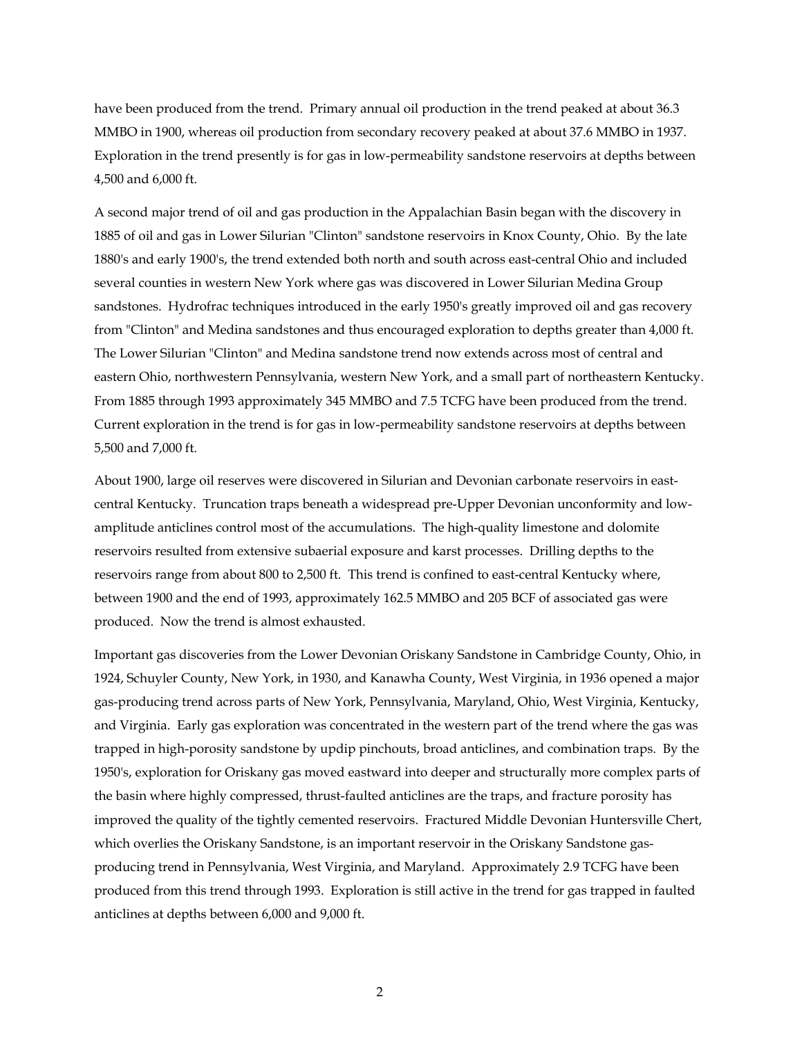have been produced from the trend. Primary annual oil production in the trend peaked at about 36.3 MMBO in 1900, whereas oil production from secondary recovery peaked at about 37.6 MMBO in 1937. Exploration in the trend presently is for gas in low-permeability sandstone reservoirs at depths between 4,500 and 6,000 ft.

A second major trend of oil and gas production in the Appalachian Basin began with the discovery in 1885 of oil and gas in Lower Silurian "Clinton" sandstone reservoirs in Knox County, Ohio. By the late 1880's and early 1900's, the trend extended both north and south across east-central Ohio and included several counties in western New York where gas was discovered in Lower Silurian Medina Group sandstones. Hydrofrac techniques introduced in the early 1950's greatly improved oil and gas recovery from "Clinton" and Medina sandstones and thus encouraged exploration to depths greater than 4,000 ft. The Lower Silurian "Clinton" and Medina sandstone trend now extends across most of central and eastern Ohio, northwestern Pennsylvania, western New York, and a small part of northeastern Kentucky. From 1885 through 1993 approximately 345 MMBO and 7.5 TCFG have been produced from the trend. Current exploration in the trend is for gas in low-permeability sandstone reservoirs at depths between 5,500 and 7,000 ft.

About 1900, large oil reserves were discovered in Silurian and Devonian carbonate reservoirs in east-central Kentucky. Truncation traps beneath a widespread pre-Upper Devonian unconformity and low-amplitude anticlines control most of the accumulations. The high-quality limestone and dolomite reservoirs resulted from extensive subaerial exposure and karst processes. Drilling depths to the reservoirs range from about 800 to 2,500 ft. This trend is confined to east-central Kentucky where, between 1900 and the end of 1993, approximately 162.5 MMBO and 205 BCF of associated gas were produced. Now the trend is almost exhausted.

Important gas discoveries from the Lower Devonian Oriskany Sandstone in Cambridge County, Ohio, in 1924, Schuyler County, New York, in 1930, and Kanawha County, West Virginia, in 1936 opened a major gas-producing trend across parts of New York, Pennsylvania, Maryland, Ohio, West Virginia, Kentucky, and Virginia. Early gas exploration was concentrated in the western part of the trend where the gas was trapped in high-porosity sandstone by updip pinchouts, broad anticlines, and combination traps. By the 1950's, exploration for Oriskany gas moved eastward into deeper and structurally more complex parts of the basin where highly compressed, thrust-faulted anticlines are the traps, and fracture porosity has improved the quality of the tightly cemented reservoirs. Fractured Middle Devonian Huntersville Chert, which overlies the Oriskany Sandstone, is an important reservoir in the Oriskany Sandstone gas-producing trend in Pennsylvania, West Virginia, and Maryland. Approximately 2.9 TCFG have been produced from this trend through 1993. Exploration is still active in the trend for gas trapped in faulted anticlines at depths between 6,000 and 9,000 ft.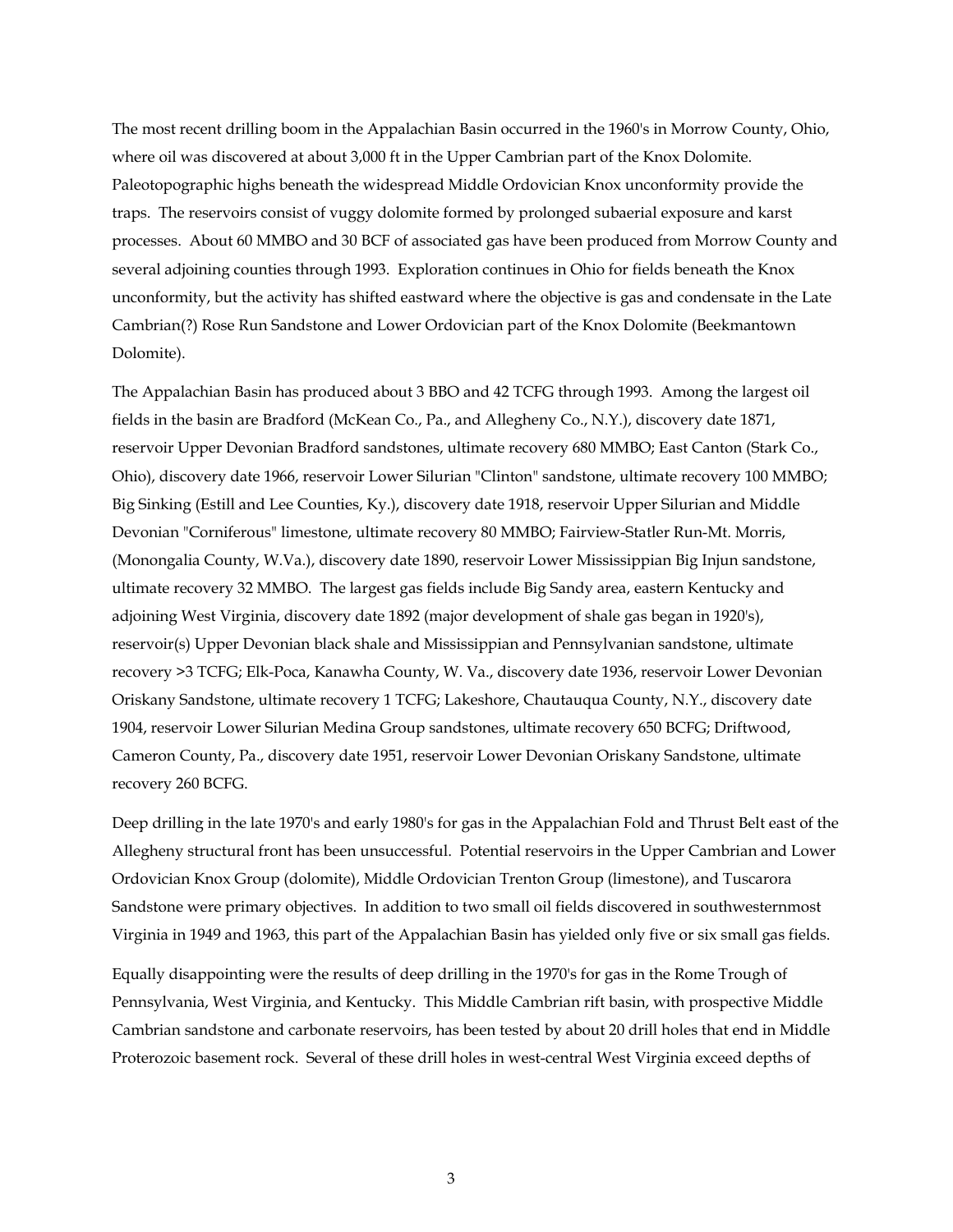The most recent drilling boom in the Appalachian Basin occurred in the 1960's in Morrow County, Ohio, where oil was discovered at about 3,000 ft in the Upper Cambrian part of the Knox Dolomite. Paleotopographic highs beneath the widespread Middle Ordovician Knox unconformity provide the traps. The reservoirs consist of vuggy dolomite formed by prolonged subaerial exposure and karst processes. About 60 MMBO and 30 BCF of associated gas have been produced from Morrow County and several adjoining counties through 1993. Exploration continues in Ohio for fields beneath the Knox unconformity, but the activity has shifted eastward where the objective is gas and condensate in the Late Cambrian(?) Rose Run Sandstone and Lower Ordovician part of the Knox Dolomite (Beekmantown Dolomite).

The Appalachian Basin has produced about 3 BBO and 42 TCFG through 1993. Among the largest oil fields in the basin are Bradford (McKean Co., Pa., and Allegheny Co., N.Y.), discovery date 1871, reservoir Upper Devonian Bradford sandstones, ultimate recovery 680 MMBO; East Canton (Stark Co., Ohio), discovery date 1966, reservoir Lower Silurian "Clinton" sandstone, ultimate recovery 100 MMBO; Big Sinking (Estill and Lee Counties, Ky.), discovery date 1918, reservoir Upper Silurian and Middle Devonian "Corniferous" limestone, ultimate recovery 80 MMBO; Fairview-Statler Run-Mt. Morris, (Monongalia County, W.Va.), discovery date 1890, reservoir Lower Mississippian Big Injun sandstone, ultimate recovery 32 MMBO. The largest gas fields include Big Sandy area, eastern Kentucky and adjoining West Virginia, discovery date 1892 (major development of shale gas began in 1920's), reservoir(s) Upper Devonian black shale and Mississippian and Pennsylvanian sandstone, ultimate recovery >3 TCFG; Elk-Poca, Kanawha County, W. Va., discovery date 1936, reservoir Lower Devonian Oriskany Sandstone, ultimate recovery 1 TCFG; Lakeshore, Chautauqua County, N.Y., discovery date 1904, reservoir Lower Silurian Medina Group sandstones, ultimate recovery 650 BCFG; Driftwood, Cameron County, Pa., discovery date 1951, reservoir Lower Devonian Oriskany Sandstone, ultimate recovery 260 BCFG.

Deep drilling in the late 1970's and early 1980's for gas in the Appalachian Fold and Thrust Belt east of the Allegheny structural front has been unsuccessful. Potential reservoirs in the Upper Cambrian and Lower Ordovician Knox Group (dolomite), Middle Ordovician Trenton Group (limestone), and Tuscarora Sandstone were primary objectives. In addition to two small oil fields discovered in southwesternmost Virginia in 1949 and 1963, this part of the Appalachian Basin has yielded only five or six small gas fields.

Equally disappointing were the results of deep drilling in the 1970's for gas in the Rome Trough of Pennsylvania, West Virginia, and Kentucky. This Middle Cambrian rift basin, with prospective Middle Cambrian sandstone and carbonate reservoirs, has been tested by about 20 drill holes that end in Middle Proterozoic basement rock. Several of these drill holes in west-central West Virginia exceed depths of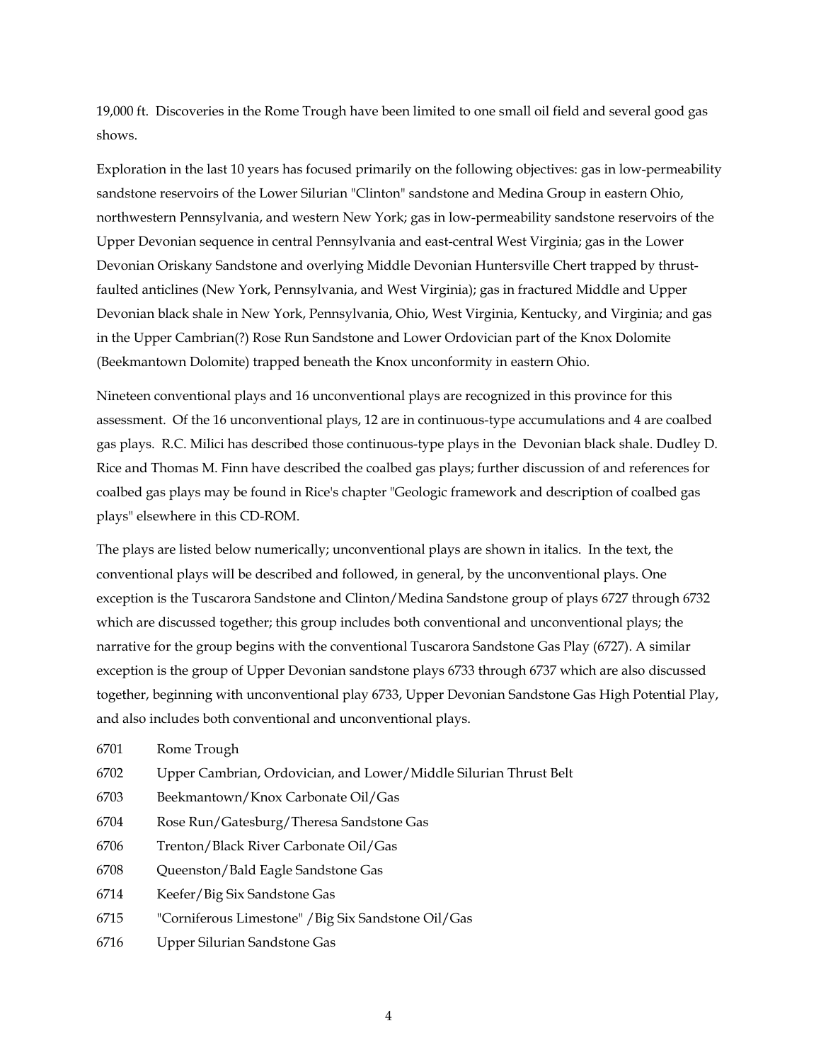19,000 ft. Discoveries in the Rome Trough have been limited to one small oil field and several good gas shows.

Exploration in the last 10 years has focused primarily on the following objectives: gas in low-permeability sandstone reservoirs of the Lower Silurian "Clinton" sandstone and Medina Group in eastern Ohio, northwestern Pennsylvania, and western New York; gas in low-permeability sandstone reservoirs of the Upper Devonian sequence in central Pennsylvania and east-central West Virginia; gas in the Lower Devonian Oriskany Sandstone and overlying Middle Devonian Huntersville Chert trapped by thrust-faulted anticlines (New York, Pennsylvania, and West Virginia); gas in fractured Middle and Upper Devonian black shale in New York, Pennsylvania, Ohio, West Virginia, Kentucky, and Virginia; and gas in the Upper Cambrian(?) Rose Run Sandstone and Lower Ordovician part of the Knox Dolomite (Beekmantown Dolomite) trapped beneath the Knox unconformity in eastern Ohio.

Nineteen conventional plays and 16 unconventional plays are recognized in this province for this assessment. Of the 16 unconventional plays, 12 are in continuous-type accumulations and 4 are coalbed gas plays. R.C. Milici has described those continuous-type plays in the Devonian black shale. Dudley D. Rice and Thomas M. Finn have described the coalbed gas plays; further discussion of and references for coalbed gas plays may be found in Rice's chapter "Geologic framework and description of coalbed gas plays" elsewhere in this CD-ROM.

The plays are listed below numerically; unconventional plays are shown in italics. In the text, the conventional plays will be described and followed, in general, by the unconventional plays. One exception is the Tuscarora Sandstone and Clinton/Medina Sandstone group of plays 6727 through 6732 which are discussed together; this group includes both conventional and unconventional plays; the narrative for the group begins with the conventional Tuscarora Sandstone Gas Play (6727). A similar exception is the group of Upper Devonian sandstone plays 6733 through 6737 which are also discussed together, beginning with unconventional play 6733, Upper Devonian Sandstone Gas High Potential Play, and also includes both conventional and unconventional plays.

6701 Rome Trough
6702 Upper Cambrian, Ordovician, and Lower/Middle Silurian Thrust Belt
6703 Beekmantown/Knox Carbonate Oil/Gas
6704 Rose Run/Gatesburg/Theresa Sandstone Gas
6706 Trenton/Black River Carbonate Oil/Gas
6708 Queenston/Bald Eagle Sandstone Gas
6714 Keefer/Big Six Sandstone Gas
6715 "Corniferous Limestone" /Big Six Sandstone Oil/Gas
6716 Upper Silurian Sandstone Gas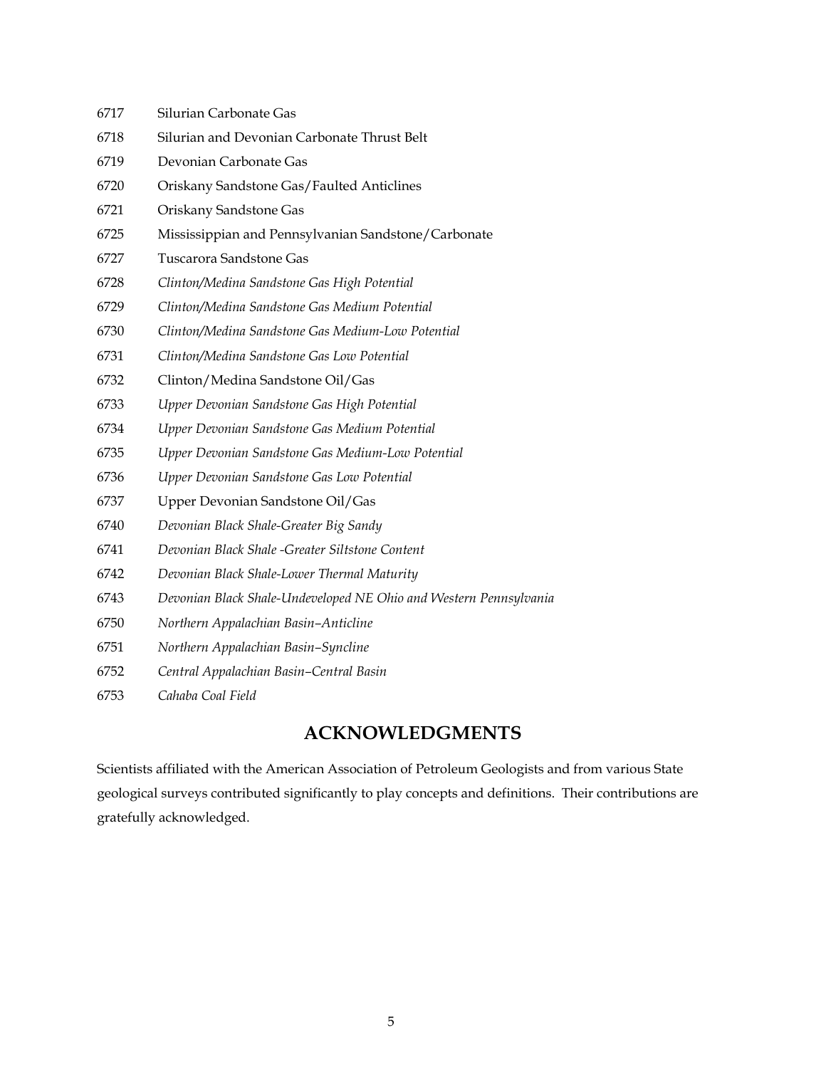6717 Silurian Carbonate Gas

6718 Silurian and Devonian Carbonate Thrust Belt

6719 Devonian Carbonate Gas

6720 Oriskany Sandstone Gas/Faulted Anticlines

6721 Oriskany Sandstone Gas

6725 Mississippian and Pennsylvanian Sandstone/Carbonate

6727 Tuscarora Sandstone Gas

6728 *Clinton/Medina Sandstone Gas High Potential*

6729 *Clinton/Medina Sandstone Gas Medium Potential*

6730 *Clinton/Medina Sandstone Gas Medium-Low Potential*

6731 *Clinton/Medina Sandstone Gas Low Potential*

6732 Clinton/Medina Sandstone Oil/Gas

6733 *Upper Devonian Sandstone Gas High Potential*

6734 *Upper Devonian Sandstone Gas Medium Potential*

6735 *Upper Devonian Sandstone Gas Medium-Low Potential*

6736 *Upper Devonian Sandstone Gas Low Potential*

6737 Upper Devonian Sandstone Oil/Gas

6740 *Devonian Black Shale-Greater Big Sandy*

6741 *Devonian Black Shale -Greater Siltstone Content*

6742 *Devonian Black Shale-Lower Thermal Maturity*

6743 *Devonian Black Shale-Undeveloped NE Ohio and Western Pennsylvania*

6750 *Northern Appalachian Basin–Anticline*

6751 *Northern Appalachian Basin–Syncline*

6752 *Central Appalachian Basin–Central Basin*

6753 *Cahaba Coal Field*

## ACKNOWLEDGMENTS

Scientists affiliated with the American Association of Petroleum Geologists and from various State geological surveys contributed significantly to play concepts and definitions. Their contributions are gratefully acknowledged.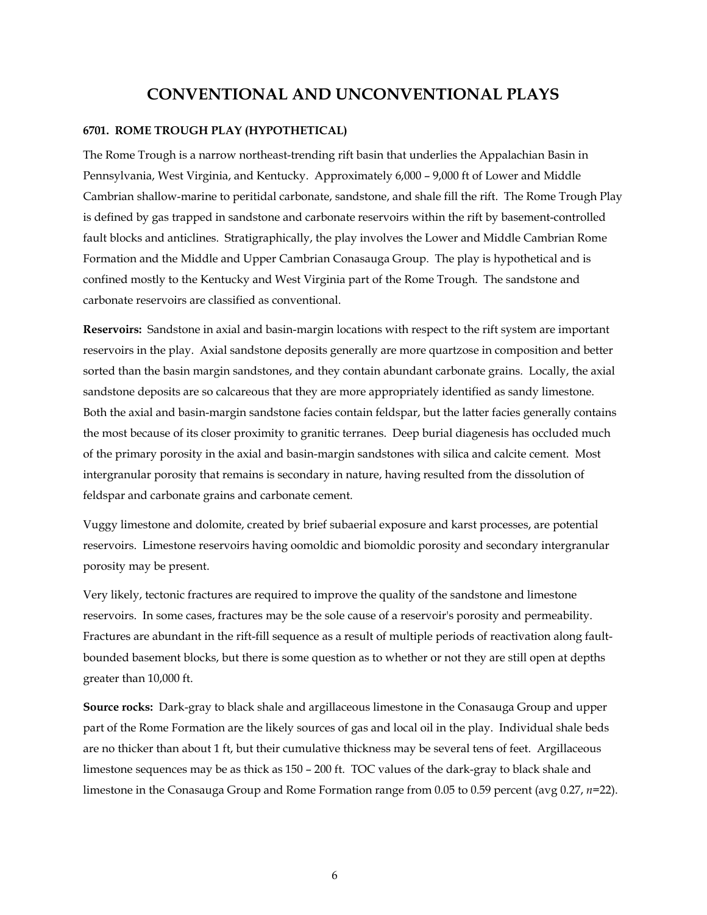# CONVENTIONAL AND UNCONVENTIONAL PLAYS

### 6701. ROME TROUGH PLAY (HYPOTHETICAL)

The Rome Trough is a narrow northeast-trending rift basin that underlies the Appalachian Basin in Pennsylvania, West Virginia, and Kentucky. Approximately 6,000 – 9,000 ft of Lower and Middle Cambrian shallow-marine to peritidal carbonate, sandstone, and shale fill the rift. The Rome Trough Play is defined by gas trapped in sandstone and carbonate reservoirs within the rift by basement-controlled fault blocks and anticlines. Stratigraphically, the play involves the Lower and Middle Cambrian Rome Formation and the Middle and Upper Cambrian Conasauga Group. The play is hypothetical and is confined mostly to the Kentucky and West Virginia part of the Rome Trough. The sandstone and carbonate reservoirs are classified as conventional.

**Reservoirs:** Sandstone in axial and basin-margin locations with respect to the rift system are important reservoirs in the play. Axial sandstone deposits generally are more quartzose in composition and better sorted than the basin margin sandstones, and they contain abundant carbonate grains. Locally, the axial sandstone deposits are so calcareous that they are more appropriately identified as sandy limestone. Both the axial and basin-margin sandstone facies contain feldspar, but the latter facies generally contains the most because of its closer proximity to granitic terranes. Deep burial diagenesis has occluded much of the primary porosity in the axial and basin-margin sandstones with silica and calcite cement. Most intergranular porosity that remains is secondary in nature, having resulted from the dissolution of feldspar and carbonate grains and carbonate cement.

Vuggy limestone and dolomite, created by brief subaerial exposure and karst processes, are potential reservoirs. Limestone reservoirs having oomoldic and biomoldic porosity and secondary intergranular porosity may be present.

Very likely, tectonic fractures are required to improve the quality of the sandstone and limestone reservoirs. In some cases, fractures may be the sole cause of a reservoir's porosity and permeability. Fractures are abundant in the rift-fill sequence as a result of multiple periods of reactivation along fault-bounded basement blocks, but there is some question as to whether or not they are still open at depths greater than 10,000 ft.

**Source rocks:** Dark-gray to black shale and argillaceous limestone in the Conasauga Group and upper part of the Rome Formation are the likely sources of gas and local oil in the play. Individual shale beds are no thicker than about 1 ft, but their cumulative thickness may be several tens of feet. Argillaceous limestone sequences may be as thick as 150 – 200 ft. TOC values of the dark-gray to black shale and limestone in the Conasauga Group and Rome Formation range from 0.05 to 0.59 percent (avg 0.27, $n$=22).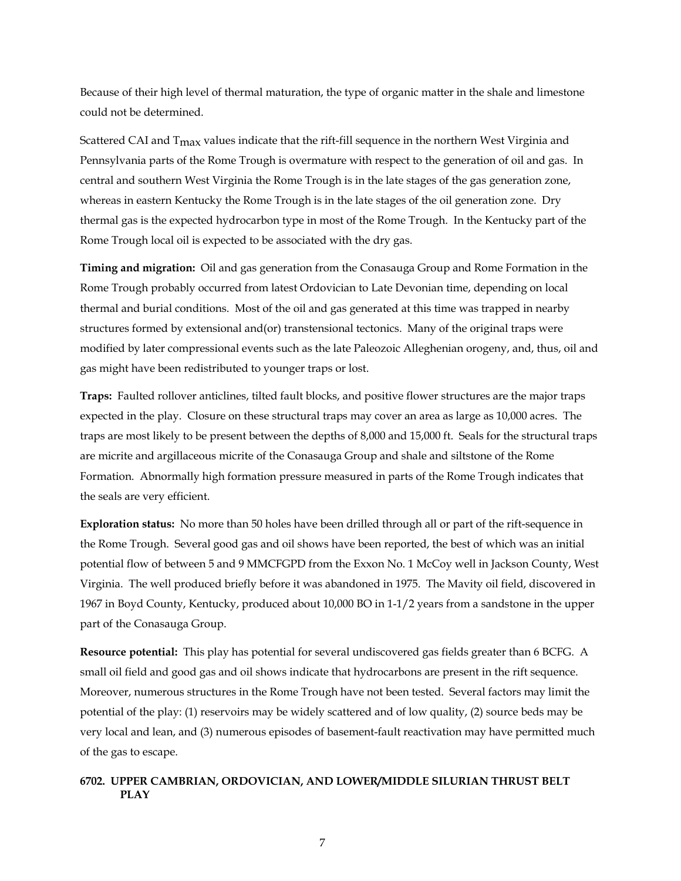Because of their high level of thermal maturation, the type of organic matter in the shale and limestone could not be determined.

Scattered CAI and $T_{max}$ values indicate that the rift-fill sequence in the northern West Virginia and Pennsylvania parts of the Rome Trough is overmature with respect to the generation of oil and gas. In central and southern West Virginia the Rome Trough is in the late stages of the gas generation zone, whereas in eastern Kentucky the Rome Trough is in the late stages of the oil generation zone. Dry thermal gas is the expected hydrocarbon type in most of the Rome Trough. In the Kentucky part of the Rome Trough local oil is expected to be associated with the dry gas.

**Timing and migration:** Oil and gas generation from the Conasauga Group and Rome Formation in the Rome Trough probably occurred from latest Ordovician to Late Devonian time, depending on local thermal and burial conditions. Most of the oil and gas generated at this time was trapped in nearby structures formed by extensional and(or) transtensional tectonics. Many of the original traps were modified by later compressional events such as the late Paleozoic Alleghenian orogeny, and, thus, oil and gas might have been redistributed to younger traps or lost.

**Traps:** Faulted rollover anticlines, tilted fault blocks, and positive flower structures are the major traps expected in the play. Closure on these structural traps may cover an area as large as 10,000 acres. The traps are most likely to be present between the depths of 8,000 and 15,000 ft. Seals for the structural traps are micrite and argillaceous micrite of the Conasauga Group and shale and siltstone of the Rome Formation. Abnormally high formation pressure measured in parts of the Rome Trough indicates that the seals are very efficient.

**Exploration status:** No more than 50 holes have been drilled through all or part of the rift-sequence in the Rome Trough. Several good gas and oil shows have been reported, the best of which was an initial potential flow of between 5 and 9 MMCFGPD from the Exxon No. 1 McCoy well in Jackson County, West Virginia. The well produced briefly before it was abandoned in 1975. The Mavity oil field, discovered in 1967 in Boyd County, Kentucky, produced about 10,000 BO in 1-1/2 years from a sandstone in the upper part of the Conasauga Group.

**Resource potential:** This play has potential for several undiscovered gas fields greater than 6 BCFG. A small oil field and good gas and oil shows indicate that hydrocarbons are present in the rift sequence. Moreover, numerous structures in the Rome Trough have not been tested. Several factors may limit the potential of the play: (1) reservoirs may be widely scattered and of low quality, (2) source beds may be very local and lean, and (3) numerous episodes of basement-fault reactivation may have permitted much of the gas to escape.

### 6702. UPPER CAMBRIAN, ORDOVICIAN, AND LOWER/MIDDLE SILURIAN THRUST BELT PLAY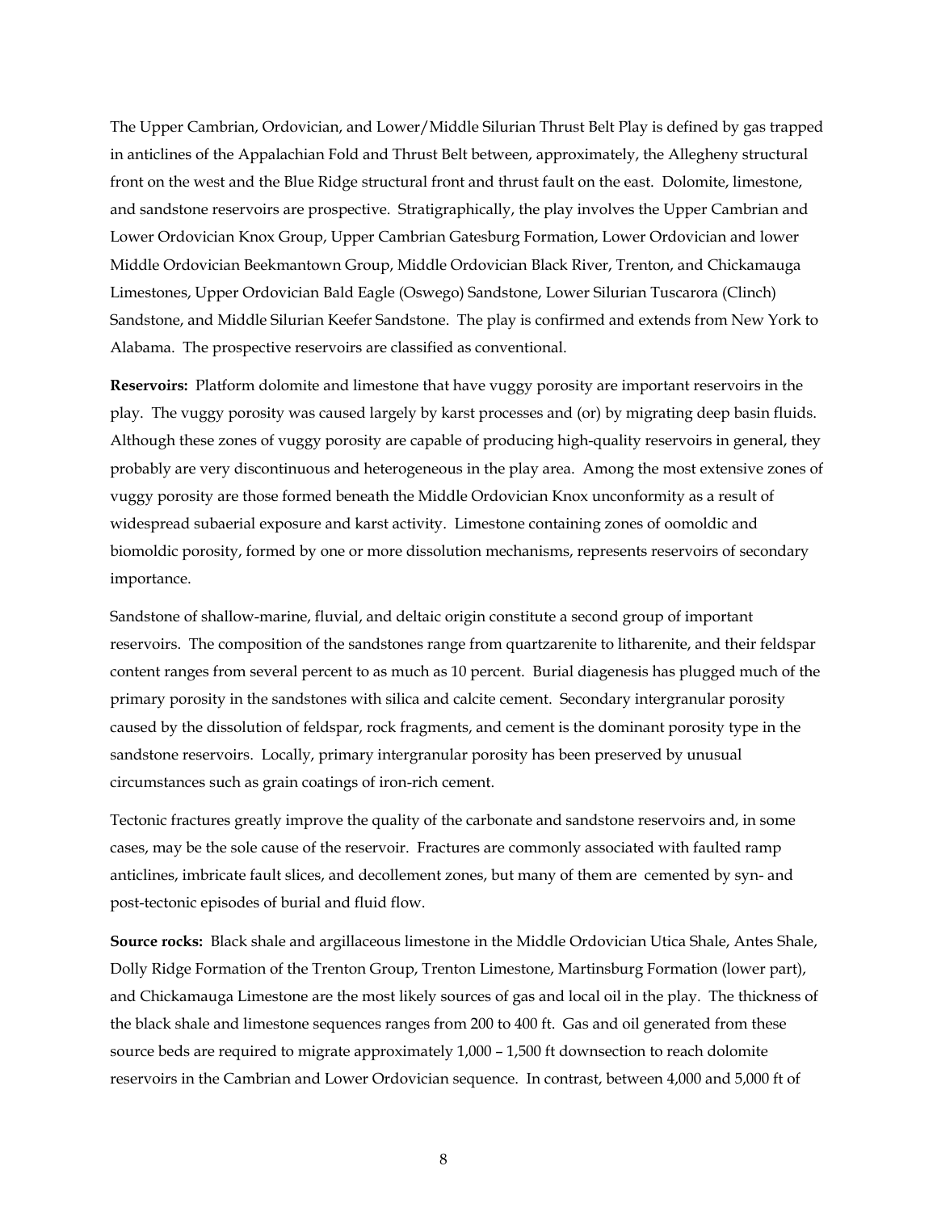The Upper Cambrian, Ordovician, and Lower/Middle Silurian Thrust Belt Play is defined by gas trapped in anticlines of the Appalachian Fold and Thrust Belt between, approximately, the Allegheny structural front on the west and the Blue Ridge structural front and thrust fault on the east. Dolomite, limestone, and sandstone reservoirs are prospective. Stratigraphically, the play involves the Upper Cambrian and Lower Ordovician Knox Group, Upper Cambrian Gatesburg Formation, Lower Ordovician and lower Middle Ordovician Beekmantown Group, Middle Ordovician Black River, Trenton, and Chickamauga Limestones, Upper Ordovician Bald Eagle (Oswego) Sandstone, Lower Silurian Tuscarora (Clinch) Sandstone, and Middle Silurian Keefer Sandstone. The play is confirmed and extends from New York to Alabama. The prospective reservoirs are classified as conventional.

**Reservoirs:** Platform dolomite and limestone that have vuggy porosity are important reservoirs in the play. The vuggy porosity was caused largely by karst processes and (or) by migrating deep basin fluids. Although these zones of vuggy porosity are capable of producing high-quality reservoirs in general, they probably are very discontinuous and heterogeneous in the play area. Among the most extensive zones of vuggy porosity are those formed beneath the Middle Ordovician Knox unconformity as a result of widespread subaerial exposure and karst activity. Limestone containing zones of oomoldic and biomoldic porosity, formed by one or more dissolution mechanisms, represents reservoirs of secondary importance.

Sandstone of shallow-marine, fluvial, and deltaic origin constitute a second group of important reservoirs. The composition of the sandstones range from quartzarenite to litharenite, and their feldspar content ranges from several percent to as much as 10 percent. Burial diagenesis has plugged much of the primary porosity in the sandstones with silica and calcite cement. Secondary intergranular porosity caused by the dissolution of feldspar, rock fragments, and cement is the dominant porosity type in the sandstone reservoirs. Locally, primary intergranular porosity has been preserved by unusual circumstances such as grain coatings of iron-rich cement.

Tectonic fractures greatly improve the quality of the carbonate and sandstone reservoirs and, in some cases, may be the sole cause of the reservoir. Fractures are commonly associated with faulted ramp anticlines, imbricate fault slices, and decollement zones, but many of them are cemented by syn- and post-tectonic episodes of burial and fluid flow.

**Source rocks:** Black shale and argillaceous limestone in the Middle Ordovician Utica Shale, Antes Shale, Dolly Ridge Formation of the Trenton Group, Trenton Limestone, Martinsburg Formation (lower part), and Chickamauga Limestone are the most likely sources of gas and local oil in the play. The thickness of the black shale and limestone sequences ranges from 200 to 400 ft. Gas and oil generated from these source beds are required to migrate approximately 1,000 – 1,500 ft downsection to reach dolomite reservoirs in the Cambrian and Lower Ordovician sequence. In contrast, between 4,000 and 5,000 ft of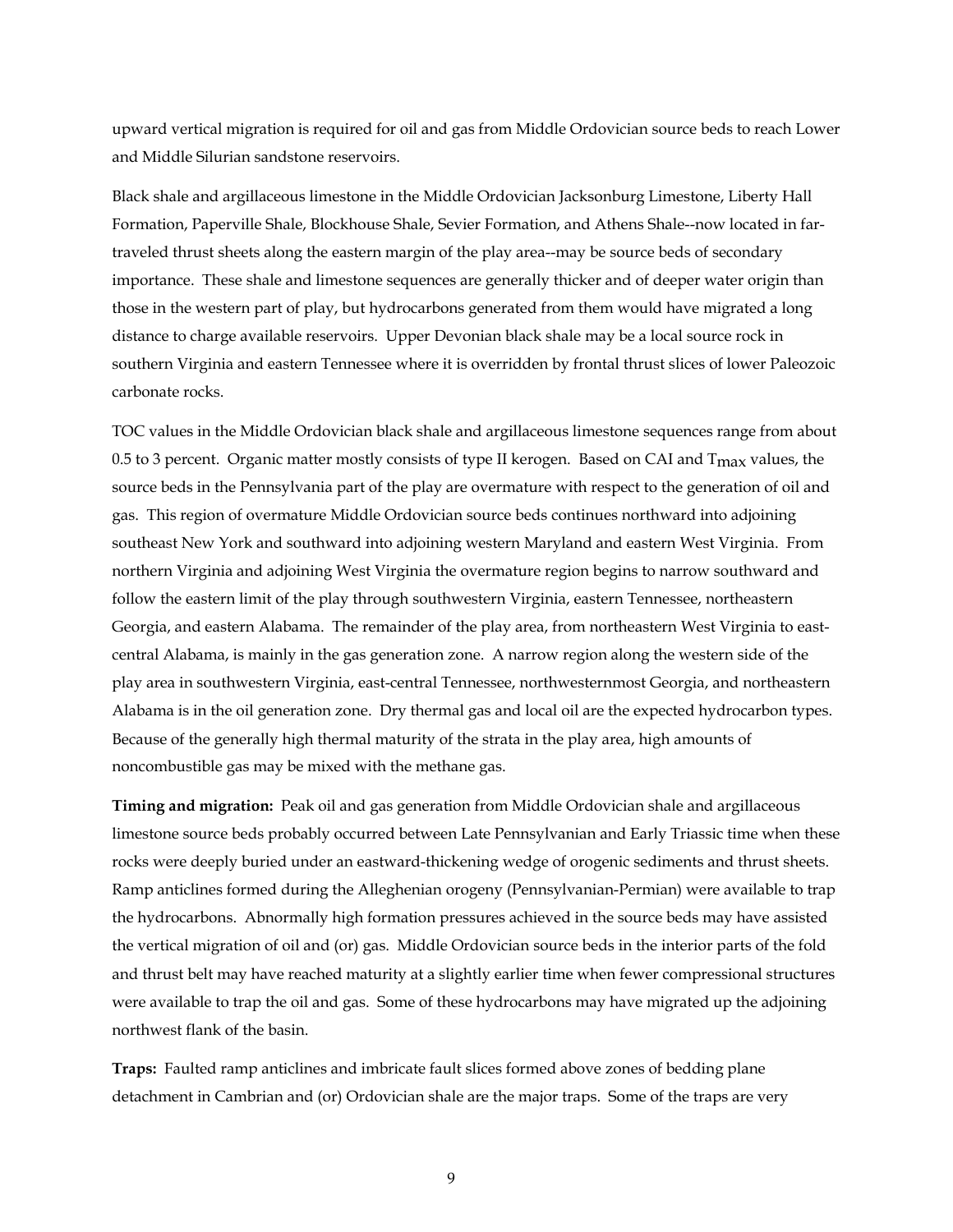upward vertical migration is required for oil and gas from Middle Ordovician source beds to reach Lower and Middle Silurian sandstone reservoirs.

Black shale and argillaceous limestone in the Middle Ordovician Jacksonburg Limestone, Liberty Hall Formation, Paperville Shale, Blockhouse Shale, Sevier Formation, and Athens Shale--now located in far-traveled thrust sheets along the eastern margin of the play area--may be source beds of secondary importance. These shale and limestone sequences are generally thicker and of deeper water origin than those in the western part of play, but hydrocarbons generated from them would have migrated a long distance to charge available reservoirs. Upper Devonian black shale may be a local source rock in southern Virginia and eastern Tennessee where it is overridden by frontal thrust slices of lower Paleozoic carbonate rocks.

TOC values in the Middle Ordovician black shale and argillaceous limestone sequences range from about 0.5 to 3 percent. Organic matter mostly consists of type II kerogen. Based on CAI and $T_{max}$ values, the source beds in the Pennsylvania part of the play are overmature with respect to the generation of oil and gas. This region of overmature Middle Ordovician source beds continues northward into adjoining southeast New York and southward into adjoining western Maryland and eastern West Virginia. From northern Virginia and adjoining West Virginia the overmature region begins to narrow southward and follow the eastern limit of the play through southwestern Virginia, eastern Tennessee, northeastern Georgia, and eastern Alabama. The remainder of the play area, from northeastern West Virginia to east-central Alabama, is mainly in the gas generation zone. A narrow region along the western side of the play area in southwestern Virginia, east-central Tennessee, northwesternmost Georgia, and northeastern Alabama is in the oil generation zone. Dry thermal gas and local oil are the expected hydrocarbon types. Because of the generally high thermal maturity of the strata in the play area, high amounts of noncombustible gas may be mixed with the methane gas.

**Timing and migration:** Peak oil and gas generation from Middle Ordovician shale and argillaceous limestone source beds probably occurred between Late Pennsylvanian and Early Triassic time when these rocks were deeply buried under an eastward-thickening wedge of orogenic sediments and thrust sheets. Ramp anticlines formed during the Alleghenian orogeny (Pennsylvanian-Permian) were available to trap the hydrocarbons. Abnormally high formation pressures achieved in the source beds may have assisted the vertical migration of oil and (or) gas. Middle Ordovician source beds in the interior parts of the fold and thrust belt may have reached maturity at a slightly earlier time when fewer compressional structures were available to trap the oil and gas. Some of these hydrocarbons may have migrated up the adjoining northwest flank of the basin.

**Traps:** Faulted ramp anticlines and imbricate fault slices formed above zones of bedding plane detachment in Cambrian and (or) Ordovician shale are the major traps. Some of the traps are very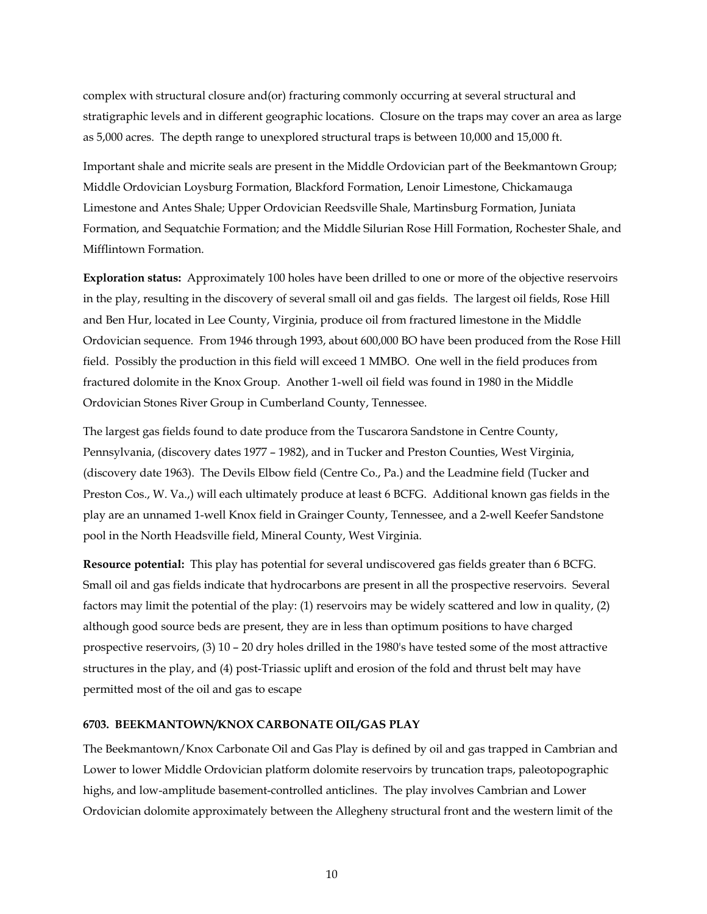complex with structural closure and(or) fracturing commonly occurring at several structural and stratigraphic levels and in different geographic locations. Closure on the traps may cover an area as large as 5,000 acres. The depth range to unexplored structural traps is between 10,000 and 15,000 ft.

Important shale and micrite seals are present in the Middle Ordovician part of the Beekmantown Group; Middle Ordovician Loysburg Formation, Blackford Formation, Lenoir Limestone, Chickamauga Limestone and Antes Shale; Upper Ordovician Reedsville Shale, Martinsburg Formation, Juniata Formation, and Sequatchie Formation; and the Middle Silurian Rose Hill Formation, Rochester Shale, and Mifflintown Formation.

**Exploration status:** Approximately 100 holes have been drilled to one or more of the objective reservoirs in the play, resulting in the discovery of several small oil and gas fields. The largest oil fields, Rose Hill and Ben Hur, located in Lee County, Virginia, produce oil from fractured limestone in the Middle Ordovician sequence. From 1946 through 1993, about 600,000 BO have been produced from the Rose Hill field. Possibly the production in this field will exceed 1 MMBO. One well in the field produces from fractured dolomite in the Knox Group. Another 1-well oil field was found in 1980 in the Middle Ordovician Stones River Group in Cumberland County, Tennessee.

The largest gas fields found to date produce from the Tuscarora Sandstone in Centre County, Pennsylvania, (discovery dates 1977 – 1982), and in Tucker and Preston Counties, West Virginia, (discovery date 1963). The Devils Elbow field (Centre Co., Pa.) and the Leadmine field (Tucker and Preston Cos., W. Va.,) will each ultimately produce at least 6 BCFG. Additional known gas fields in the play are an unnamed 1-well Knox field in Grainger County, Tennessee, and a 2-well Keefer Sandstone pool in the North Headsville field, Mineral County, West Virginia.

**Resource potential:** This play has potential for several undiscovered gas fields greater than 6 BCFG. Small oil and gas fields indicate that hydrocarbons are present in all the prospective reservoirs. Several factors may limit the potential of the play: (1) reservoirs may be widely scattered and low in quality, (2) although good source beds are present, they are in less than optimum positions to have charged prospective reservoirs, (3) 10 – 20 dry holes drilled in the 1980's have tested some of the most attractive structures in the play, and (4) post-Triassic uplift and erosion of the fold and thrust belt may have permitted most of the oil and gas to escape

### 6703. BEEKMANTOWN/KNOX CARBONATE OIL/GAS PLAY

The Beekmantown/Knox Carbonate Oil and Gas Play is defined by oil and gas trapped in Cambrian and Lower to lower Middle Ordovician platform dolomite reservoirs by truncation traps, paleotopographic highs, and low-amplitude basement-controlled anticlines. The play involves Cambrian and Lower Ordovician dolomite approximately between the Allegheny structural front and the western limit of the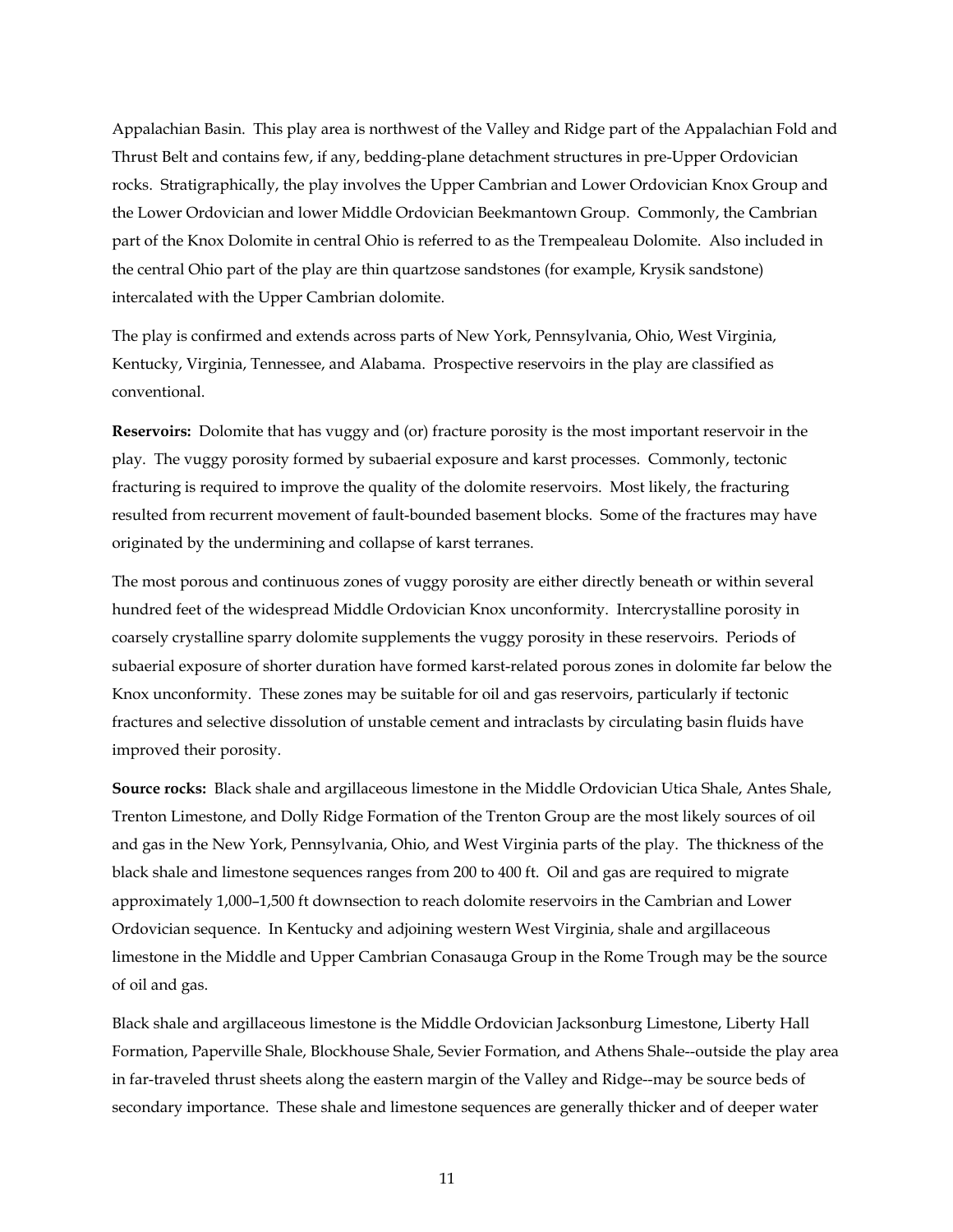Appalachian Basin. This play area is northwest of the Valley and Ridge part of the Appalachian Fold and Thrust Belt and contains few, if any, bedding-plane detachment structures in pre-Upper Ordovician rocks. Stratigraphically, the play involves the Upper Cambrian and Lower Ordovician Knox Group and the Lower Ordovician and lower Middle Ordovician Beekmantown Group. Commonly, the Cambrian part of the Knox Dolomite in central Ohio is referred to as the Trempealeau Dolomite. Also included in the central Ohio part of the play are thin quartzose sandstones (for example, Krysik sandstone) intercalated with the Upper Cambrian dolomite.

The play is confirmed and extends across parts of New York, Pennsylvania, Ohio, West Virginia, Kentucky, Virginia, Tennessee, and Alabama. Prospective reservoirs in the play are classified as conventional.

**Reservoirs:** Dolomite that has vuggy and (or) fracture porosity is the most important reservoir in the play. The vuggy porosity formed by subaerial exposure and karst processes. Commonly, tectonic fracturing is required to improve the quality of the dolomite reservoirs. Most likely, the fracturing resulted from recurrent movement of fault-bounded basement blocks. Some of the fractures may have originated by the undermining and collapse of karst terranes.

The most porous and continuous zones of vuggy porosity are either directly beneath or within several hundred feet of the widespread Middle Ordovician Knox unconformity. Intercrystalline porosity in coarsely crystalline sparry dolomite supplements the vuggy porosity in these reservoirs. Periods of subaerial exposure of shorter duration have formed karst-related porous zones in dolomite far below the Knox unconformity. These zones may be suitable for oil and gas reservoirs, particularly if tectonic fractures and selective dissolution of unstable cement and intraclasts by circulating basin fluids have improved their porosity.

**Source rocks:** Black shale and argillaceous limestone in the Middle Ordovician Utica Shale, Antes Shale, Trenton Limestone, and Dolly Ridge Formation of the Trenton Group are the most likely sources of oil and gas in the New York, Pennsylvania, Ohio, and West Virginia parts of the play. The thickness of the black shale and limestone sequences ranges from 200 to 400 ft. Oil and gas are required to migrate approximately 1,000–1,500 ft downsection to reach dolomite reservoirs in the Cambrian and Lower Ordovician sequence. In Kentucky and adjoining western West Virginia, shale and argillaceous limestone in the Middle and Upper Cambrian Conasauga Group in the Rome Trough may be the source of oil and gas.

Black shale and argillaceous limestone is the Middle Ordovician Jacksonburg Limestone, Liberty Hall Formation, Paperville Shale, Blockhouse Shale, Sevier Formation, and Athens Shale--outside the play area in far-traveled thrust sheets along the eastern margin of the Valley and Ridge--may be source beds of secondary importance. These shale and limestone sequences are generally thicker and of deeper water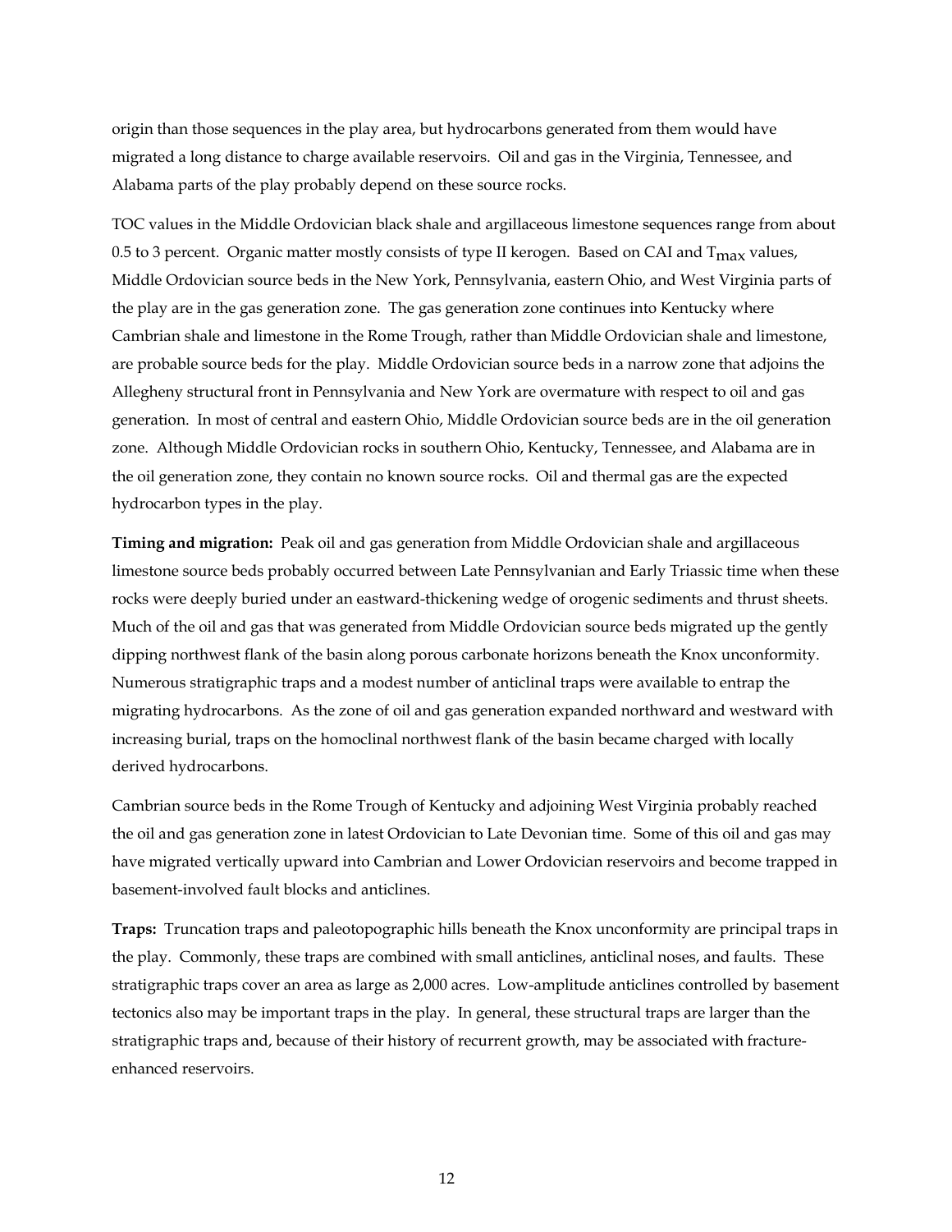origin than those sequences in the play area, but hydrocarbons generated from them would have migrated a long distance to charge available reservoirs. Oil and gas in the Virginia, Tennessee, and Alabama parts of the play probably depend on these source rocks.

TOC values in the Middle Ordovician black shale and argillaceous limestone sequences range from about 0.5 to 3 percent. Organic matter mostly consists of type II kerogen. Based on CAI and $T_{max}$ values, Middle Ordovician source beds in the New York, Pennsylvania, eastern Ohio, and West Virginia parts of the play are in the gas generation zone. The gas generation zone continues into Kentucky where Cambrian shale and limestone in the Rome Trough, rather than Middle Ordovician shale and limestone, are probable source beds for the play. Middle Ordovician source beds in a narrow zone that adjoins the Allegheny structural front in Pennsylvania and New York are overmature with respect to oil and gas generation. In most of central and eastern Ohio, Middle Ordovician source beds are in the oil generation zone. Although Middle Ordovician rocks in southern Ohio, Kentucky, Tennessee, and Alabama are in the oil generation zone, they contain no known source rocks. Oil and thermal gas are the expected hydrocarbon types in the play.

**Timing and migration:** Peak oil and gas generation from Middle Ordovician shale and argillaceous limestone source beds probably occurred between Late Pennsylvanian and Early Triassic time when these rocks were deeply buried under an eastward-thickening wedge of orogenic sediments and thrust sheets. Much of the oil and gas that was generated from Middle Ordovician source beds migrated up the gently dipping northwest flank of the basin along porous carbonate horizons beneath the Knox unconformity. Numerous stratigraphic traps and a modest number of anticlinal traps were available to entrap the migrating hydrocarbons. As the zone of oil and gas generation expanded northward and westward with increasing burial, traps on the homoclinal northwest flank of the basin became charged with locally derived hydrocarbons.

Cambrian source beds in the Rome Trough of Kentucky and adjoining West Virginia probably reached the oil and gas generation zone in latest Ordovician to Late Devonian time. Some of this oil and gas may have migrated vertically upward into Cambrian and Lower Ordovician reservoirs and become trapped in basement-involved fault blocks and anticlines.

**Traps:** Truncation traps and paleotopographic hills beneath the Knox unconformity are principal traps in the play. Commonly, these traps are combined with small anticlines, anticlinal noses, and faults. These stratigraphic traps cover an area as large as 2,000 acres. Low-amplitude anticlines controlled by basement tectonics also may be important traps in the play. In general, these structural traps are larger than the stratigraphic traps and, because of their history of recurrent growth, may be associated with fracture-enhanced reservoirs.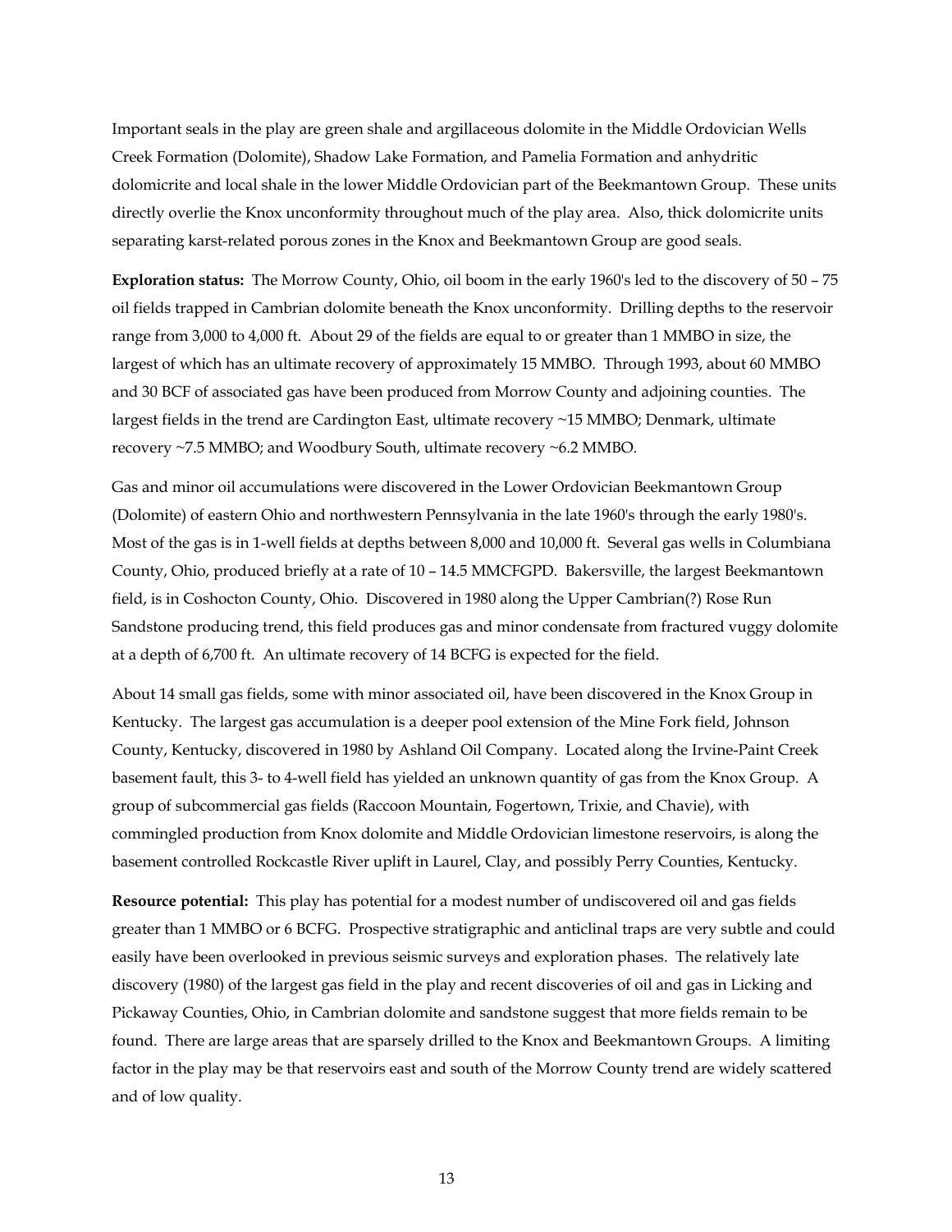Important seals in the play are green shale and argillaceous dolomite in the Middle Ordovician Wells Creek Formation (Dolomite), Shadow Lake Formation, and Pamelia Formation and anhydritic dolomicrite and local shale in the lower Middle Ordovician part of the Beekmantown Group. These units directly overlie the Knox unconformity throughout much of the play area. Also, thick dolomicrite units separating karst-related porous zones in the Knox and Beekmantown Group are good seals.

**Exploration status:** The Morrow County, Ohio, oil boom in the early 1960's led to the discovery of 50 – 75 oil fields trapped in Cambrian dolomite beneath the Knox unconformity. Drilling depths to the reservoir range from 3,000 to 4,000 ft. About 29 of the fields are equal to or greater than 1 MMBO in size, the largest of which has an ultimate recovery of approximately 15 MMBO. Through 1993, about 60 MMBO and 30 BCF of associated gas have been produced from Morrow County and adjoining counties. The largest fields in the trend are Cardington East, ultimate recovery ~15 MMBO; Denmark, ultimate recovery ~7.5 MMBO; and Woodbury South, ultimate recovery ~6.2 MMBO.

Gas and minor oil accumulations were discovered in the Lower Ordovician Beekmantown Group (Dolomite) of eastern Ohio and northwestern Pennsylvania in the late 1960's through the early 1980's. Most of the gas is in 1-well fields at depths between 8,000 and 10,000 ft. Several gas wells in Columbiana County, Ohio, produced briefly at a rate of 10 – 14.5 MMCFGPD. Bakersville, the largest Beekmantown field, is in Coshocton County, Ohio. Discovered in 1980 along the Upper Cambrian(?) Rose Run Sandstone producing trend, this field produces gas and minor condensate from fractured vuggy dolomite at a depth of 6,700 ft. An ultimate recovery of 14 BCFG is expected for the field.

About 14 small gas fields, some with minor associated oil, have been discovered in the Knox Group in Kentucky. The largest gas accumulation is a deeper pool extension of the Mine Fork field, Johnson County, Kentucky, discovered in 1980 by Ashland Oil Company. Located along the Irvine-Paint Creek basement fault, this 3- to 4-well field has yielded an unknown quantity of gas from the Knox Group. A group of subcommercial gas fields (Raccoon Mountain, Fogertown, Trixie, and Chavie), with commingled production from Knox dolomite and Middle Ordovician limestone reservoirs, is along the basement controlled Rockcastle River uplift in Laurel, Clay, and possibly Perry Counties, Kentucky.

**Resource potential:** This play has potential for a modest number of undiscovered oil and gas fields greater than 1 MMBO or 6 BCFG. Prospective stratigraphic and anticlinal traps are very subtle and could easily have been overlooked in previous seismic surveys and exploration phases. The relatively late discovery (1980) of the largest gas field in the play and recent discoveries of oil and gas in Licking and Pickaway Counties, Ohio, in Cambrian dolomite and sandstone suggest that more fields remain to be found. There are large areas that are sparsely drilled to the Knox and Beekmantown Groups. A limiting factor in the play may be that reservoirs east and south of the Morrow County trend are widely scattered and of low quality.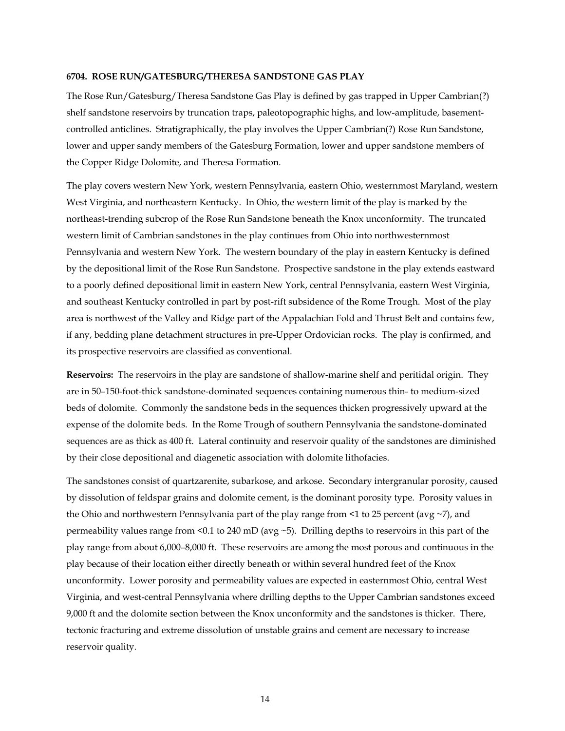### 6704. ROSE RUN/GATESBURG/THERESA SANDSTONE GAS PLAY

The Rose Run/Gatesburg/Theresa Sandstone Gas Play is defined by gas trapped in Upper Cambrian(?) shelf sandstone reservoirs by truncation traps, paleotopographic highs, and low-amplitude, basement-controlled anticlines. Stratigraphically, the play involves the Upper Cambrian(?) Rose Run Sandstone, lower and upper sandy members of the Gatesburg Formation, lower and upper sandstone members of the Copper Ridge Dolomite, and Theresa Formation.

The play covers western New York, western Pennsylvania, eastern Ohio, westernmost Maryland, western West Virginia, and northeastern Kentucky. In Ohio, the western limit of the play is marked by the northeast-trending subcrop of the Rose Run Sandstone beneath the Knox unconformity. The truncated western limit of Cambrian sandstones in the play continues from Ohio into northwesternmost Pennsylvania and western New York. The western boundary of the play in eastern Kentucky is defined by the depositional limit of the Rose Run Sandstone. Prospective sandstone in the play extends eastward to a poorly defined depositional limit in eastern New York, central Pennsylvania, eastern West Virginia, and southeast Kentucky controlled in part by post-rift subsidence of the Rome Trough. Most of the play area is northwest of the Valley and Ridge part of the Appalachian Fold and Thrust Belt and contains few, if any, bedding plane detachment structures in pre-Upper Ordovician rocks. The play is confirmed, and its prospective reservoirs are classified as conventional.

**Reservoirs:** The reservoirs in the play are sandstone of shallow-marine shelf and peritidal origin. They are in 50–150-foot-thick sandstone-dominated sequences containing numerous thin- to medium-sized beds of dolomite. Commonly the sandstone beds in the sequences thicken progressively upward at the expense of the dolomite beds. In the Rome Trough of southern Pennsylvania the sandstone-dominated sequences are as thick as 400 ft. Lateral continuity and reservoir quality of the sandstones are diminished by their close depositional and diagenetic association with dolomite lithofacies.

The sandstones consist of quartzarenite, subarkose, and arkose. Secondary intergranular porosity, caused by dissolution of feldspar grains and dolomite cement, is the dominant porosity type. Porosity values in the Ohio and northwestern Pennsylvania part of the play range from <1 to 25 percent (avg ~7), and permeability values range from <0.1 to 240 mD (avg ~5). Drilling depths to reservoirs in this part of the play range from about 6,000–8,000 ft. These reservoirs are among the most porous and continuous in the play because of their location either directly beneath or within several hundred feet of the Knox unconformity. Lower porosity and permeability values are expected in easternmost Ohio, central West Virginia, and west-central Pennsylvania where drilling depths to the Upper Cambrian sandstones exceed 9,000 ft and the dolomite section between the Knox unconformity and the sandstones is thicker. There, tectonic fracturing and extreme dissolution of unstable grains and cement are necessary to increase reservoir quality.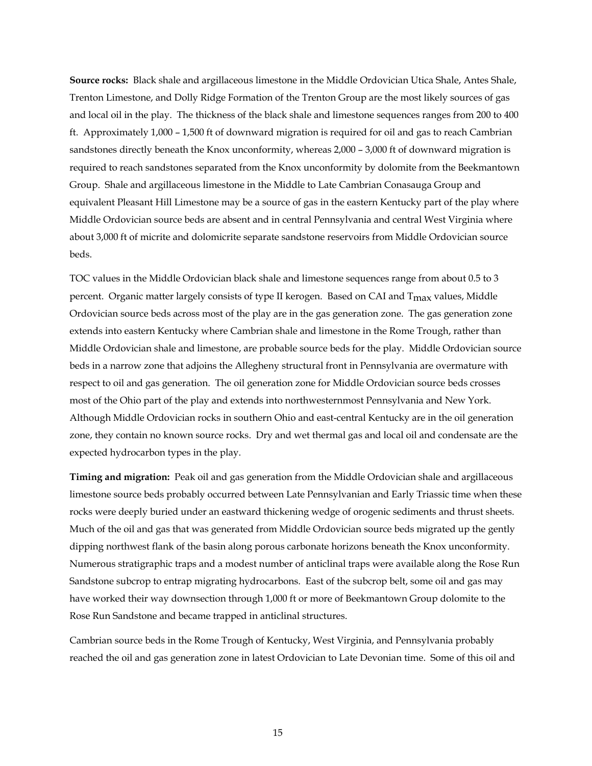**Source rocks:** Black shale and argillaceous limestone in the Middle Ordovician Utica Shale, Antes Shale, Trenton Limestone, and Dolly Ridge Formation of the Trenton Group are the most likely sources of gas and local oil in the play. The thickness of the black shale and limestone sequences ranges from 200 to 400 ft. Approximately 1,000 – 1,500 ft of downward migration is required for oil and gas to reach Cambrian sandstones directly beneath the Knox unconformity, whereas 2,000 – 3,000 ft of downward migration is required to reach sandstones separated from the Knox unconformity by dolomite from the Beekmantown Group. Shale and argillaceous limestone in the Middle to Late Cambrian Conasauga Group and equivalent Pleasant Hill Limestone may be a source of gas in the eastern Kentucky part of the play where Middle Ordovician source beds are absent and in central Pennsylvania and central West Virginia where about 3,000 ft of micrite and dolomicrite separate sandstone reservoirs from Middle Ordovician source beds.

TOC values in the Middle Ordovician black shale and limestone sequences range from about 0.5 to 3 percent. Organic matter largely consists of type II kerogen. Based on CAI and $T_{max}$ values, Middle Ordovician source beds across most of the play are in the gas generation zone. The gas generation zone extends into eastern Kentucky where Cambrian shale and limestone in the Rome Trough, rather than Middle Ordovician shale and limestone, are probable source beds for the play. Middle Ordovician source beds in a narrow zone that adjoins the Allegheny structural front in Pennsylvania are overmature with respect to oil and gas generation. The oil generation zone for Middle Ordovician source beds crosses most of the Ohio part of the play and extends into northwesternmost Pennsylvania and New York. Although Middle Ordovician rocks in southern Ohio and east-central Kentucky are in the oil generation zone, they contain no known source rocks. Dry and wet thermal gas and local oil and condensate are the expected hydrocarbon types in the play.

**Timing and migration:** Peak oil and gas generation from the Middle Ordovician shale and argillaceous limestone source beds probably occurred between Late Pennsylvanian and Early Triassic time when these rocks were deeply buried under an eastward thickening wedge of orogenic sediments and thrust sheets. Much of the oil and gas that was generated from Middle Ordovician source beds migrated up the gently dipping northwest flank of the basin along porous carbonate horizons beneath the Knox unconformity. Numerous stratigraphic traps and a modest number of anticlinal traps were available along the Rose Run Sandstone subcrop to entrap migrating hydrocarbons. East of the subcrop belt, some oil and gas may have worked their way downsection through 1,000 ft or more of Beekmantown Group dolomite to the Rose Run Sandstone and became trapped in anticlinal structures.

Cambrian source beds in the Rome Trough of Kentucky, West Virginia, and Pennsylvania probably reached the oil and gas generation zone in latest Ordovician to Late Devonian time. Some of this oil and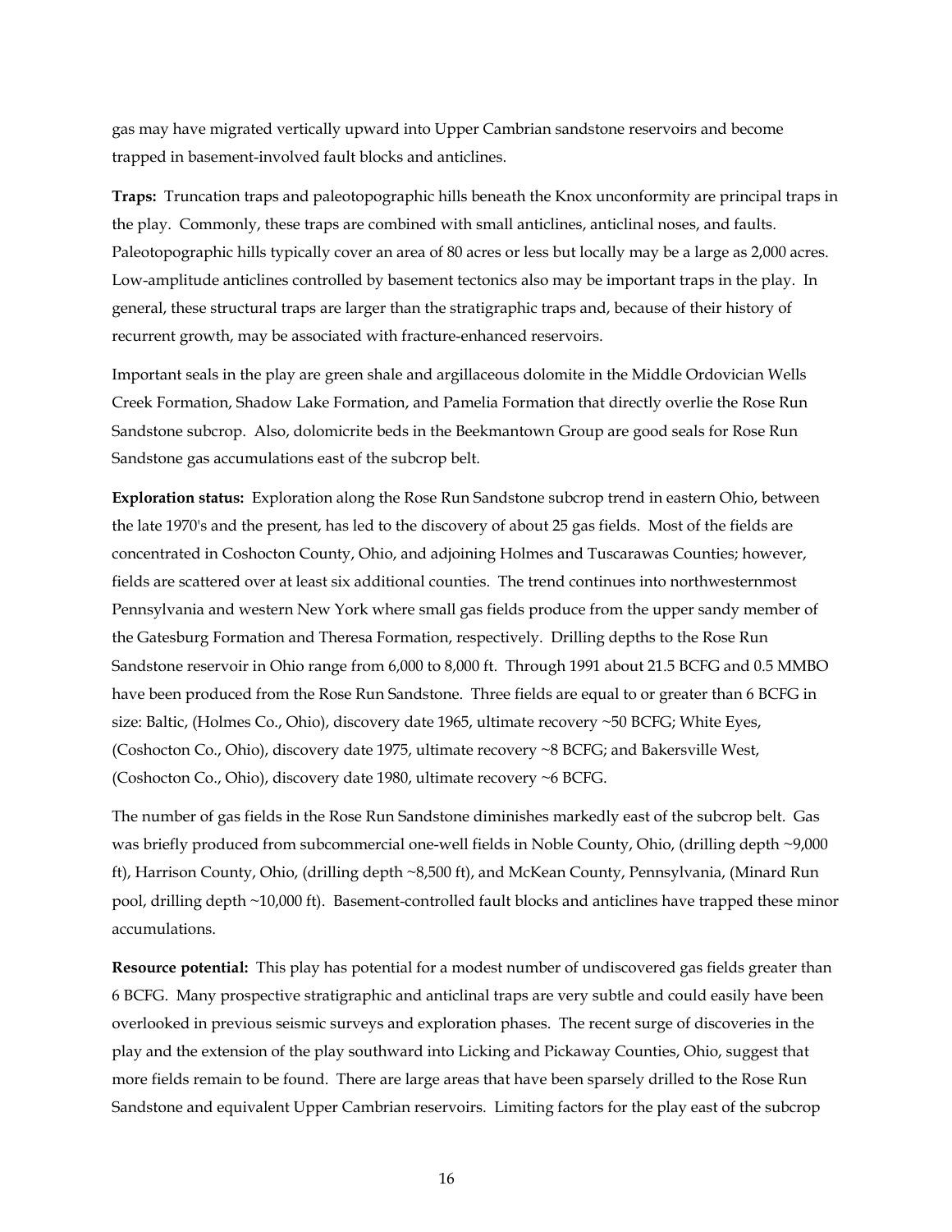gas may have migrated vertically upward into Upper Cambrian sandstone reservoirs and become trapped in basement-involved fault blocks and anticlines.

**Traps:** Truncation traps and paleotopographic hills beneath the Knox unconformity are principal traps in the play. Commonly, these traps are combined with small anticlines, anticlinal noses, and faults. Paleotopographic hills typically cover an area of 80 acres or less but locally may be a large as 2,000 acres. Low-amplitude anticlines controlled by basement tectonics also may be important traps in the play. In general, these structural traps are larger than the stratigraphic traps and, because of their history of recurrent growth, may be associated with fracture-enhanced reservoirs.

Important seals in the play are green shale and argillaceous dolomite in the Middle Ordovician Wells Creek Formation, Shadow Lake Formation, and Pamelia Formation that directly overlie the Rose Run Sandstone subcrop. Also, dolomicrite beds in the Beekmantown Group are good seals for Rose Run Sandstone gas accumulations east of the subcrop belt.

**Exploration status:** Exploration along the Rose Run Sandstone subcrop trend in eastern Ohio, between the late 1970's and the present, has led to the discovery of about 25 gas fields. Most of the fields are concentrated in Coshocton County, Ohio, and adjoining Holmes and Tuscarawas Counties; however, fields are scattered over at least six additional counties. The trend continues into northwesternmost Pennsylvania and western New York where small gas fields produce from the upper sandy member of the Gatesburg Formation and Theresa Formation, respectively. Drilling depths to the Rose Run Sandstone reservoir in Ohio range from 6,000 to 8,000 ft. Through 1991 about 21.5 BCFG and 0.5 MMBO have been produced from the Rose Run Sandstone. Three fields are equal to or greater than 6 BCFG in size: Baltic, (Holmes Co., Ohio), discovery date 1965, ultimate recovery ~50 BCFG; White Eyes, (Coshocton Co., Ohio), discovery date 1975, ultimate recovery ~8 BCFG; and Bakersville West, (Coshocton Co., Ohio), discovery date 1980, ultimate recovery ~6 BCFG.

The number of gas fields in the Rose Run Sandstone diminishes markedly east of the subcrop belt. Gas was briefly produced from subcommercial one-well fields in Noble County, Ohio, (drilling depth ~9,000 ft), Harrison County, Ohio, (drilling depth ~8,500 ft), and McKean County, Pennsylvania, (Minard Run pool, drilling depth ~10,000 ft). Basement-controlled fault blocks and anticlines have trapped these minor accumulations.

**Resource potential:** This play has potential for a modest number of undiscovered gas fields greater than 6 BCFG. Many prospective stratigraphic and anticlinal traps are very subtle and could easily have been overlooked in previous seismic surveys and exploration phases. The recent surge of discoveries in the play and the extension of the play southward into Licking and Pickaway Counties, Ohio, suggest that more fields remain to be found. There are large areas that have been sparsely drilled to the Rose Run Sandstone and equivalent Upper Cambrian reservoirs. Limiting factors for the play east of the subcrop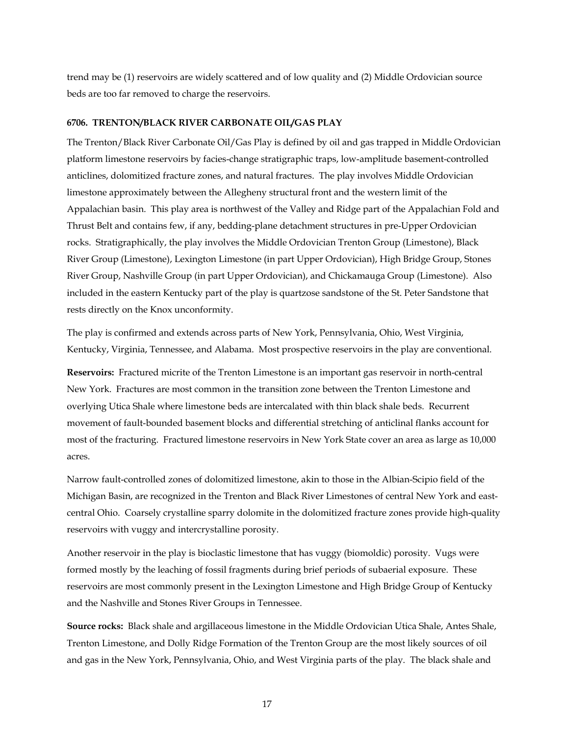trend may be (1) reservoirs are widely scattered and of low quality and (2) Middle Ordovician source beds are too far removed to charge the reservoirs.

### 6706. TRENTON/BLACK RIVER CARBONATE OIL/GAS PLAY

The Trenton/Black River Carbonate Oil/Gas Play is defined by oil and gas trapped in Middle Ordovician platform limestone reservoirs by facies-change stratigraphic traps, low-amplitude basement-controlled anticlines, dolomitized fracture zones, and natural fractures. The play involves Middle Ordovician limestone approximately between the Allegheny structural front and the western limit of the Appalachian basin. This play area is northwest of the Valley and Ridge part of the Appalachian Fold and Thrust Belt and contains few, if any, bedding-plane detachment structures in pre-Upper Ordovician rocks. Stratigraphically, the play involves the Middle Ordovician Trenton Group (Limestone), Black River Group (Limestone), Lexington Limestone (in part Upper Ordovician), High Bridge Group, Stones River Group, Nashville Group (in part Upper Ordovician), and Chickamauga Group (Limestone). Also included in the eastern Kentucky part of the play is quartzose sandstone of the St. Peter Sandstone that rests directly on the Knox unconformity.

The play is confirmed and extends across parts of New York, Pennsylvania, Ohio, West Virginia, Kentucky, Virginia, Tennessee, and Alabama. Most prospective reservoirs in the play are conventional.

**Reservoirs:** Fractured micrite of the Trenton Limestone is an important gas reservoir in north-central New York. Fractures are most common in the transition zone between the Trenton Limestone and overlying Utica Shale where limestone beds are intercalated with thin black shale beds. Recurrent movement of fault-bounded basement blocks and differential stretching of anticlinal flanks account for most of the fracturing. Fractured limestone reservoirs in New York State cover an area as large as 10,000 acres.

Narrow fault-controlled zones of dolomitized limestone, akin to those in the Albian-Scipio field of the Michigan Basin, are recognized in the Trenton and Black River Limestones of central New York and east-central Ohio. Coarsely crystalline sparry dolomite in the dolomitized fracture zones provide high-quality reservoirs with vuggy and intercrystalline porosity.

Another reservoir in the play is bioclastic limestone that has vuggy (biomoldic) porosity. Vugs were formed mostly by the leaching of fossil fragments during brief periods of subaerial exposure. These reservoirs are most commonly present in the Lexington Limestone and High Bridge Group of Kentucky and the Nashville and Stones River Groups in Tennessee.

**Source rocks:** Black shale and argillaceous limestone in the Middle Ordovician Utica Shale, Antes Shale, Trenton Limestone, and Dolly Ridge Formation of the Trenton Group are the most likely sources of oil and gas in the New York, Pennsylvania, Ohio, and West Virginia parts of the play. The black shale and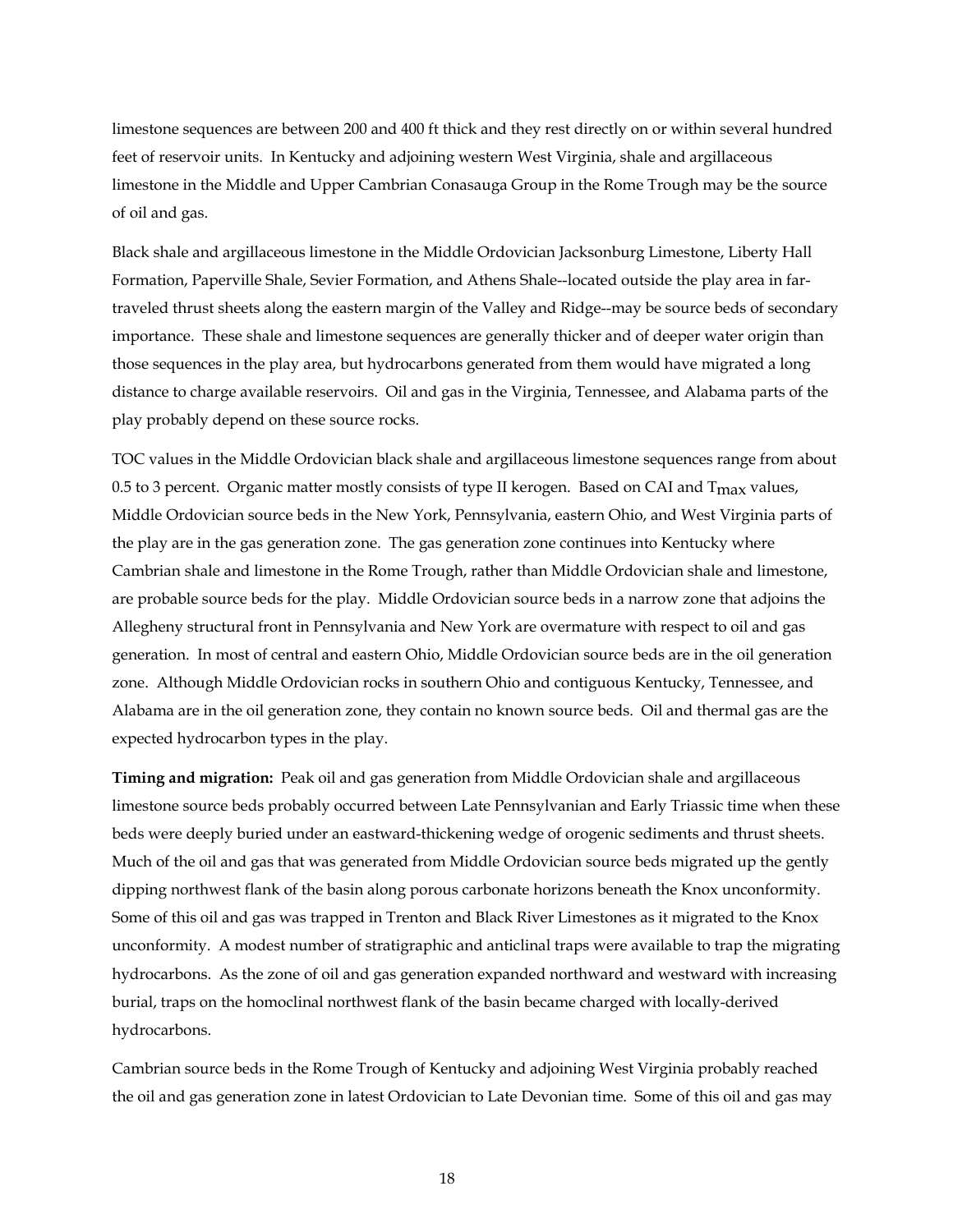limestone sequences are between 200 and 400 ft thick and they rest directly on or within several hundred feet of reservoir units. In Kentucky and adjoining western West Virginia, shale and argillaceous limestone in the Middle and Upper Cambrian Conasauga Group in the Rome Trough may be the source of oil and gas.

Black shale and argillaceous limestone in the Middle Ordovician Jacksonburg Limestone, Liberty Hall Formation, Paperville Shale, Sevier Formation, and Athens Shale--located outside the play area in far-traveled thrust sheets along the eastern margin of the Valley and Ridge--may be source beds of secondary importance. These shale and limestone sequences are generally thicker and of deeper water origin than those sequences in the play area, but hydrocarbons generated from them would have migrated a long distance to charge available reservoirs. Oil and gas in the Virginia, Tennessee, and Alabama parts of the play probably depend on these source rocks.

TOC values in the Middle Ordovician black shale and argillaceous limestone sequences range from about 0.5 to 3 percent. Organic matter mostly consists of type II kerogen. Based on CAI and $T_{max}$ values, Middle Ordovician source beds in the New York, Pennsylvania, eastern Ohio, and West Virginia parts of the play are in the gas generation zone. The gas generation zone continues into Kentucky where Cambrian shale and limestone in the Rome Trough, rather than Middle Ordovician shale and limestone, are probable source beds for the play. Middle Ordovician source beds in a narrow zone that adjoins the Allegheny structural front in Pennsylvania and New York are overmature with respect to oil and gas generation. In most of central and eastern Ohio, Middle Ordovician source beds are in the oil generation zone. Although Middle Ordovician rocks in southern Ohio and contiguous Kentucky, Tennessee, and Alabama are in the oil generation zone, they contain no known source beds. Oil and thermal gas are the expected hydrocarbon types in the play.

**Timing and migration:** Peak oil and gas generation from Middle Ordovician shale and argillaceous limestone source beds probably occurred between Late Pennsylvanian and Early Triassic time when these beds were deeply buried under an eastward-thickening wedge of orogenic sediments and thrust sheets. Much of the oil and gas that was generated from Middle Ordovician source beds migrated up the gently dipping northwest flank of the basin along porous carbonate horizons beneath the Knox unconformity. Some of this oil and gas was trapped in Trenton and Black River Limestones as it migrated to the Knox unconformity. A modest number of stratigraphic and anticlinal traps were available to trap the migrating hydrocarbons. As the zone of oil and gas generation expanded northward and westward with increasing burial, traps on the homoclinal northwest flank of the basin became charged with locally-derived hydrocarbons.

Cambrian source beds in the Rome Trough of Kentucky and adjoining West Virginia probably reached the oil and gas generation zone in latest Ordovician to Late Devonian time. Some of this oil and gas may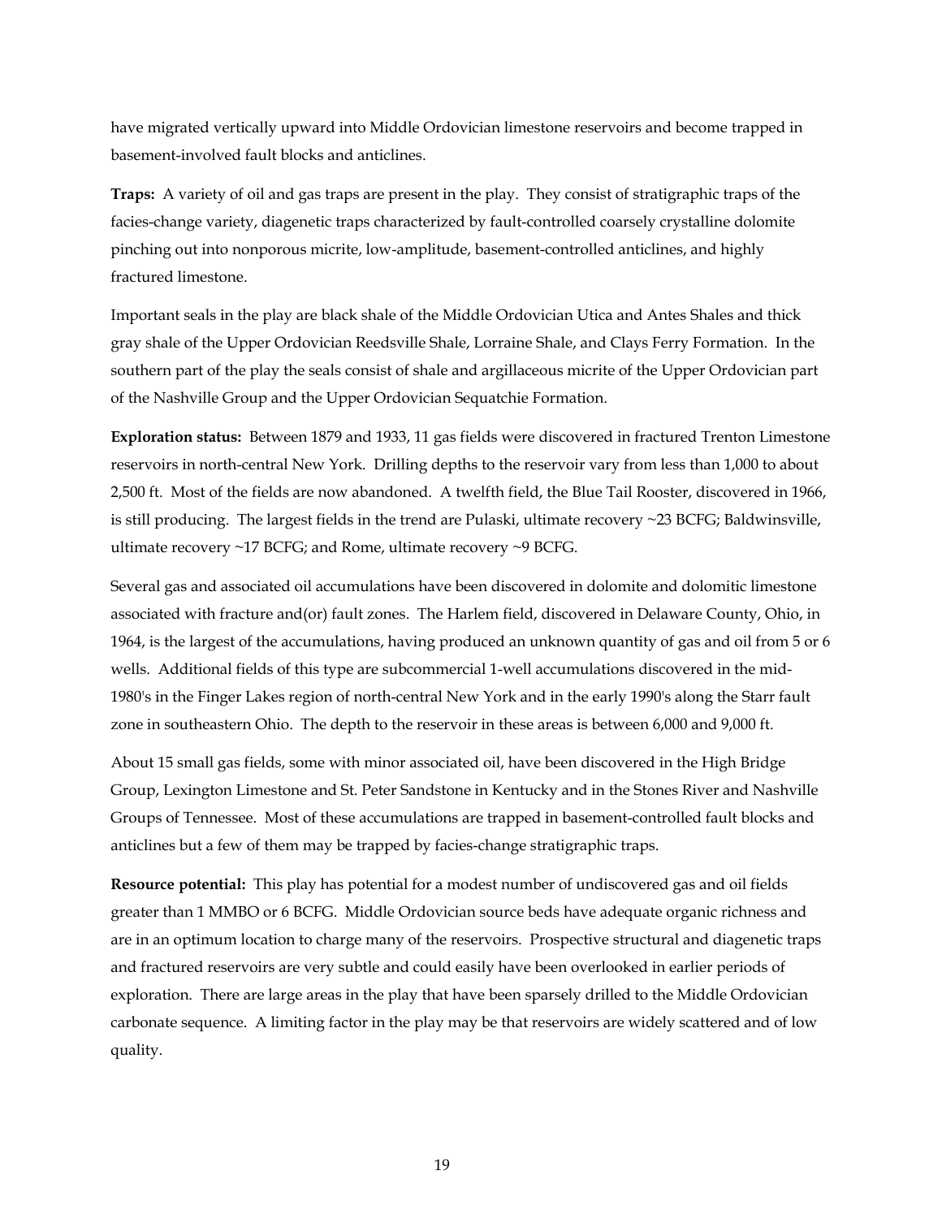have migrated vertically upward into Middle Ordovician limestone reservoirs and become trapped in basement-involved fault blocks and anticlines.

**Traps:** A variety of oil and gas traps are present in the play. They consist of stratigraphic traps of the facies-change variety, diagenetic traps characterized by fault-controlled coarsely crystalline dolomite pinching out into nonporous micrite, low-amplitude, basement-controlled anticlines, and highly fractured limestone.

Important seals in the play are black shale of the Middle Ordovician Utica and Antes Shales and thick gray shale of the Upper Ordovician Reedsville Shale, Lorraine Shale, and Clays Ferry Formation. In the southern part of the play the seals consist of shale and argillaceous micrite of the Upper Ordovician part of the Nashville Group and the Upper Ordovician Sequatchie Formation.

**Exploration status:** Between 1879 and 1933, 11 gas fields were discovered in fractured Trenton Limestone reservoirs in north-central New York. Drilling depths to the reservoir vary from less than 1,000 to about 2,500 ft. Most of the fields are now abandoned. A twelfth field, the Blue Tail Rooster, discovered in 1966, is still producing. The largest fields in the trend are Pulaski, ultimate recovery ~23 BCFG; Baldwinsville, ultimate recovery ~17 BCFG; and Rome, ultimate recovery ~9 BCFG.

Several gas and associated oil accumulations have been discovered in dolomite and dolomitic limestone associated with fracture and(or) fault zones. The Harlem field, discovered in Delaware County, Ohio, in 1964, is the largest of the accumulations, having produced an unknown quantity of gas and oil from 5 or 6 wells. Additional fields of this type are subcommercial 1-well accumulations discovered in the mid-1980's in the Finger Lakes region of north-central New York and in the early 1990's along the Starr fault zone in southeastern Ohio. The depth to the reservoir in these areas is between 6,000 and 9,000 ft.

About 15 small gas fields, some with minor associated oil, have been discovered in the High Bridge Group, Lexington Limestone and St. Peter Sandstone in Kentucky and in the Stones River and Nashville Groups of Tennessee. Most of these accumulations are trapped in basement-controlled fault blocks and anticlines but a few of them may be trapped by facies-change stratigraphic traps.

**Resource potential:** This play has potential for a modest number of undiscovered gas and oil fields greater than 1 MMBO or 6 BCFG. Middle Ordovician source beds have adequate organic richness and are in an optimum location to charge many of the reservoirs. Prospective structural and diagenetic traps and fractured reservoirs are very subtle and could easily have been overlooked in earlier periods of exploration. There are large areas in the play that have been sparsely drilled to the Middle Ordovician carbonate sequence. A limiting factor in the play may be that reservoirs are widely scattered and of low quality.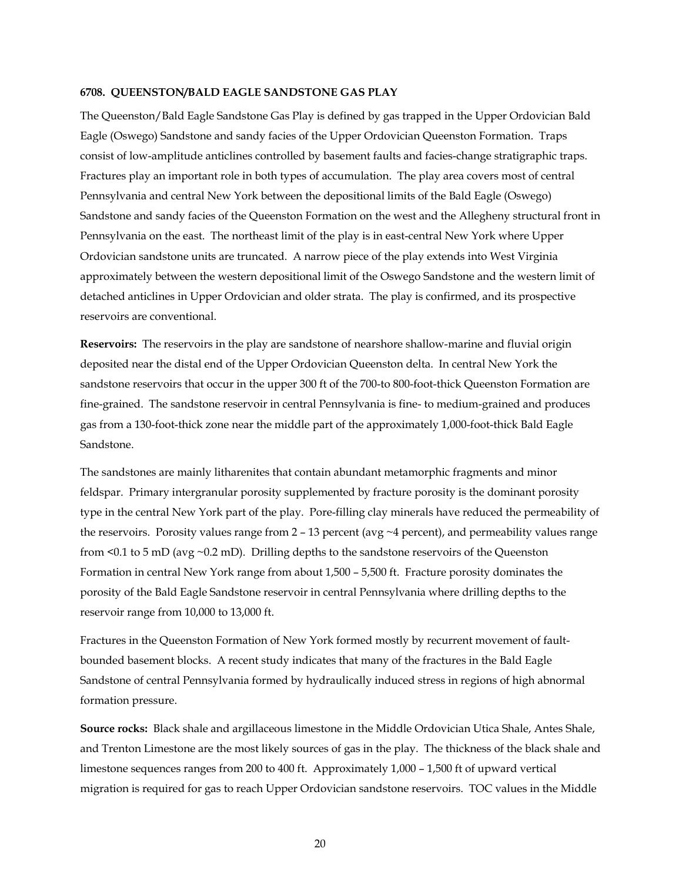#### 6708. QUEENSTON/BALD EAGLE SANDSTONE GAS PLAY

The Queenston/Bald Eagle Sandstone Gas Play is defined by gas trapped in the Upper Ordovician Bald Eagle (Oswego) Sandstone and sandy facies of the Upper Ordovician Queenston Formation. Traps consist of low-amplitude anticlines controlled by basement faults and facies-change stratigraphic traps. Fractures play an important role in both types of accumulation. The play area covers most of central Pennsylvania and central New York between the depositional limits of the Bald Eagle (Oswego) Sandstone and sandy facies of the Queenston Formation on the west and the Allegheny structural front in Pennsylvania on the east. The northeast limit of the play is in east-central New York where Upper Ordovician sandstone units are truncated. A narrow piece of the play extends into West Virginia approximately between the western depositional limit of the Oswego Sandstone and the western limit of detached anticlines in Upper Ordovician and older strata. The play is confirmed, and its prospective reservoirs are conventional.

**Reservoirs:** The reservoirs in the play are sandstone of nearshore shallow-marine and fluvial origin deposited near the distal end of the Upper Ordovician Queenston delta. In central New York the sandstone reservoirs that occur in the upper 300 ft of the 700-to 800-foot-thick Queenston Formation are fine-grained. The sandstone reservoir in central Pennsylvania is fine- to medium-grained and produces gas from a 130-foot-thick zone near the middle part of the approximately 1,000-foot-thick Bald Eagle Sandstone.

The sandstones are mainly litharenites that contain abundant metamorphic fragments and minor feldspar. Primary intergranular porosity supplemented by fracture porosity is the dominant porosity type in the central New York part of the play. Pore-filling clay minerals have reduced the permeability of the reservoirs. Porosity values range from 2 – 13 percent (avg ~4 percent), and permeability values range from <0.1 to 5 mD (avg ~0.2 mD). Drilling depths to the sandstone reservoirs of the Queenston Formation in central New York range from about 1,500 – 5,500 ft. Fracture porosity dominates the porosity of the Bald Eagle Sandstone reservoir in central Pennsylvania where drilling depths to the reservoir range from 10,000 to 13,000 ft.

Fractures in the Queenston Formation of New York formed mostly by recurrent movement of fault-bounded basement blocks. A recent study indicates that many of the fractures in the Bald Eagle Sandstone of central Pennsylvania formed by hydraulically induced stress in regions of high abnormal formation pressure.

**Source rocks:** Black shale and argillaceous limestone in the Middle Ordovician Utica Shale, Antes Shale, and Trenton Limestone are the most likely sources of gas in the play. The thickness of the black shale and limestone sequences ranges from 200 to 400 ft. Approximately 1,000 – 1,500 ft of upward vertical migration is required for gas to reach Upper Ordovician sandstone reservoirs. TOC values in the Middle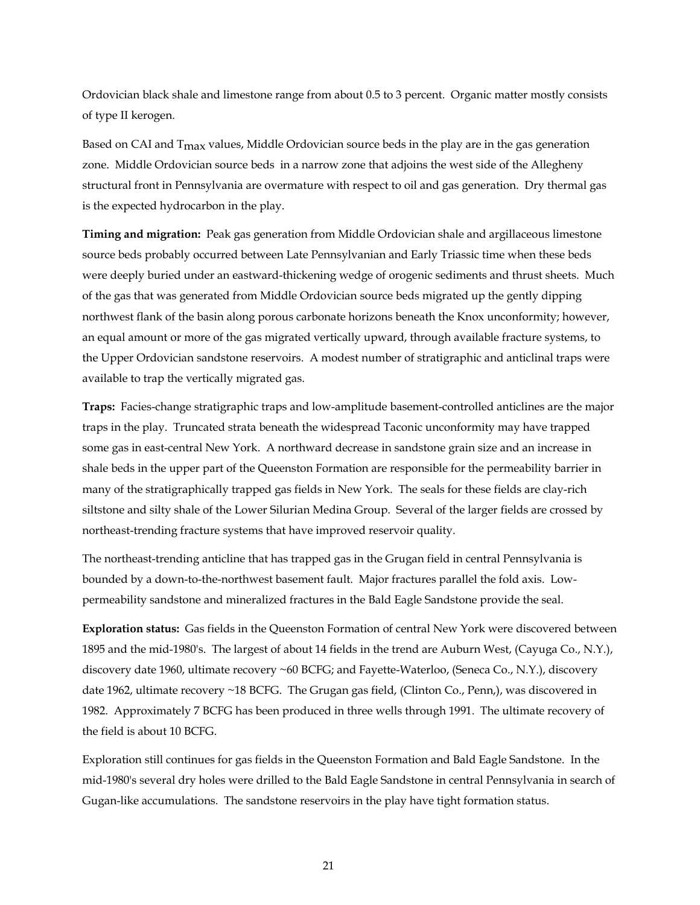Ordovician black shale and limestone range from about 0.5 to 3 percent. Organic matter mostly consists of type II kerogen.

Based on CAI and $T_{max}$ values, Middle Ordovician source beds in the play are in the gas generation zone. Middle Ordovician source beds in a narrow zone that adjoins the west side of the Allegheny structural front in Pennsylvania are overmature with respect to oil and gas generation. Dry thermal gas is the expected hydrocarbon in the play.

**Timing and migration:** Peak gas generation from Middle Ordovician shale and argillaceous limestone source beds probably occurred between Late Pennsylvanian and Early Triassic time when these beds were deeply buried under an eastward-thickening wedge of orogenic sediments and thrust sheets. Much of the gas that was generated from Middle Ordovician source beds migrated up the gently dipping northwest flank of the basin along porous carbonate horizons beneath the Knox unconformity; however, an equal amount or more of the gas migrated vertically upward, through available fracture systems, to the Upper Ordovician sandstone reservoirs. A modest number of stratigraphic and anticlinal traps were available to trap the vertically migrated gas.

**Traps:** Facies-change stratigraphic traps and low-amplitude basement-controlled anticlines are the major traps in the play. Truncated strata beneath the widespread Taconic unconformity may have trapped some gas in east-central New York. A northward decrease in sandstone grain size and an increase in shale beds in the upper part of the Queenston Formation are responsible for the permeability barrier in many of the stratigraphically trapped gas fields in New York. The seals for these fields are clay-rich siltstone and silty shale of the Lower Silurian Medina Group. Several of the larger fields are crossed by northeast-trending fracture systems that have improved reservoir quality.

The northeast-trending anticline that has trapped gas in the Grugan field in central Pennsylvania is bounded by a down-to-the-northwest basement fault. Major fractures parallel the fold axis. Low-permeability sandstone and mineralized fractures in the Bald Eagle Sandstone provide the seal.

**Exploration status:** Gas fields in the Queenston Formation of central New York were discovered between 1895 and the mid-1980's. The largest of about 14 fields in the trend are Auburn West, (Cayuga Co., N.Y.), discovery date 1960, ultimate recovery ~60 BCFG; and Fayette-Waterloo, (Seneca Co., N.Y.), discovery date 1962, ultimate recovery ~18 BCFG. The Grugan gas field, (Clinton Co., Penn,), was discovered in 1982. Approximately 7 BCFG has been produced in three wells through 1991. The ultimate recovery of the field is about 10 BCFG.

Exploration still continues for gas fields in the Queenston Formation and Bald Eagle Sandstone. In the mid-1980's several dry holes were drilled to the Bald Eagle Sandstone in central Pennsylvania in search of Gugan-like accumulations. The sandstone reservoirs in the play have tight formation status.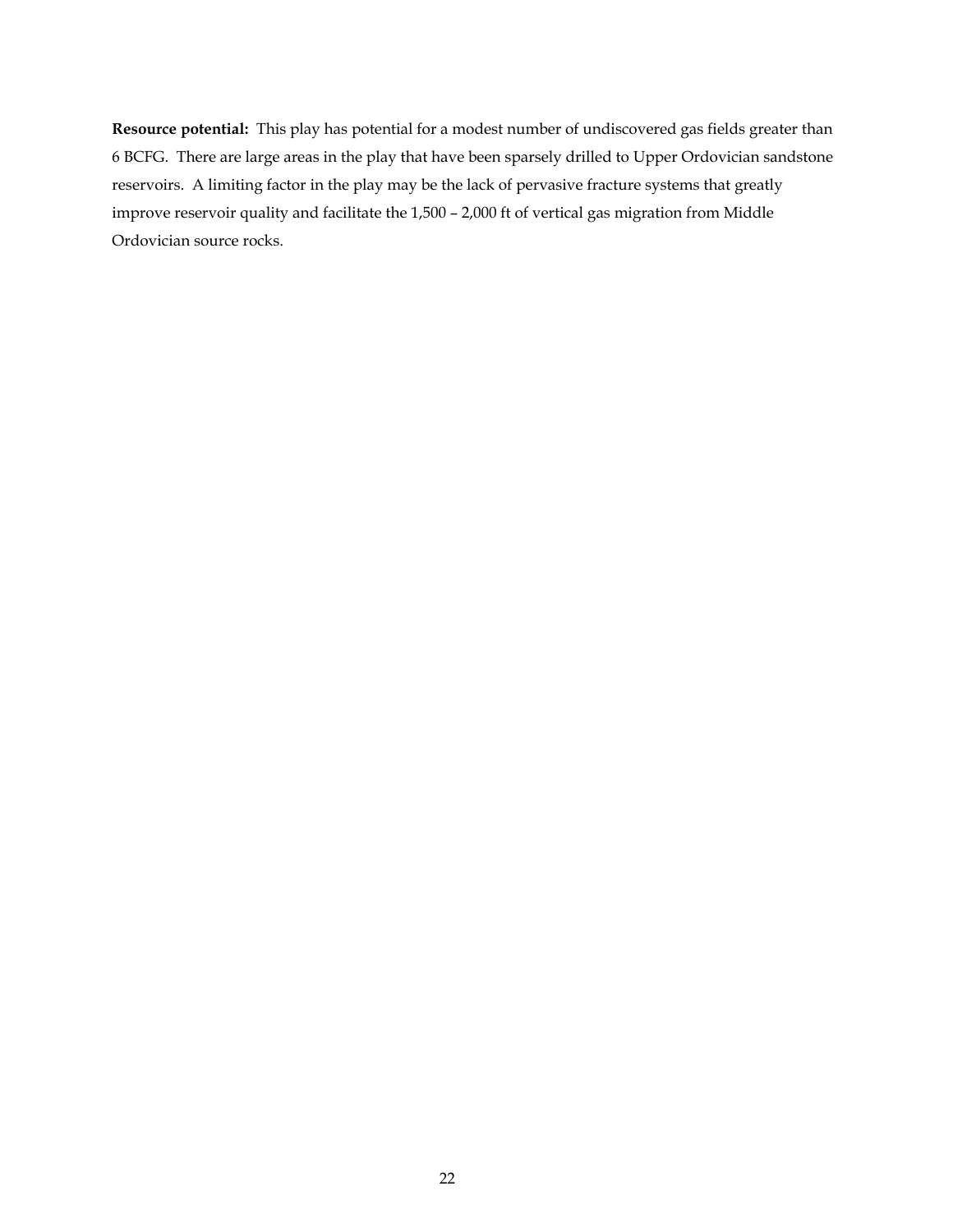**Resource potential:** This play has potential for a modest number of undiscovered gas fields greater than 6 BCFG. There are large areas in the play that have been sparsely drilled to Upper Ordovician sandstone reservoirs. A limiting factor in the play may be the lack of pervasive fracture systems that greatly improve reservoir quality and facilitate the 1,500 – 2,000 ft of vertical gas migration from Middle Ordovician source rocks.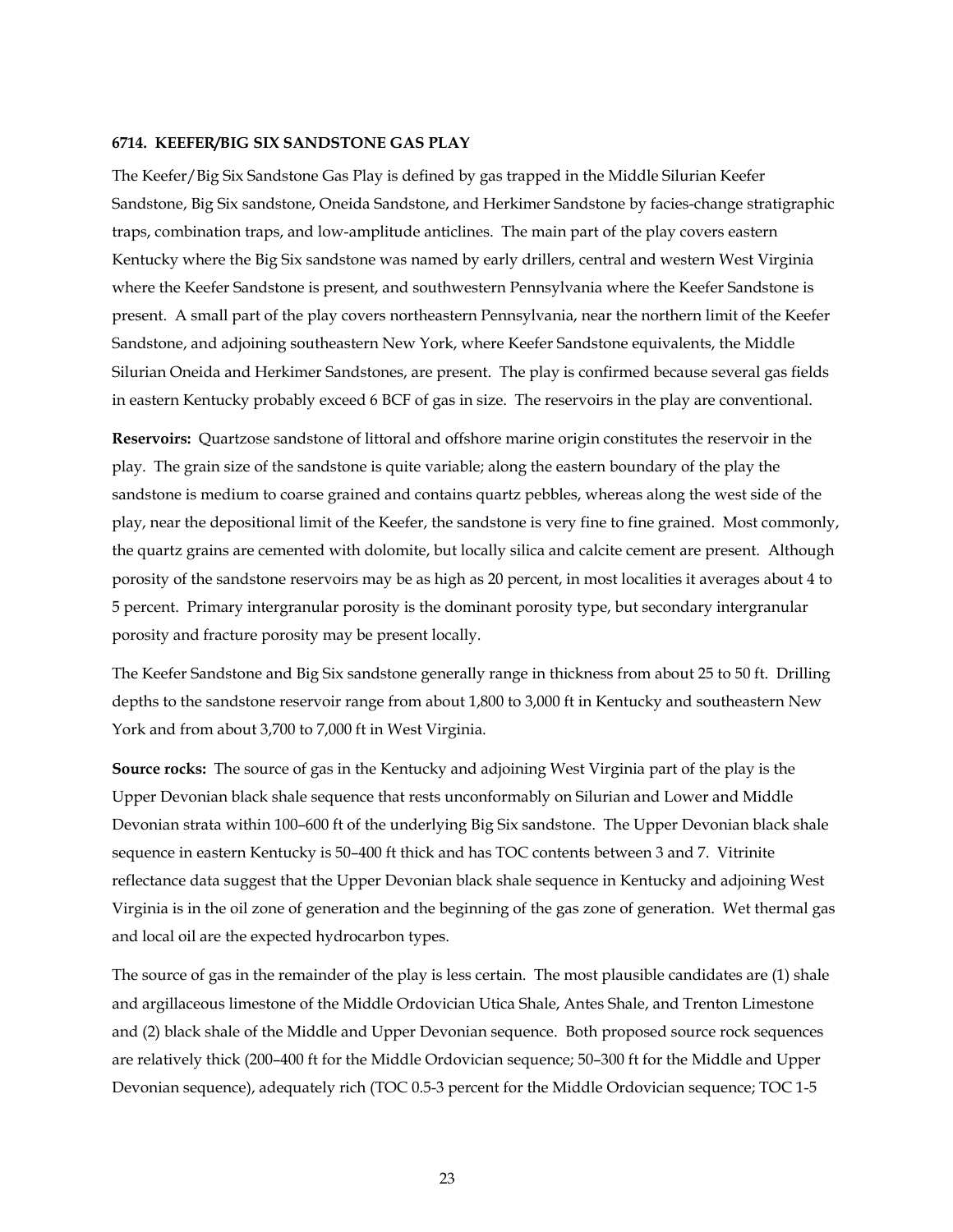**6714. KEEFER/BIG SIX SANDSTONE GAS PLAY**

The Keefer/Big Six Sandstone Gas Play is defined by gas trapped in the Middle Silurian Keefer Sandstone, Big Six sandstone, Oneida Sandstone, and Herkimer Sandstone by facies-change stratigraphic traps, combination traps, and low-amplitude anticlines. The main part of the play covers eastern Kentucky where the Big Six sandstone was named by early drillers, central and western West Virginia where the Keefer Sandstone is present, and southwestern Pennsylvania where the Keefer Sandstone is present. A small part of the play covers northeastern Pennsylvania, near the northern limit of the Keefer Sandstone, and adjoining southeastern New York, where Keefer Sandstone equivalents, the Middle Silurian Oneida and Herkimer Sandstones, are present. The play is confirmed because several gas fields in eastern Kentucky probably exceed 6 BCF of gas in size. The reservoirs in the play are conventional.

**Reservoirs:** Quartzose sandstone of littoral and offshore marine origin constitutes the reservoir in the play. The grain size of the sandstone is quite variable; along the eastern boundary of the play the sandstone is medium to coarse grained and contains quartz pebbles, whereas along the west side of the play, near the depositional limit of the Keefer, the sandstone is very fine to fine grained. Most commonly, the quartz grains are cemented with dolomite, but locally silica and calcite cement are present. Although porosity of the sandstone reservoirs may be as high as 20 percent, in most localities it averages about 4 to 5 percent. Primary intergranular porosity is the dominant porosity type, but secondary intergranular porosity and fracture porosity may be present locally.

The Keefer Sandstone and Big Six sandstone generally range in thickness from about 25 to 50 ft. Drilling depths to the sandstone reservoir range from about 1,800 to 3,000 ft in Kentucky and southeastern New York and from about 3,700 to 7,000 ft in West Virginia.

**Source rocks:** The source of gas in the Kentucky and adjoining West Virginia part of the play is the Upper Devonian black shale sequence that rests unconformably on Silurian and Lower and Middle Devonian strata within 100–600 ft of the underlying Big Six sandstone. The Upper Devonian black shale sequence in eastern Kentucky is 50–400 ft thick and has TOC contents between 3 and 7. Vitrinite reflectance data suggest that the Upper Devonian black shale sequence in Kentucky and adjoining West Virginia is in the oil zone of generation and the beginning of the gas zone of generation. Wet thermal gas and local oil are the expected hydrocarbon types.

The source of gas in the remainder of the play is less certain. The most plausible candidates are (1) shale and argillaceous limestone of the Middle Ordovician Utica Shale, Antes Shale, and Trenton Limestone and (2) black shale of the Middle and Upper Devonian sequence. Both proposed source rock sequences are relatively thick (200–400 ft for the Middle Ordovician sequence; 50–300 ft for the Middle and Upper Devonian sequence), adequately rich (TOC 0.5-3 percent for the Middle Ordovician sequence; TOC 1-5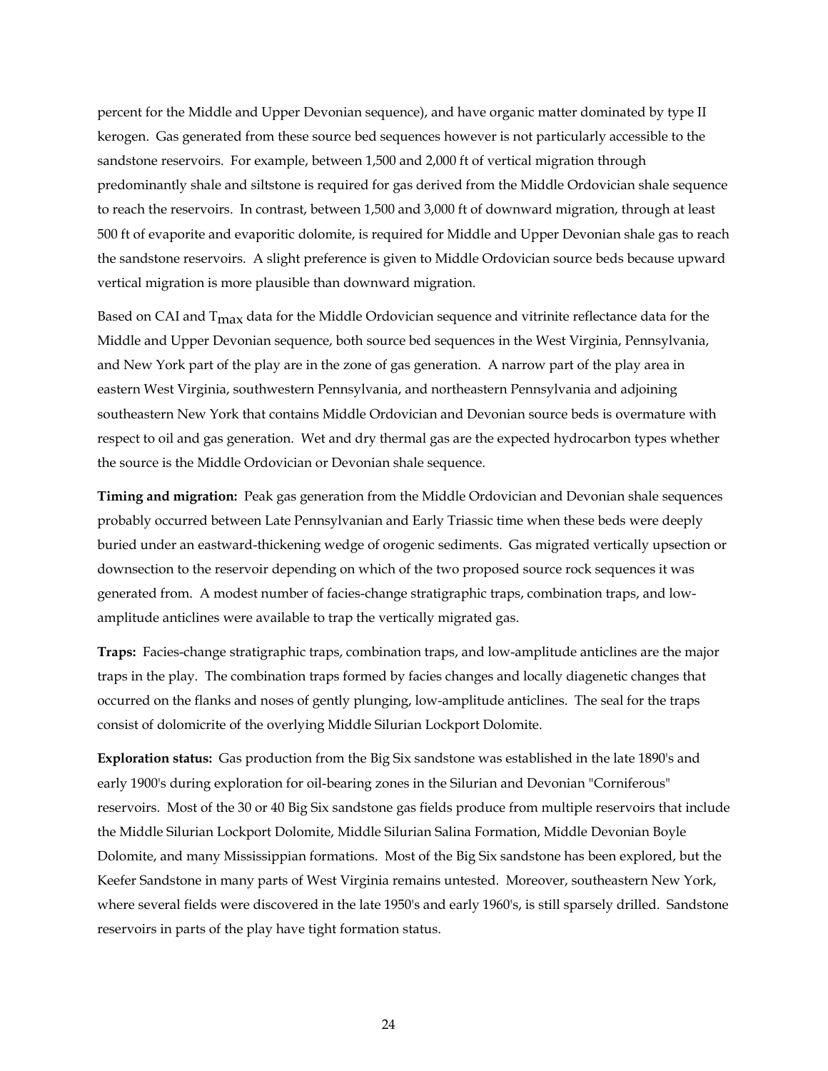percent for the Middle and Upper Devonian sequence), and have organic matter dominated by type II kerogen. Gas generated from these source bed sequences however is not particularly accessible to the sandstone reservoirs. For example, between 1,500 and 2,000 ft of vertical migration through predominantly shale and siltstone is required for gas derived from the Middle Ordovician shale sequence to reach the reservoirs. In contrast, between 1,500 and 3,000 ft of downward migration, through at least 500 ft of evaporite and evaporitic dolomite, is required for Middle and Upper Devonian shale gas to reach the sandstone reservoirs. A slight preference is given to Middle Ordovician source beds because upward vertical migration is more plausible than downward migration.

Based on CAI and $T_{max}$ data for the Middle Ordovician sequence and vitrinite reflectance data for the Middle and Upper Devonian sequence, both source bed sequences in the West Virginia, Pennsylvania, and New York part of the play are in the zone of gas generation. A narrow part of the play area in eastern West Virginia, southwestern Pennsylvania, and northeastern Pennsylvania and adjoining southeastern New York that contains Middle Ordovician and Devonian source beds is overmature with respect to oil and gas generation. Wet and dry thermal gas are the expected hydrocarbon types whether the source is the Middle Ordovician or Devonian shale sequence.

**Timing and migration:** Peak gas generation from the Middle Ordovician and Devonian shale sequences probably occurred between Late Pennsylvanian and Early Triassic time when these beds were deeply buried under an eastward-thickening wedge of orogenic sediments. Gas migrated vertically upsection or downsection to the reservoir depending on which of the two proposed source rock sequences it was generated from. A modest number of facies-change stratigraphic traps, combination traps, and low-amplitude anticlines were available to trap the vertically migrated gas.

**Traps:** Facies-change stratigraphic traps, combination traps, and low-amplitude anticlines are the major traps in the play. The combination traps formed by facies changes and locally diagenetic changes that occurred on the flanks and noses of gently plunging, low-amplitude anticlines. The seal for the traps consist of dolomicrite of the overlying Middle Silurian Lockport Dolomite.

**Exploration status:** Gas production from the Big Six sandstone was established in the late 1890's and early 1900's during exploration for oil-bearing zones in the Silurian and Devonian "Corniferous" reservoirs. Most of the 30 or 40 Big Six sandstone gas fields produce from multiple reservoirs that include the Middle Silurian Lockport Dolomite, Middle Silurian Salina Formation, Middle Devonian Boyle Dolomite, and many Mississippian formations. Most of the Big Six sandstone has been explored, but the Keefer Sandstone in many parts of West Virginia remains untested. Moreover, southeastern New York, where several fields were discovered in the late 1950's and early 1960's, is still sparsely drilled. Sandstone reservoirs in parts of the play have tight formation status.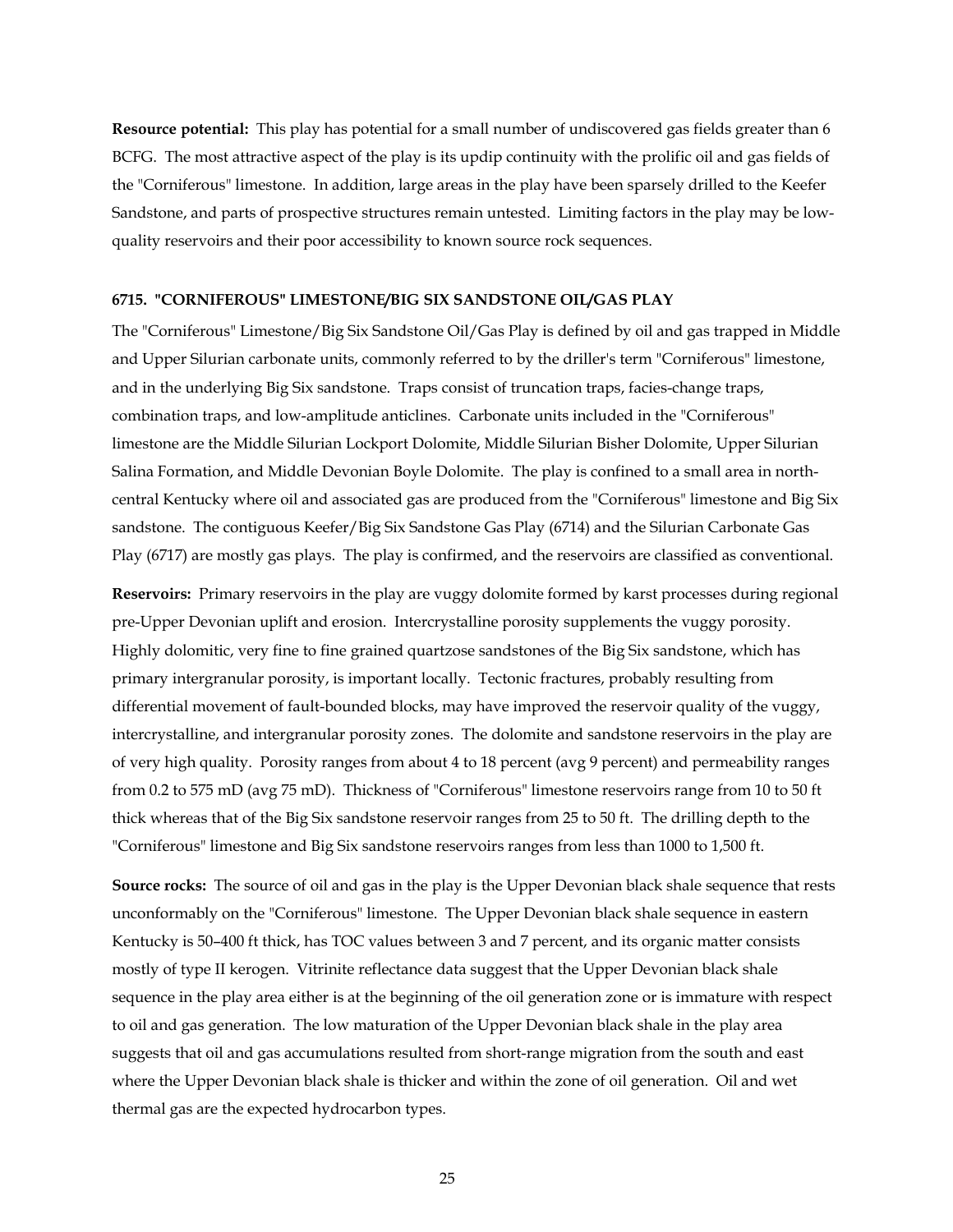**Resource potential:** This play has potential for a small number of undiscovered gas fields greater than 6 BCFG. The most attractive aspect of the play is its updip continuity with the prolific oil and gas fields of the "Corniferous" limestone. In addition, large areas in the play have been sparsely drilled to the Keefer Sandstone, and parts of prospective structures remain untested. Limiting factors in the play may be low-quality reservoirs and their poor accessibility to known source rock sequences.

### 6715. "CORNIFEROUS" LIMESTONE/BIG SIX SANDSTONE OIL/GAS PLAY

The "Corniferous" Limestone/Big Six Sandstone Oil/Gas Play is defined by oil and gas trapped in Middle and Upper Silurian carbonate units, commonly referred to by the driller's term "Corniferous" limestone, and in the underlying Big Six sandstone. Traps consist of truncation traps, facies-change traps, combination traps, and low-amplitude anticlines. Carbonate units included in the "Corniferous" limestone are the Middle Silurian Lockport Dolomite, Middle Silurian Bisher Dolomite, Upper Silurian Salina Formation, and Middle Devonian Boyle Dolomite. The play is confined to a small area in north-central Kentucky where oil and associated gas are produced from the "Corniferous" limestone and Big Six sandstone. The contiguous Keefer/Big Six Sandstone Gas Play (6714) and the Silurian Carbonate Gas Play (6717) are mostly gas plays. The play is confirmed, and the reservoirs are classified as conventional.

**Reservoirs:** Primary reservoirs in the play are vuggy dolomite formed by karst processes during regional pre-Upper Devonian uplift and erosion. Intercrystalline porosity supplements the vuggy porosity. Highly dolomitic, very fine to fine grained quartzose sandstones of the Big Six sandstone, which has primary intergranular porosity, is important locally. Tectonic fractures, probably resulting from differential movement of fault-bounded blocks, may have improved the reservoir quality of the vuggy, intercrystalline, and intergranular porosity zones. The dolomite and sandstone reservoirs in the play are of very high quality. Porosity ranges from about 4 to 18 percent (avg 9 percent) and permeability ranges from 0.2 to 575 mD (avg 75 mD). Thickness of "Corniferous" limestone reservoirs range from 10 to 50 ft thick whereas that of the Big Six sandstone reservoir ranges from 25 to 50 ft. The drilling depth to the "Corniferous" limestone and Big Six sandstone reservoirs ranges from less than 1000 to 1,500 ft.

**Source rocks:** The source of oil and gas in the play is the Upper Devonian black shale sequence that rests unconformably on the "Corniferous" limestone. The Upper Devonian black shale sequence in eastern Kentucky is 50–400 ft thick, has TOC values between 3 and 7 percent, and its organic matter consists mostly of type II kerogen. Vitrinite reflectance data suggest that the Upper Devonian black shale sequence in the play area either is at the beginning of the oil generation zone or is immature with respect to oil and gas generation. The low maturation of the Upper Devonian black shale in the play area suggests that oil and gas accumulations resulted from short-range migration from the south and east where the Upper Devonian black shale is thicker and within the zone of oil generation. Oil and wet thermal gas are the expected hydrocarbon types.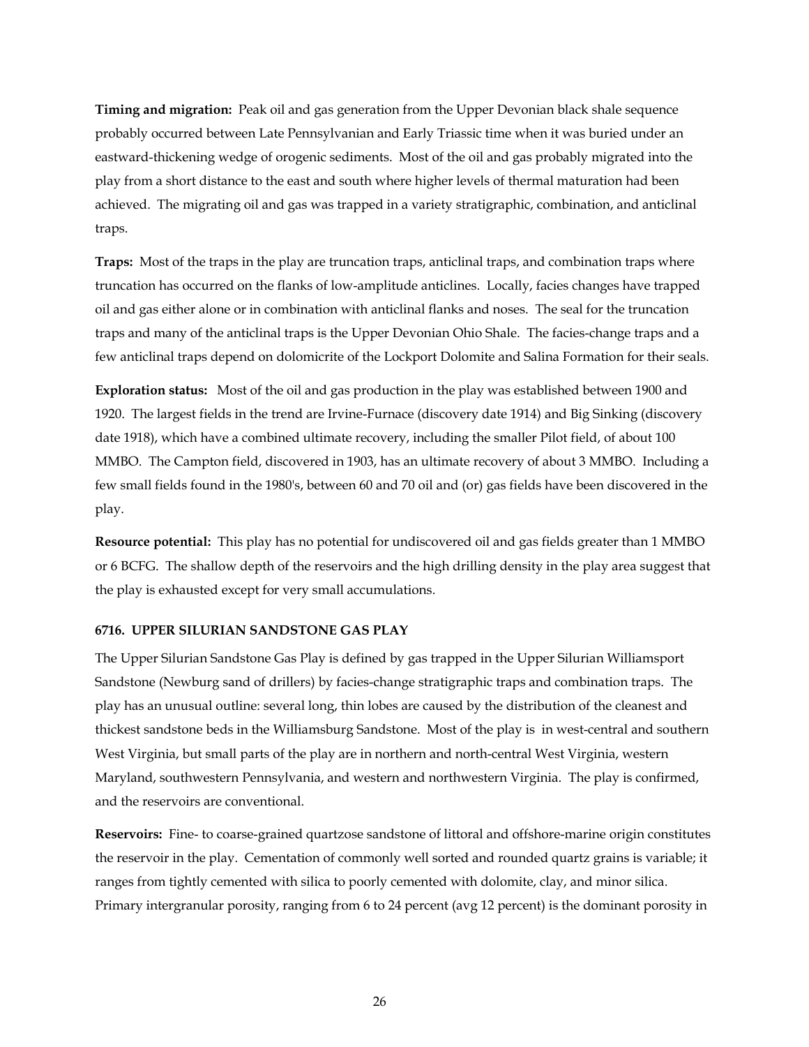**Timing and migration:** Peak oil and gas generation from the Upper Devonian black shale sequence probably occurred between Late Pennsylvanian and Early Triassic time when it was buried under an eastward-thickening wedge of orogenic sediments. Most of the oil and gas probably migrated into the play from a short distance to the east and south where higher levels of thermal maturation had been achieved. The migrating oil and gas was trapped in a variety stratigraphic, combination, and anticlinal traps.

**Traps:** Most of the traps in the play are truncation traps, anticlinal traps, and combination traps where truncation has occurred on the flanks of low-amplitude anticlines. Locally, facies changes have trapped oil and gas either alone or in combination with anticlinal flanks and noses. The seal for the truncation traps and many of the anticlinal traps is the Upper Devonian Ohio Shale. The facies-change traps and a few anticlinal traps depend on dolomicrite of the Lockport Dolomite and Salina Formation for their seals.

**Exploration status:** Most of the oil and gas production in the play was established between 1900 and 1920. The largest fields in the trend are Irvine-Furnace (discovery date 1914) and Big Sinking (discovery date 1918), which have a combined ultimate recovery, including the smaller Pilot field, of about 100 MMBO. The Campton field, discovered in 1903, has an ultimate recovery of about 3 MMBO. Including a few small fields found in the 1980's, between 60 and 70 oil and (or) gas fields have been discovered in the play.

**Resource potential:** This play has no potential for undiscovered oil and gas fields greater than 1 MMBO or 6 BCFG. The shallow depth of the reservoirs and the high drilling density in the play area suggest that the play is exhausted except for very small accumulations.

### 6716. UPPER SILURIAN SANDSTONE GAS PLAY

The Upper Silurian Sandstone Gas Play is defined by gas trapped in the Upper Silurian Williamsport Sandstone (Newburg sand of drillers) by facies-change stratigraphic traps and combination traps. The play has an unusual outline: several long, thin lobes are caused by the distribution of the cleanest and thickest sandstone beds in the Williamsburg Sandstone. Most of the play is in west-central and southern West Virginia, but small parts of the play are in northern and north-central West Virginia, western Maryland, southwestern Pennsylvania, and western and northwestern Virginia. The play is confirmed, and the reservoirs are conventional.

**Reservoirs:** Fine- to coarse-grained quartzose sandstone of littoral and offshore-marine origin constitutes the reservoir in the play. Cementation of commonly well sorted and rounded quartz grains is variable; it ranges from tightly cemented with silica to poorly cemented with dolomite, clay, and minor silica. Primary intergranular porosity, ranging from 6 to 24 percent (avg 12 percent) is the dominant porosity in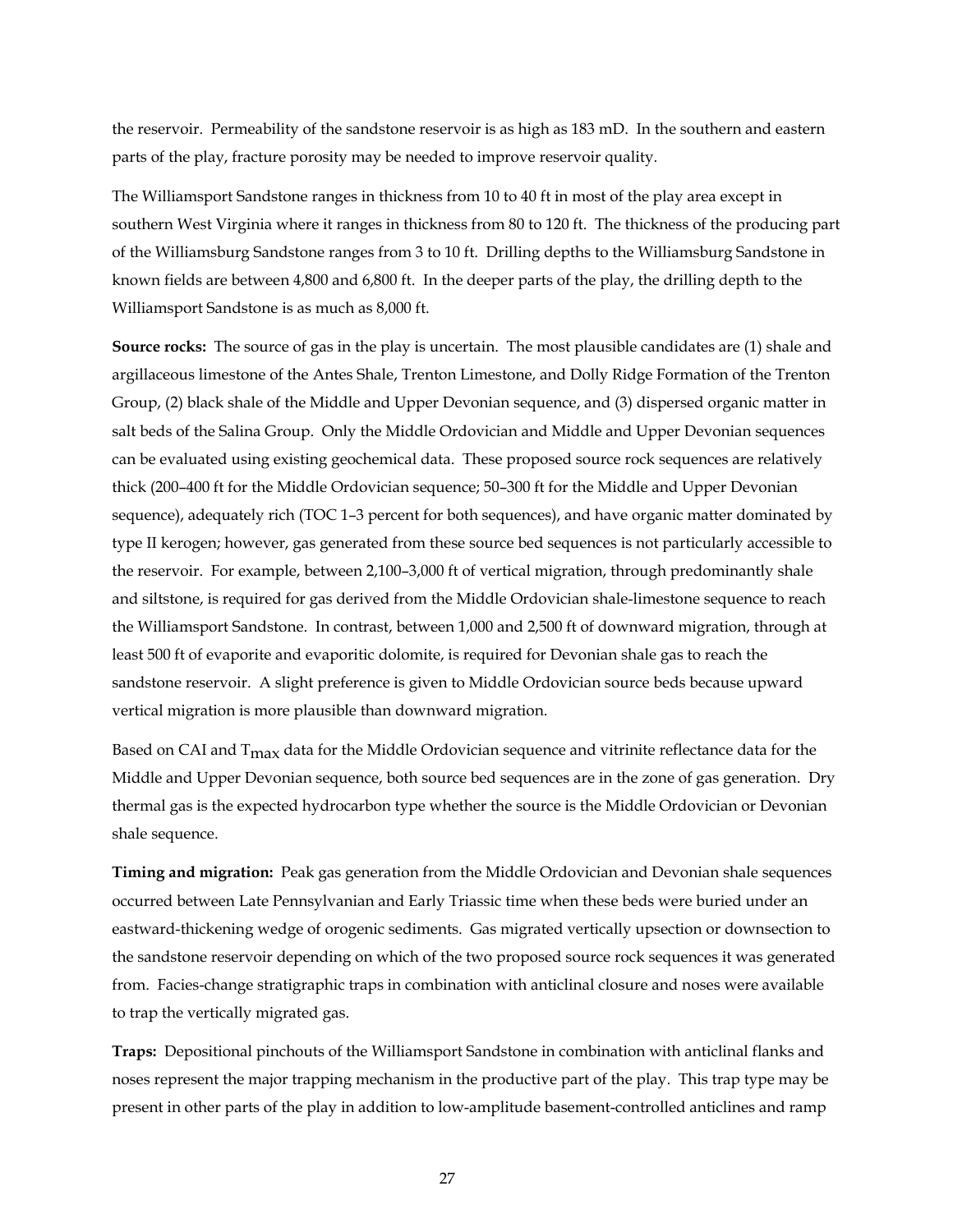the reservoir. Permeability of the sandstone reservoir is as high as 183 mD. In the southern and eastern parts of the play, fracture porosity may be needed to improve reservoir quality.

The Williamsport Sandstone ranges in thickness from 10 to 40 ft in most of the play area except in southern West Virginia where it ranges in thickness from 80 to 120 ft. The thickness of the producing part of the Williamsburg Sandstone ranges from 3 to 10 ft. Drilling depths to the Williamsburg Sandstone in known fields are between 4,800 and 6,800 ft. In the deeper parts of the play, the drilling depth to the Williamsport Sandstone is as much as 8,000 ft.

**Source rocks:** The source of gas in the play is uncertain. The most plausible candidates are (1) shale and argillaceous limestone of the Antes Shale, Trenton Limestone, and Dolly Ridge Formation of the Trenton Group, (2) black shale of the Middle and Upper Devonian sequence, and (3) dispersed organic matter in salt beds of the Salina Group. Only the Middle Ordovician and Middle and Upper Devonian sequences can be evaluated using existing geochemical data. These proposed source rock sequences are relatively thick (200–400 ft for the Middle Ordovician sequence; 50–300 ft for the Middle and Upper Devonian sequence), adequately rich (TOC 1–3 percent for both sequences), and have organic matter dominated by type II kerogen; however, gas generated from these source bed sequences is not particularly accessible to the reservoir. For example, between 2,100–3,000 ft of vertical migration, through predominantly shale and siltstone, is required for gas derived from the Middle Ordovician shale-limestone sequence to reach the Williamsport Sandstone. In contrast, between 1,000 and 2,500 ft of downward migration, through at least 500 ft of evaporite and evaporitic dolomite, is required for Devonian shale gas to reach the sandstone reservoir. A slight preference is given to Middle Ordovician source beds because upward vertical migration is more plausible than downward migration.

Based on CAI and $T_{max}$ data for the Middle Ordovician sequence and vitrinite reflectance data for the Middle and Upper Devonian sequence, both source bed sequences are in the zone of gas generation. Dry thermal gas is the expected hydrocarbon type whether the source is the Middle Ordovician or Devonian shale sequence.

**Timing and migration:** Peak gas generation from the Middle Ordovician and Devonian shale sequences occurred between Late Pennsylvanian and Early Triassic time when these beds were buried under an eastward-thickening wedge of orogenic sediments. Gas migrated vertically upsection or downsection to the sandstone reservoir depending on which of the two proposed source rock sequences it was generated from. Facies-change stratigraphic traps in combination with anticlinal closure and noses were available to trap the vertically migrated gas.

**Traps:** Depositional pinchouts of the Williamsport Sandstone in combination with anticlinal flanks and noses represent the major trapping mechanism in the productive part of the play. This trap type may be present in other parts of the play in addition to low-amplitude basement-controlled anticlines and ramp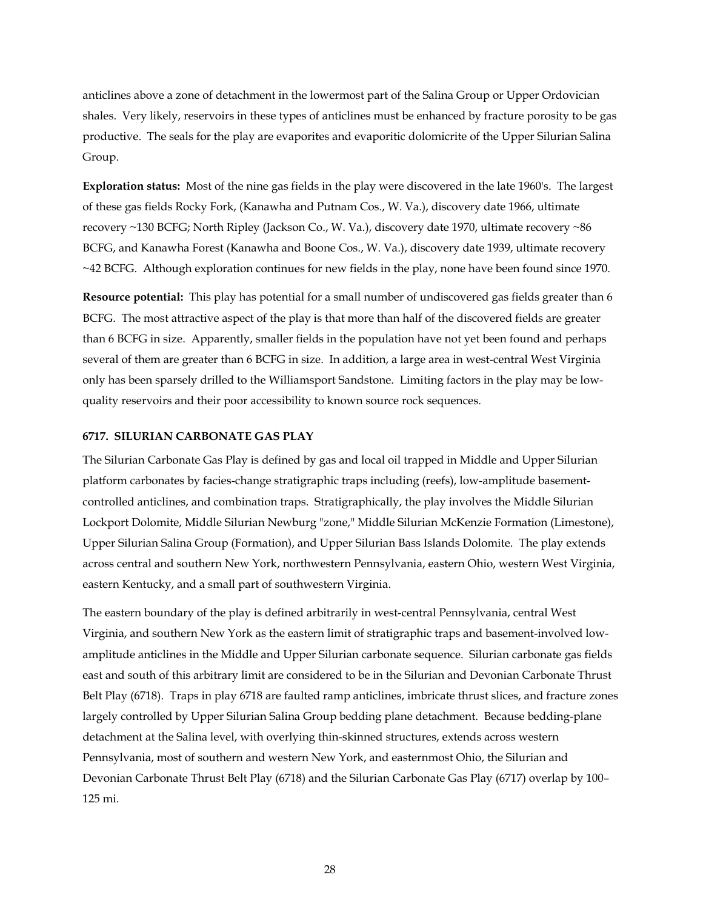anticlines above a zone of detachment in the lowermost part of the Salina Group or Upper Ordovician shales. Very likely, reservoirs in these types of anticlines must be enhanced by fracture porosity to be gas productive. The seals for the play are evaporites and evaporitic dolomicrite of the Upper Silurian Salina Group.

**Exploration status:** Most of the nine gas fields in the play were discovered in the late 1960's. The largest of these gas fields Rocky Fork, (Kanawha and Putnam Cos., W. Va.), discovery date 1966, ultimate recovery ~130 BCFG; North Ripley (Jackson Co., W. Va.), discovery date 1970, ultimate recovery ~86 BCFG, and Kanawha Forest (Kanawha and Boone Cos., W. Va.), discovery date 1939, ultimate recovery ~42 BCFG. Although exploration continues for new fields in the play, none have been found since 1970.

**Resource potential:** This play has potential for a small number of undiscovered gas fields greater than 6 BCFG. The most attractive aspect of the play is that more than half of the discovered fields are greater than 6 BCFG in size. Apparently, smaller fields in the population have not yet been found and perhaps several of them are greater than 6 BCFG in size. In addition, a large area in west-central West Virginia only has been sparsely drilled to the Williamsport Sandstone. Limiting factors in the play may be low-quality reservoirs and their poor accessibility to known source rock sequences.

### 6717. SILURIAN CARBONATE GAS PLAY

The Silurian Carbonate Gas Play is defined by gas and local oil trapped in Middle and Upper Silurian platform carbonates by facies-change stratigraphic traps including (reefs), low-amplitude basement-controlled anticlines, and combination traps. Stratigraphically, the play involves the Middle Silurian Lockport Dolomite, Middle Silurian Newburg "zone," Middle Silurian McKenzie Formation (Limestone), Upper Silurian Salina Group (Formation), and Upper Silurian Bass Islands Dolomite. The play extends across central and southern New York, northwestern Pennsylvania, eastern Ohio, western West Virginia, eastern Kentucky, and a small part of southwestern Virginia.

The eastern boundary of the play is defined arbitrarily in west-central Pennsylvania, central West Virginia, and southern New York as the eastern limit of stratigraphic traps and basement-involved low-amplitude anticlines in the Middle and Upper Silurian carbonate sequence. Silurian carbonate gas fields east and south of this arbitrary limit are considered to be in the Silurian and Devonian Carbonate Thrust Belt Play (6718). Traps in play 6718 are faulted ramp anticlines, imbricate thrust slices, and fracture zones largely controlled by Upper Silurian Salina Group bedding plane detachment. Because bedding-plane detachment at the Salina level, with overlying thin-skinned structures, extends across western Pennsylvania, most of southern and western New York, and easternmost Ohio, the Silurian and Devonian Carbonate Thrust Belt Play (6718) and the Silurian Carbonate Gas Play (6717) overlap by 100–125 mi.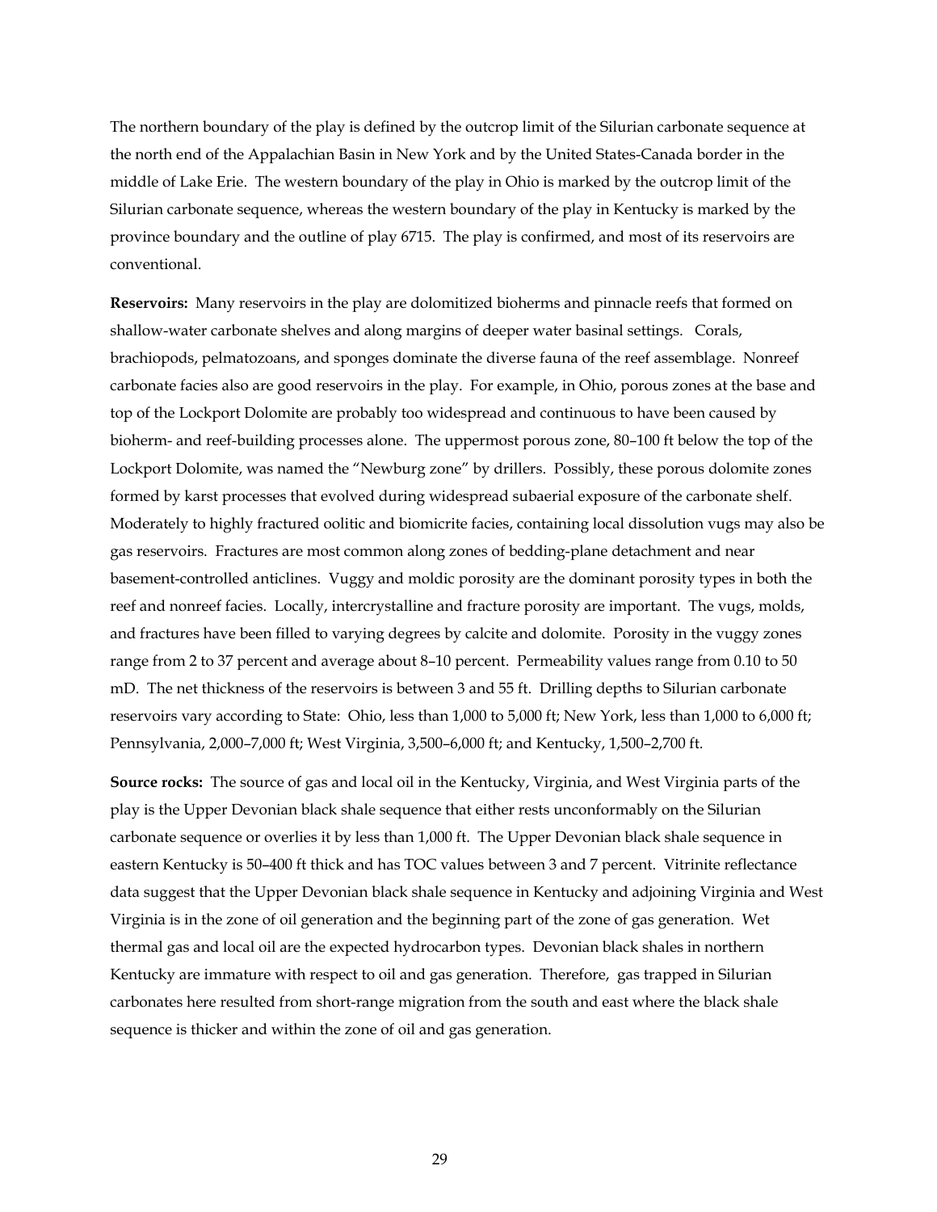The northern boundary of the play is defined by the outcrop limit of the Silurian carbonate sequence at the north end of the Appalachian Basin in New York and by the United States-Canada border in the middle of Lake Erie. The western boundary of the play in Ohio is marked by the outcrop limit of the Silurian carbonate sequence, whereas the western boundary of the play in Kentucky is marked by the province boundary and the outline of play 6715. The play is confirmed, and most of its reservoirs are conventional.

**Reservoirs:** Many reservoirs in the play are dolomitized bioherms and pinnacle reefs that formed on shallow-water carbonate shelves and along margins of deeper water basinal settings. Corals, brachiopods, pelmatozoans, and sponges dominate the diverse fauna of the reef assemblage. Nonreef carbonate facies also are good reservoirs in the play. For example, in Ohio, porous zones at the base and top of the Lockport Dolomite are probably too widespread and continuous to have been caused by bioherm- and reef-building processes alone. The uppermost porous zone, 80–100 ft below the top of the Lockport Dolomite, was named the "Newburg zone" by drillers. Possibly, these porous dolomite zones formed by karst processes that evolved during widespread subaerial exposure of the carbonate shelf. Moderately to highly fractured oolitic and biomicrite facies, containing local dissolution vugs may also be gas reservoirs. Fractures are most common along zones of bedding-plane detachment and near basement-controlled anticlines. Vuggy and moldic porosity are the dominant porosity types in both the reef and nonreef facies. Locally, intercrystalline and fracture porosity are important. The vugs, molds, and fractures have been filled to varying degrees by calcite and dolomite. Porosity in the vuggy zones range from 2 to 37 percent and average about 8–10 percent. Permeability values range from 0.10 to 50 mD. The net thickness of the reservoirs is between 3 and 55 ft. Drilling depths to Silurian carbonate reservoirs vary according to State: Ohio, less than 1,000 to 5,000 ft; New York, less than 1,000 to 6,000 ft; Pennsylvania, 2,000–7,000 ft; West Virginia, 3,500–6,000 ft; and Kentucky, 1,500–2,700 ft.

**Source rocks:** The source of gas and local oil in the Kentucky, Virginia, and West Virginia parts of the play is the Upper Devonian black shale sequence that either rests unconformably on the Silurian carbonate sequence or overlies it by less than 1,000 ft. The Upper Devonian black shale sequence in eastern Kentucky is 50–400 ft thick and has TOC values between 3 and 7 percent. Vitrinite reflectance data suggest that the Upper Devonian black shale sequence in Kentucky and adjoining Virginia and West Virginia is in the zone of oil generation and the beginning part of the zone of gas generation. Wet thermal gas and local oil are the expected hydrocarbon types. Devonian black shales in northern Kentucky are immature with respect to oil and gas generation. Therefore, gas trapped in Silurian carbonates here resulted from short-range migration from the south and east where the black shale sequence is thicker and within the zone of oil and gas generation.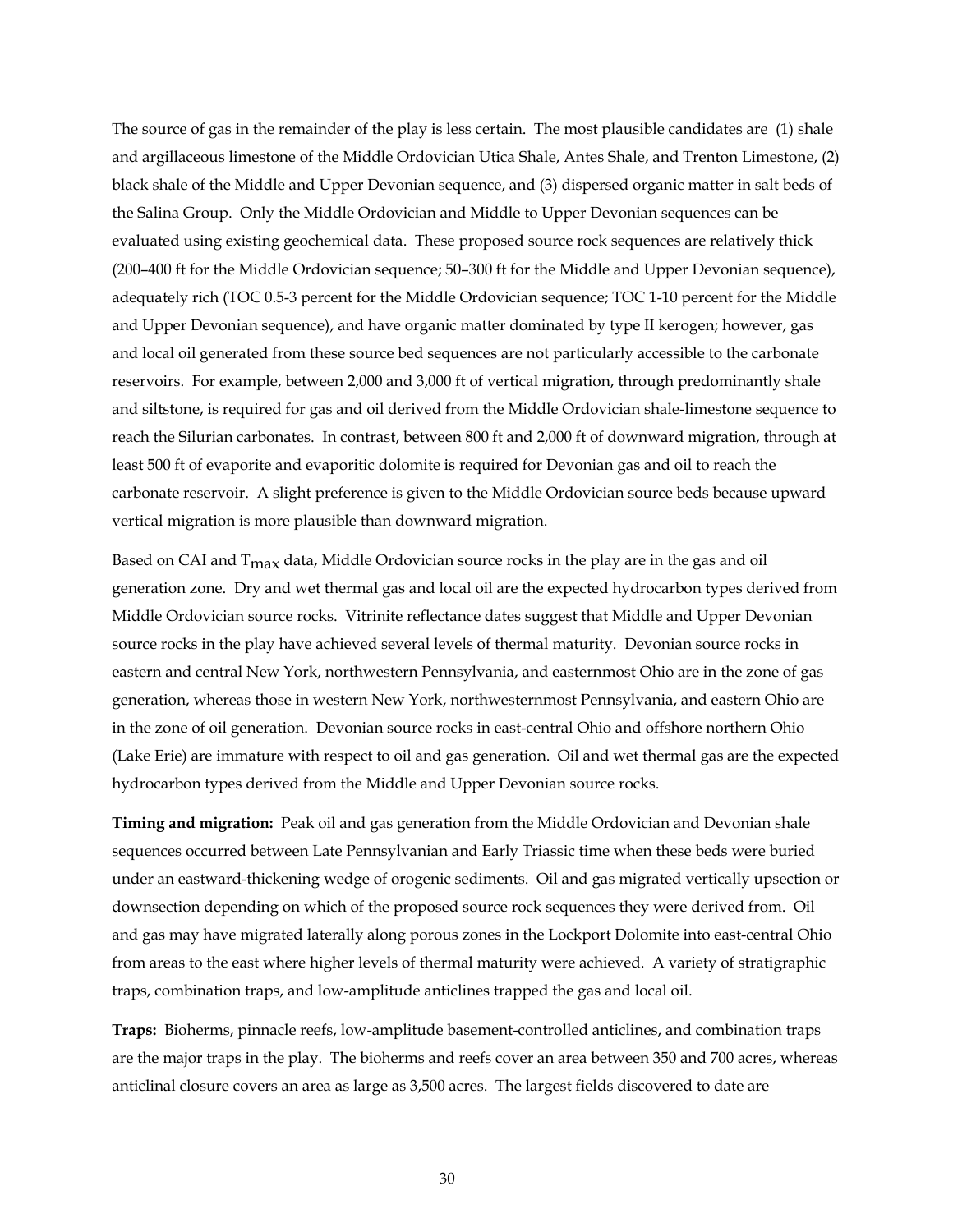The source of gas in the remainder of the play is less certain. The most plausible candidates are (1) shale and argillaceous limestone of the Middle Ordovician Utica Shale, Antes Shale, and Trenton Limestone, (2) black shale of the Middle and Upper Devonian sequence, and (3) dispersed organic matter in salt beds of the Salina Group. Only the Middle Ordovician and Middle to Upper Devonian sequences can be evaluated using existing geochemical data. These proposed source rock sequences are relatively thick (200–400 ft for the Middle Ordovician sequence; 50–300 ft for the Middle and Upper Devonian sequence), adequately rich (TOC 0.5-3 percent for the Middle Ordovician sequence; TOC 1-10 percent for the Middle and Upper Devonian sequence), and have organic matter dominated by type II kerogen; however, gas and local oil generated from these source bed sequences are not particularly accessible to the carbonate reservoirs. For example, between 2,000 and 3,000 ft of vertical migration, through predominantly shale and siltstone, is required for gas and oil derived from the Middle Ordovician shale-limestone sequence to reach the Silurian carbonates. In contrast, between 800 ft and 2,000 ft of downward migration, through at least 500 ft of evaporite and evaporitic dolomite is required for Devonian gas and oil to reach the carbonate reservoir. A slight preference is given to the Middle Ordovician source beds because upward vertical migration is more plausible than downward migration.

Based on CAI and $T_{max}$ data, Middle Ordovician source rocks in the play are in the gas and oil generation zone. Dry and wet thermal gas and local oil are the expected hydrocarbon types derived from Middle Ordovician source rocks. Vitrinite reflectance dates suggest that Middle and Upper Devonian source rocks in the play have achieved several levels of thermal maturity. Devonian source rocks in eastern and central New York, northwestern Pennsylvania, and easternmost Ohio are in the zone of gas generation, whereas those in western New York, northwesternmost Pennsylvania, and eastern Ohio are in the zone of oil generation. Devonian source rocks in east-central Ohio and offshore northern Ohio (Lake Erie) are immature with respect to oil and gas generation. Oil and wet thermal gas are the expected hydrocarbon types derived from the Middle and Upper Devonian source rocks.

**Timing and migration:** Peak oil and gas generation from the Middle Ordovician and Devonian shale sequences occurred between Late Pennsylvanian and Early Triassic time when these beds were buried under an eastward-thickening wedge of orogenic sediments. Oil and gas migrated vertically upsection or downsection depending on which of the proposed source rock sequences they were derived from. Oil and gas may have migrated laterally along porous zones in the Lockport Dolomite into east-central Ohio from areas to the east where higher levels of thermal maturity were achieved. A variety of stratigraphic traps, combination traps, and low-amplitude anticlines trapped the gas and local oil.

**Traps:** Bioherms, pinnacle reefs, low-amplitude basement-controlled anticlines, and combination traps are the major traps in the play. The bioherms and reefs cover an area between 350 and 700 acres, whereas anticlinal closure covers an area as large as 3,500 acres. The largest fields discovered to date are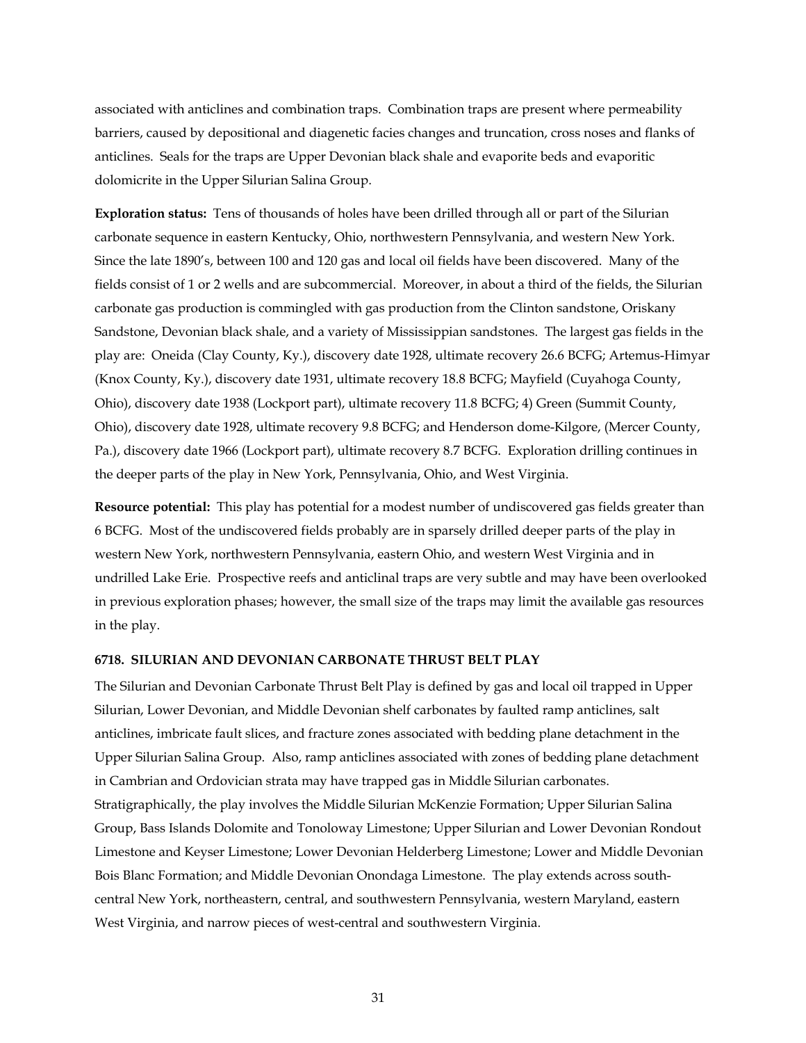associated with anticlines and combination traps. Combination traps are present where permeability barriers, caused by depositional and diagenetic facies changes and truncation, cross noses and flanks of anticlines. Seals for the traps are Upper Devonian black shale and evaporite beds and evaporitic dolomicrite in the Upper Silurian Salina Group.

**Exploration status:** Tens of thousands of holes have been drilled through all or part of the Silurian carbonate sequence in eastern Kentucky, Ohio, northwestern Pennsylvania, and western New York. Since the late 1890's, between 100 and 120 gas and local oil fields have been discovered. Many of the fields consist of 1 or 2 wells and are subcommercial. Moreover, in about a third of the fields, the Silurian carbonate gas production is commingled with gas production from the Clinton sandstone, Oriskany Sandstone, Devonian black shale, and a variety of Mississippian sandstones. The largest gas fields in the play are: Oneida (Clay County, Ky.), discovery date 1928, ultimate recovery 26.6 BCFG; Artemus-Himyar (Knox County, Ky.), discovery date 1931, ultimate recovery 18.8 BCFG; Mayfield (Cuyahoga County, Ohio), discovery date 1938 (Lockport part), ultimate recovery 11.8 BCFG; 4) Green (Summit County, Ohio), discovery date 1928, ultimate recovery 9.8 BCFG; and Henderson dome-Kilgore, (Mercer County, Pa.), discovery date 1966 (Lockport part), ultimate recovery 8.7 BCFG. Exploration drilling continues in the deeper parts of the play in New York, Pennsylvania, Ohio, and West Virginia.

**Resource potential:** This play has potential for a modest number of undiscovered gas fields greater than 6 BCFG. Most of the undiscovered fields probably are in sparsely drilled deeper parts of the play in western New York, northwestern Pennsylvania, eastern Ohio, and western West Virginia and in undrilled Lake Erie. Prospective reefs and anticlinal traps are very subtle and may have been overlooked in previous exploration phases; however, the small size of the traps may limit the available gas resources in the play.

### 6718. SILURIAN AND DEVONIAN CARBONATE THRUST BELT PLAY

The Silurian and Devonian Carbonate Thrust Belt Play is defined by gas and local oil trapped in Upper Silurian, Lower Devonian, and Middle Devonian shelf carbonates by faulted ramp anticlines, salt anticlines, imbricate fault slices, and fracture zones associated with bedding plane detachment in the Upper Silurian Salina Group. Also, ramp anticlines associated with zones of bedding plane detachment in Cambrian and Ordovician strata may have trapped gas in Middle Silurian carbonates. Stratigraphically, the play involves the Middle Silurian McKenzie Formation; Upper Silurian Salina Group, Bass Islands Dolomite and Tonoloway Limestone; Upper Silurian and Lower Devonian Rondout Limestone and Keyser Limestone; Lower Devonian Helderberg Limestone; Lower and Middle Devonian Bois Blanc Formation; and Middle Devonian Onondaga Limestone. The play extends across south-central New York, northeastern, central, and southwestern Pennsylvania, western Maryland, eastern West Virginia, and narrow pieces of west-central and southwestern Virginia.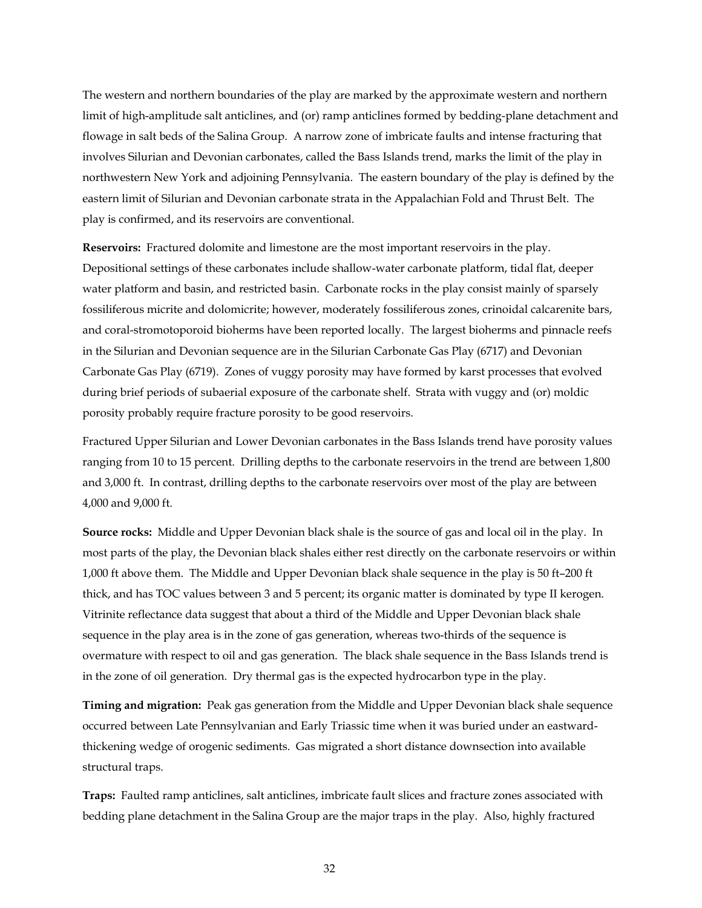The western and northern boundaries of the play are marked by the approximate western and northern limit of high-amplitude salt anticlines, and (or) ramp anticlines formed by bedding-plane detachment and flowage in salt beds of the Salina Group. A narrow zone of imbricate faults and intense fracturing that involves Silurian and Devonian carbonates, called the Bass Islands trend, marks the limit of the play in northwestern New York and adjoining Pennsylvania. The eastern boundary of the play is defined by the eastern limit of Silurian and Devonian carbonate strata in the Appalachian Fold and Thrust Belt. The play is confirmed, and its reservoirs are conventional.

**Reservoirs:** Fractured dolomite and limestone are the most important reservoirs in the play. Depositional settings of these carbonates include shallow-water carbonate platform, tidal flat, deeper water platform and basin, and restricted basin. Carbonate rocks in the play consist mainly of sparsely fossiliferous micrite and dolomicrite; however, moderately fossiliferous zones, crinoidal calcarenite bars, and coral-stromotoporoid bioherms have been reported locally. The largest bioherms and pinnacle reefs in the Silurian and Devonian sequence are in the Silurian Carbonate Gas Play (6717) and Devonian Carbonate Gas Play (6719). Zones of vuggy porosity may have formed by karst processes that evolved during brief periods of subaerial exposure of the carbonate shelf. Strata with vuggy and (or) moldic porosity probably require fracture porosity to be good reservoirs.

Fractured Upper Silurian and Lower Devonian carbonates in the Bass Islands trend have porosity values ranging from 10 to 15 percent. Drilling depths to the carbonate reservoirs in the trend are between 1,800 and 3,000 ft. In contrast, drilling depths to the carbonate reservoirs over most of the play are between 4,000 and 9,000 ft.

**Source rocks:** Middle and Upper Devonian black shale is the source of gas and local oil in the play. In most parts of the play, the Devonian black shales either rest directly on the carbonate reservoirs or within 1,000 ft above them. The Middle and Upper Devonian black shale sequence in the play is 50 ft–200 ft thick, and has TOC values between 3 and 5 percent; its organic matter is dominated by type II kerogen. Vitrinite reflectance data suggest that about a third of the Middle and Upper Devonian black shale sequence in the play area is in the zone of gas generation, whereas two-thirds of the sequence is overmature with respect to oil and gas generation. The black shale sequence in the Bass Islands trend is in the zone of oil generation. Dry thermal gas is the expected hydrocarbon type in the play.

**Timing and migration:** Peak gas generation from the Middle and Upper Devonian black shale sequence occurred between Late Pennsylvanian and Early Triassic time when it was buried under an eastward-thickening wedge of orogenic sediments. Gas migrated a short distance downsection into available structural traps.

**Traps:** Faulted ramp anticlines, salt anticlines, imbricate fault slices and fracture zones associated with bedding plane detachment in the Salina Group are the major traps in the play. Also, highly fractured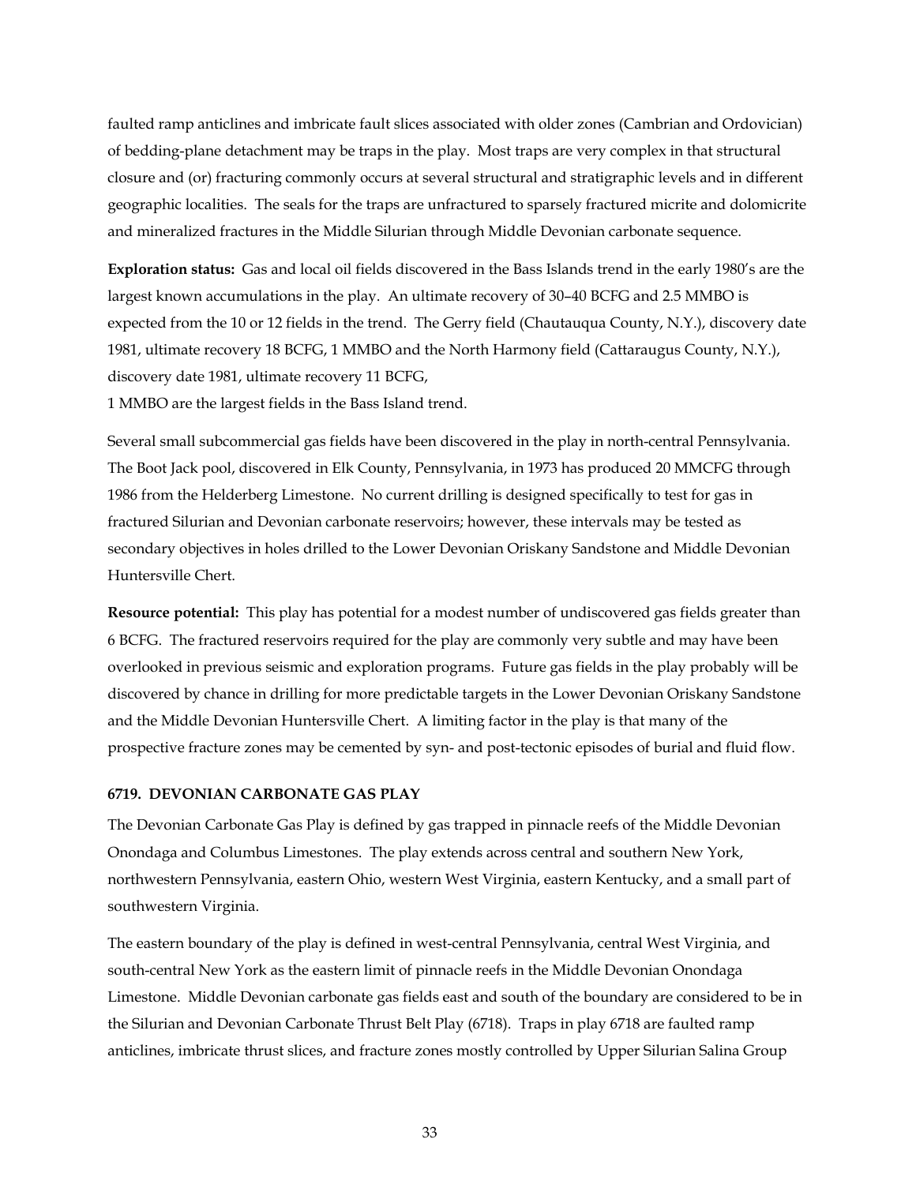faulted ramp anticlines and imbricate fault slices associated with older zones (Cambrian and Ordovician) of bedding-plane detachment may be traps in the play. Most traps are very complex in that structural closure and (or) fracturing commonly occurs at several structural and stratigraphic levels and in different geographic localities. The seals for the traps are unfractured to sparsely fractured micrite and dolomicrite and mineralized fractures in the Middle Silurian through Middle Devonian carbonate sequence.

**Exploration status:** Gas and local oil fields discovered in the Bass Islands trend in the early 1980's are the largest known accumulations in the play. An ultimate recovery of 30–40 BCFG and 2.5 MMBO is expected from the 10 or 12 fields in the trend. The Gerry field (Chautauqua County, N.Y.), discovery date 1981, ultimate recovery 18 BCFG, 1 MMBO and the North Harmony field (Cattaraugus County, N.Y.), discovery date 1981, ultimate recovery 11 BCFG,
1 MMBO are the largest fields in the Bass Island trend.

Several small subcommercial gas fields have been discovered in the play in north-central Pennsylvania. The Boot Jack pool, discovered in Elk County, Pennsylvania, in 1973 has produced 20 MMCFG through 1986 from the Helderberg Limestone. No current drilling is designed specifically to test for gas in fractured Silurian and Devonian carbonate reservoirs; however, these intervals may be tested as secondary objectives in holes drilled to the Lower Devonian Oriskany Sandstone and Middle Devonian Huntersville Chert.

**Resource potential:** This play has potential for a modest number of undiscovered gas fields greater than 6 BCFG. The fractured reservoirs required for the play are commonly very subtle and may have been overlooked in previous seismic and exploration programs. Future gas fields in the play probably will be discovered by chance in drilling for more predictable targets in the Lower Devonian Oriskany Sandstone and the Middle Devonian Huntersville Chert. A limiting factor in the play is that many of the prospective fracture zones may be cemented by syn- and post-tectonic episodes of burial and fluid flow.

### 6719. DEVONIAN CARBONATE GAS PLAY

The Devonian Carbonate Gas Play is defined by gas trapped in pinnacle reefs of the Middle Devonian Onondaga and Columbus Limestones. The play extends across central and southern New York, northwestern Pennsylvania, eastern Ohio, western West Virginia, eastern Kentucky, and a small part of southwestern Virginia.

The eastern boundary of the play is defined in west-central Pennsylvania, central West Virginia, and south-central New York as the eastern limit of pinnacle reefs in the Middle Devonian Onondaga Limestone. Middle Devonian carbonate gas fields east and south of the boundary are considered to be in the Silurian and Devonian Carbonate Thrust Belt Play (6718). Traps in play 6718 are faulted ramp anticlines, imbricate thrust slices, and fracture zones mostly controlled by Upper Silurian Salina Group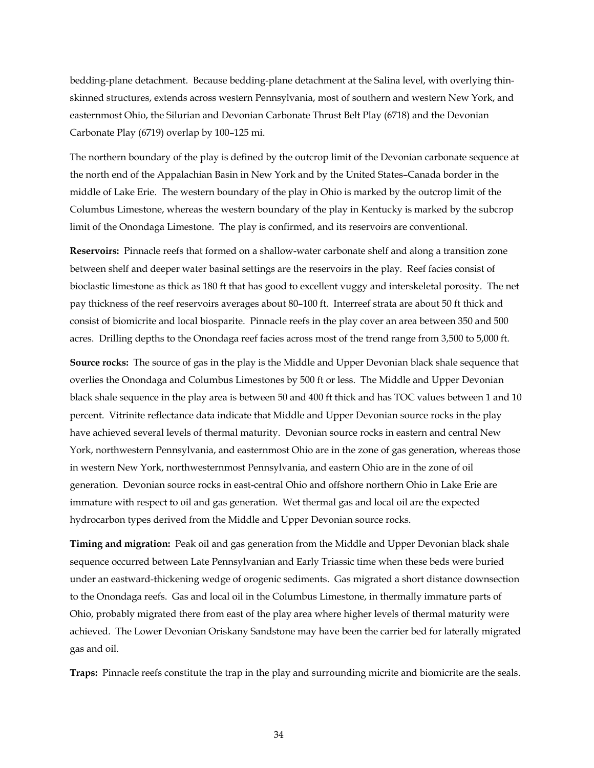bedding-plane detachment. Because bedding-plane detachment at the Salina level, with overlying thin-skinned structures, extends across western Pennsylvania, most of southern and western New York, and easternmost Ohio, the Silurian and Devonian Carbonate Thrust Belt Play (6718) and the Devonian Carbonate Play (6719) overlap by 100–125 mi.

The northern boundary of the play is defined by the outcrop limit of the Devonian carbonate sequence at the north end of the Appalachian Basin in New York and by the United States–Canada border in the middle of Lake Erie. The western boundary of the play in Ohio is marked by the outcrop limit of the Columbus Limestone, whereas the western boundary of the play in Kentucky is marked by the subcrop limit of the Onondaga Limestone. The play is confirmed, and its reservoirs are conventional.

**Reservoirs:** Pinnacle reefs that formed on a shallow-water carbonate shelf and along a transition zone between shelf and deeper water basinal settings are the reservoirs in the play. Reef facies consist of bioclastic limestone as thick as 180 ft that has good to excellent vuggy and interskeletal porosity. The net pay thickness of the reef reservoirs averages about 80–100 ft. Interreef strata are about 50 ft thick and consist of biomicrite and local biosparite. Pinnacle reefs in the play cover an area between 350 and 500 acres. Drilling depths to the Onondaga reef facies across most of the trend range from 3,500 to 5,000 ft.

**Source rocks:** The source of gas in the play is the Middle and Upper Devonian black shale sequence that overlies the Onondaga and Columbus Limestones by 500 ft or less. The Middle and Upper Devonian black shale sequence in the play area is between 50 and 400 ft thick and has TOC values between 1 and 10 percent. Vitrinite reflectance data indicate that Middle and Upper Devonian source rocks in the play have achieved several levels of thermal maturity. Devonian source rocks in eastern and central New York, northwestern Pennsylvania, and easternmost Ohio are in the zone of gas generation, whereas those in western New York, northwesternmost Pennsylvania, and eastern Ohio are in the zone of oil generation. Devonian source rocks in east-central Ohio and offshore northern Ohio in Lake Erie are immature with respect to oil and gas generation. Wet thermal gas and local oil are the expected hydrocarbon types derived from the Middle and Upper Devonian source rocks.

**Timing and migration:** Peak oil and gas generation from the Middle and Upper Devonian black shale sequence occurred between Late Pennsylvanian and Early Triassic time when these beds were buried under an eastward-thickening wedge of orogenic sediments. Gas migrated a short distance downsection to the Onondaga reefs. Gas and local oil in the Columbus Limestone, in thermally immature parts of Ohio, probably migrated there from east of the play area where higher levels of thermal maturity were achieved. The Lower Devonian Oriskany Sandstone may have been the carrier bed for laterally migrated gas and oil.

**Traps:** Pinnacle reefs constitute the trap in the play and surrounding micrite and biomicrite are the seals.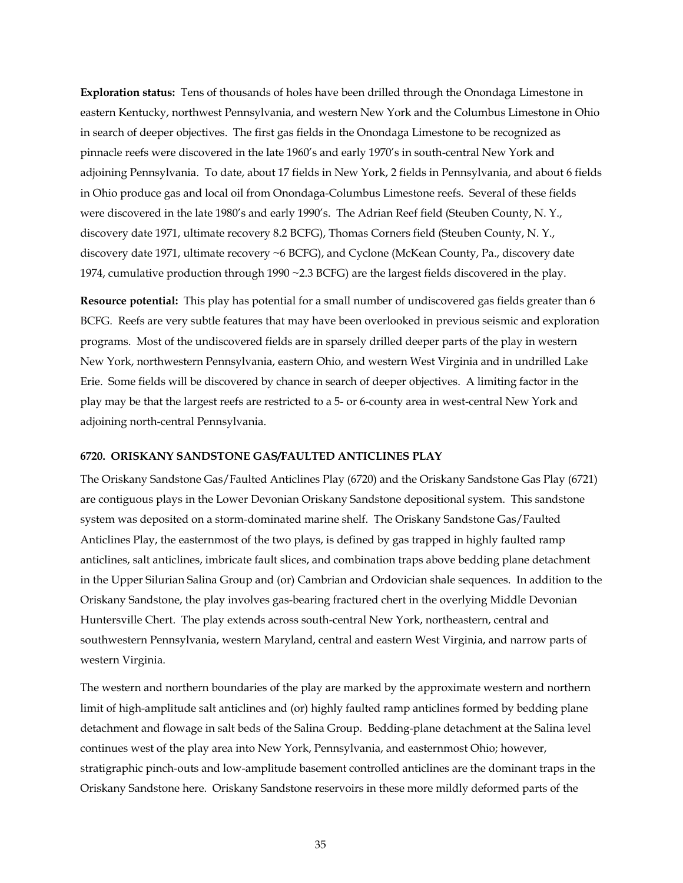**Exploration status:** Tens of thousands of holes have been drilled through the Onondaga Limestone in eastern Kentucky, northwest Pennsylvania, and western New York and the Columbus Limestone in Ohio in search of deeper objectives. The first gas fields in the Onondaga Limestone to be recognized as pinnacle reefs were discovered in the late 1960's and early 1970's in south-central New York and adjoining Pennsylvania. To date, about 17 fields in New York, 2 fields in Pennsylvania, and about 6 fields in Ohio produce gas and local oil from Onondaga-Columbus Limestone reefs. Several of these fields were discovered in the late 1980's and early 1990's. The Adrian Reef field (Steuben County, N. Y., discovery date 1971, ultimate recovery 8.2 BCFG), Thomas Corners field (Steuben County, N. Y., discovery date 1971, ultimate recovery ~6 BCFG), and Cyclone (McKean County, Pa., discovery date 1974, cumulative production through 1990 ~2.3 BCFG) are the largest fields discovered in the play.

**Resource potential:** This play has potential for a small number of undiscovered gas fields greater than 6 BCFG. Reefs are very subtle features that may have been overlooked in previous seismic and exploration programs. Most of the undiscovered fields are in sparsely drilled deeper parts of the play in western New York, northwestern Pennsylvania, eastern Ohio, and western West Virginia and in undrilled Lake Erie. Some fields will be discovered by chance in search of deeper objectives. A limiting factor in the play may be that the largest reefs are restricted to a 5- or 6-county area in west-central New York and adjoining north-central Pennsylvania.

### 6720. ORISKANY SANDSTONE GAS/FAULTED ANTICLINES PLAY

The Oriskany Sandstone Gas/Faulted Anticlines Play (6720) and the Oriskany Sandstone Gas Play (6721) are contiguous plays in the Lower Devonian Oriskany Sandstone depositional system. This sandstone system was deposited on a storm-dominated marine shelf. The Oriskany Sandstone Gas/Faulted Anticlines Play, the easternmost of the two plays, is defined by gas trapped in highly faulted ramp anticlines, salt anticlines, imbricate fault slices, and combination traps above bedding plane detachment in the Upper Silurian Salina Group and (or) Cambrian and Ordovician shale sequences. In addition to the Oriskany Sandstone, the play involves gas-bearing fractured chert in the overlying Middle Devonian Huntersville Chert. The play extends across south-central New York, northeastern, central and southwestern Pennsylvania, western Maryland, central and eastern West Virginia, and narrow parts of western Virginia.

The western and northern boundaries of the play are marked by the approximate western and northern limit of high-amplitude salt anticlines and (or) highly faulted ramp anticlines formed by bedding plane detachment and flowage in salt beds of the Salina Group. Bedding-plane detachment at the Salina level continues west of the play area into New York, Pennsylvania, and easternmost Ohio; however, stratigraphic pinch-outs and low-amplitude basement controlled anticlines are the dominant traps in the Oriskany Sandstone here. Oriskany Sandstone reservoirs in these more mildly deformed parts of the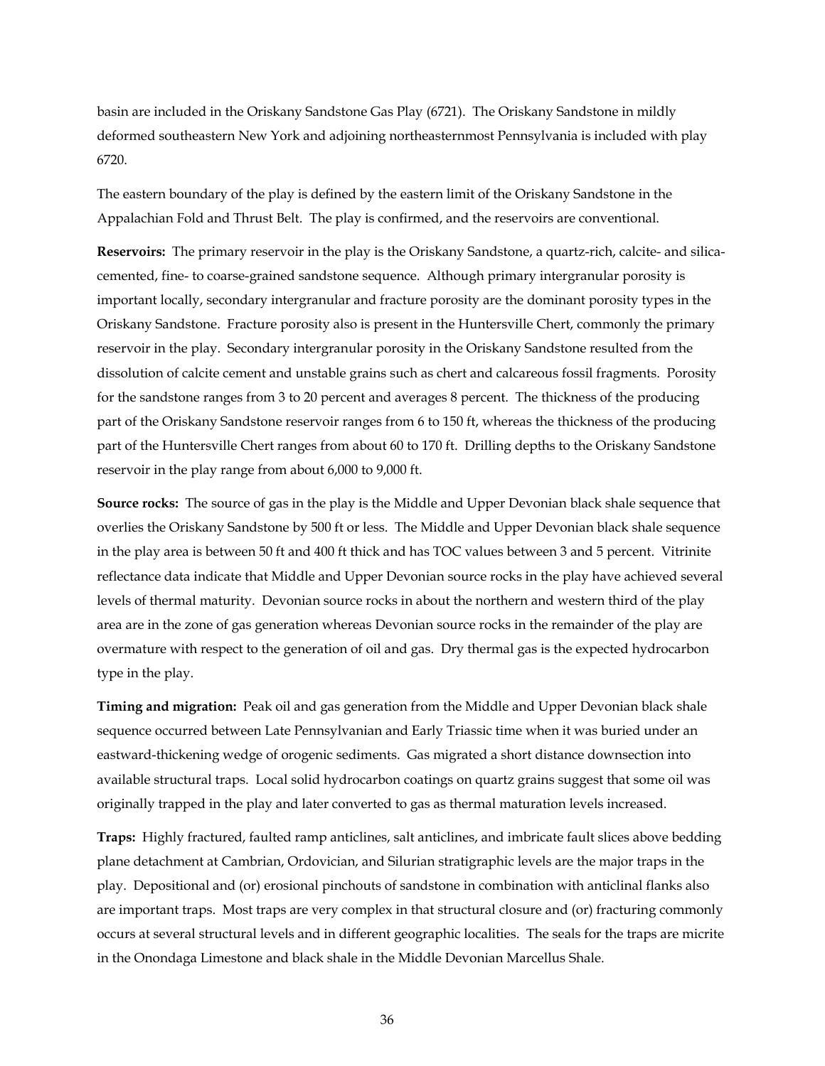basin are included in the Oriskany Sandstone Gas Play (6721). The Oriskany Sandstone in mildly deformed southeastern New York and adjoining northeasternmost Pennsylvania is included with play 6720.

The eastern boundary of the play is defined by the eastern limit of the Oriskany Sandstone in the Appalachian Fold and Thrust Belt. The play is confirmed, and the reservoirs are conventional.

**Reservoirs:** The primary reservoir in the play is the Oriskany Sandstone, a quartz-rich, calcite- and silica-cemented, fine- to coarse-grained sandstone sequence. Although primary intergranular porosity is important locally, secondary intergranular and fracture porosity are the dominant porosity types in the Oriskany Sandstone. Fracture porosity also is present in the Huntersville Chert, commonly the primary reservoir in the play. Secondary intergranular porosity in the Oriskany Sandstone resulted from the dissolution of calcite cement and unstable grains such as chert and calcareous fossil fragments. Porosity for the sandstone ranges from 3 to 20 percent and averages 8 percent. The thickness of the producing part of the Oriskany Sandstone reservoir ranges from 6 to 150 ft, whereas the thickness of the producing part of the Huntersville Chert ranges from about 60 to 170 ft. Drilling depths to the Oriskany Sandstone reservoir in the play range from about 6,000 to 9,000 ft.

**Source rocks:** The source of gas in the play is the Middle and Upper Devonian black shale sequence that overlies the Oriskany Sandstone by 500 ft or less. The Middle and Upper Devonian black shale sequence in the play area is between 50 ft and 400 ft thick and has TOC values between 3 and 5 percent. Vitrinite reflectance data indicate that Middle and Upper Devonian source rocks in the play have achieved several levels of thermal maturity. Devonian source rocks in about the northern and western third of the play area are in the zone of gas generation whereas Devonian source rocks in the remainder of the play are overmature with respect to the generation of oil and gas. Dry thermal gas is the expected hydrocarbon type in the play.

**Timing and migration:** Peak oil and gas generation from the Middle and Upper Devonian black shale sequence occurred between Late Pennsylvanian and Early Triassic time when it was buried under an eastward-thickening wedge of orogenic sediments. Gas migrated a short distance downsection into available structural traps. Local solid hydrocarbon coatings on quartz grains suggest that some oil was originally trapped in the play and later converted to gas as thermal maturation levels increased.

**Traps:** Highly fractured, faulted ramp anticlines, salt anticlines, and imbricate fault slices above bedding plane detachment at Cambrian, Ordovician, and Silurian stratigraphic levels are the major traps in the play. Depositional and (or) erosional pinchouts of sandstone in combination with anticlinal flanks also are important traps. Most traps are very complex in that structural closure and (or) fracturing commonly occurs at several structural levels and in different geographic localities. The seals for the traps are micrite in the Onondaga Limestone and black shale in the Middle Devonian Marcellus Shale.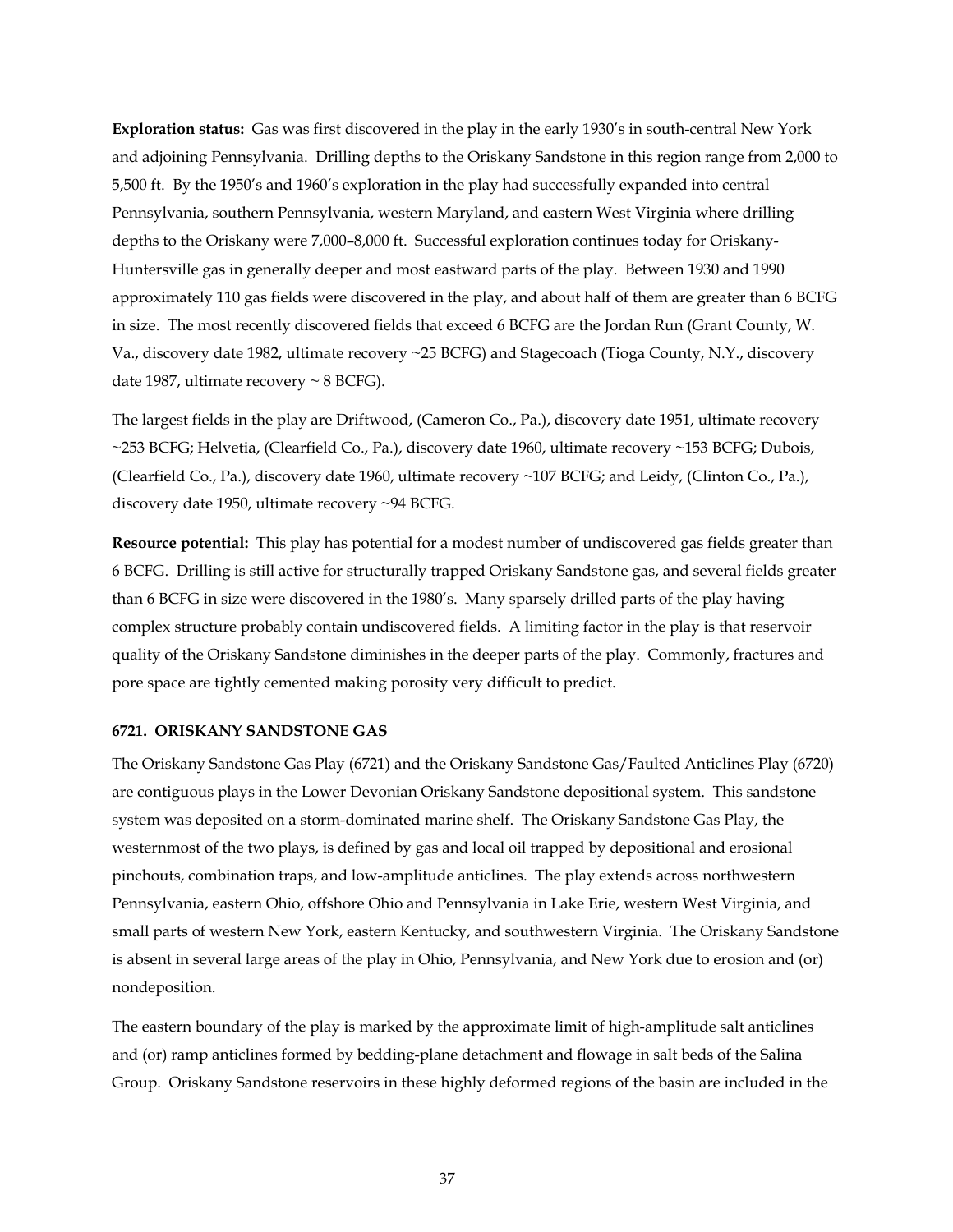**Exploration status:** Gas was first discovered in the play in the early 1930's in south-central New York and adjoining Pennsylvania. Drilling depths to the Oriskany Sandstone in this region range from 2,000 to 5,500 ft. By the 1950's and 1960's exploration in the play had successfully expanded into central Pennsylvania, southern Pennsylvania, western Maryland, and eastern West Virginia where drilling depths to the Oriskany were 7,000–8,000 ft. Successful exploration continues today for Oriskany-Huntersville gas in generally deeper and most eastward parts of the play. Between 1930 and 1990 approximately 110 gas fields were discovered in the play, and about half of them are greater than 6 BCFG in size. The most recently discovered fields that exceed 6 BCFG are the Jordan Run (Grant County, W. Va., discovery date 1982, ultimate recovery ~25 BCFG) and Stagecoach (Tioga County, N.Y., discovery date 1987, ultimate recovery ~ 8 BCFG).

The largest fields in the play are Driftwood, (Cameron Co., Pa.), discovery date 1951, ultimate recovery ~253 BCFG; Helvetia, (Clearfield Co., Pa.), discovery date 1960, ultimate recovery ~153 BCFG; Dubois, (Clearfield Co., Pa.), discovery date 1960, ultimate recovery ~107 BCFG; and Leidy, (Clinton Co., Pa.), discovery date 1950, ultimate recovery ~94 BCFG.

**Resource potential:** This play has potential for a modest number of undiscovered gas fields greater than 6 BCFG. Drilling is still active for structurally trapped Oriskany Sandstone gas, and several fields greater than 6 BCFG in size were discovered in the 1980's. Many sparsely drilled parts of the play having complex structure probably contain undiscovered fields. A limiting factor in the play is that reservoir quality of the Oriskany Sandstone diminishes in the deeper parts of the play. Commonly, fractures and pore space are tightly cemented making porosity very difficult to predict.

### 6721. ORISKANY SANDSTONE GAS

The Oriskany Sandstone Gas Play (6721) and the Oriskany Sandstone Gas/Faulted Anticlines Play (6720) are contiguous plays in the Lower Devonian Oriskany Sandstone depositional system. This sandstone system was deposited on a storm-dominated marine shelf. The Oriskany Sandstone Gas Play, the westernmost of the two plays, is defined by gas and local oil trapped by depositional and erosional pinchouts, combination traps, and low-amplitude anticlines. The play extends across northwestern Pennsylvania, eastern Ohio, offshore Ohio and Pennsylvania in Lake Erie, western West Virginia, and small parts of western New York, eastern Kentucky, and southwestern Virginia. The Oriskany Sandstone is absent in several large areas of the play in Ohio, Pennsylvania, and New York due to erosion and (or) nondeposition.

The eastern boundary of the play is marked by the approximate limit of high-amplitude salt anticlines and (or) ramp anticlines formed by bedding-plane detachment and flowage in salt beds of the Salina Group. Oriskany Sandstone reservoirs in these highly deformed regions of the basin are included in the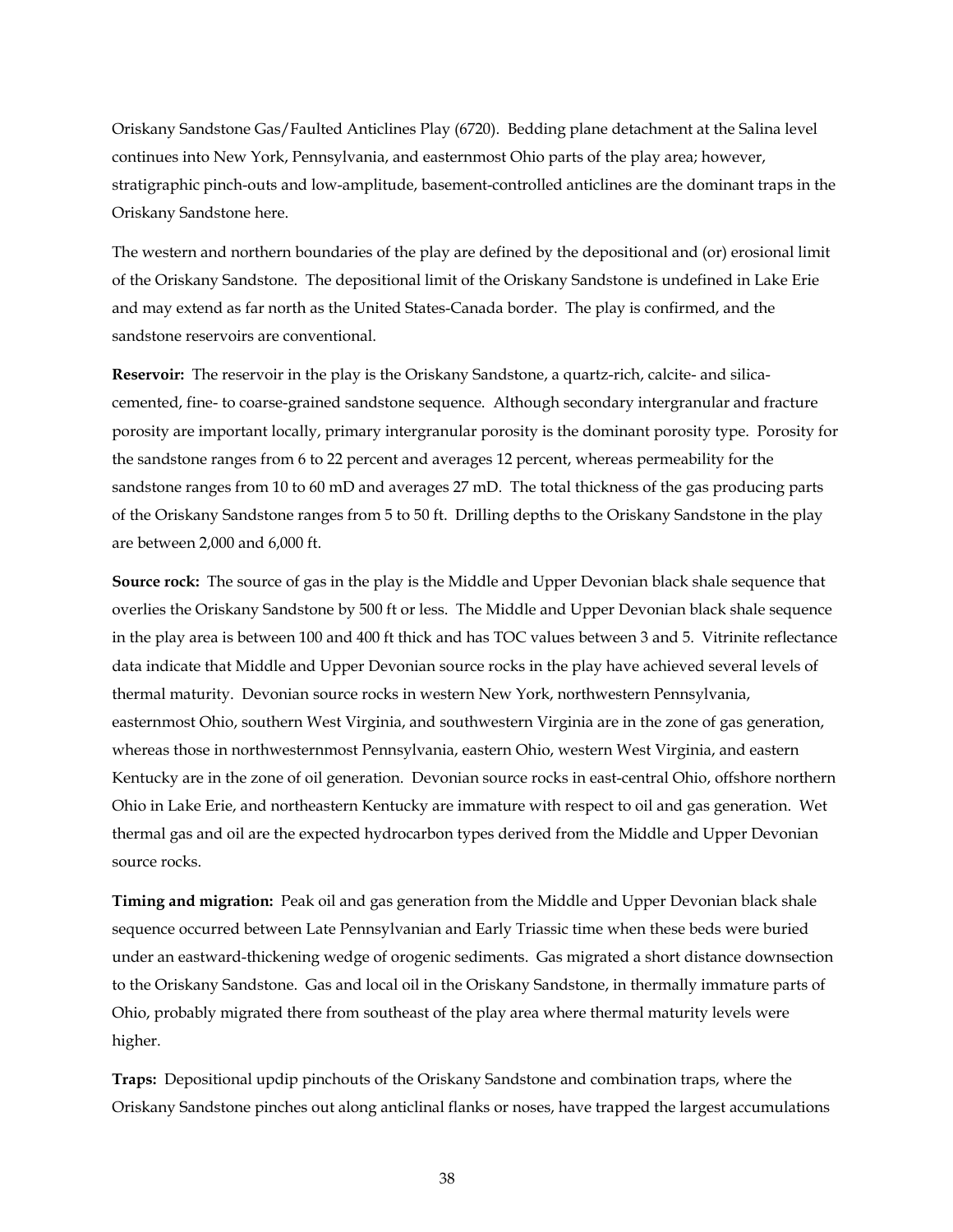Oriskany Sandstone Gas/Faulted Anticlines Play (6720). Bedding plane detachment at the Salina level continues into New York, Pennsylvania, and easternmost Ohio parts of the play area; however, stratigraphic pinch-outs and low-amplitude, basement-controlled anticlines are the dominant traps in the Oriskany Sandstone here.

The western and northern boundaries of the play are defined by the depositional and (or) erosional limit of the Oriskany Sandstone. The depositional limit of the Oriskany Sandstone is undefined in Lake Erie and may extend as far north as the United States-Canada border. The play is confirmed, and the sandstone reservoirs are conventional.

**Reservoir:** The reservoir in the play is the Oriskany Sandstone, a quartz-rich, calcite- and silica-cemented, fine- to coarse-grained sandstone sequence. Although secondary intergranular and fracture porosity are important locally, primary intergranular porosity is the dominant porosity type. Porosity for the sandstone ranges from 6 to 22 percent and averages 12 percent, whereas permeability for the sandstone ranges from 10 to 60 mD and averages 27 mD. The total thickness of the gas producing parts of the Oriskany Sandstone ranges from 5 to 50 ft. Drilling depths to the Oriskany Sandstone in the play are between 2,000 and 6,000 ft.

**Source rock:** The source of gas in the play is the Middle and Upper Devonian black shale sequence that overlies the Oriskany Sandstone by 500 ft or less. The Middle and Upper Devonian black shale sequence in the play area is between 100 and 400 ft thick and has TOC values between 3 and 5. Vitrinite reflectance data indicate that Middle and Upper Devonian source rocks in the play have achieved several levels of thermal maturity. Devonian source rocks in western New York, northwestern Pennsylvania, easternmost Ohio, southern West Virginia, and southwestern Virginia are in the zone of gas generation, whereas those in northwesternmost Pennsylvania, eastern Ohio, western West Virginia, and eastern Kentucky are in the zone of oil generation. Devonian source rocks in east-central Ohio, offshore northern Ohio in Lake Erie, and northeastern Kentucky are immature with respect to oil and gas generation. Wet thermal gas and oil are the expected hydrocarbon types derived from the Middle and Upper Devonian source rocks.

**Timing and migration:** Peak oil and gas generation from the Middle and Upper Devonian black shale sequence occurred between Late Pennsylvanian and Early Triassic time when these beds were buried under an eastward-thickening wedge of orogenic sediments. Gas migrated a short distance downsection to the Oriskany Sandstone. Gas and local oil in the Oriskany Sandstone, in thermally immature parts of Ohio, probably migrated there from southeast of the play area where thermal maturity levels were higher.

**Traps:** Depositional updip pinchouts of the Oriskany Sandstone and combination traps, where the Oriskany Sandstone pinches out along anticlinal flanks or noses, have trapped the largest accumulations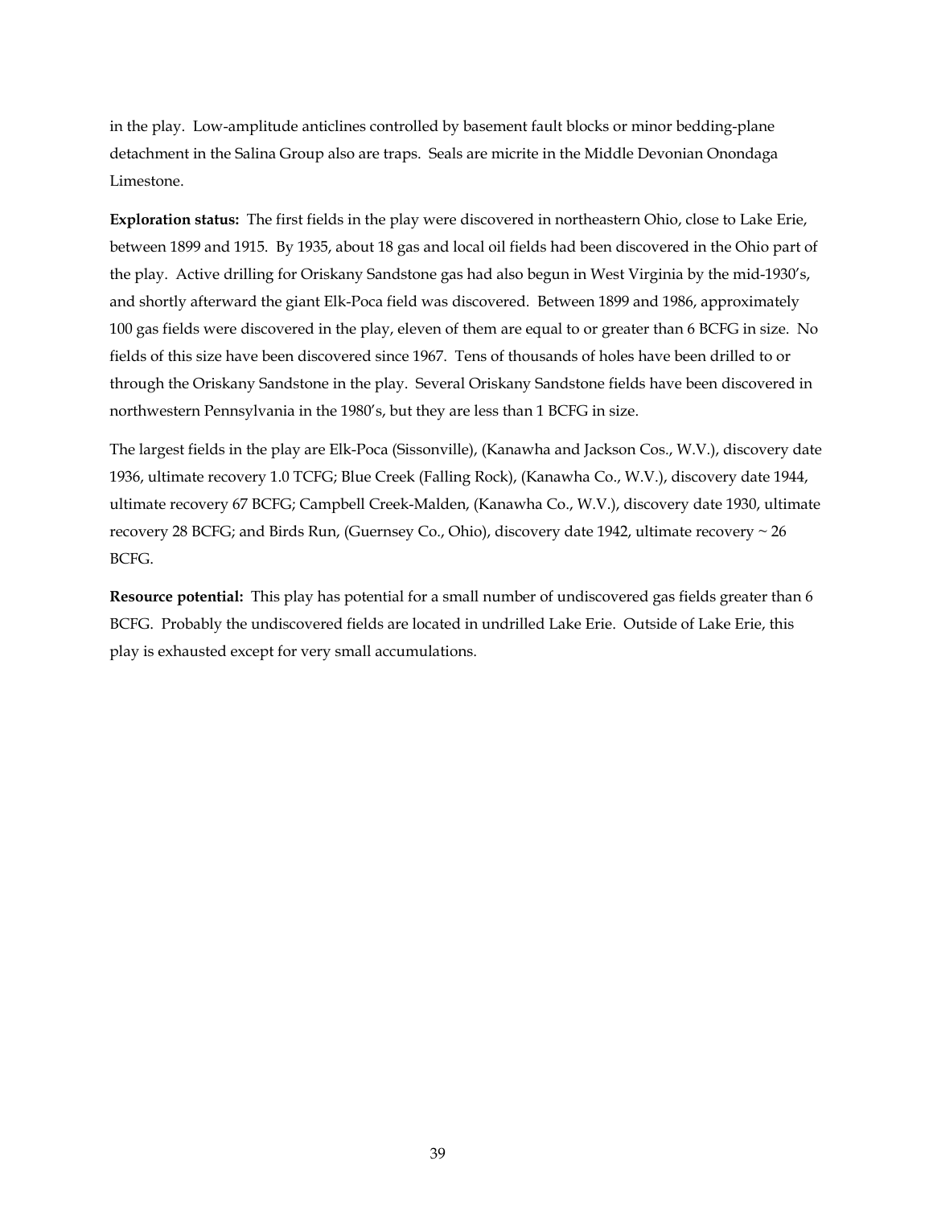in the play. Low-amplitude anticlines controlled by basement fault blocks or minor bedding-plane detachment in the Salina Group also are traps. Seals are micrite in the Middle Devonian Onondaga Limestone.

**Exploration status:** The first fields in the play were discovered in northeastern Ohio, close to Lake Erie, between 1899 and 1915. By 1935, about 18 gas and local oil fields had been discovered in the Ohio part of the play. Active drilling for Oriskany Sandstone gas had also begun in West Virginia by the mid-1930's, and shortly afterward the giant Elk-Poca field was discovered. Between 1899 and 1986, approximately 100 gas fields were discovered in the play, eleven of them are equal to or greater than 6 BCFG in size. No fields of this size have been discovered since 1967. Tens of thousands of holes have been drilled to or through the Oriskany Sandstone in the play. Several Oriskany Sandstone fields have been discovered in northwestern Pennsylvania in the 1980's, but they are less than 1 BCFG in size.

The largest fields in the play are Elk-Poca (Sissonville), (Kanawha and Jackson Cos., W.V.), discovery date 1936, ultimate recovery 1.0 TCFG; Blue Creek (Falling Rock), (Kanawha Co., W.V.), discovery date 1944, ultimate recovery 67 BCFG; Campbell Creek-Malden, (Kanawha Co., W.V.), discovery date 1930, ultimate recovery 28 BCFG; and Birds Run, (Guernsey Co., Ohio), discovery date 1942, ultimate recovery ~ 26 BCFG.

**Resource potential:** This play has potential for a small number of undiscovered gas fields greater than 6 BCFG. Probably the undiscovered fields are located in undrilled Lake Erie. Outside of Lake Erie, this play is exhausted except for very small accumulations.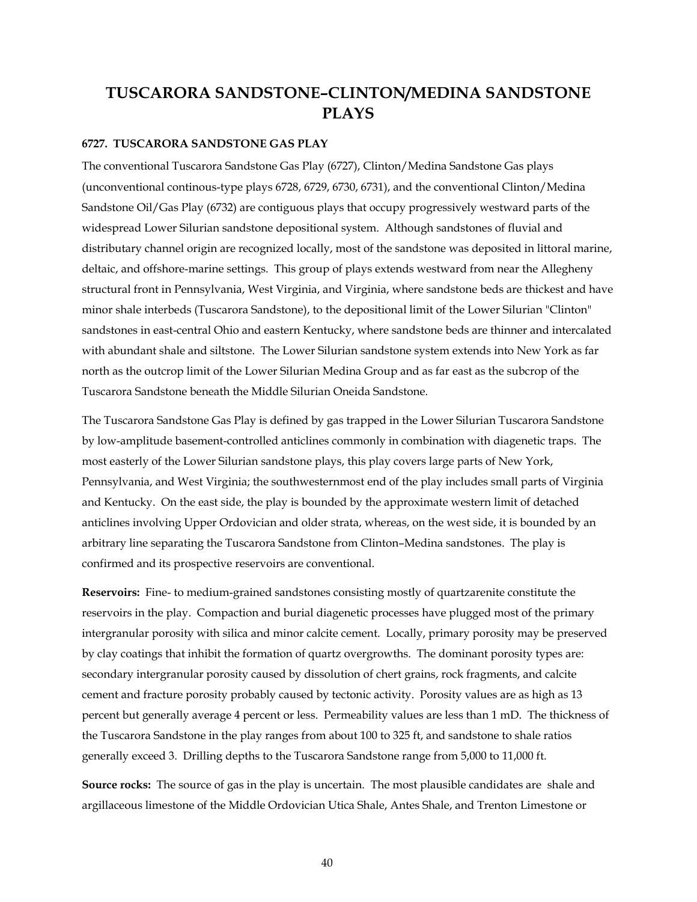# TUSCARORA SANDSTONE–CLINTON/MEDINA SANDSTONE PLAYS

### 6727. TUSCARORA SANDSTONE GAS PLAY

The conventional Tuscarora Sandstone Gas Play (6727), Clinton/Medina Sandstone Gas plays (unconventional continous-type plays 6728, 6729, 6730, 6731), and the conventional Clinton/Medina Sandstone Oil/Gas Play (6732) are contiguous plays that occupy progressively westward parts of the widespread Lower Silurian sandstone depositional system. Although sandstones of fluvial and distributary channel origin are recognized locally, most of the sandstone was deposited in littoral marine, deltaic, and offshore-marine settings. This group of plays extends westward from near the Allegheny structural front in Pennsylvania, West Virginia, and Virginia, where sandstone beds are thickest and have minor shale interbeds (Tuscarora Sandstone), to the depositional limit of the Lower Silurian "Clinton" sandstones in east-central Ohio and eastern Kentucky, where sandstone beds are thinner and intercalated with abundant shale and siltstone. The Lower Silurian sandstone system extends into New York as far north as the outcrop limit of the Lower Silurian Medina Group and as far east as the subcrop of the Tuscarora Sandstone beneath the Middle Silurian Oneida Sandstone.

The Tuscarora Sandstone Gas Play is defined by gas trapped in the Lower Silurian Tuscarora Sandstone by low-amplitude basement-controlled anticlines commonly in combination with diagenetic traps. The most easterly of the Lower Silurian sandstone plays, this play covers large parts of New York, Pennsylvania, and West Virginia; the southwesternmost end of the play includes small parts of Virginia and Kentucky. On the east side, the play is bounded by the approximate western limit of detached anticlines involving Upper Ordovician and older strata, whereas, on the west side, it is bounded by an arbitrary line separating the Tuscarora Sandstone from Clinton–Medina sandstones. The play is confirmed and its prospective reservoirs are conventional.

**Reservoirs:** Fine- to medium-grained sandstones consisting mostly of quartzarenite constitute the reservoirs in the play. Compaction and burial diagenetic processes have plugged most of the primary intergranular porosity with silica and minor calcite cement. Locally, primary porosity may be preserved by clay coatings that inhibit the formation of quartz overgrowths. The dominant porosity types are: secondary intergranular porosity caused by dissolution of chert grains, rock fragments, and calcite cement and fracture porosity probably caused by tectonic activity. Porosity values are as high as 13 percent but generally average 4 percent or less. Permeability values are less than 1 mD. The thickness of the Tuscarora Sandstone in the play ranges from about 100 to 325 ft, and sandstone to shale ratios generally exceed 3. Drilling depths to the Tuscarora Sandstone range from 5,000 to 11,000 ft.

**Source rocks:** The source of gas in the play is uncertain. The most plausible candidates are shale and argillaceous limestone of the Middle Ordovician Utica Shale, Antes Shale, and Trenton Limestone or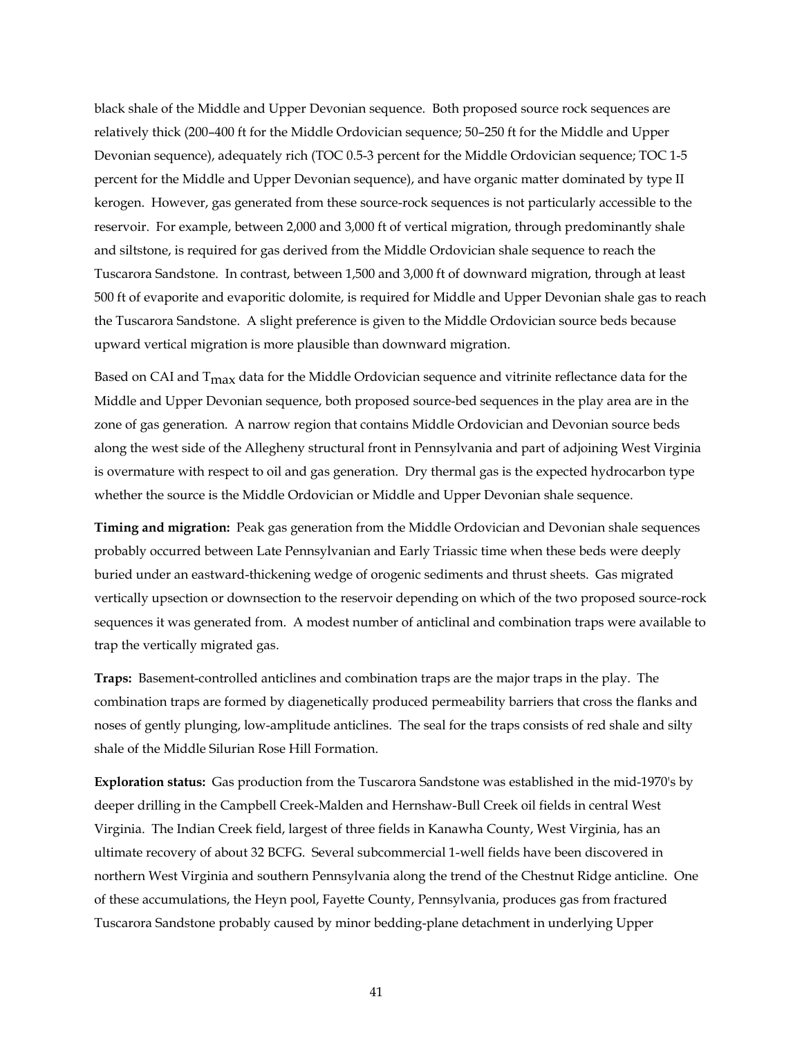black shale of the Middle and Upper Devonian sequence. Both proposed source rock sequences are relatively thick (200–400 ft for the Middle Ordovician sequence; 50–250 ft for the Middle and Upper Devonian sequence), adequately rich (TOC 0.5-3 percent for the Middle Ordovician sequence; TOC 1-5 percent for the Middle and Upper Devonian sequence), and have organic matter dominated by type II kerogen. However, gas generated from these source-rock sequences is not particularly accessible to the reservoir. For example, between 2,000 and 3,000 ft of vertical migration, through predominantly shale and siltstone, is required for gas derived from the Middle Ordovician shale sequence to reach the Tuscarora Sandstone. In contrast, between 1,500 and 3,000 ft of downward migration, through at least 500 ft of evaporite and evaporitic dolomite, is required for Middle and Upper Devonian shale gas to reach the Tuscarora Sandstone. A slight preference is given to the Middle Ordovician source beds because upward vertical migration is more plausible than downward migration.

Based on CAI and $T_{max}$ data for the Middle Ordovician sequence and vitrinite reflectance data for the Middle and Upper Devonian sequence, both proposed source-bed sequences in the play area are in the zone of gas generation. A narrow region that contains Middle Ordovician and Devonian source beds along the west side of the Allegheny structural front in Pennsylvania and part of adjoining West Virginia is overmature with respect to oil and gas generation. Dry thermal gas is the expected hydrocarbon type whether the source is the Middle Ordovician or Middle and Upper Devonian shale sequence.

**Timing and migration:** Peak gas generation from the Middle Ordovician and Devonian shale sequences probably occurred between Late Pennsylvanian and Early Triassic time when these beds were deeply buried under an eastward-thickening wedge of orogenic sediments and thrust sheets. Gas migrated vertically upsection or downsection to the reservoir depending on which of the two proposed source-rock sequences it was generated from. A modest number of anticlinal and combination traps were available to trap the vertically migrated gas.

**Traps:** Basement-controlled anticlines and combination traps are the major traps in the play. The combination traps are formed by diagenetically produced permeability barriers that cross the flanks and noses of gently plunging, low-amplitude anticlines. The seal for the traps consists of red shale and silty shale of the Middle Silurian Rose Hill Formation.

**Exploration status:** Gas production from the Tuscarora Sandstone was established in the mid-1970's by deeper drilling in the Campbell Creek-Malden and Hernshaw-Bull Creek oil fields in central West Virginia. The Indian Creek field, largest of three fields in Kanawha County, West Virginia, has an ultimate recovery of about 32 BCFG. Several subcommercial 1-well fields have been discovered in northern West Virginia and southern Pennsylvania along the trend of the Chestnut Ridge anticline. One of these accumulations, the Heyn pool, Fayette County, Pennsylvania, produces gas from fractured Tuscarora Sandstone probably caused by minor bedding-plane detachment in underlying Upper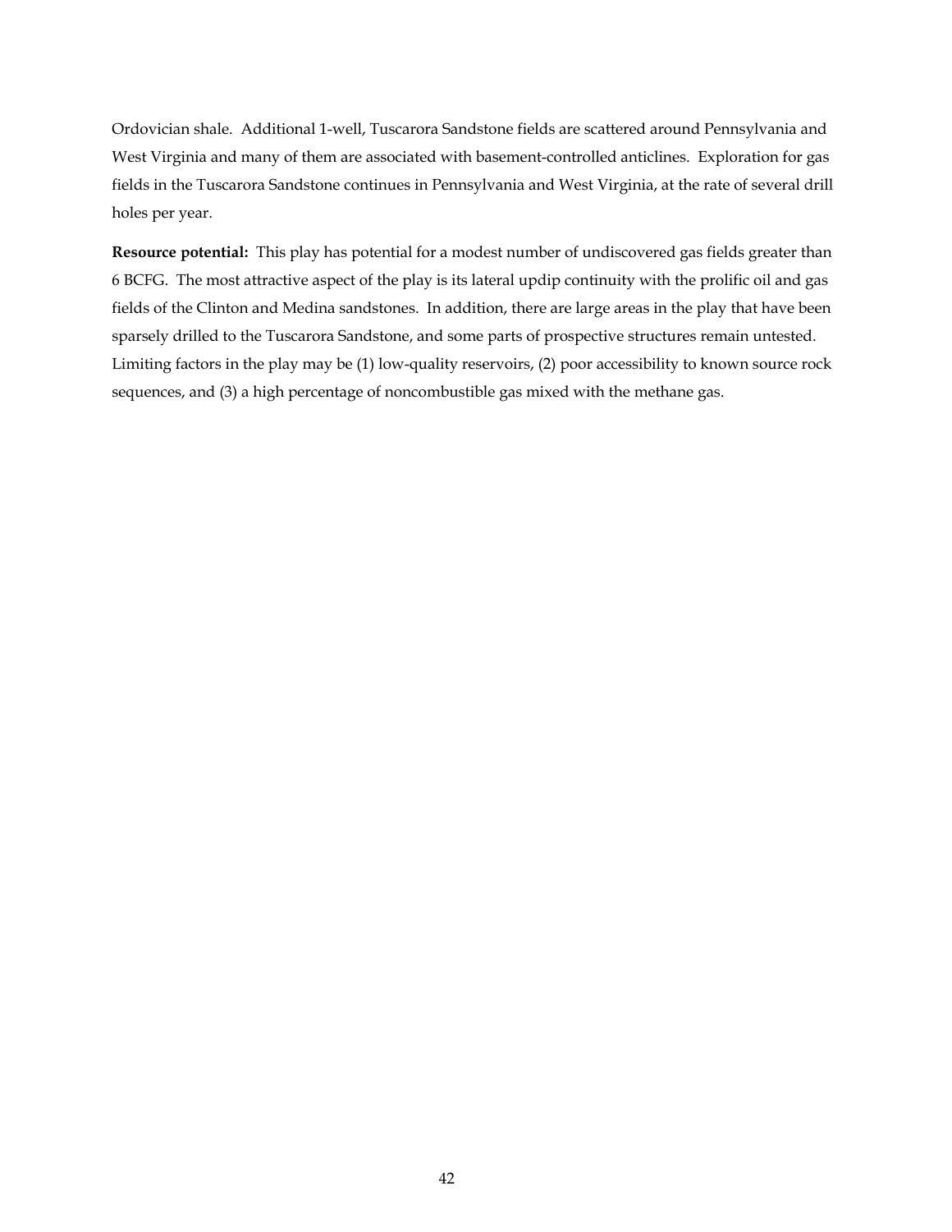Ordovician shale. Additional 1-well, Tuscarora Sandstone fields are scattered around Pennsylvania and West Virginia and many of them are associated with basement-controlled anticlines. Exploration for gas fields in the Tuscarora Sandstone continues in Pennsylvania and West Virginia, at the rate of several drill holes per year.

**Resource potential:** This play has potential for a modest number of undiscovered gas fields greater than 6 BCFG. The most attractive aspect of the play is its lateral updip continuity with the prolific oil and gas fields of the Clinton and Medina sandstones. In addition, there are large areas in the play that have been sparsely drilled to the Tuscarora Sandstone, and some parts of prospective structures remain untested. Limiting factors in the play may be (1) low-quality reservoirs, (2) poor accessibility to known source rock sequences, and (3) a high percentage of noncombustible gas mixed with the methane gas.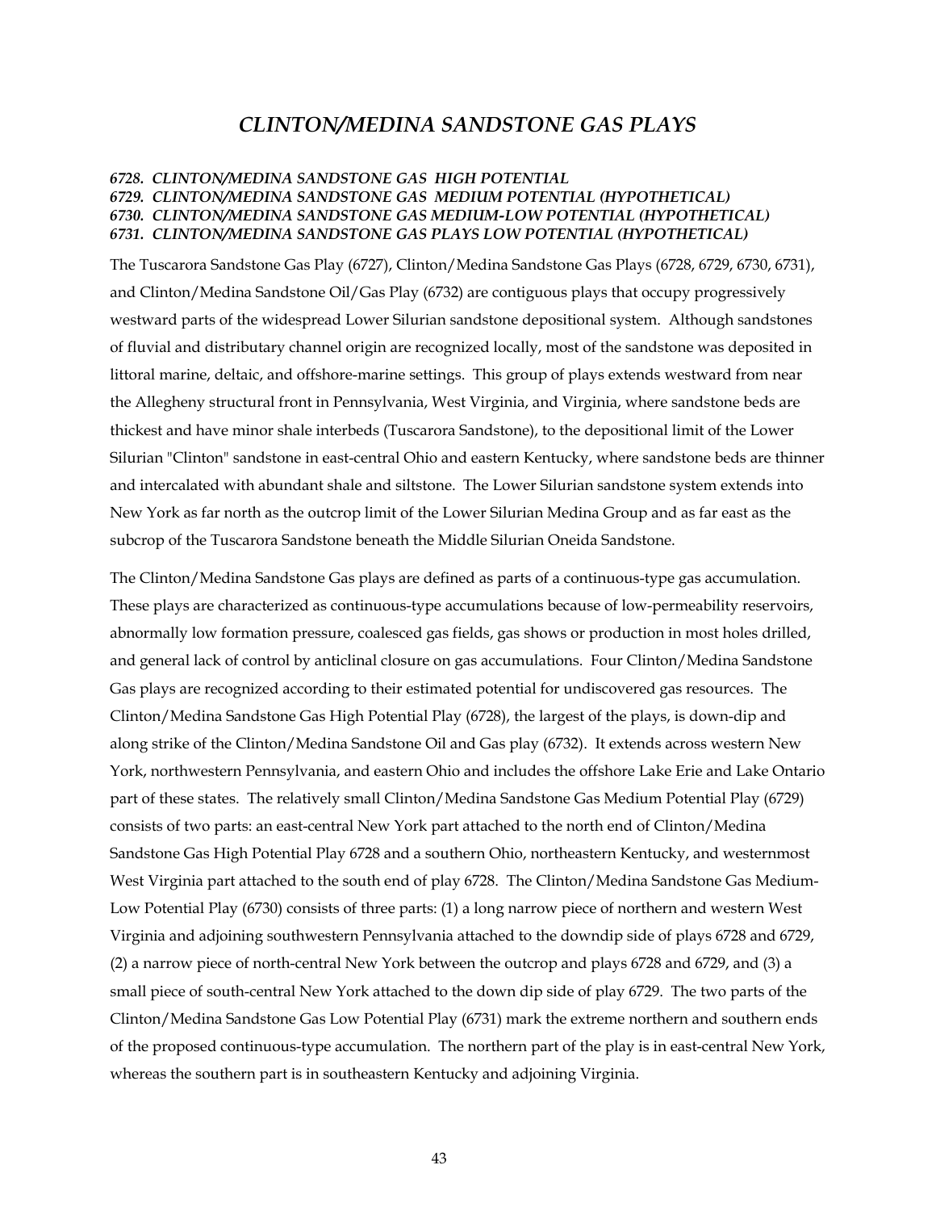# *CLINTON/MEDINA SANDSTONE GAS PLAYS*

***6728. CLINTON/MEDINA SANDSTONE GAS HIGH POTENTIAL***
***6729. CLINTON/MEDINA SANDSTONE GAS MEDIUM POTENTIAL (HYPOTHETICAL)***
***6730. CLINTON/MEDINA SANDSTONE GAS MEDIUM-LOW POTENTIAL (HYPOTHETICAL)***
***6731. CLINTON/MEDINA SANDSTONE GAS PLAYS LOW POTENTIAL (HYPOTHETICAL)***

The Tuscarora Sandstone Gas Play (6727), Clinton/Medina Sandstone Gas Plays (6728, 6729, 6730, 6731), and Clinton/Medina Sandstone Oil/Gas Play (6732) are contiguous plays that occupy progressively westward parts of the widespread Lower Silurian sandstone depositional system. Although sandstones of fluvial and distributary channel origin are recognized locally, most of the sandstone was deposited in littoral marine, deltaic, and offshore-marine settings. This group of plays extends westward from near the Allegheny structural front in Pennsylvania, West Virginia, and Virginia, where sandstone beds are thickest and have minor shale interbeds (Tuscarora Sandstone), to the depositional limit of the Lower Silurian "Clinton" sandstone in east-central Ohio and eastern Kentucky, where sandstone beds are thinner and intercalated with abundant shale and siltstone. The Lower Silurian sandstone system extends into New York as far north as the outcrop limit of the Lower Silurian Medina Group and as far east as the subcrop of the Tuscarora Sandstone beneath the Middle Silurian Oneida Sandstone.

The Clinton/Medina Sandstone Gas plays are defined as parts of a continuous-type gas accumulation. These plays are characterized as continuous-type accumulations because of low-permeability reservoirs, abnormally low formation pressure, coalesced gas fields, gas shows or production in most holes drilled, and general lack of control by anticlinal closure on gas accumulations. Four Clinton/Medina Sandstone Gas plays are recognized according to their estimated potential for undiscovered gas resources. The Clinton/Medina Sandstone Gas High Potential Play (6728), the largest of the plays, is down-dip and along strike of the Clinton/Medina Sandstone Oil and Gas play (6732). It extends across western New York, northwestern Pennsylvania, and eastern Ohio and includes the offshore Lake Erie and Lake Ontario part of these states. The relatively small Clinton/Medina Sandstone Gas Medium Potential Play (6729) consists of two parts: an east-central New York part attached to the north end of Clinton/Medina Sandstone Gas High Potential Play 6728 and a southern Ohio, northeastern Kentucky, and westernmost West Virginia part attached to the south end of play 6728. The Clinton/Medina Sandstone Gas Medium-Low Potential Play (6730) consists of three parts: (1) a long narrow piece of northern and western West Virginia and adjoining southwestern Pennsylvania attached to the downdip side of plays 6728 and 6729, (2) a narrow piece of north-central New York between the outcrop and plays 6728 and 6729, and (3) a small piece of south-central New York attached to the down dip side of play 6729. The two parts of the Clinton/Medina Sandstone Gas Low Potential Play (6731) mark the extreme northern and southern ends of the proposed continuous-type accumulation. The northern part of the play is in east-central New York, whereas the southern part is in southeastern Kentucky and adjoining Virginia.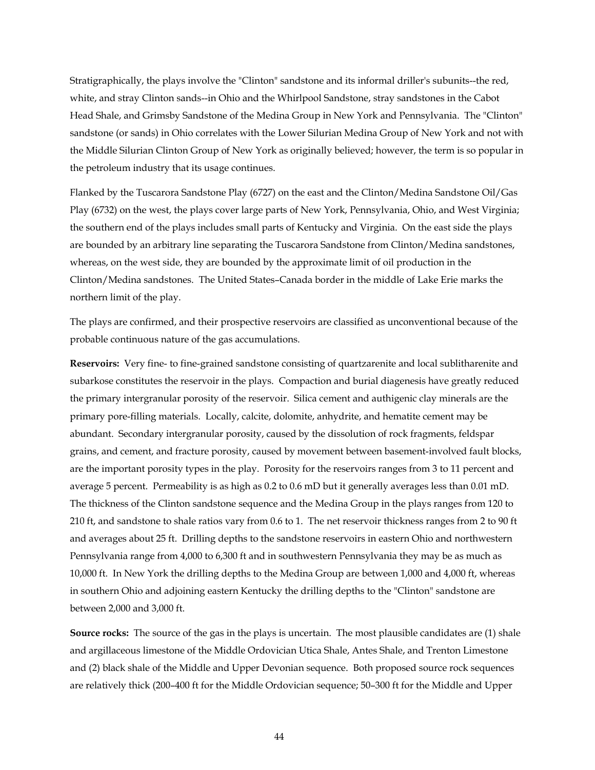Stratigraphically, the plays involve the "Clinton" sandstone and its informal driller's subunits--the red, white, and stray Clinton sands--in Ohio and the Whirlpool Sandstone, stray sandstones in the Cabot Head Shale, and Grimsby Sandstone of the Medina Group in New York and Pennsylvania. The "Clinton" sandstone (or sands) in Ohio correlates with the Lower Silurian Medina Group of New York and not with the Middle Silurian Clinton Group of New York as originally believed; however, the term is so popular in the petroleum industry that its usage continues.

Flanked by the Tuscarora Sandstone Play (6727) on the east and the Clinton/Medina Sandstone Oil/Gas Play (6732) on the west, the plays cover large parts of New York, Pennsylvania, Ohio, and West Virginia; the southern end of the plays includes small parts of Kentucky and Virginia. On the east side the plays are bounded by an arbitrary line separating the Tuscarora Sandstone from Clinton/Medina sandstones, whereas, on the west side, they are bounded by the approximate limit of oil production in the Clinton/Medina sandstones. The United States–Canada border in the middle of Lake Erie marks the northern limit of the play.

The plays are confirmed, and their prospective reservoirs are classified as unconventional because of the probable continuous nature of the gas accumulations.

**Reservoirs:** Very fine- to fine-grained sandstone consisting of quartzarenite and local sublitharenite and subarkose constitutes the reservoir in the plays. Compaction and burial diagenesis have greatly reduced the primary intergranular porosity of the reservoir. Silica cement and authigenic clay minerals are the primary pore-filling materials. Locally, calcite, dolomite, anhydrite, and hematite cement may be abundant. Secondary intergranular porosity, caused by the dissolution of rock fragments, feldspar grains, and cement, and fracture porosity, caused by movement between basement-involved fault blocks, are the important porosity types in the play. Porosity for the reservoirs ranges from 3 to 11 percent and average 5 percent. Permeability is as high as 0.2 to 0.6 mD but it generally averages less than 0.01 mD. The thickness of the Clinton sandstone sequence and the Medina Group in the plays ranges from 120 to 210 ft, and sandstone to shale ratios vary from 0.6 to 1. The net reservoir thickness ranges from 2 to 90 ft and averages about 25 ft. Drilling depths to the sandstone reservoirs in eastern Ohio and northwestern Pennsylvania range from 4,000 to 6,300 ft and in southwestern Pennsylvania they may be as much as 10,000 ft. In New York the drilling depths to the Medina Group are between 1,000 and 4,000 ft, whereas in southern Ohio and adjoining eastern Kentucky the drilling depths to the "Clinton" sandstone are between 2,000 and 3,000 ft.

**Source rocks:** The source of the gas in the plays is uncertain. The most plausible candidates are (1) shale and argillaceous limestone of the Middle Ordovician Utica Shale, Antes Shale, and Trenton Limestone and (2) black shale of the Middle and Upper Devonian sequence. Both proposed source rock sequences are relatively thick (200–400 ft for the Middle Ordovician sequence; 50–300 ft for the Middle and Upper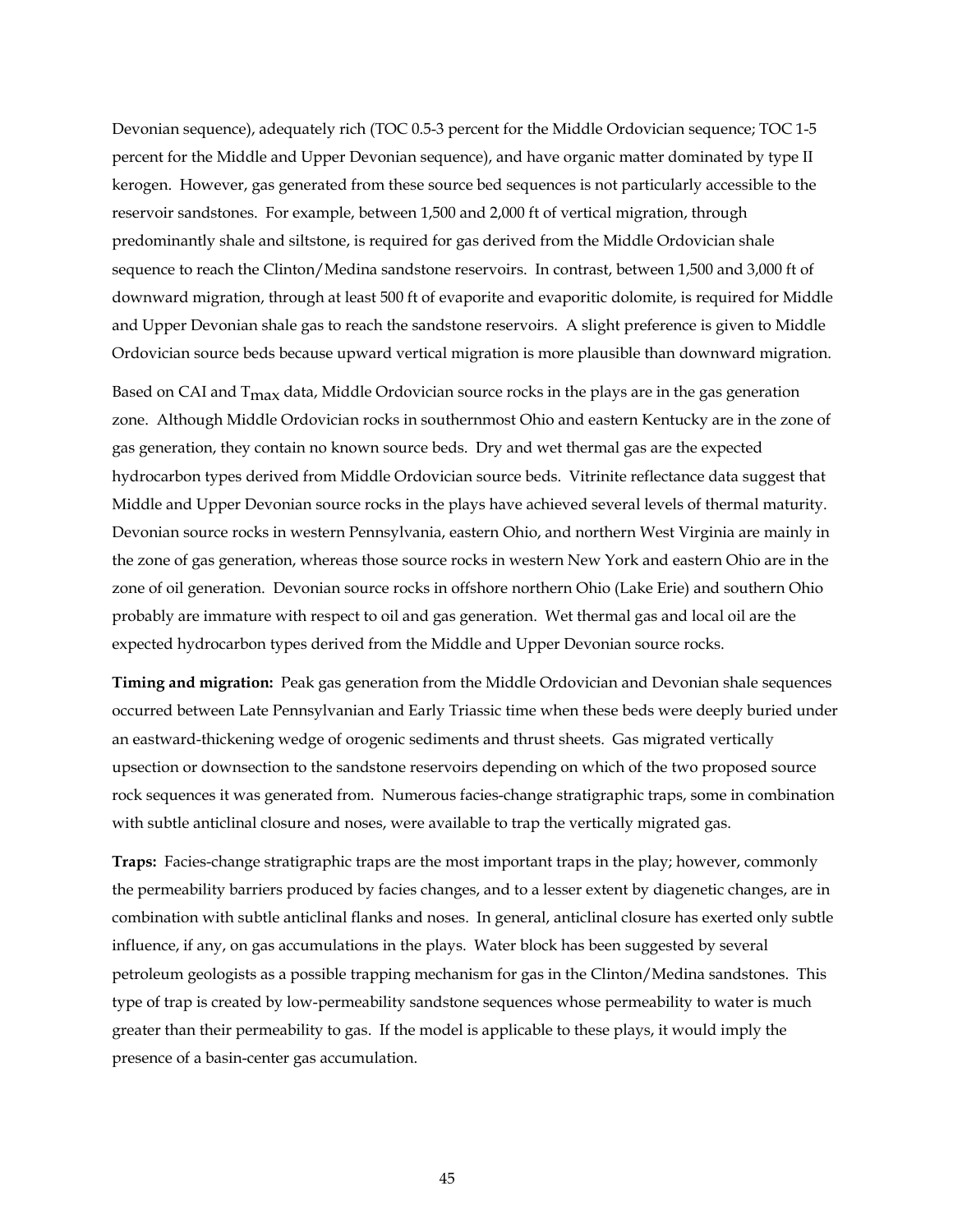Devonian sequence), adequately rich (TOC 0.5-3 percent for the Middle Ordovician sequence; TOC 1-5 percent for the Middle and Upper Devonian sequence), and have organic matter dominated by type II kerogen. However, gas generated from these source bed sequences is not particularly accessible to the reservoir sandstones. For example, between 1,500 and 2,000 ft of vertical migration, through predominantly shale and siltstone, is required for gas derived from the Middle Ordovician shale sequence to reach the Clinton/Medina sandstone reservoirs. In contrast, between 1,500 and 3,000 ft of downward migration, through at least 500 ft of evaporite and evaporitic dolomite, is required for Middle and Upper Devonian shale gas to reach the sandstone reservoirs. A slight preference is given to Middle Ordovician source beds because upward vertical migration is more plausible than downward migration.

Based on CAI and $T_{max}$ data, Middle Ordovician source rocks in the plays are in the gas generation zone. Although Middle Ordovician rocks in southernmost Ohio and eastern Kentucky are in the zone of gas generation, they contain no known source beds. Dry and wet thermal gas are the expected hydrocarbon types derived from Middle Ordovician source beds. Vitrinite reflectance data suggest that Middle and Upper Devonian source rocks in the plays have achieved several levels of thermal maturity. Devonian source rocks in western Pennsylvania, eastern Ohio, and northern West Virginia are mainly in the zone of gas generation, whereas those source rocks in western New York and eastern Ohio are in the zone of oil generation. Devonian source rocks in offshore northern Ohio (Lake Erie) and southern Ohio probably are immature with respect to oil and gas generation. Wet thermal gas and local oil are the expected hydrocarbon types derived from the Middle and Upper Devonian source rocks.

**Timing and migration:** Peak gas generation from the Middle Ordovician and Devonian shale sequences occurred between Late Pennsylvanian and Early Triassic time when these beds were deeply buried under an eastward-thickening wedge of orogenic sediments and thrust sheets. Gas migrated vertically upsection or downsection to the sandstone reservoirs depending on which of the two proposed source rock sequences it was generated from. Numerous facies-change stratigraphic traps, some in combination with subtle anticlinal closure and noses, were available to trap the vertically migrated gas.

**Traps:** Facies-change stratigraphic traps are the most important traps in the play; however, commonly the permeability barriers produced by facies changes, and to a lesser extent by diagenetic changes, are in combination with subtle anticlinal flanks and noses. In general, anticlinal closure has exerted only subtle influence, if any, on gas accumulations in the plays. Water block has been suggested by several petroleum geologists as a possible trapping mechanism for gas in the Clinton/Medina sandstones. This type of trap is created by low-permeability sandstone sequences whose permeability to water is much greater than their permeability to gas. If the model is applicable to these plays, it would imply the presence of a basin-center gas accumulation.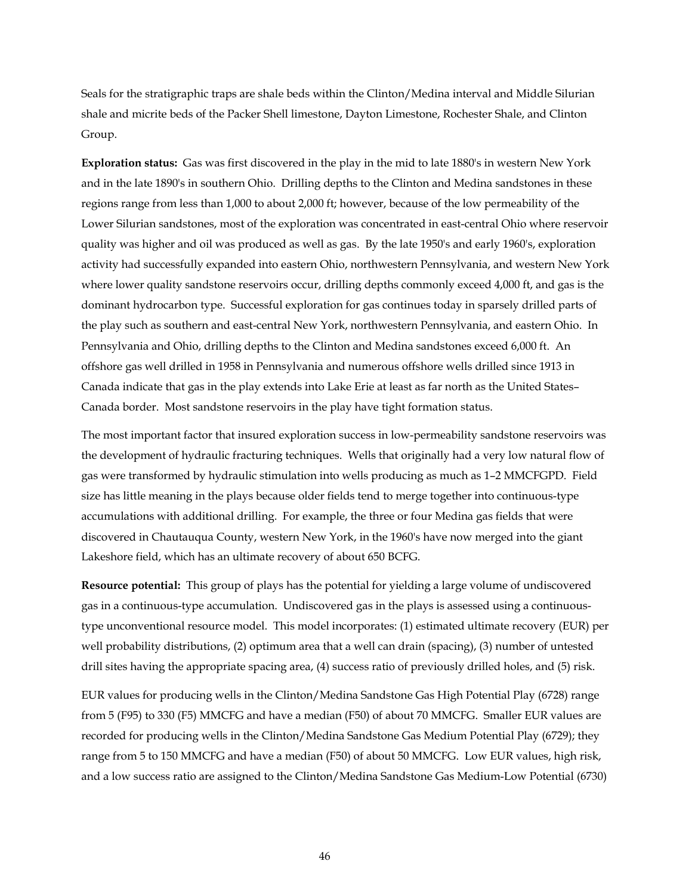Seals for the stratigraphic traps are shale beds within the Clinton/Medina interval and Middle Silurian shale and micrite beds of the Packer Shell limestone, Dayton Limestone, Rochester Shale, and Clinton Group.

**Exploration status:** Gas was first discovered in the play in the mid to late 1880's in western New York and in the late 1890's in southern Ohio. Drilling depths to the Clinton and Medina sandstones in these regions range from less than 1,000 to about 2,000 ft; however, because of the low permeability of the Lower Silurian sandstones, most of the exploration was concentrated in east-central Ohio where reservoir quality was higher and oil was produced as well as gas. By the late 1950's and early 1960's, exploration activity had successfully expanded into eastern Ohio, northwestern Pennsylvania, and western New York where lower quality sandstone reservoirs occur, drilling depths commonly exceed 4,000 ft, and gas is the dominant hydrocarbon type. Successful exploration for gas continues today in sparsely drilled parts of the play such as southern and east-central New York, northwestern Pennsylvania, and eastern Ohio. In Pennsylvania and Ohio, drilling depths to the Clinton and Medina sandstones exceed 6,000 ft. An offshore gas well drilled in 1958 in Pennsylvania and numerous offshore wells drilled since 1913 in Canada indicate that gas in the play extends into Lake Erie at least as far north as the United States–Canada border. Most sandstone reservoirs in the play have tight formation status.

The most important factor that insured exploration success in low-permeability sandstone reservoirs was the development of hydraulic fracturing techniques. Wells that originally had a very low natural flow of gas were transformed by hydraulic stimulation into wells producing as much as 1–2 MMCFGPD. Field size has little meaning in the plays because older fields tend to merge together into continuous-type accumulations with additional drilling. For example, the three or four Medina gas fields that were discovered in Chautauqua County, western New York, in the 1960's have now merged into the giant Lakeshore field, which has an ultimate recovery of about 650 BCFG.

**Resource potential:** This group of plays has the potential for yielding a large volume of undiscovered gas in a continuous-type accumulation. Undiscovered gas in the plays is assessed using a continuous-type unconventional resource model. This model incorporates: (1) estimated ultimate recovery (EUR) per well probability distributions, (2) optimum area that a well can drain (spacing), (3) number of untested drill sites having the appropriate spacing area, (4) success ratio of previously drilled holes, and (5) risk.

EUR values for producing wells in the Clinton/Medina Sandstone Gas High Potential Play (6728) range from 5 (F95) to 330 (F5) MMCFG and have a median (F50) of about 70 MMCFG. Smaller EUR values are recorded for producing wells in the Clinton/Medina Sandstone Gas Medium Potential Play (6729); they range from 5 to 150 MMCFG and have a median (F50) of about 50 MMCFG. Low EUR values, high risk, and a low success ratio are assigned to the Clinton/Medina Sandstone Gas Medium-Low Potential (6730)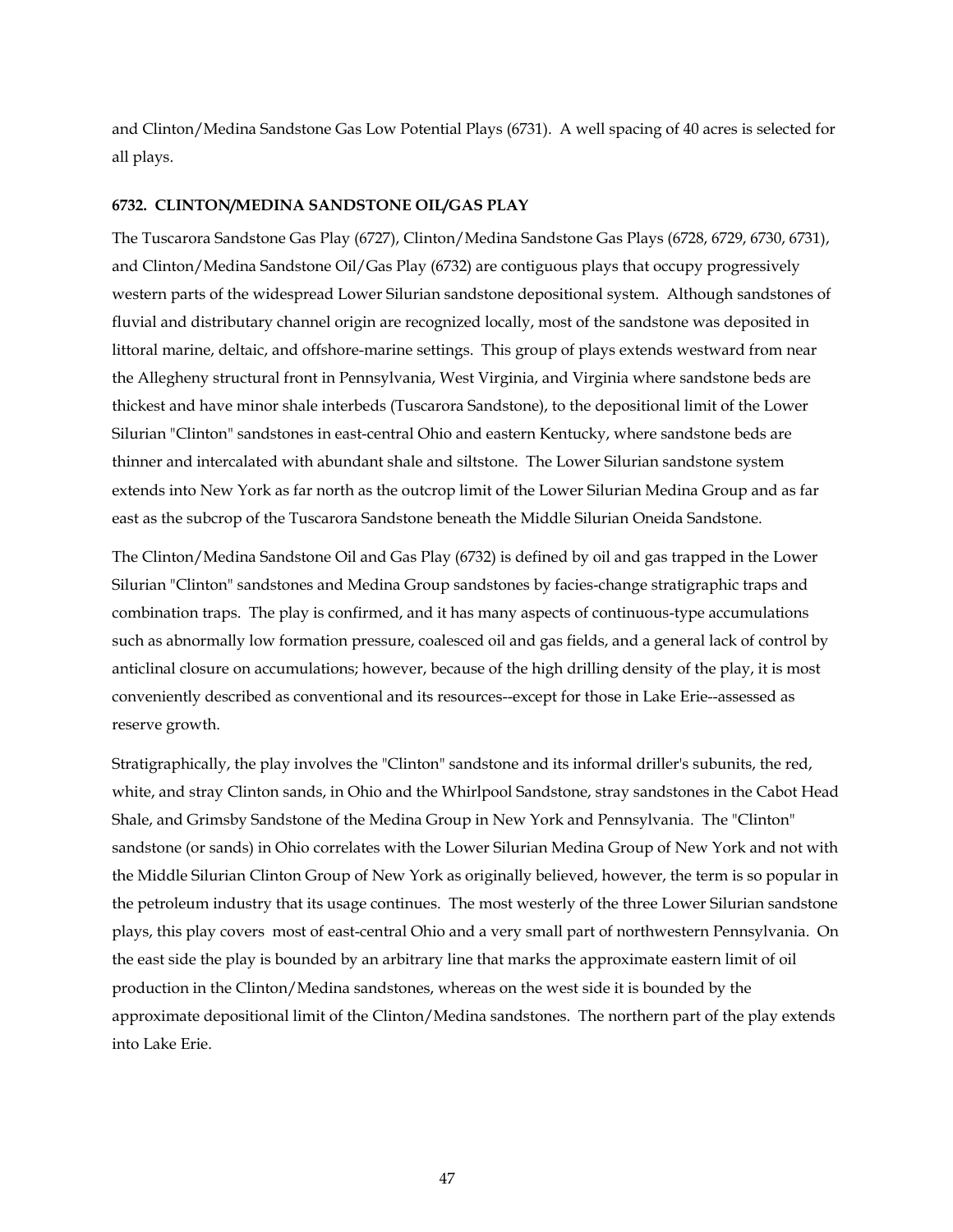and Clinton/Medina Sandstone Gas Low Potential Plays (6731). A well spacing of 40 acres is selected for all plays.

### 6732. CLINTON/MEDINA SANDSTONE OIL/GAS PLAY

The Tuscarora Sandstone Gas Play (6727), Clinton/Medina Sandstone Gas Plays (6728, 6729, 6730, 6731), and Clinton/Medina Sandstone Oil/Gas Play (6732) are contiguous plays that occupy progressively western parts of the widespread Lower Silurian sandstone depositional system. Although sandstones of fluvial and distributary channel origin are recognized locally, most of the sandstone was deposited in littoral marine, deltaic, and offshore-marine settings. This group of plays extends westward from near the Allegheny structural front in Pennsylvania, West Virginia, and Virginia where sandstone beds are thickest and have minor shale interbeds (Tuscarora Sandstone), to the depositional limit of the Lower Silurian "Clinton" sandstones in east-central Ohio and eastern Kentucky, where sandstone beds are thinner and intercalated with abundant shale and siltstone. The Lower Silurian sandstone system extends into New York as far north as the outcrop limit of the Lower Silurian Medina Group and as far east as the subcrop of the Tuscarora Sandstone beneath the Middle Silurian Oneida Sandstone.

The Clinton/Medina Sandstone Oil and Gas Play (6732) is defined by oil and gas trapped in the Lower Silurian "Clinton" sandstones and Medina Group sandstones by facies-change stratigraphic traps and combination traps. The play is confirmed, and it has many aspects of continuous-type accumulations such as abnormally low formation pressure, coalesced oil and gas fields, and a general lack of control by anticlinal closure on accumulations; however, because of the high drilling density of the play, it is most conveniently described as conventional and its resources--except for those in Lake Erie--assessed as reserve growth.

Stratigraphically, the play involves the "Clinton" sandstone and its informal driller's subunits, the red, white, and stray Clinton sands, in Ohio and the Whirlpool Sandstone, stray sandstones in the Cabot Head Shale, and Grimsby Sandstone of the Medina Group in New York and Pennsylvania. The "Clinton" sandstone (or sands) in Ohio correlates with the Lower Silurian Medina Group of New York and not with the Middle Silurian Clinton Group of New York as originally believed, however, the term is so popular in the petroleum industry that its usage continues. The most westerly of the three Lower Silurian sandstone plays, this play covers most of east-central Ohio and a very small part of northwestern Pennsylvania. On the east side the play is bounded by an arbitrary line that marks the approximate eastern limit of oil production in the Clinton/Medina sandstones, whereas on the west side it is bounded by the approximate depositional limit of the Clinton/Medina sandstones. The northern part of the play extends into Lake Erie.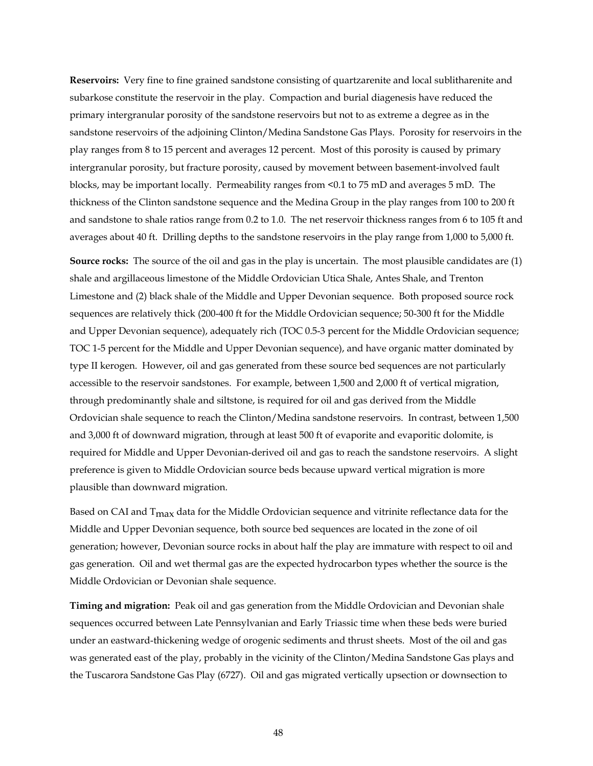**Reservoirs:** Very fine to fine grained sandstone consisting of quartzarenite and local sublitharenite and subarkose constitute the reservoir in the play. Compaction and burial diagenesis have reduced the primary intergranular porosity of the sandstone reservoirs but not to as extreme a degree as in the sandstone reservoirs of the adjoining Clinton/Medina Sandstone Gas Plays. Porosity for reservoirs in the play ranges from 8 to 15 percent and averages 12 percent. Most of this porosity is caused by primary intergranular porosity, but fracture porosity, caused by movement between basement-involved fault blocks, may be important locally. Permeability ranges from <0.1 to 75 mD and averages 5 mD. The thickness of the Clinton sandstone sequence and the Medina Group in the play ranges from 100 to 200 ft and sandstone to shale ratios range from 0.2 to 1.0. The net reservoir thickness ranges from 6 to 105 ft and averages about 40 ft. Drilling depths to the sandstone reservoirs in the play range from 1,000 to 5,000 ft.

**Source rocks:** The source of the oil and gas in the play is uncertain. The most plausible candidates are (1) shale and argillaceous limestone of the Middle Ordovician Utica Shale, Antes Shale, and Trenton Limestone and (2) black shale of the Middle and Upper Devonian sequence. Both proposed source rock sequences are relatively thick (200-400 ft for the Middle Ordovician sequence; 50-300 ft for the Middle and Upper Devonian sequence), adequately rich (TOC 0.5-3 percent for the Middle Ordovician sequence; TOC 1-5 percent for the Middle and Upper Devonian sequence), and have organic matter dominated by type II kerogen. However, oil and gas generated from these source bed sequences are not particularly accessible to the reservoir sandstones. For example, between 1,500 and 2,000 ft of vertical migration, through predominantly shale and siltstone, is required for oil and gas derived from the Middle Ordovician shale sequence to reach the Clinton/Medina sandstone reservoirs. In contrast, between 1,500 and 3,000 ft of downward migration, through at least 500 ft of evaporite and evaporitic dolomite, is required for Middle and Upper Devonian-derived oil and gas to reach the sandstone reservoirs. A slight preference is given to Middle Ordovician source beds because upward vertical migration is more plausible than downward migration.

Based on CAI and $T_{max}$ data for the Middle Ordovician sequence and vitrinite reflectance data for the Middle and Upper Devonian sequence, both source bed sequences are located in the zone of oil generation; however, Devonian source rocks in about half the play are immature with respect to oil and gas generation. Oil and wet thermal gas are the expected hydrocarbon types whether the source is the Middle Ordovician or Devonian shale sequence.

**Timing and migration:** Peak oil and gas generation from the Middle Ordovician and Devonian shale sequences occurred between Late Pennsylvanian and Early Triassic time when these beds were buried under an eastward-thickening wedge of orogenic sediments and thrust sheets. Most of the oil and gas was generated east of the play, probably in the vicinity of the Clinton/Medina Sandstone Gas plays and the Tuscarora Sandstone Gas Play (6727). Oil and gas migrated vertically upsection or downsection to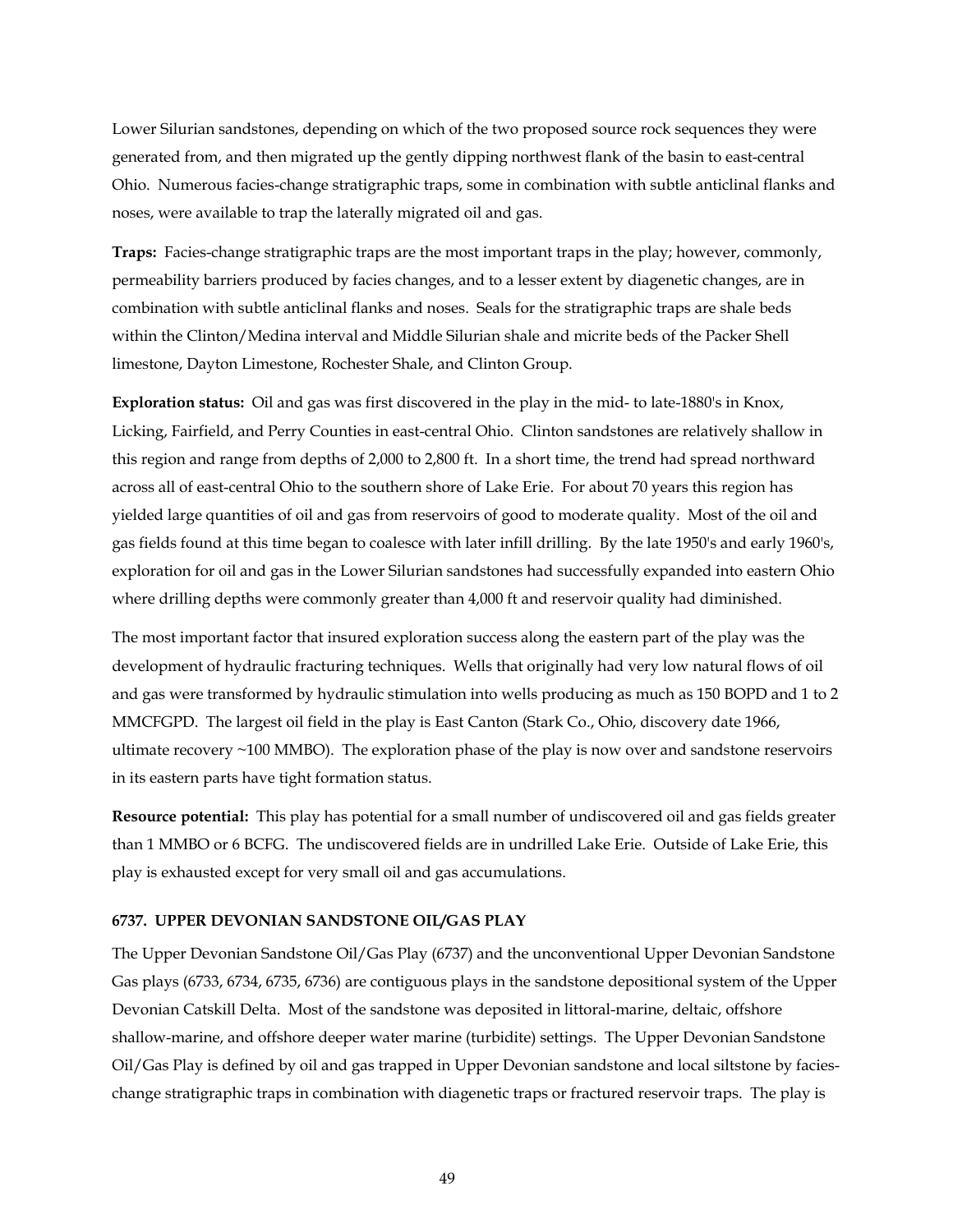Lower Silurian sandstones, depending on which of the two proposed source rock sequences they were generated from, and then migrated up the gently dipping northwest flank of the basin to east-central Ohio. Numerous facies-change stratigraphic traps, some in combination with subtle anticlinal flanks and noses, were available to trap the laterally migrated oil and gas.

**Traps:** Facies-change stratigraphic traps are the most important traps in the play; however, commonly, permeability barriers produced by facies changes, and to a lesser extent by diagenetic changes, are in combination with subtle anticlinal flanks and noses. Seals for the stratigraphic traps are shale beds within the Clinton/Medina interval and Middle Silurian shale and micrite beds of the Packer Shell limestone, Dayton Limestone, Rochester Shale, and Clinton Group.

**Exploration status:** Oil and gas was first discovered in the play in the mid- to late-1880's in Knox, Licking, Fairfield, and Perry Counties in east-central Ohio. Clinton sandstones are relatively shallow in this region and range from depths of 2,000 to 2,800 ft. In a short time, the trend had spread northward across all of east-central Ohio to the southern shore of Lake Erie. For about 70 years this region has yielded large quantities of oil and gas from reservoirs of good to moderate quality. Most of the oil and gas fields found at this time began to coalesce with later infill drilling. By the late 1950's and early 1960's, exploration for oil and gas in the Lower Silurian sandstones had successfully expanded into eastern Ohio where drilling depths were commonly greater than 4,000 ft and reservoir quality had diminished.

The most important factor that insured exploration success along the eastern part of the play was the development of hydraulic fracturing techniques. Wells that originally had very low natural flows of oil and gas were transformed by hydraulic stimulation into wells producing as much as 150 BOPD and 1 to 2 MMCFGPD. The largest oil field in the play is East Canton (Stark Co., Ohio, discovery date 1966, ultimate recovery ~100 MMBO). The exploration phase of the play is now over and sandstone reservoirs in its eastern parts have tight formation status.

**Resource potential:** This play has potential for a small number of undiscovered oil and gas fields greater than 1 MMBO or 6 BCFG. The undiscovered fields are in undrilled Lake Erie. Outside of Lake Erie, this play is exhausted except for very small oil and gas accumulations.

### 6737. UPPER DEVONIAN SANDSTONE OIL/GAS PLAY

The Upper Devonian Sandstone Oil/Gas Play (6737) and the unconventional Upper Devonian Sandstone Gas plays (6733, 6734, 6735, 6736) are contiguous plays in the sandstone depositional system of the Upper Devonian Catskill Delta. Most of the sandstone was deposited in littoral-marine, deltaic, offshore shallow-marine, and offshore deeper water marine (turbidite) settings. The Upper Devonian Sandstone Oil/Gas Play is defined by oil and gas trapped in Upper Devonian sandstone and local siltstone by facies-change stratigraphic traps in combination with diagenetic traps or fractured reservoir traps. The play is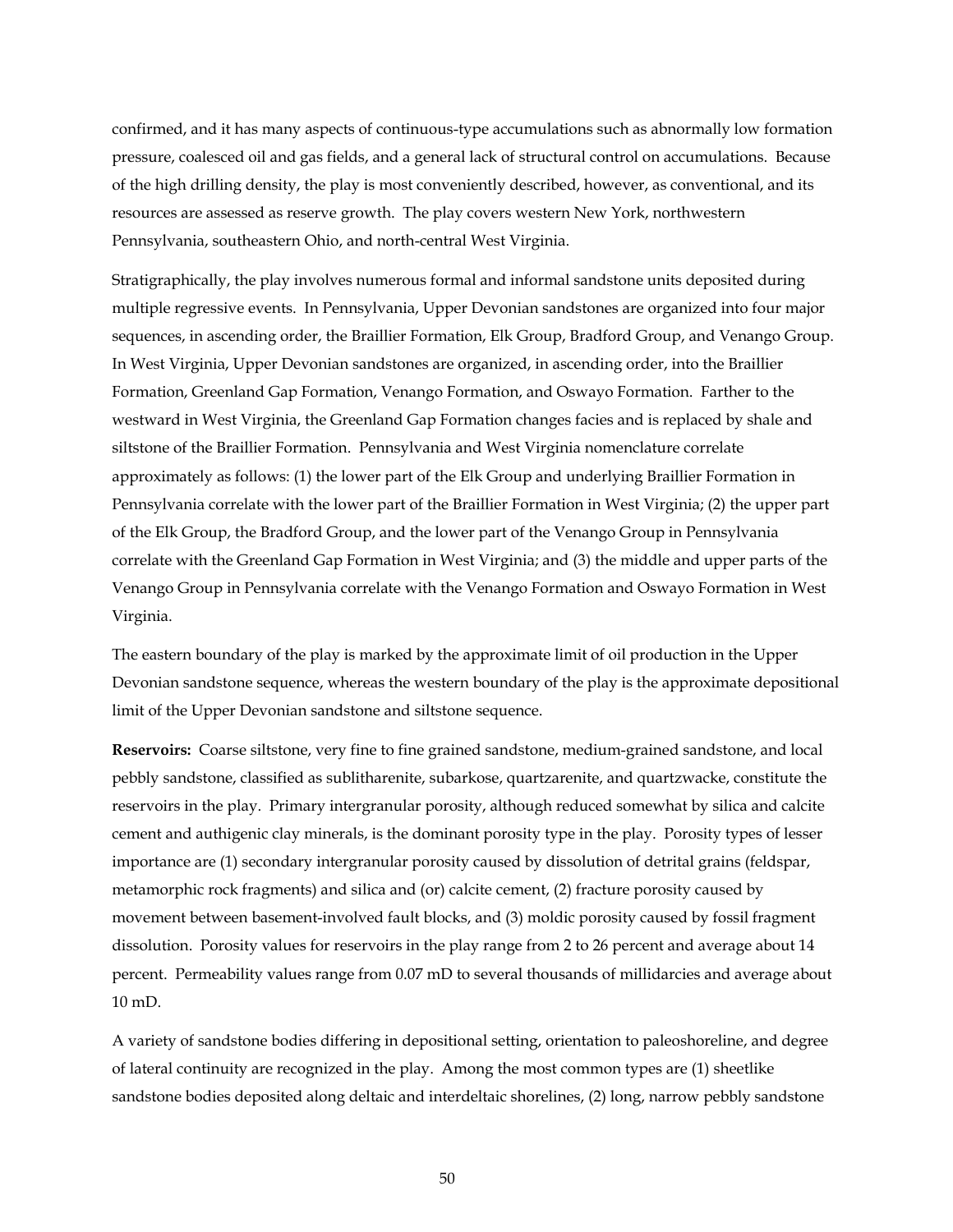confirmed, and it has many aspects of continuous-type accumulations such as abnormally low formation pressure, coalesced oil and gas fields, and a general lack of structural control on accumulations. Because of the high drilling density, the play is most conveniently described, however, as conventional, and its resources are assessed as reserve growth. The play covers western New York, northwestern Pennsylvania, southeastern Ohio, and north-central West Virginia.

Stratigraphically, the play involves numerous formal and informal sandstone units deposited during multiple regressive events. In Pennsylvania, Upper Devonian sandstones are organized into four major sequences, in ascending order, the Braillier Formation, Elk Group, Bradford Group, and Venango Group. In West Virginia, Upper Devonian sandstones are organized, in ascending order, into the Braillier Formation, Greenland Gap Formation, Venango Formation, and Oswayo Formation. Farther to the westward in West Virginia, the Greenland Gap Formation changes facies and is replaced by shale and siltstone of the Braillier Formation. Pennsylvania and West Virginia nomenclature correlate approximately as follows: (1) the lower part of the Elk Group and underlying Braillier Formation in Pennsylvania correlate with the lower part of the Braillier Formation in West Virginia; (2) the upper part of the Elk Group, the Bradford Group, and the lower part of the Venango Group in Pennsylvania correlate with the Greenland Gap Formation in West Virginia; and (3) the middle and upper parts of the Venango Group in Pennsylvania correlate with the Venango Formation and Oswayo Formation in West Virginia.

The eastern boundary of the play is marked by the approximate limit of oil production in the Upper Devonian sandstone sequence, whereas the western boundary of the play is the approximate depositional limit of the Upper Devonian sandstone and siltstone sequence.

**Reservoirs:** Coarse siltstone, very fine to fine grained sandstone, medium-grained sandstone, and local pebbly sandstone, classified as sublitharenite, subarkose, quartzarenite, and quartzwacke, constitute the reservoirs in the play. Primary intergranular porosity, although reduced somewhat by silica and calcite cement and authigenic clay minerals, is the dominant porosity type in the play. Porosity types of lesser importance are (1) secondary intergranular porosity caused by dissolution of detrital grains (feldspar, metamorphic rock fragments) and silica and (or) calcite cement, (2) fracture porosity caused by movement between basement-involved fault blocks, and (3) moldic porosity caused by fossil fragment dissolution. Porosity values for reservoirs in the play range from 2 to 26 percent and average about 14 percent. Permeability values range from 0.07 mD to several thousands of millidarcies and average about 10 mD.

A variety of sandstone bodies differing in depositional setting, orientation to paleoshoreline, and degree of lateral continuity are recognized in the play. Among the most common types are (1) sheetlike sandstone bodies deposited along deltaic and interdeltaic shorelines, (2) long, narrow pebbly sandstone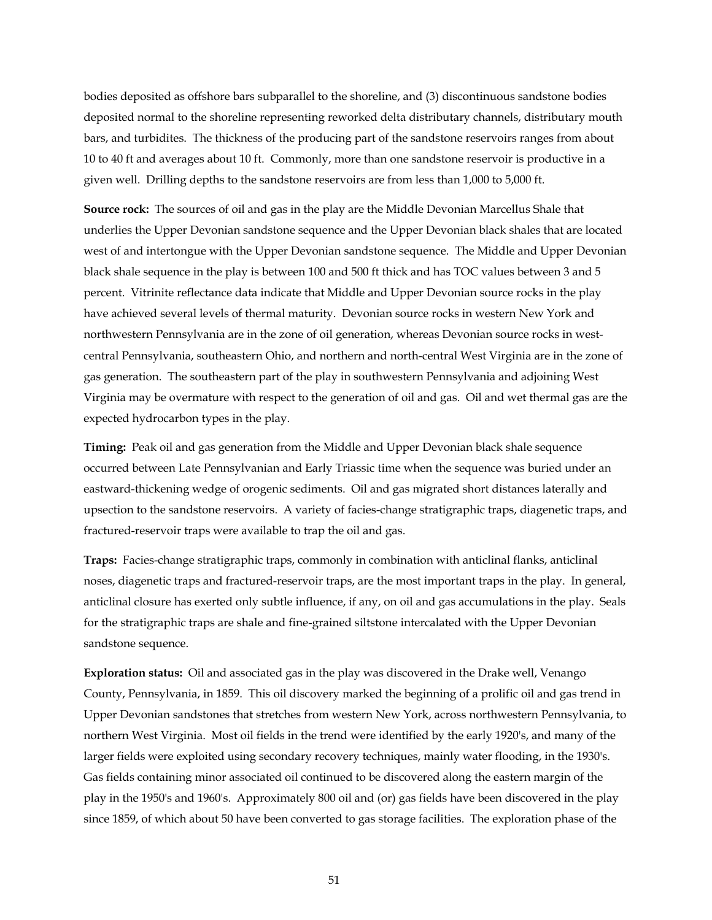bodies deposited as offshore bars subparallel to the shoreline, and (3) discontinuous sandstone bodies deposited normal to the shoreline representing reworked delta distributary channels, distributary mouth bars, and turbidites. The thickness of the producing part of the sandstone reservoirs ranges from about 10 to 40 ft and averages about 10 ft. Commonly, more than one sandstone reservoir is productive in a given well. Drilling depths to the sandstone reservoirs are from less than 1,000 to 5,000 ft.

**Source rock:** The sources of oil and gas in the play are the Middle Devonian Marcellus Shale that underlies the Upper Devonian sandstone sequence and the Upper Devonian black shales that are located west of and intertongue with the Upper Devonian sandstone sequence. The Middle and Upper Devonian black shale sequence in the play is between 100 and 500 ft thick and has TOC values between 3 and 5 percent. Vitrinite reflectance data indicate that Middle and Upper Devonian source rocks in the play have achieved several levels of thermal maturity. Devonian source rocks in western New York and northwestern Pennsylvania are in the zone of oil generation, whereas Devonian source rocks in west-central Pennsylvania, southeastern Ohio, and northern and north-central West Virginia are in the zone of gas generation. The southeastern part of the play in southwestern Pennsylvania and adjoining West Virginia may be overmature with respect to the generation of oil and gas. Oil and wet thermal gas are the expected hydrocarbon types in the play.

**Timing:** Peak oil and gas generation from the Middle and Upper Devonian black shale sequence occurred between Late Pennsylvanian and Early Triassic time when the sequence was buried under an eastward-thickening wedge of orogenic sediments. Oil and gas migrated short distances laterally and upsection to the sandstone reservoirs. A variety of facies-change stratigraphic traps, diagenetic traps, and fractured-reservoir traps were available to trap the oil and gas.

**Traps:** Facies-change stratigraphic traps, commonly in combination with anticlinal flanks, anticlinal noses, diagenetic traps and fractured-reservoir traps, are the most important traps in the play. In general, anticlinal closure has exerted only subtle influence, if any, on oil and gas accumulations in the play. Seals for the stratigraphic traps are shale and fine-grained siltstone intercalated with the Upper Devonian sandstone sequence.

**Exploration status:** Oil and associated gas in the play was discovered in the Drake well, Venango County, Pennsylvania, in 1859. This oil discovery marked the beginning of a prolific oil and gas trend in Upper Devonian sandstones that stretches from western New York, across northwestern Pennsylvania, to northern West Virginia. Most oil fields in the trend were identified by the early 1920's, and many of the larger fields were exploited using secondary recovery techniques, mainly water flooding, in the 1930's. Gas fields containing minor associated oil continued to be discovered along the eastern margin of the play in the 1950's and 1960's. Approximately 800 oil and (or) gas fields have been discovered in the play since 1859, of which about 50 have been converted to gas storage facilities. The exploration phase of the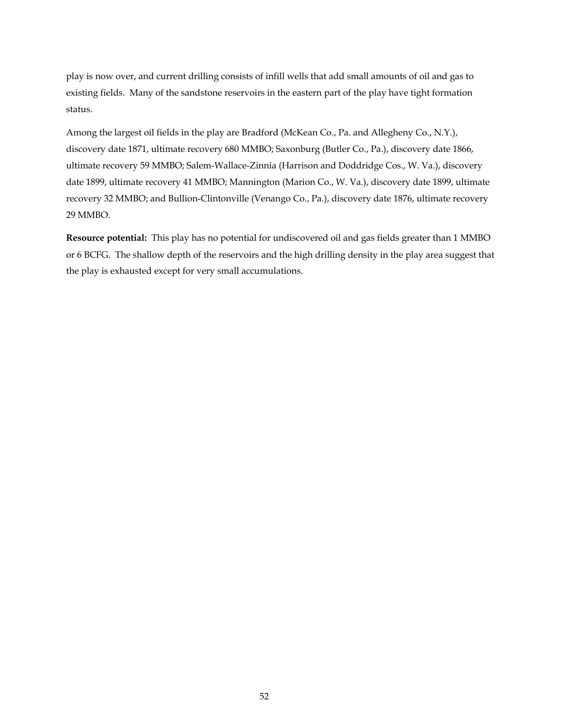play is now over, and current drilling consists of infill wells that add small amounts of oil and gas to existing fields. Many of the sandstone reservoirs in the eastern part of the play have tight formation status.

Among the largest oil fields in the play are Bradford (McKean Co., Pa. and Allegheny Co., N.Y.), discovery date 1871, ultimate recovery 680 MMBO; Saxonburg (Butler Co., Pa.), discovery date 1866, ultimate recovery 59 MMBO; Salem-Wallace-Zinnia (Harrison and Doddridge Cos., W. Va.), discovery date 1899, ultimate recovery 41 MMBO; Mannington (Marion Co., W. Va.), discovery date 1899, ultimate recovery 32 MMBO; and Bullion-Clintonville (Venango Co., Pa.), discovery date 1876, ultimate recovery 29 MMBO.

**Resource potential:** This play has no potential for undiscovered oil and gas fields greater than 1 MMBO or 6 BCFG. The shallow depth of the reservoirs and the high drilling density in the play area suggest that the play is exhausted except for very small accumulations.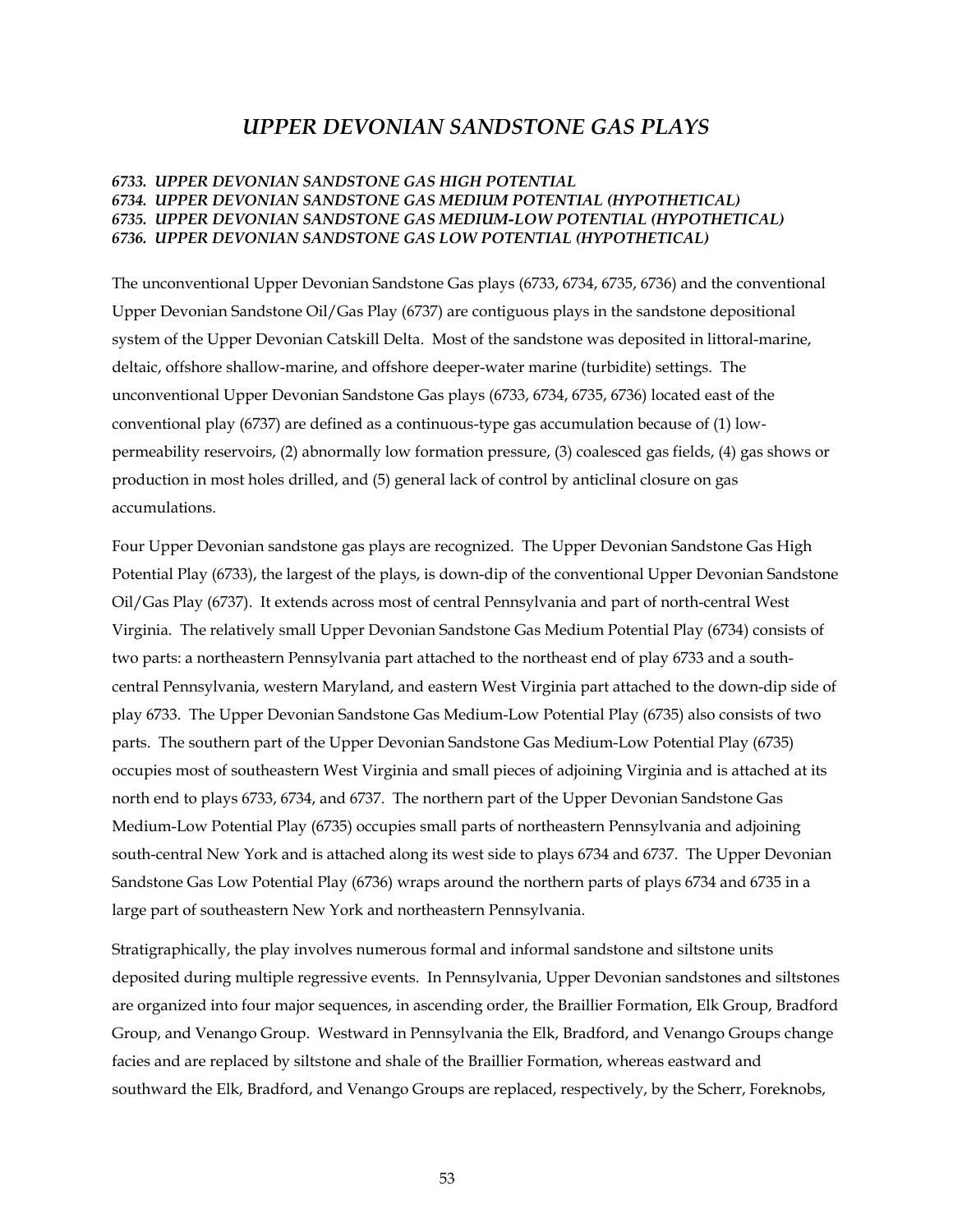# *UPPER DEVONIAN SANDSTONE GAS PLAYS*

***6733. UPPER DEVONIAN SANDSTONE GAS HIGH POTENTIAL***
***6734. UPPER DEVONIAN SANDSTONE GAS MEDIUM POTENTIAL (HYPOTHETICAL)***
***6735. UPPER DEVONIAN SANDSTONE GAS MEDIUM-LOW POTENTIAL (HYPOTHETICAL)***
***6736. UPPER DEVONIAN SANDSTONE GAS LOW POTENTIAL (HYPOTHETICAL)***

The unconventional Upper Devonian Sandstone Gas plays (6733, 6734, 6735, 6736) and the conventional Upper Devonian Sandstone Oil/Gas Play (6737) are contiguous plays in the sandstone depositional system of the Upper Devonian Catskill Delta. Most of the sandstone was deposited in littoral-marine, deltaic, offshore shallow-marine, and offshore deeper-water marine (turbidite) settings. The unconventional Upper Devonian Sandstone Gas plays (6733, 6734, 6735, 6736) located east of the conventional play (6737) are defined as a continuous-type gas accumulation because of (1) low-permeability reservoirs, (2) abnormally low formation pressure, (3) coalesced gas fields, (4) gas shows or production in most holes drilled, and (5) general lack of control by anticlinal closure on gas accumulations.

Four Upper Devonian sandstone gas plays are recognized. The Upper Devonian Sandstone Gas High Potential Play (6733), the largest of the plays, is down-dip of the conventional Upper Devonian Sandstone Oil/Gas Play (6737). It extends across most of central Pennsylvania and part of north-central West Virginia. The relatively small Upper Devonian Sandstone Gas Medium Potential Play (6734) consists of two parts: a northeastern Pennsylvania part attached to the northeast end of play 6733 and a south-central Pennsylvania, western Maryland, and eastern West Virginia part attached to the down-dip side of play 6733. The Upper Devonian Sandstone Gas Medium-Low Potential Play (6735) also consists of two parts. The southern part of the Upper Devonian Sandstone Gas Medium-Low Potential Play (6735) occupies most of southeastern West Virginia and small pieces of adjoining Virginia and is attached at its north end to plays 6733, 6734, and 6737. The northern part of the Upper Devonian Sandstone Gas Medium-Low Potential Play (6735) occupies small parts of northeastern Pennsylvania and adjoining south-central New York and is attached along its west side to plays 6734 and 6737. The Upper Devonian Sandstone Gas Low Potential Play (6736) wraps around the northern parts of plays 6734 and 6735 in a large part of southeastern New York and northeastern Pennsylvania.

Stratigraphically, the play involves numerous formal and informal sandstone and siltstone units deposited during multiple regressive events. In Pennsylvania, Upper Devonian sandstones and siltstones are organized into four major sequences, in ascending order, the Braillier Formation, Elk Group, Bradford Group, and Venango Group. Westward in Pennsylvania the Elk, Bradford, and Venango Groups change facies and are replaced by siltstone and shale of the Braillier Formation, whereas eastward and southward the Elk, Bradford, and Venango Groups are replaced, respectively, by the Scherr, Foreknobs,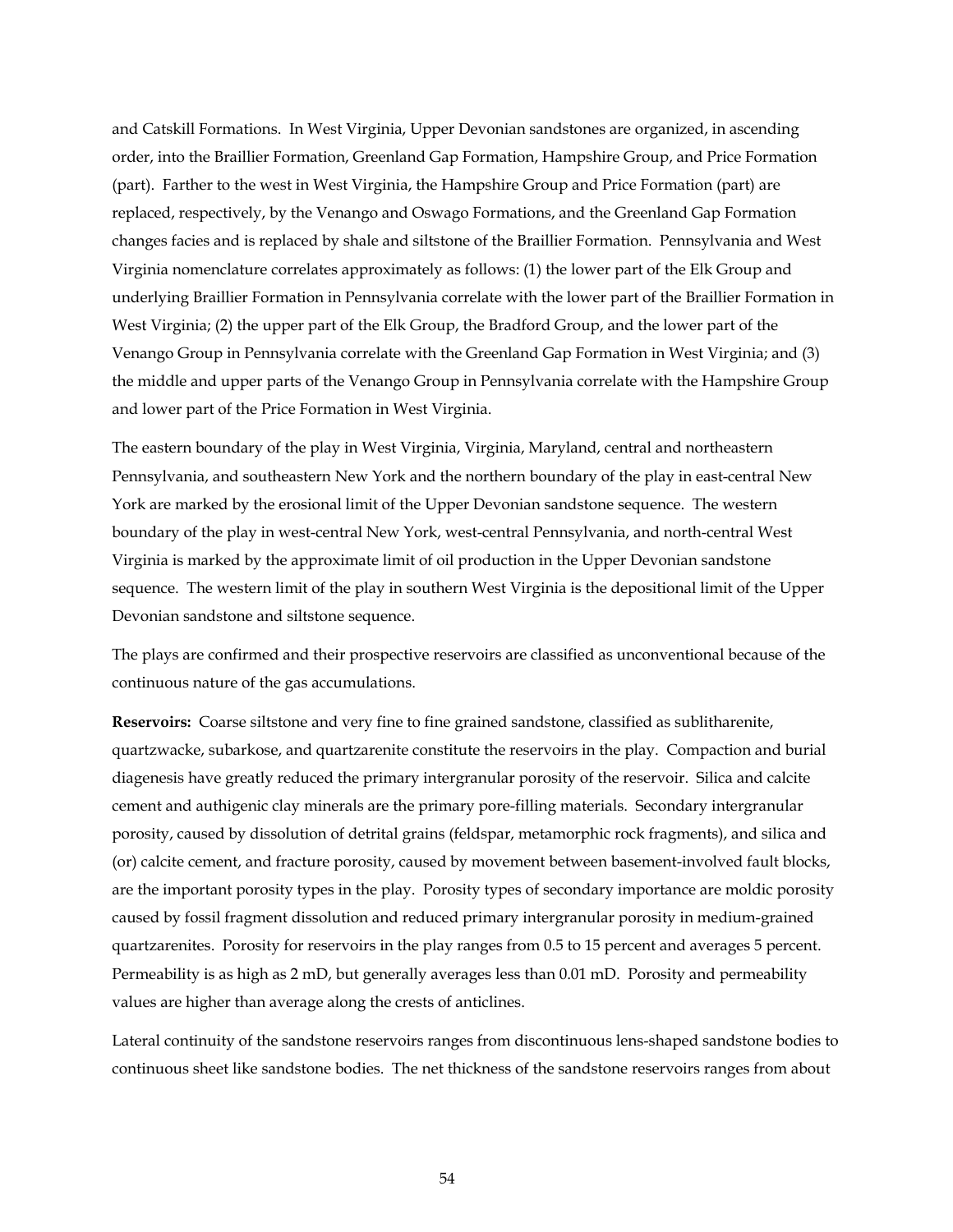and Catskill Formations. In West Virginia, Upper Devonian sandstones are organized, in ascending order, into the Braillier Formation, Greenland Gap Formation, Hampshire Group, and Price Formation (part). Farther to the west in West Virginia, the Hampshire Group and Price Formation (part) are replaced, respectively, by the Venango and Oswago Formations, and the Greenland Gap Formation changes facies and is replaced by shale and siltstone of the Braillier Formation. Pennsylvania and West Virginia nomenclature correlates approximately as follows: (1) the lower part of the Elk Group and underlying Braillier Formation in Pennsylvania correlate with the lower part of the Braillier Formation in West Virginia; (2) the upper part of the Elk Group, the Bradford Group, and the lower part of the Venango Group in Pennsylvania correlate with the Greenland Gap Formation in West Virginia; and (3) the middle and upper parts of the Venango Group in Pennsylvania correlate with the Hampshire Group and lower part of the Price Formation in West Virginia.

The eastern boundary of the play in West Virginia, Virginia, Maryland, central and northeastern Pennsylvania, and southeastern New York and the northern boundary of the play in east-central New York are marked by the erosional limit of the Upper Devonian sandstone sequence. The western boundary of the play in west-central New York, west-central Pennsylvania, and north-central West Virginia is marked by the approximate limit of oil production in the Upper Devonian sandstone sequence. The western limit of the play in southern West Virginia is the depositional limit of the Upper Devonian sandstone and siltstone sequence.

The plays are confirmed and their prospective reservoirs are classified as unconventional because of the continuous nature of the gas accumulations.

**Reservoirs:** Coarse siltstone and very fine to fine grained sandstone, classified as sublitharenite, quartzwacke, subarkose, and quartzarenite constitute the reservoirs in the play. Compaction and burial diagenesis have greatly reduced the primary intergranular porosity of the reservoir. Silica and calcite cement and authigenic clay minerals are the primary pore-filling materials. Secondary intergranular porosity, caused by dissolution of detrital grains (feldspar, metamorphic rock fragments), and silica and (or) calcite cement, and fracture porosity, caused by movement between basement-involved fault blocks, are the important porosity types in the play. Porosity types of secondary importance are moldic porosity caused by fossil fragment dissolution and reduced primary intergranular porosity in medium-grained quartzarenites. Porosity for reservoirs in the play ranges from 0.5 to 15 percent and averages 5 percent. Permeability is as high as 2 mD, but generally averages less than 0.01 mD. Porosity and permeability values are higher than average along the crests of anticlines.

Lateral continuity of the sandstone reservoirs ranges from discontinuous lens-shaped sandstone bodies to continuous sheet like sandstone bodies. The net thickness of the sandstone reservoirs ranges from about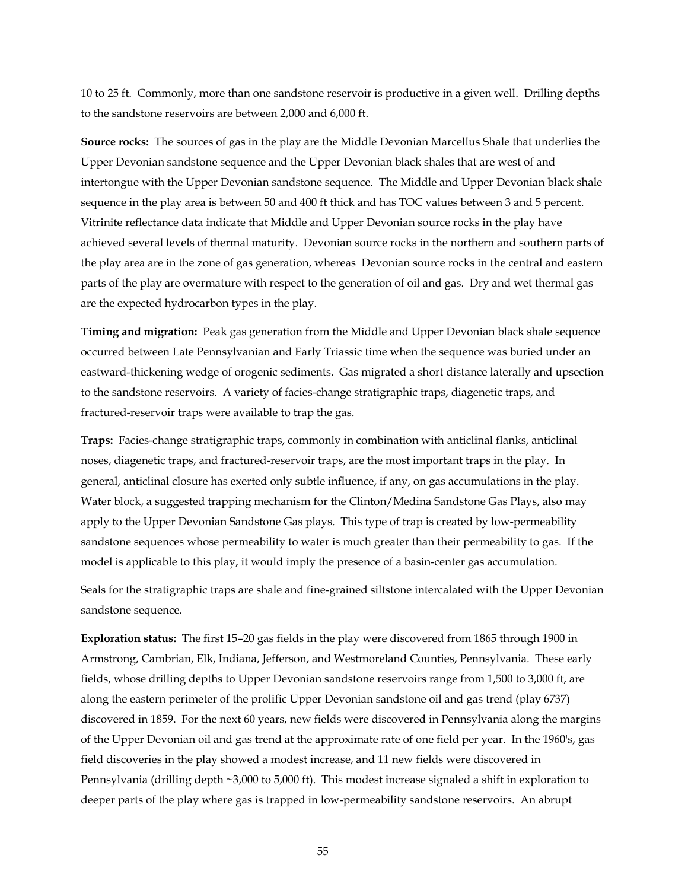10 to 25 ft. Commonly, more than one sandstone reservoir is productive in a given well. Drilling depths to the sandstone reservoirs are between 2,000 and 6,000 ft.

**Source rocks:** The sources of gas in the play are the Middle Devonian Marcellus Shale that underlies the Upper Devonian sandstone sequence and the Upper Devonian black shales that are west of and intertongue with the Upper Devonian sandstone sequence. The Middle and Upper Devonian black shale sequence in the play area is between 50 and 400 ft thick and has TOC values between 3 and 5 percent. Vitrinite reflectance data indicate that Middle and Upper Devonian source rocks in the play have achieved several levels of thermal maturity. Devonian source rocks in the northern and southern parts of the play area are in the zone of gas generation, whereas Devonian source rocks in the central and eastern parts of the play are overmature with respect to the generation of oil and gas. Dry and wet thermal gas are the expected hydrocarbon types in the play.

**Timing and migration:** Peak gas generation from the Middle and Upper Devonian black shale sequence occurred between Late Pennsylvanian and Early Triassic time when the sequence was buried under an eastward-thickening wedge of orogenic sediments. Gas migrated a short distance laterally and upsection to the sandstone reservoirs. A variety of facies-change stratigraphic traps, diagenetic traps, and fractured-reservoir traps were available to trap the gas.

**Traps:** Facies-change stratigraphic traps, commonly in combination with anticlinal flanks, anticlinal noses, diagenetic traps, and fractured-reservoir traps, are the most important traps in the play. In general, anticlinal closure has exerted only subtle influence, if any, on gas accumulations in the play. Water block, a suggested trapping mechanism for the Clinton/Medina Sandstone Gas Plays, also may apply to the Upper Devonian Sandstone Gas plays. This type of trap is created by low-permeability sandstone sequences whose permeability to water is much greater than their permeability to gas. If the model is applicable to this play, it would imply the presence of a basin-center gas accumulation.

Seals for the stratigraphic traps are shale and fine-grained siltstone intercalated with the Upper Devonian sandstone sequence.

**Exploration status:** The first 15–20 gas fields in the play were discovered from 1865 through 1900 in Armstrong, Cambrian, Elk, Indiana, Jefferson, and Westmoreland Counties, Pennsylvania. These early fields, whose drilling depths to Upper Devonian sandstone reservoirs range from 1,500 to 3,000 ft, are along the eastern perimeter of the prolific Upper Devonian sandstone oil and gas trend (play 6737) discovered in 1859. For the next 60 years, new fields were discovered in Pennsylvania along the margins of the Upper Devonian oil and gas trend at the approximate rate of one field per year. In the 1960's, gas field discoveries in the play showed a modest increase, and 11 new fields were discovered in Pennsylvania (drilling depth ~3,000 to 5,000 ft). This modest increase signaled a shift in exploration to deeper parts of the play where gas is trapped in low-permeability sandstone reservoirs. An abrupt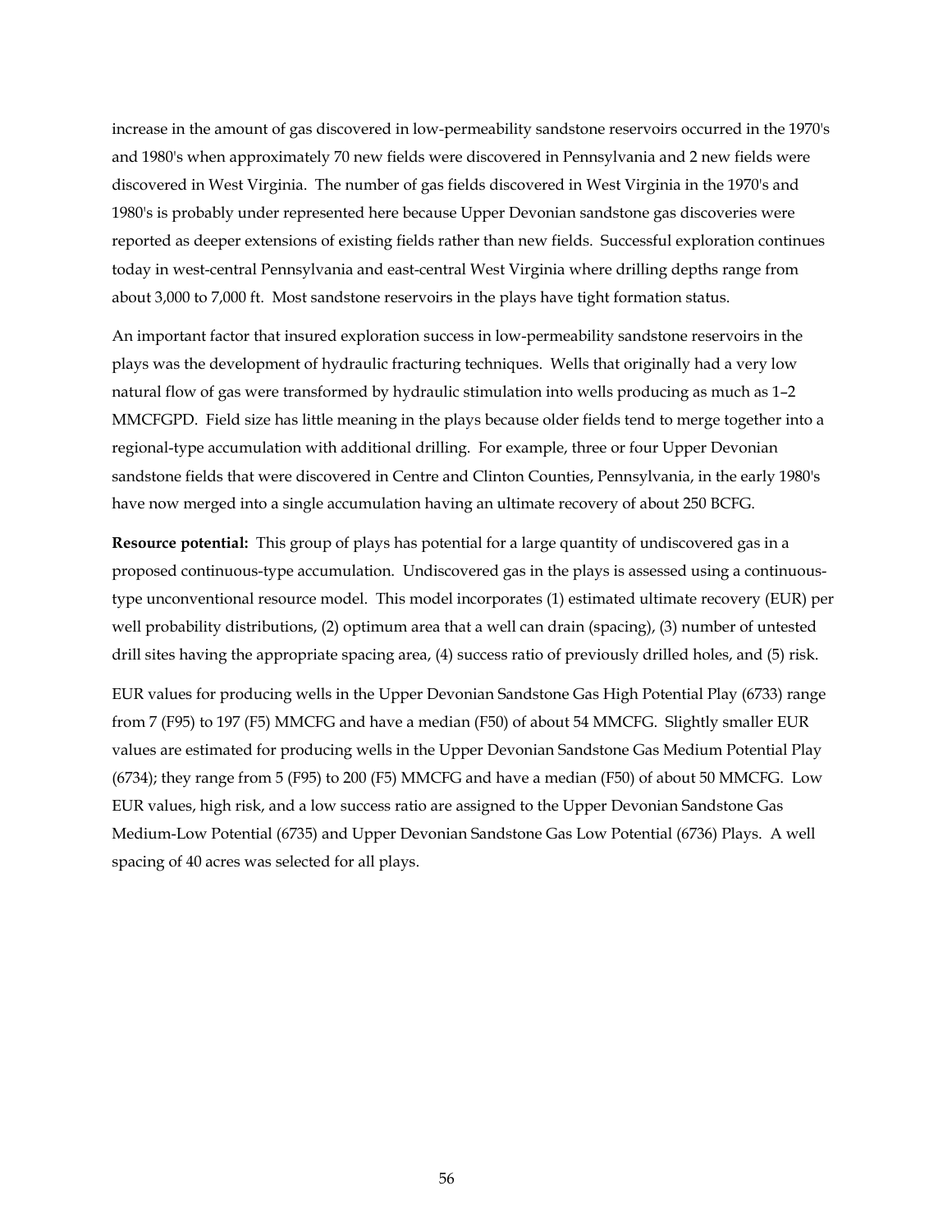increase in the amount of gas discovered in low-permeability sandstone reservoirs occurred in the 1970's and 1980's when approximately 70 new fields were discovered in Pennsylvania and 2 new fields were discovered in West Virginia. The number of gas fields discovered in West Virginia in the 1970's and 1980's is probably under represented here because Upper Devonian sandstone gas discoveries were reported as deeper extensions of existing fields rather than new fields. Successful exploration continues today in west-central Pennsylvania and east-central West Virginia where drilling depths range from about 3,000 to 7,000 ft. Most sandstone reservoirs in the plays have tight formation status.

An important factor that insured exploration success in low-permeability sandstone reservoirs in the plays was the development of hydraulic fracturing techniques. Wells that originally had a very low natural flow of gas were transformed by hydraulic stimulation into wells producing as much as 1–2 MMCFGPD. Field size has little meaning in the plays because older fields tend to merge together into a regional-type accumulation with additional drilling. For example, three or four Upper Devonian sandstone fields that were discovered in Centre and Clinton Counties, Pennsylvania, in the early 1980's have now merged into a single accumulation having an ultimate recovery of about 250 BCFG.

**Resource potential:** This group of plays has potential for a large quantity of undiscovered gas in a proposed continuous-type accumulation. Undiscovered gas in the plays is assessed using a continuous-type unconventional resource model. This model incorporates (1) estimated ultimate recovery (EUR) per well probability distributions, (2) optimum area that a well can drain (spacing), (3) number of untested drill sites having the appropriate spacing area, (4) success ratio of previously drilled holes, and (5) risk.

EUR values for producing wells in the Upper Devonian Sandstone Gas High Potential Play (6733) range from 7 (F95) to 197 (F5) MMCFG and have a median (F50) of about 54 MMCFG. Slightly smaller EUR values are estimated for producing wells in the Upper Devonian Sandstone Gas Medium Potential Play (6734); they range from 5 (F95) to 200 (F5) MMCFG and have a median (F50) of about 50 MMCFG. Low EUR values, high risk, and a low success ratio are assigned to the Upper Devonian Sandstone Gas Medium-Low Potential (6735) and Upper Devonian Sandstone Gas Low Potential (6736) Plays. A well spacing of 40 acres was selected for all plays.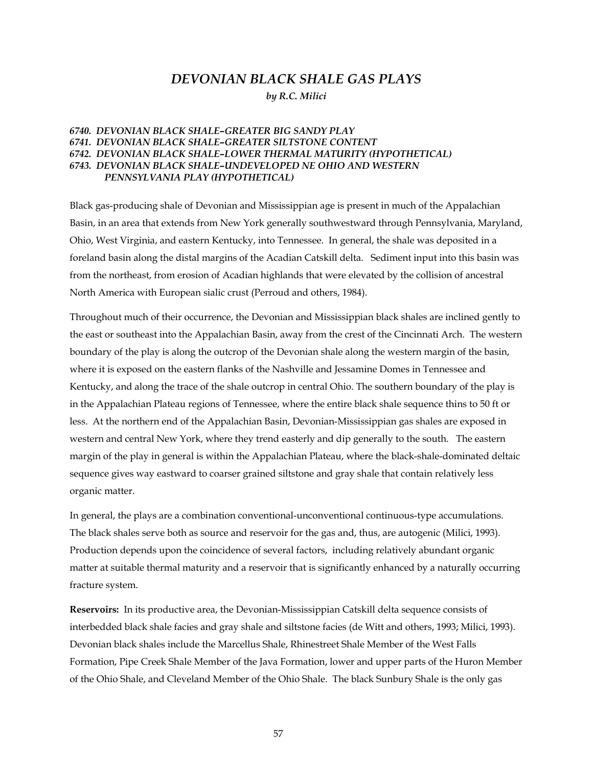# *DEVONIAN BLACK SHALE GAS PLAYS*

***by R.C. Milici***

***6740. DEVONIAN BLACK SHALE–GREATER BIG SANDY PLAY***
***6741. DEVONIAN BLACK SHALE–GREATER SILTSTONE CONTENT***
***6742. DEVONIAN BLACK SHALE–LOWER THERMAL MATURITY (HYPOTHETICAL)***
***6743. DEVONIAN BLACK SHALE–UNDEVELOPED NE OHIO AND WESTERN PENNSYLVANIA PLAY (HYPOTHETICAL)***

Black gas-producing shale of Devonian and Mississippian age is present in much of the Appalachian Basin, in an area that extends from New York generally southwestward through Pennsylvania, Maryland, Ohio, West Virginia, and eastern Kentucky, into Tennessee. In general, the shale was deposited in a foreland basin along the distal margins of the Acadian Catskill delta. Sediment input into this basin was from the northeast, from erosion of Acadian highlands that were elevated by the collision of ancestral North America with European sialic crust (Perroud and others, 1984).

Throughout much of their occurrence, the Devonian and Mississippian black shales are inclined gently to the east or southeast into the Appalachian Basin, away from the crest of the Cincinnati Arch. The western boundary of the play is along the outcrop of the Devonian shale along the western margin of the basin, where it is exposed on the eastern flanks of the Nashville and Jessamine Domes in Tennessee and Kentucky, and along the trace of the shale outcrop in central Ohio. The southern boundary of the play is in the Appalachian Plateau regions of Tennessee, where the entire black shale sequence thins to 50 ft or less. At the northern end of the Appalachian Basin, Devonian-Mississippian gas shales are exposed in western and central New York, where they trend easterly and dip generally to the south. The eastern margin of the play in general is within the Appalachian Plateau, where the black-shale-dominated deltaic sequence gives way eastward to coarser grained siltstone and gray shale that contain relatively less organic matter.

In general, the plays are a combination conventional-unconventional continuous-type accumulations. The black shales serve both as source and reservoir for the gas and, thus, are autogenic (Milici, 1993). Production depends upon the coincidence of several factors, including relatively abundant organic matter at suitable thermal maturity and a reservoir that is significantly enhanced by a naturally occurring fracture system.

**Reservoirs:** In its productive area, the Devonian-Mississippian Catskill delta sequence consists of interbedded black shale facies and gray shale and siltstone facies (de Witt and others, 1993; Milici, 1993). Devonian black shales include the Marcellus Shale, Rhinestreet Shale Member of the West Falls Formation, Pipe Creek Shale Member of the Java Formation, lower and upper parts of the Huron Member of the Ohio Shale, and Cleveland Member of the Ohio Shale. The black Sunbury Shale is the only gas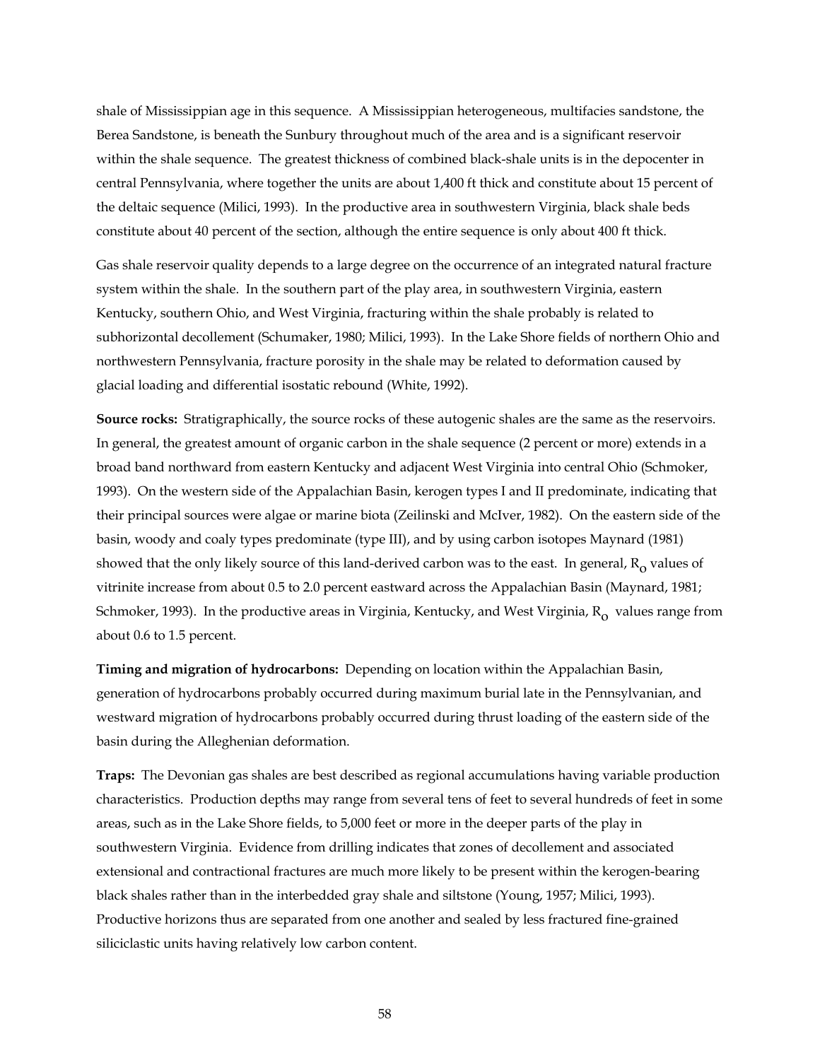shale of Mississippian age in this sequence. A Mississippian heterogeneous, multifacies sandstone, the Berea Sandstone, is beneath the Sunbury throughout much of the area and is a significant reservoir within the shale sequence. The greatest thickness of combined black-shale units is in the depocenter in central Pennsylvania, where together the units are about 1,400 ft thick and constitute about 15 percent of the deltaic sequence (Milici, 1993). In the productive area in southwestern Virginia, black shale beds constitute about 40 percent of the section, although the entire sequence is only about 400 ft thick.

Gas shale reservoir quality depends to a large degree on the occurrence of an integrated natural fracture system within the shale. In the southern part of the play area, in southwestern Virginia, eastern Kentucky, southern Ohio, and West Virginia, fracturing within the shale probably is related to subhorizontal decollement (Schumaker, 1980; Milici, 1993). In the Lake Shore fields of northern Ohio and northwestern Pennsylvania, fracture porosity in the shale may be related to deformation caused by glacial loading and differential isostatic rebound (White, 1992).

**Source rocks:** Stratigraphically, the source rocks of these autogenic shales are the same as the reservoirs. In general, the greatest amount of organic carbon in the shale sequence (2 percent or more) extends in a broad band northward from eastern Kentucky and adjacent West Virginia into central Ohio (Schmoker, 1993). On the western side of the Appalachian Basin, kerogen types I and II predominate, indicating that their principal sources were algae or marine biota (Zeilinski and McIver, 1982). On the eastern side of the basin, woody and coaly types predominate (type III), and by using carbon isotopes Maynard (1981) showed that the only likely source of this land-derived carbon was to the east. In general, $R_o$ values of vitrinite increase from about 0.5 to 2.0 percent eastward across the Appalachian Basin (Maynard, 1981; Schmoker, 1993). In the productive areas in Virginia, Kentucky, and West Virginia, $R_o$ values range from about 0.6 to 1.5 percent.

**Timing and migration of hydrocarbons:** Depending on location within the Appalachian Basin, generation of hydrocarbons probably occurred during maximum burial late in the Pennsylvanian, and westward migration of hydrocarbons probably occurred during thrust loading of the eastern side of the basin during the Alleghenian deformation.

**Traps:** The Devonian gas shales are best described as regional accumulations having variable production characteristics. Production depths may range from several tens of feet to several hundreds of feet in some areas, such as in the Lake Shore fields, to 5,000 feet or more in the deeper parts of the play in southwestern Virginia. Evidence from drilling indicates that zones of decollement and associated extensional and contractional fractures are much more likely to be present within the kerogen-bearing black shales rather than in the interbedded gray shale and siltstone (Young, 1957; Milici, 1993). Productive horizons thus are separated from one another and sealed by less fractured fine-grained siliciclastic units having relatively low carbon content.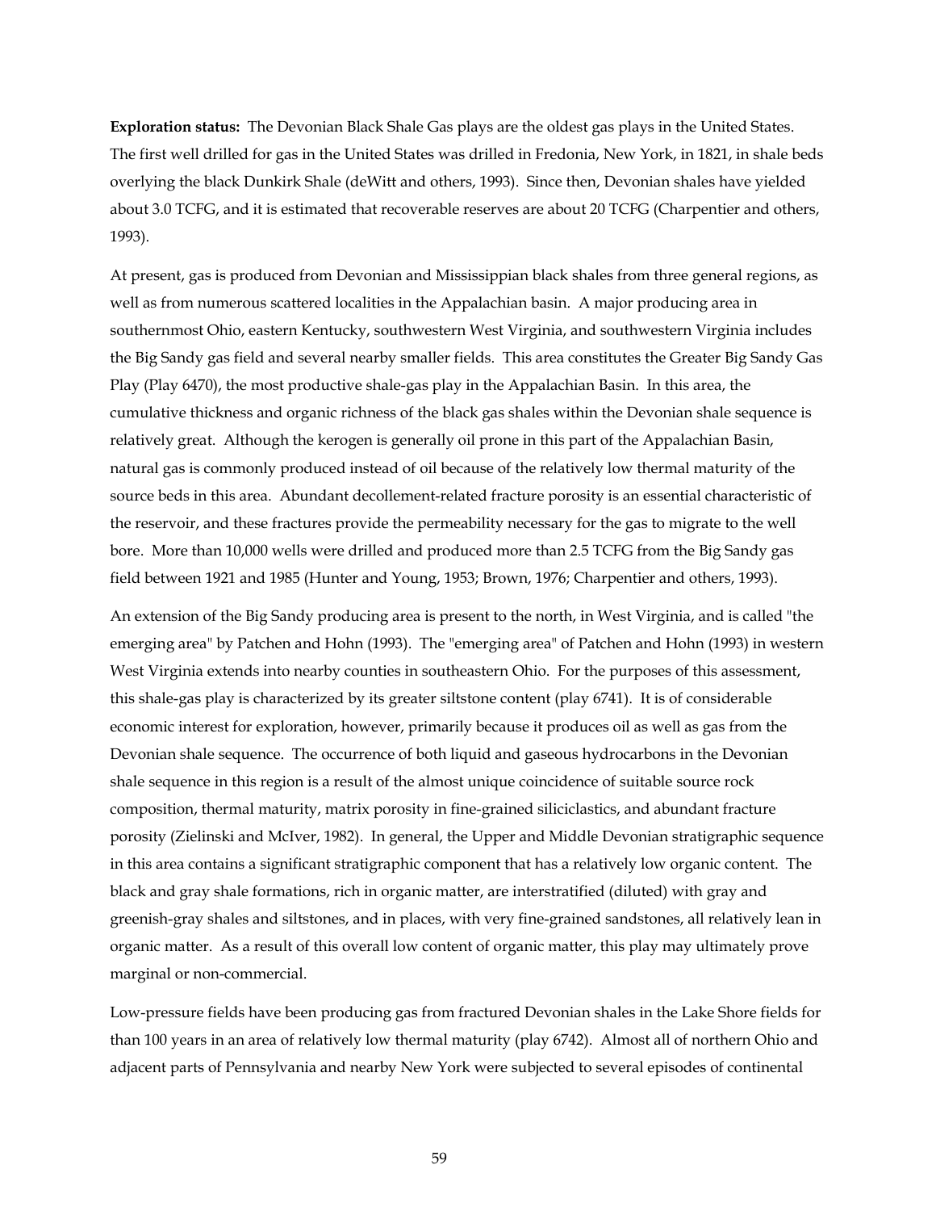**Exploration status:** The Devonian Black Shale Gas plays are the oldest gas plays in the United States. The first well drilled for gas in the United States was drilled in Fredonia, New York, in 1821, in shale beds overlying the black Dunkirk Shale (deWitt and others, 1993). Since then, Devonian shales have yielded about 3.0 TCFG, and it is estimated that recoverable reserves are about 20 TCFG (Charpentier and others, 1993).

At present, gas is produced from Devonian and Mississippian black shales from three general regions, as well as from numerous scattered localities in the Appalachian basin. A major producing area in southernmost Ohio, eastern Kentucky, southwestern West Virginia, and southwestern Virginia includes the Big Sandy gas field and several nearby smaller fields. This area constitutes the Greater Big Sandy Gas Play (Play 6470), the most productive shale-gas play in the Appalachian Basin. In this area, the cumulative thickness and organic richness of the black gas shales within the Devonian shale sequence is relatively great. Although the kerogen is generally oil prone in this part of the Appalachian Basin, natural gas is commonly produced instead of oil because of the relatively low thermal maturity of the source beds in this area. Abundant decollement-related fracture porosity is an essential characteristic of the reservoir, and these fractures provide the permeability necessary for the gas to migrate to the well bore. More than 10,000 wells were drilled and produced more than 2.5 TCFG from the Big Sandy gas field between 1921 and 1985 (Hunter and Young, 1953; Brown, 1976; Charpentier and others, 1993).

An extension of the Big Sandy producing area is present to the north, in West Virginia, and is called "the emerging area" by Patchen and Hohn (1993). The "emerging area" of Patchen and Hohn (1993) in western West Virginia extends into nearby counties in southeastern Ohio. For the purposes of this assessment, this shale-gas play is characterized by its greater siltstone content (play 6741). It is of considerable economic interest for exploration, however, primarily because it produces oil as well as gas from the Devonian shale sequence. The occurrence of both liquid and gaseous hydrocarbons in the Devonian shale sequence in this region is a result of the almost unique coincidence of suitable source rock composition, thermal maturity, matrix porosity in fine-grained siliciclastics, and abundant fracture porosity (Zielinski and McIver, 1982). In general, the Upper and Middle Devonian stratigraphic sequence in this area contains a significant stratigraphic component that has a relatively low organic content. The black and gray shale formations, rich in organic matter, are interstratified (diluted) with gray and greenish-gray shales and siltstones, and in places, with very fine-grained sandstones, all relatively lean in organic matter. As a result of this overall low content of organic matter, this play may ultimately prove marginal or non-commercial.

Low-pressure fields have been producing gas from fractured Devonian shales in the Lake Shore fields for than 100 years in an area of relatively low thermal maturity (play 6742). Almost all of northern Ohio and adjacent parts of Pennsylvania and nearby New York were subjected to several episodes of continental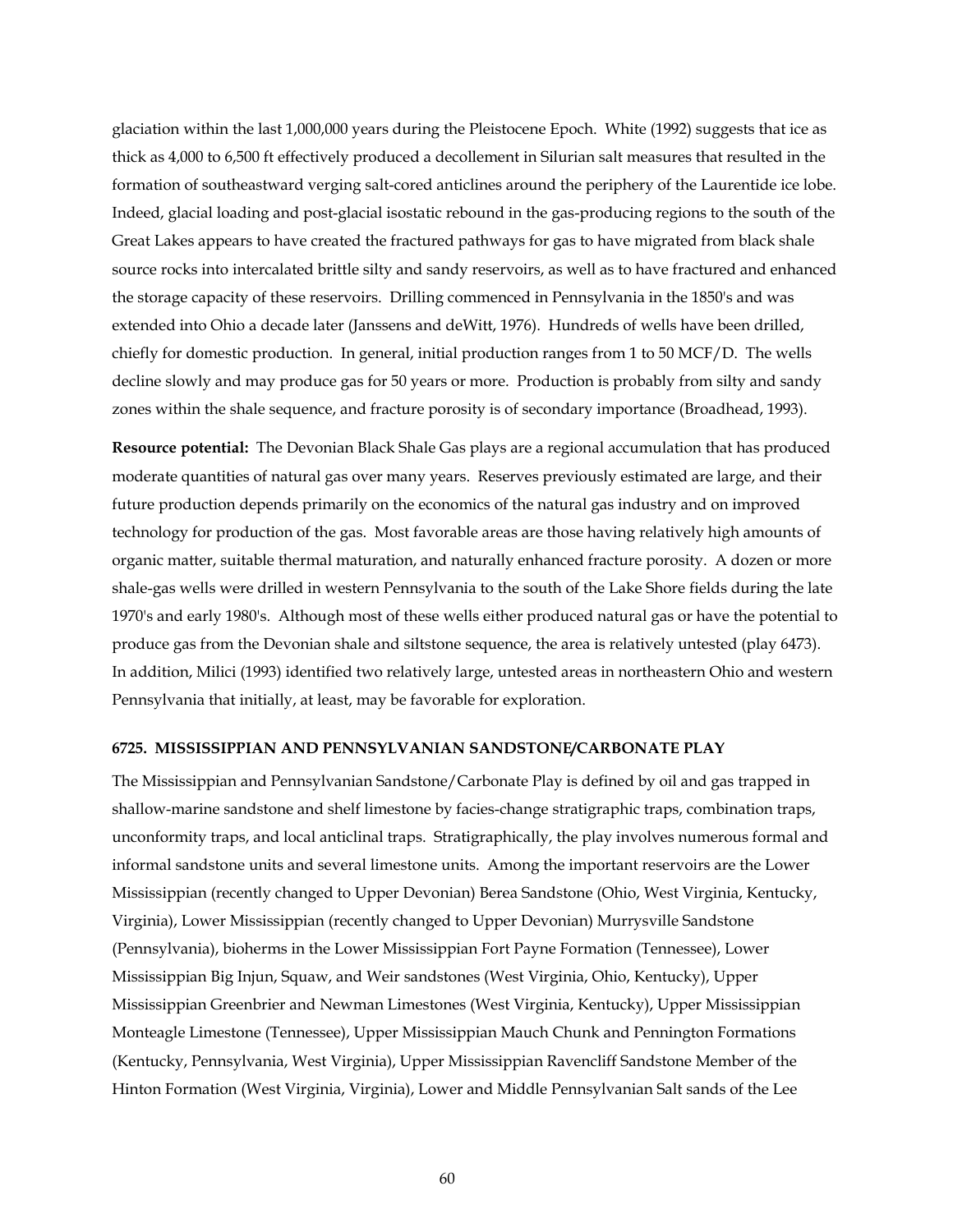glaciation within the last 1,000,000 years during the Pleistocene Epoch. White (1992) suggests that ice as thick as 4,000 to 6,500 ft effectively produced a decollement in Silurian salt measures that resulted in the formation of southeastward verging salt-cored anticlines around the periphery of the Laurentide ice lobe. Indeed, glacial loading and post-glacial isostatic rebound in the gas-producing regions to the south of the Great Lakes appears to have created the fractured pathways for gas to have migrated from black shale source rocks into intercalated brittle silty and sandy reservoirs, as well as to have fractured and enhanced the storage capacity of these reservoirs. Drilling commenced in Pennsylvania in the 1850's and was extended into Ohio a decade later (Janssens and deWitt, 1976). Hundreds of wells have been drilled, chiefly for domestic production. In general, initial production ranges from 1 to 50 MCF/D. The wells decline slowly and may produce gas for 50 years or more. Production is probably from silty and sandy zones within the shale sequence, and fracture porosity is of secondary importance (Broadhead, 1993).

**Resource potential:** The Devonian Black Shale Gas plays are a regional accumulation that has produced moderate quantities of natural gas over many years. Reserves previously estimated are large, and their future production depends primarily on the economics of the natural gas industry and on improved technology for production of the gas. Most favorable areas are those having relatively high amounts of organic matter, suitable thermal maturation, and naturally enhanced fracture porosity. A dozen or more shale-gas wells were drilled in western Pennsylvania to the south of the Lake Shore fields during the late 1970's and early 1980's. Although most of these wells either produced natural gas or have the potential to produce gas from the Devonian shale and siltstone sequence, the area is relatively untested (play 6473). In addition, Milici (1993) identified two relatively large, untested areas in northeastern Ohio and western Pennsylvania that initially, at least, may be favorable for exploration.

### 6725. MISSISSIPPIAN AND PENNSYLVANIAN SANDSTONE/CARBONATE PLAY

The Mississippian and Pennsylvanian Sandstone/Carbonate Play is defined by oil and gas trapped in shallow-marine sandstone and shelf limestone by facies-change stratigraphic traps, combination traps, unconformity traps, and local anticlinal traps. Stratigraphically, the play involves numerous formal and informal sandstone units and several limestone units. Among the important reservoirs are the Lower Mississippian (recently changed to Upper Devonian) Berea Sandstone (Ohio, West Virginia, Kentucky, Virginia), Lower Mississippian (recently changed to Upper Devonian) Murrysville Sandstone (Pennsylvania), bioherms in the Lower Mississippian Fort Payne Formation (Tennessee), Lower Mississippian Big Injun, Squaw, and Weir sandstones (West Virginia, Ohio, Kentucky), Upper Mississippian Greenbrier and Newman Limestones (West Virginia, Kentucky), Upper Mississippian Monteagle Limestone (Tennessee), Upper Mississippian Mauch Chunk and Pennington Formations (Kentucky, Pennsylvania, West Virginia), Upper Mississippian Ravencliff Sandstone Member of the Hinton Formation (West Virginia, Virginia), Lower and Middle Pennsylvanian Salt sands of the Lee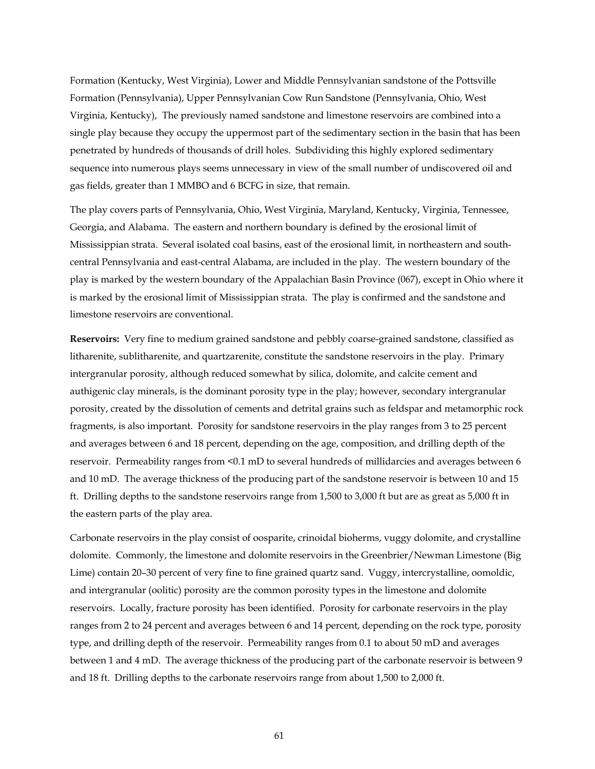Formation (Kentucky, West Virginia), Lower and Middle Pennsylvanian sandstone of the Pottsville Formation (Pennsylvania), Upper Pennsylvanian Cow Run Sandstone (Pennsylvania, Ohio, West Virginia, Kentucky), The previously named sandstone and limestone reservoirs are combined into a single play because they occupy the uppermost part of the sedimentary section in the basin that has been penetrated by hundreds of thousands of drill holes. Subdividing this highly explored sedimentary sequence into numerous plays seems unnecessary in view of the small number of undiscovered oil and gas fields, greater than 1 MMBO and 6 BCFG in size, that remain.

The play covers parts of Pennsylvania, Ohio, West Virginia, Maryland, Kentucky, Virginia, Tennessee, Georgia, and Alabama. The eastern and northern boundary is defined by the erosional limit of Mississippian strata. Several isolated coal basins, east of the erosional limit, in northeastern and south-central Pennsylvania and east-central Alabama, are included in the play. The western boundary of the play is marked by the western boundary of the Appalachian Basin Province (067), except in Ohio where it is marked by the erosional limit of Mississippian strata. The play is confirmed and the sandstone and limestone reservoirs are conventional.

**Reservoirs:** Very fine to medium grained sandstone and pebbly coarse-grained sandstone, classified as litharenite, sublitharenite, and quartzarenite, constitute the sandstone reservoirs in the play. Primary intergranular porosity, although reduced somewhat by silica, dolomite, and calcite cement and authigenic clay minerals, is the dominant porosity type in the play; however, secondary intergranular porosity, created by the dissolution of cements and detrital grains such as feldspar and metamorphic rock fragments, is also important. Porosity for sandstone reservoirs in the play ranges from 3 to 25 percent and averages between 6 and 18 percent, depending on the age, composition, and drilling depth of the reservoir. Permeability ranges from <0.1 mD to several hundreds of millidarcies and averages between 6 and 10 mD. The average thickness of the producing part of the sandstone reservoir is between 10 and 15 ft. Drilling depths to the sandstone reservoirs range from 1,500 to 3,000 ft but are as great as 5,000 ft in the eastern parts of the play area.

Carbonate reservoirs in the play consist of oosparite, crinoidal bioherms, vuggy dolomite, and crystalline dolomite. Commonly, the limestone and dolomite reservoirs in the Greenbrier/Newman Limestone (Big Lime) contain 20–30 percent of very fine to fine grained quartz sand. Vuggy, intercrystalline, oomoldic, and intergranular (oolitic) porosity are the common porosity types in the limestone and dolomite reservoirs. Locally, fracture porosity has been identified. Porosity for carbonate reservoirs in the play ranges from 2 to 24 percent and averages between 6 and 14 percent, depending on the rock type, porosity type, and drilling depth of the reservoir. Permeability ranges from 0.1 to about 50 mD and averages between 1 and 4 mD. The average thickness of the producing part of the carbonate reservoir is between 9 and 18 ft. Drilling depths to the carbonate reservoirs range from about 1,500 to 2,000 ft.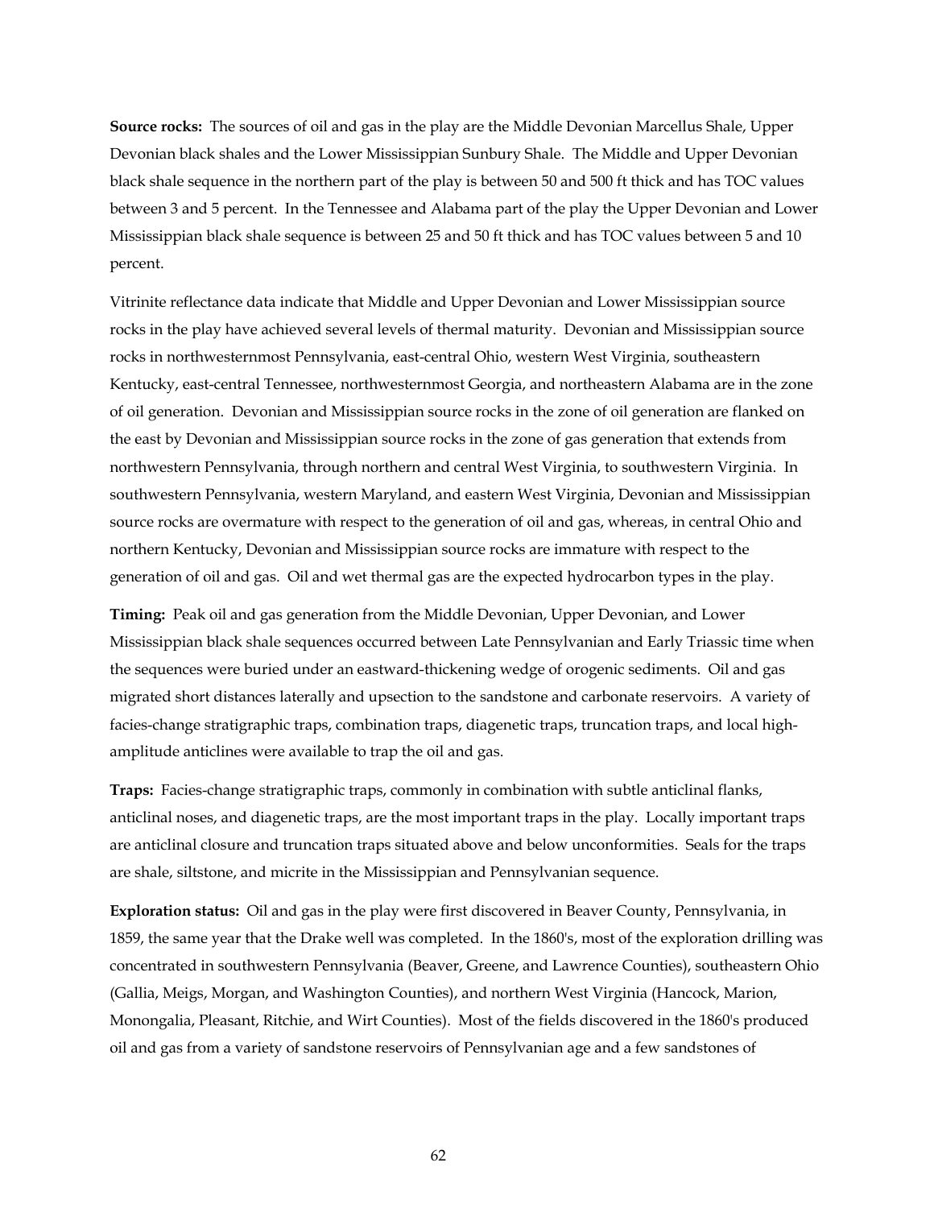**Source rocks:** The sources of oil and gas in the play are the Middle Devonian Marcellus Shale, Upper Devonian black shales and the Lower Mississippian Sunbury Shale. The Middle and Upper Devonian black shale sequence in the northern part of the play is between 50 and 500 ft thick and has TOC values between 3 and 5 percent. In the Tennessee and Alabama part of the play the Upper Devonian and Lower Mississippian black shale sequence is between 25 and 50 ft thick and has TOC values between 5 and 10 percent.

Vitrinite reflectance data indicate that Middle and Upper Devonian and Lower Mississippian source rocks in the play have achieved several levels of thermal maturity. Devonian and Mississippian source rocks in northwesternmost Pennsylvania, east-central Ohio, western West Virginia, southeastern Kentucky, east-central Tennessee, northwesternmost Georgia, and northeastern Alabama are in the zone of oil generation. Devonian and Mississippian source rocks in the zone of oil generation are flanked on the east by Devonian and Mississippian source rocks in the zone of gas generation that extends from northwestern Pennsylvania, through northern and central West Virginia, to southwestern Virginia. In southwestern Pennsylvania, western Maryland, and eastern West Virginia, Devonian and Mississippian source rocks are overmature with respect to the generation of oil and gas, whereas, in central Ohio and northern Kentucky, Devonian and Mississippian source rocks are immature with respect to the generation of oil and gas. Oil and wet thermal gas are the expected hydrocarbon types in the play.

**Timing:** Peak oil and gas generation from the Middle Devonian, Upper Devonian, and Lower Mississippian black shale sequences occurred between Late Pennsylvanian and Early Triassic time when the sequences were buried under an eastward-thickening wedge of orogenic sediments. Oil and gas migrated short distances laterally and upsection to the sandstone and carbonate reservoirs. A variety of facies-change stratigraphic traps, combination traps, diagenetic traps, truncation traps, and local high-amplitude anticlines were available to trap the oil and gas.

**Traps:** Facies-change stratigraphic traps, commonly in combination with subtle anticlinal flanks, anticlinal noses, and diagenetic traps, are the most important traps in the play. Locally important traps are anticlinal closure and truncation traps situated above and below unconformities. Seals for the traps are shale, siltstone, and micrite in the Mississippian and Pennsylvanian sequence.

**Exploration status:** Oil and gas in the play were first discovered in Beaver County, Pennsylvania, in 1859, the same year that the Drake well was completed. In the 1860's, most of the exploration drilling was concentrated in southwestern Pennsylvania (Beaver, Greene, and Lawrence Counties), southeastern Ohio (Gallia, Meigs, Morgan, and Washington Counties), and northern West Virginia (Hancock, Marion, Monongalia, Pleasant, Ritchie, and Wirt Counties). Most of the fields discovered in the 1860's produced oil and gas from a variety of sandstone reservoirs of Pennsylvanian age and a few sandstones of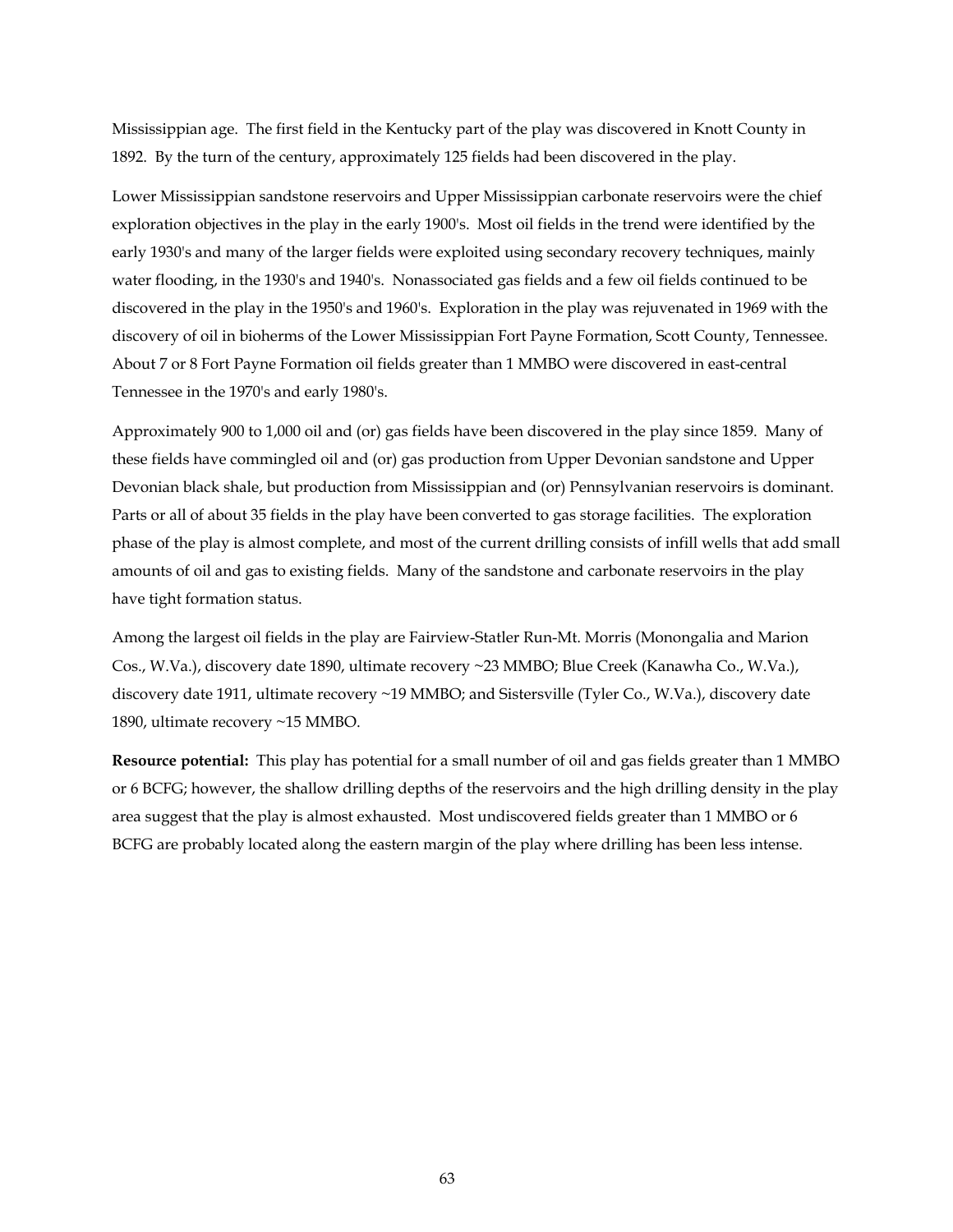Mississippian age. The first field in the Kentucky part of the play was discovered in Knott County in 1892. By the turn of the century, approximately 125 fields had been discovered in the play.

Lower Mississippian sandstone reservoirs and Upper Mississippian carbonate reservoirs were the chief exploration objectives in the play in the early 1900's. Most oil fields in the trend were identified by the early 1930's and many of the larger fields were exploited using secondary recovery techniques, mainly water flooding, in the 1930's and 1940's. Nonassociated gas fields and a few oil fields continued to be discovered in the play in the 1950's and 1960's. Exploration in the play was rejuvenated in 1969 with the discovery of oil in bioherms of the Lower Mississippian Fort Payne Formation, Scott County, Tennessee. About 7 or 8 Fort Payne Formation oil fields greater than 1 MMBO were discovered in east-central Tennessee in the 1970's and early 1980's.

Approximately 900 to 1,000 oil and (or) gas fields have been discovered in the play since 1859. Many of these fields have commingled oil and (or) gas production from Upper Devonian sandstone and Upper Devonian black shale, but production from Mississippian and (or) Pennsylvanian reservoirs is dominant. Parts or all of about 35 fields in the play have been converted to gas storage facilities. The exploration phase of the play is almost complete, and most of the current drilling consists of infill wells that add small amounts of oil and gas to existing fields. Many of the sandstone and carbonate reservoirs in the play have tight formation status.

Among the largest oil fields in the play are Fairview-Statler Run-Mt. Morris (Monongalia and Marion Cos., W.Va.), discovery date 1890, ultimate recovery ~23 MMBO; Blue Creek (Kanawha Co., W.Va.), discovery date 1911, ultimate recovery ~19 MMBO; and Sistersville (Tyler Co., W.Va.), discovery date 1890, ultimate recovery ~15 MMBO.

**Resource potential:** This play has potential for a small number of oil and gas fields greater than 1 MMBO or 6 BCFG; however, the shallow drilling depths of the reservoirs and the high drilling density in the play area suggest that the play is almost exhausted. Most undiscovered fields greater than 1 MMBO or 6 BCFG are probably located along the eastern margin of the play where drilling has been less intense.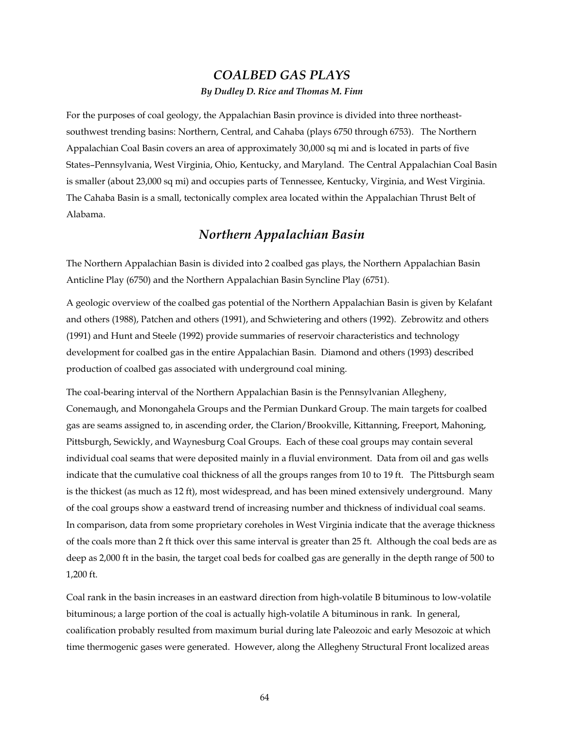## *COALBED GAS PLAYS*

***By Dudley D. Rice and Thomas M. Finn***

For the purposes of coal geology, the Appalachian Basin province is divided into three northeast-southwest trending basins: Northern, Central, and Cahaba (plays 6750 through 6753). The Northern Appalachian Coal Basin covers an area of approximately 30,000 sq mi and is located in parts of five States–Pennsylvania, West Virginia, Ohio, Kentucky, and Maryland. The Central Appalachian Coal Basin is smaller (about 23,000 sq mi) and occupies parts of Tennessee, Kentucky, Virginia, and West Virginia. The Cahaba Basin is a small, tectonically complex area located within the Appalachian Thrust Belt of Alabama.

## *Northern Appalachian Basin*

The Northern Appalachian Basin is divided into 2 coalbed gas plays, the Northern Appalachian Basin Anticline Play (6750) and the Northern Appalachian Basin Syncline Play (6751).

A geologic overview of the coalbed gas potential of the Northern Appalachian Basin is given by Kelafant and others (1988), Patchen and others (1991), and Schwietering and others (1992). Zebrowitz and others (1991) and Hunt and Steele (1992) provide summaries of reservoir characteristics and technology development for coalbed gas in the entire Appalachian Basin. Diamond and others (1993) described production of coalbed gas associated with underground coal mining.

The coal-bearing interval of the Northern Appalachian Basin is the Pennsylvanian Allegheny, Conemaugh, and Monongahela Groups and the Permian Dunkard Group. The main targets for coalbed gas are seams assigned to, in ascending order, the Clarion/Brookville, Kittanning, Freeport, Mahoning, Pittsburgh, Sewickly, and Waynesburg Coal Groups. Each of these coal groups may contain several individual coal seams that were deposited mainly in a fluvial environment. Data from oil and gas wells indicate that the cumulative coal thickness of all the groups ranges from 10 to 19 ft. The Pittsburgh seam is the thickest (as much as 12 ft), most widespread, and has been mined extensively underground. Many of the coal groups show a eastward trend of increasing number and thickness of individual coal seams. In comparison, data from some proprietary coreholes in West Virginia indicate that the average thickness of the coals more than 2 ft thick over this same interval is greater than 25 ft. Although the coal beds are as deep as 2,000 ft in the basin, the target coal beds for coalbed gas are generally in the depth range of 500 to 1,200 ft.

Coal rank in the basin increases in an eastward direction from high-volatile B bituminous to low-volatile bituminous; a large portion of the coal is actually high-volatile A bituminous in rank. In general, coalification probably resulted from maximum burial during late Paleozoic and early Mesozoic at which time thermogenic gases were generated. However, along the Allegheny Structural Front localized areas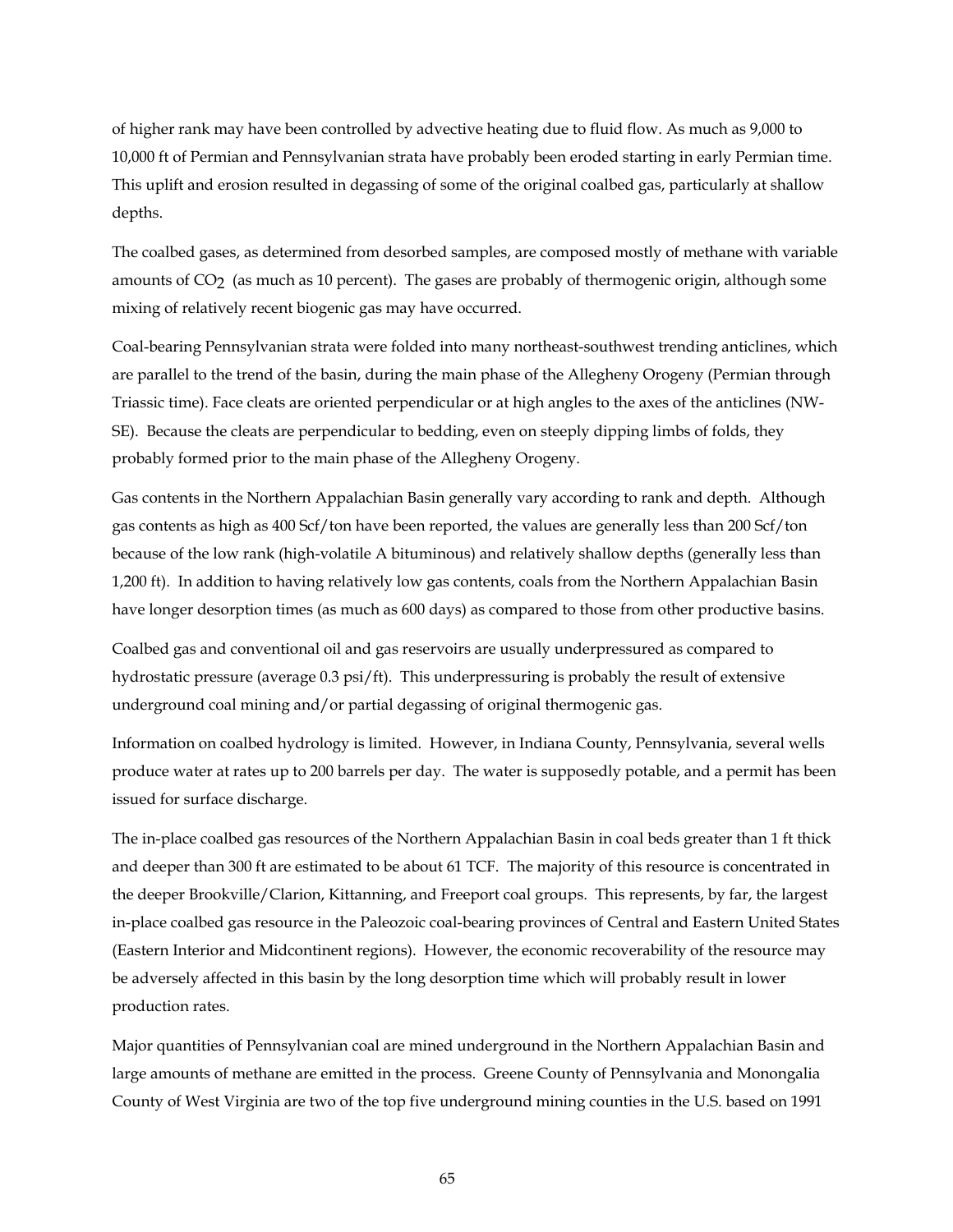of higher rank may have been controlled by advective heating due to fluid flow. As much as 9,000 to 10,000 ft of Permian and Pennsylvanian strata have probably been eroded starting in early Permian time. This uplift and erosion resulted in degassing of some of the original coalbed gas, particularly at shallow depths.

The coalbed gases, as determined from desorbed samples, are composed mostly of methane with variable amounts of $CO_2$ (as much as 10 percent). The gases are probably of thermogenic origin, although some mixing of relatively recent biogenic gas may have occurred.

Coal-bearing Pennsylvanian strata were folded into many northeast-southwest trending anticlines, which are parallel to the trend of the basin, during the main phase of the Allegheny Orogeny (Permian through Triassic time). Face cleats are oriented perpendicular or at high angles to the axes of the anticlines (NW-SE). Because the cleats are perpendicular to bedding, even on steeply dipping limbs of folds, they probably formed prior to the main phase of the Allegheny Orogeny.

Gas contents in the Northern Appalachian Basin generally vary according to rank and depth. Although gas contents as high as 400 Scf/ton have been reported, the values are generally less than 200 Scf/ton because of the low rank (high-volatile A bituminous) and relatively shallow depths (generally less than 1,200 ft). In addition to having relatively low gas contents, coals from the Northern Appalachian Basin have longer desorption times (as much as 600 days) as compared to those from other productive basins.

Coalbed gas and conventional oil and gas reservoirs are usually underpressured as compared to hydrostatic pressure (average 0.3 psi/ft). This underpressuring is probably the result of extensive underground coal mining and/or partial degassing of original thermogenic gas.

Information on coalbed hydrology is limited. However, in Indiana County, Pennsylvania, several wells produce water at rates up to 200 barrels per day. The water is supposedly potable, and a permit has been issued for surface discharge.

The in-place coalbed gas resources of the Northern Appalachian Basin in coal beds greater than 1 ft thick and deeper than 300 ft are estimated to be about 61 TCF. The majority of this resource is concentrated in the deeper Brookville/Clarion, Kittanning, and Freeport coal groups. This represents, by far, the largest in-place coalbed gas resource in the Paleozoic coal-bearing provinces of Central and Eastern United States (Eastern Interior and Midcontinent regions). However, the economic recoverability of the resource may be adversely affected in this basin by the long desorption time which will probably result in lower production rates.

Major quantities of Pennsylvanian coal are mined underground in the Northern Appalachian Basin and large amounts of methane are emitted in the process. Greene County of Pennsylvania and Monongalia County of West Virginia are two of the top five underground mining counties in the U.S. based on 1991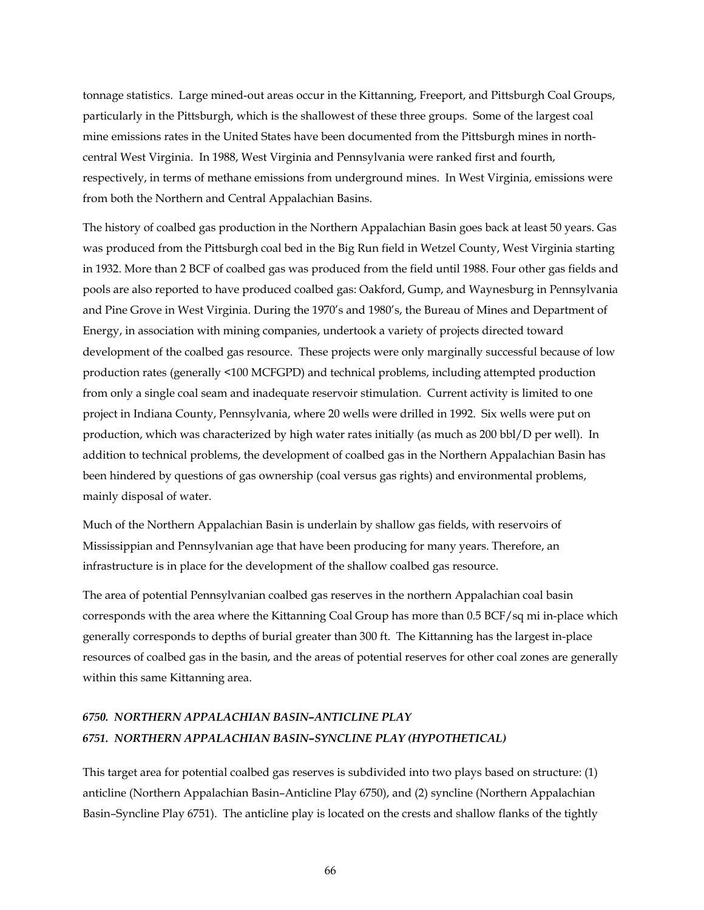tonnage statistics. Large mined-out areas occur in the Kittanning, Freeport, and Pittsburgh Coal Groups, particularly in the Pittsburgh, which is the shallowest of these three groups. Some of the largest coal mine emissions rates in the United States have been documented from the Pittsburgh mines in north-central West Virginia. In 1988, West Virginia and Pennsylvania were ranked first and fourth, respectively, in terms of methane emissions from underground mines. In West Virginia, emissions were from both the Northern and Central Appalachian Basins.

The history of coalbed gas production in the Northern Appalachian Basin goes back at least 50 years. Gas was produced from the Pittsburgh coal bed in the Big Run field in Wetzel County, West Virginia starting in 1932. More than 2 BCF of coalbed gas was produced from the field until 1988. Four other gas fields and pools are also reported to have produced coalbed gas: Oakford, Gump, and Waynesburg in Pennsylvania and Pine Grove in West Virginia. During the 1970's and 1980's, the Bureau of Mines and Department of Energy, in association with mining companies, undertook a variety of projects directed toward development of the coalbed gas resource. These projects were only marginally successful because of low production rates (generally <100 MCFGPD) and technical problems, including attempted production from only a single coal seam and inadequate reservoir stimulation. Current activity is limited to one project in Indiana County, Pennsylvania, where 20 wells were drilled in 1992. Six wells were put on production, which was characterized by high water rates initially (as much as 200 bbl/D per well). In addition to technical problems, the development of coalbed gas in the Northern Appalachian Basin has been hindered by questions of gas ownership (coal versus gas rights) and environmental problems, mainly disposal of water.

Much of the Northern Appalachian Basin is underlain by shallow gas fields, with reservoirs of Mississippian and Pennsylvanian age that have been producing for many years. Therefore, an infrastructure is in place for the development of the shallow coalbed gas resource.

The area of potential Pennsylvanian coalbed gas reserves in the northern Appalachian coal basin corresponds with the area where the Kittanning Coal Group has more than 0.5 BCF/sq mi in-place which generally corresponds to depths of burial greater than 300 ft. The Kittanning has the largest in-place resources of coalbed gas in the basin, and the areas of potential reserves for other coal zones are generally within this same Kittanning area.

### *6750. NORTHERN APPALACHIAN BASIN–ANTICLINE PLAY*
### *6751. NORTHERN APPALACHIAN BASIN–SYNCLINE PLAY (HYPOTHETICAL)*

This target area for potential coalbed gas reserves is subdivided into two plays based on structure: (1) anticline (Northern Appalachian Basin–Anticline Play 6750), and (2) syncline (Northern Appalachian Basin–Syncline Play 6751). The anticline play is located on the crests and shallow flanks of the tightly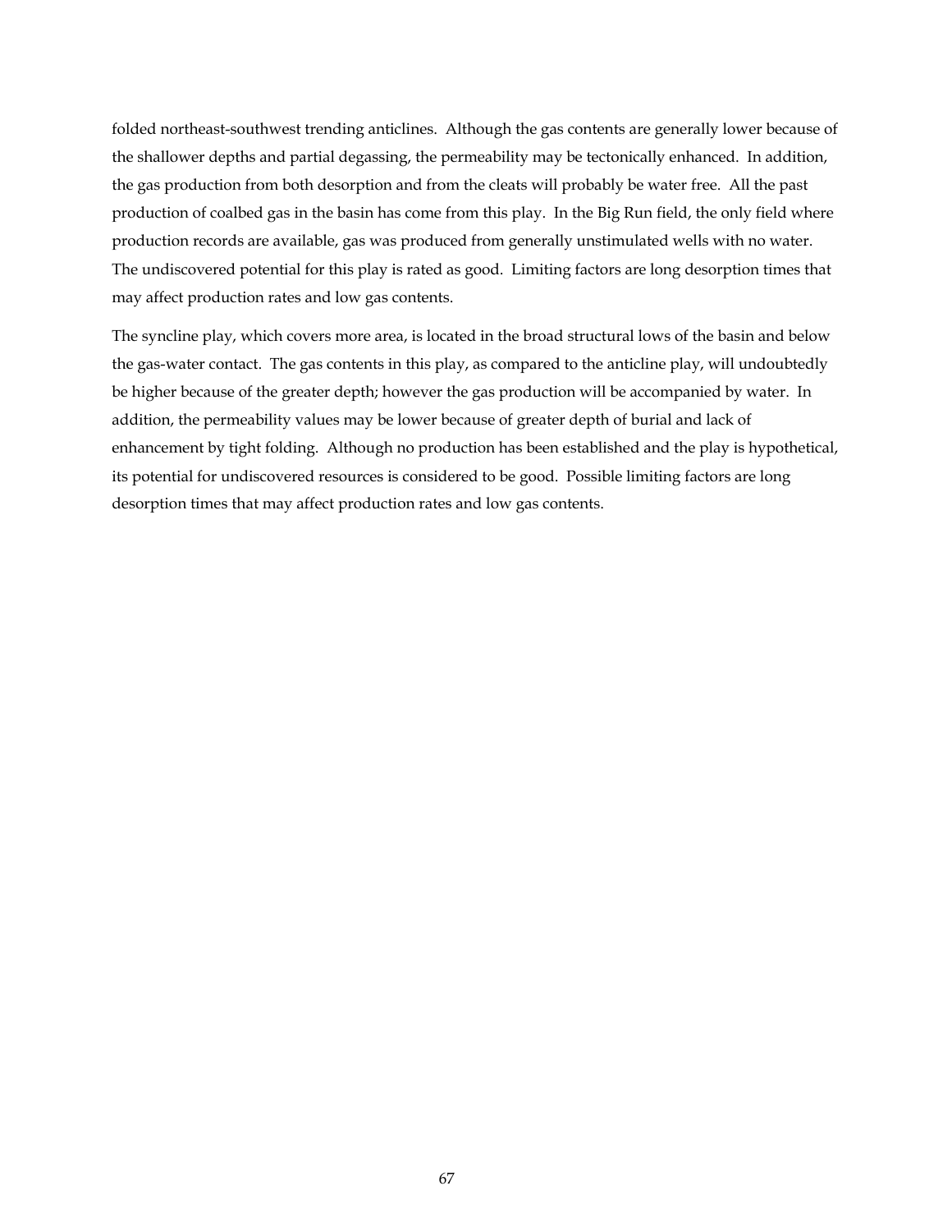folded northeast-southwest trending anticlines. Although the gas contents are generally lower because of the shallower depths and partial degassing, the permeability may be tectonically enhanced. In addition, the gas production from both desorption and from the cleats will probably be water free. All the past production of coalbed gas in the basin has come from this play. In the Big Run field, the only field where production records are available, gas was produced from generally unstimulated wells with no water. The undiscovered potential for this play is rated as good. Limiting factors are long desorption times that may affect production rates and low gas contents.

The syncline play, which covers more area, is located in the broad structural lows of the basin and below the gas-water contact. The gas contents in this play, as compared to the anticline play, will undoubtedly be higher because of the greater depth; however the gas production will be accompanied by water. In addition, the permeability values may be lower because of greater depth of burial and lack of enhancement by tight folding. Although no production has been established and the play is hypothetical, its potential for undiscovered resources is considered to be good. Possible limiting factors are long desorption times that may affect production rates and low gas contents.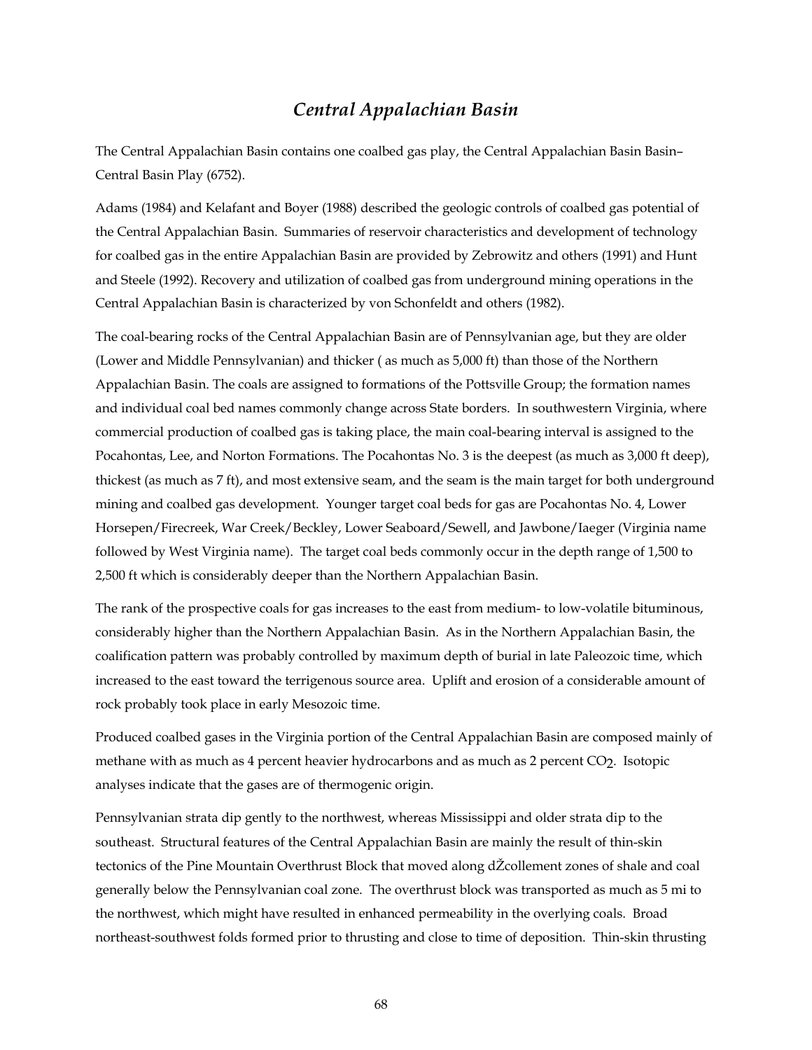## *Central Appalachian Basin*

The Central Appalachian Basin contains one coalbed gas play, the Central Appalachian Basin Basin–Central Basin Play (6752).

Adams (1984) and Kelafant and Boyer (1988) described the geologic controls of coalbed gas potential of the Central Appalachian Basin. Summaries of reservoir characteristics and development of technology for coalbed gas in the entire Appalachian Basin are provided by Zebrowitz and others (1991) and Hunt and Steele (1992). Recovery and utilization of coalbed gas from underground mining operations in the Central Appalachian Basin is characterized by von Schonfeldt and others (1982).

The coal-bearing rocks of the Central Appalachian Basin are of Pennsylvanian age, but they are older (Lower and Middle Pennsylvanian) and thicker ( as much as 5,000 ft) than those of the Northern Appalachian Basin. The coals are assigned to formations of the Pottsville Group; the formation names and individual coal bed names commonly change across State borders. In southwestern Virginia, where commercial production of coalbed gas is taking place, the main coal-bearing interval is assigned to the Pocahontas, Lee, and Norton Formations. The Pocahontas No. 3 is the deepest (as much as 3,000 ft deep), thickest (as much as 7 ft), and most extensive seam, and the seam is the main target for both underground mining and coalbed gas development. Younger target coal beds for gas are Pocahontas No. 4, Lower Horsepen/Firecreek, War Creek/Beckley, Lower Seaboard/Sewell, and Jawbone/Iaeger (Virginia name followed by West Virginia name). The target coal beds commonly occur in the depth range of 1,500 to 2,500 ft which is considerably deeper than the Northern Appalachian Basin.

The rank of the prospective coals for gas increases to the east from medium- to low-volatile bituminous, considerably higher than the Northern Appalachian Basin. As in the Northern Appalachian Basin, the coalification pattern was probably controlled by maximum depth of burial in late Paleozoic time, which increased to the east toward the terrigenous source area. Uplift and erosion of a considerable amount of rock probably took place in early Mesozoic time.

Produced coalbed gases in the Virginia portion of the Central Appalachian Basin are composed mainly of methane with as much as 4 percent heavier hydrocarbons and as much as 2 percent $CO_2$. Isotopic analyses indicate that the gases are of thermogenic origin.

Pennsylvanian strata dip gently to the northwest, whereas Mississippi and older strata dip to the southeast. Structural features of the Central Appalachian Basin are mainly the result of thin-skin tectonics of the Pine Mountain Overthrust Block that moved along dŽcollement zones of shale and coal generally below the Pennsylvanian coal zone. The overthrust block was transported as much as 5 mi to the northwest, which might have resulted in enhanced permeability in the overlying coals. Broad northeast-southwest folds formed prior to thrusting and close to time of deposition. Thin-skin thrusting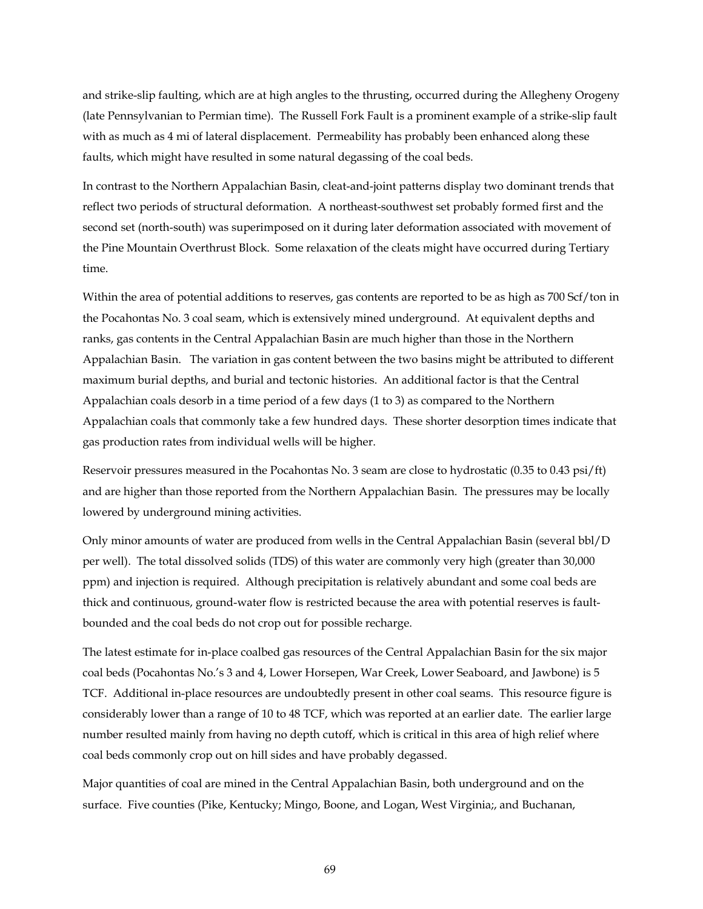and strike-slip faulting, which are at high angles to the thrusting, occurred during the Allegheny Orogeny (late Pennsylvanian to Permian time). The Russell Fork Fault is a prominent example of a strike-slip fault with as much as 4 mi of lateral displacement. Permeability has probably been enhanced along these faults, which might have resulted in some natural degassing of the coal beds.

In contrast to the Northern Appalachian Basin, cleat-and-joint patterns display two dominant trends that reflect two periods of structural deformation. A northeast-southwest set probably formed first and the second set (north-south) was superimposed on it during later deformation associated with movement of the Pine Mountain Overthrust Block. Some relaxation of the cleats might have occurred during Tertiary time.

Within the area of potential additions to reserves, gas contents are reported to be as high as 700 Scf/ton in the Pocahontas No. 3 coal seam, which is extensively mined underground. At equivalent depths and ranks, gas contents in the Central Appalachian Basin are much higher than those in the Northern Appalachian Basin. The variation in gas content between the two basins might be attributed to different maximum burial depths, and burial and tectonic histories. An additional factor is that the Central Appalachian coals desorb in a time period of a few days (1 to 3) as compared to the Northern Appalachian coals that commonly take a few hundred days. These shorter desorption times indicate that gas production rates from individual wells will be higher.

Reservoir pressures measured in the Pocahontas No. 3 seam are close to hydrostatic (0.35 to 0.43 psi/ft) and are higher than those reported from the Northern Appalachian Basin. The pressures may be locally lowered by underground mining activities.

Only minor amounts of water are produced from wells in the Central Appalachian Basin (several bbl/D per well). The total dissolved solids (TDS) of this water are commonly very high (greater than 30,000 ppm) and injection is required. Although precipitation is relatively abundant and some coal beds are thick and continuous, ground-water flow is restricted because the area with potential reserves is fault-bounded and the coal beds do not crop out for possible recharge.

The latest estimate for in-place coalbed gas resources of the Central Appalachian Basin for the six major coal beds (Pocahontas No.'s 3 and 4, Lower Horsepen, War Creek, Lower Seaboard, and Jawbone) is 5 TCF. Additional in-place resources are undoubtedly present in other coal seams. This resource figure is considerably lower than a range of 10 to 48 TCF, which was reported at an earlier date. The earlier large number resulted mainly from having no depth cutoff, which is critical in this area of high relief where coal beds commonly crop out on hill sides and have probably degassed.

Major quantities of coal are mined in the Central Appalachian Basin, both underground and on the surface. Five counties (Pike, Kentucky; Mingo, Boone, and Logan, West Virginia;, and Buchanan,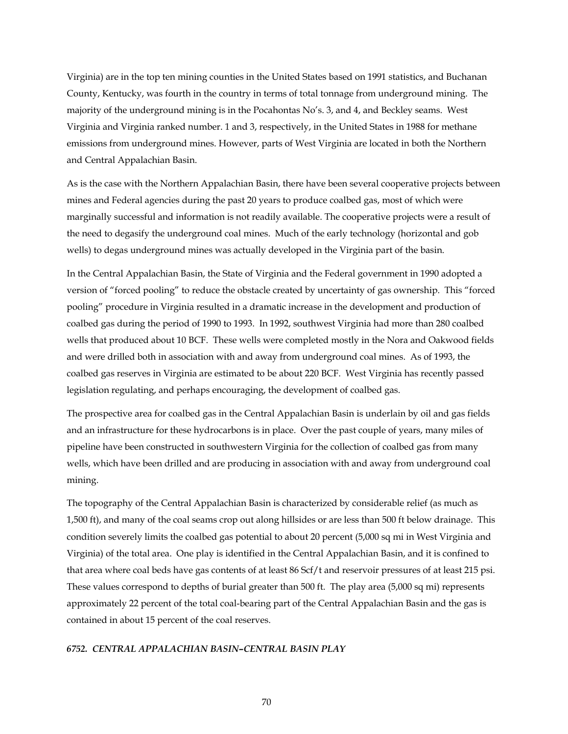Virginia) are in the top ten mining counties in the United States based on 1991 statistics, and Buchanan County, Kentucky, was fourth in the country in terms of total tonnage from underground mining. The majority of the underground mining is in the Pocahontas No's. 3, and 4, and Beckley seams. West Virginia and Virginia ranked number. 1 and 3, respectively, in the United States in 1988 for methane emissions from underground mines. However, parts of West Virginia are located in both the Northern and Central Appalachian Basin.

As is the case with the Northern Appalachian Basin, there have been several cooperative projects between mines and Federal agencies during the past 20 years to produce coalbed gas, most of which were marginally successful and information is not readily available. The cooperative projects were a result of the need to degasify the underground coal mines. Much of the early technology (horizontal and gob wells) to degas underground mines was actually developed in the Virginia part of the basin.

In the Central Appalachian Basin, the State of Virginia and the Federal government in 1990 adopted a version of "forced pooling" to reduce the obstacle created by uncertainty of gas ownership. This "forced pooling" procedure in Virginia resulted in a dramatic increase in the development and production of coalbed gas during the period of 1990 to 1993. In 1992, southwest Virginia had more than 280 coalbed wells that produced about 10 BCF. These wells were completed mostly in the Nora and Oakwood fields and were drilled both in association with and away from underground coal mines. As of 1993, the coalbed gas reserves in Virginia are estimated to be about 220 BCF. West Virginia has recently passed legislation regulating, and perhaps encouraging, the development of coalbed gas.

The prospective area for coalbed gas in the Central Appalachian Basin is underlain by oil and gas fields and an infrastructure for these hydrocarbons is in place. Over the past couple of years, many miles of pipeline have been constructed in southwestern Virginia for the collection of coalbed gas from many wells, which have been drilled and are producing in association with and away from underground coal mining.

The topography of the Central Appalachian Basin is characterized by considerable relief (as much as 1,500 ft), and many of the coal seams crop out along hillsides or are less than 500 ft below drainage. This condition severely limits the coalbed gas potential to about 20 percent (5,000 sq mi in West Virginia and Virginia) of the total area. One play is identified in the Central Appalachian Basin, and it is confined to that area where coal beds have gas contents of at least 86 Scf/t and reservoir pressures of at least 215 psi. These values correspond to depths of burial greater than 500 ft. The play area (5,000 sq mi) represents approximately 22 percent of the total coal-bearing part of the Central Appalachian Basin and the gas is contained in about 15 percent of the coal reserves.

#### *6752. CENTRAL APPALACHIAN BASIN–CENTRAL BASIN PLAY*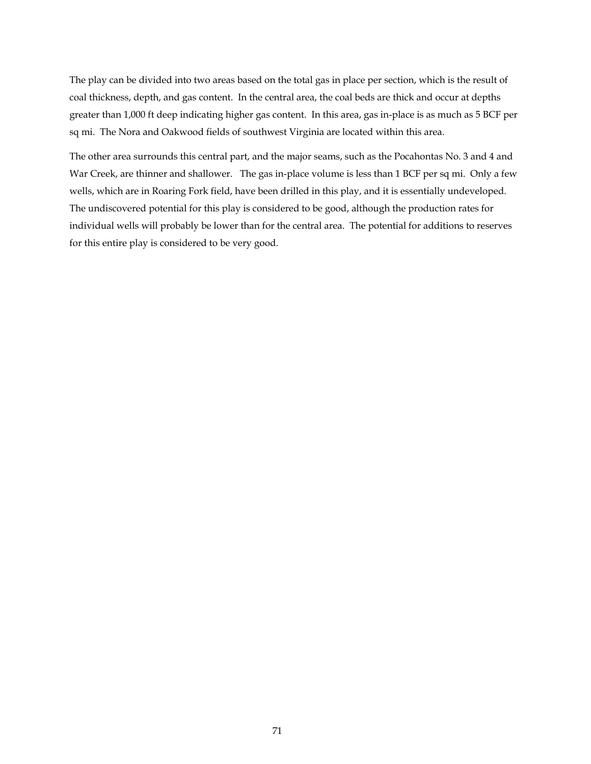The play can be divided into two areas based on the total gas in place per section, which is the result of coal thickness, depth, and gas content. In the central area, the coal beds are thick and occur at depths greater than 1,000 ft deep indicating higher gas content. In this area, gas in-place is as much as 5 BCF per sq mi. The Nora and Oakwood fields of southwest Virginia are located within this area.

The other area surrounds this central part, and the major seams, such as the Pocahontas No. 3 and 4 and War Creek, are thinner and shallower. The gas in-place volume is less than 1 BCF per sq mi. Only a few wells, which are in Roaring Fork field, have been drilled in this play, and it is essentially undeveloped. The undiscovered potential for this play is considered to be good, although the production rates for individual wells will probably be lower than for the central area. The potential for additions to reserves for this entire play is considered to be very good.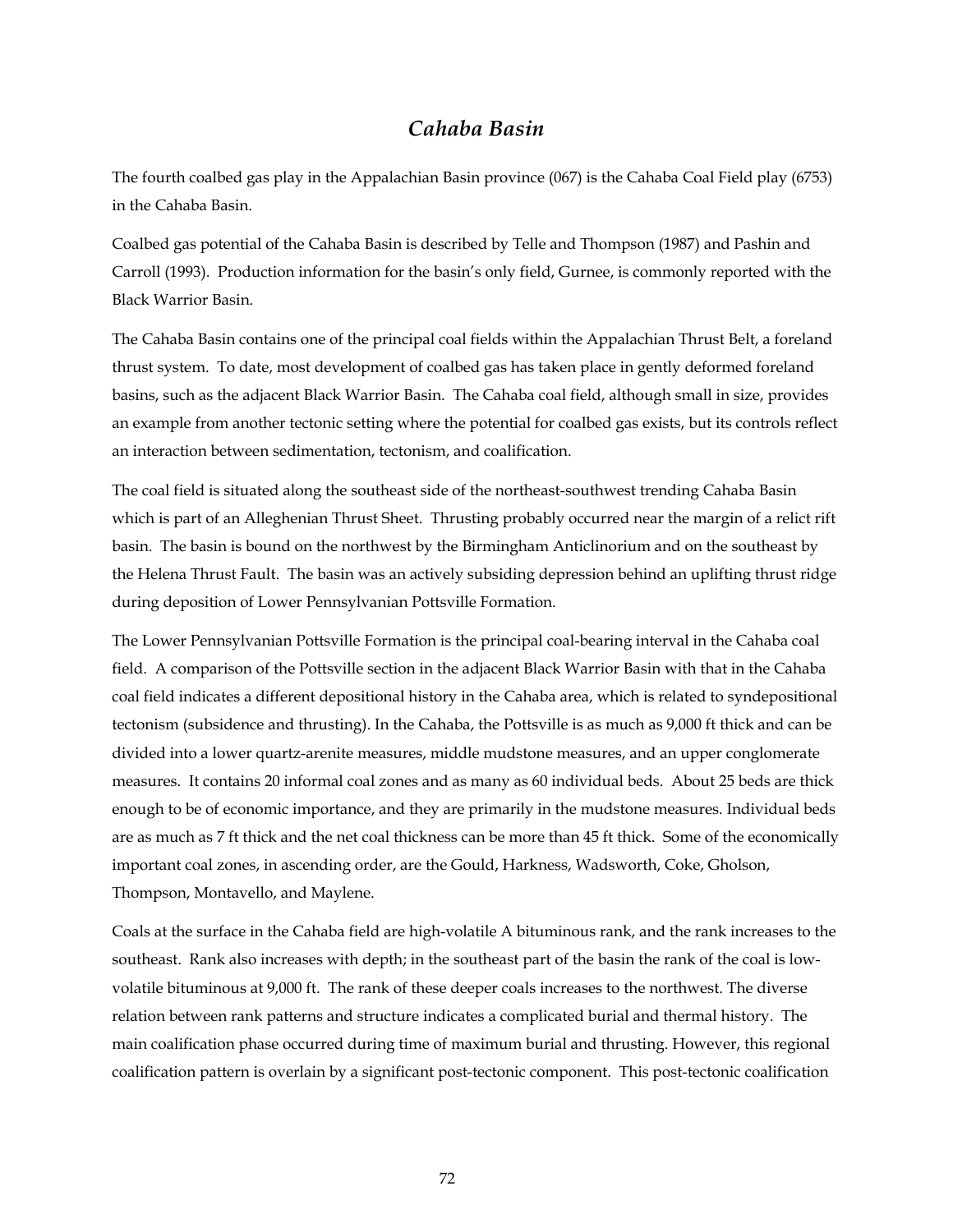## *Cahaba Basin*

The fourth coalbed gas play in the Appalachian Basin province (067) is the Cahaba Coal Field play (6753) in the Cahaba Basin.

Coalbed gas potential of the Cahaba Basin is described by Telle and Thompson (1987) and Pashin and Carroll (1993). Production information for the basin's only field, Gurnee, is commonly reported with the Black Warrior Basin.

The Cahaba Basin contains one of the principal coal fields within the Appalachian Thrust Belt, a foreland thrust system. To date, most development of coalbed gas has taken place in gently deformed foreland basins, such as the adjacent Black Warrior Basin. The Cahaba coal field, although small in size, provides an example from another tectonic setting where the potential for coalbed gas exists, but its controls reflect an interaction between sedimentation, tectonism, and coalification.

The coal field is situated along the southeast side of the northeast-southwest trending Cahaba Basin which is part of an Alleghenian Thrust Sheet. Thrusting probably occurred near the margin of a relict rift basin. The basin is bound on the northwest by the Birmingham Anticlinorium and on the southeast by the Helena Thrust Fault. The basin was an actively subsiding depression behind an uplifting thrust ridge during deposition of Lower Pennsylvanian Pottsville Formation.

The Lower Pennsylvanian Pottsville Formation is the principal coal-bearing interval in the Cahaba coal field. A comparison of the Pottsville section in the adjacent Black Warrior Basin with that in the Cahaba coal field indicates a different depositional history in the Cahaba area, which is related to syndepositional tectonism (subsidence and thrusting). In the Cahaba, the Pottsville is as much as 9,000 ft thick and can be divided into a lower quartz-arenite measures, middle mudstone measures, and an upper conglomerate measures. It contains 20 informal coal zones and as many as 60 individual beds. About 25 beds are thick enough to be of economic importance, and they are primarily in the mudstone measures. Individual beds are as much as 7 ft thick and the net coal thickness can be more than 45 ft thick. Some of the economically important coal zones, in ascending order, are the Gould, Harkness, Wadsworth, Coke, Gholson, Thompson, Montavello, and Maylene.

Coals at the surface in the Cahaba field are high-volatile A bituminous rank, and the rank increases to the southeast. Rank also increases with depth; in the southeast part of the basin the rank of the coal is low-volatile bituminous at 9,000 ft. The rank of these deeper coals increases to the northwest. The diverse relation between rank patterns and structure indicates a complicated burial and thermal history. The main coalification phase occurred during time of maximum burial and thrusting. However, this regional coalification pattern is overlain by a significant post-tectonic component. This post-tectonic coalification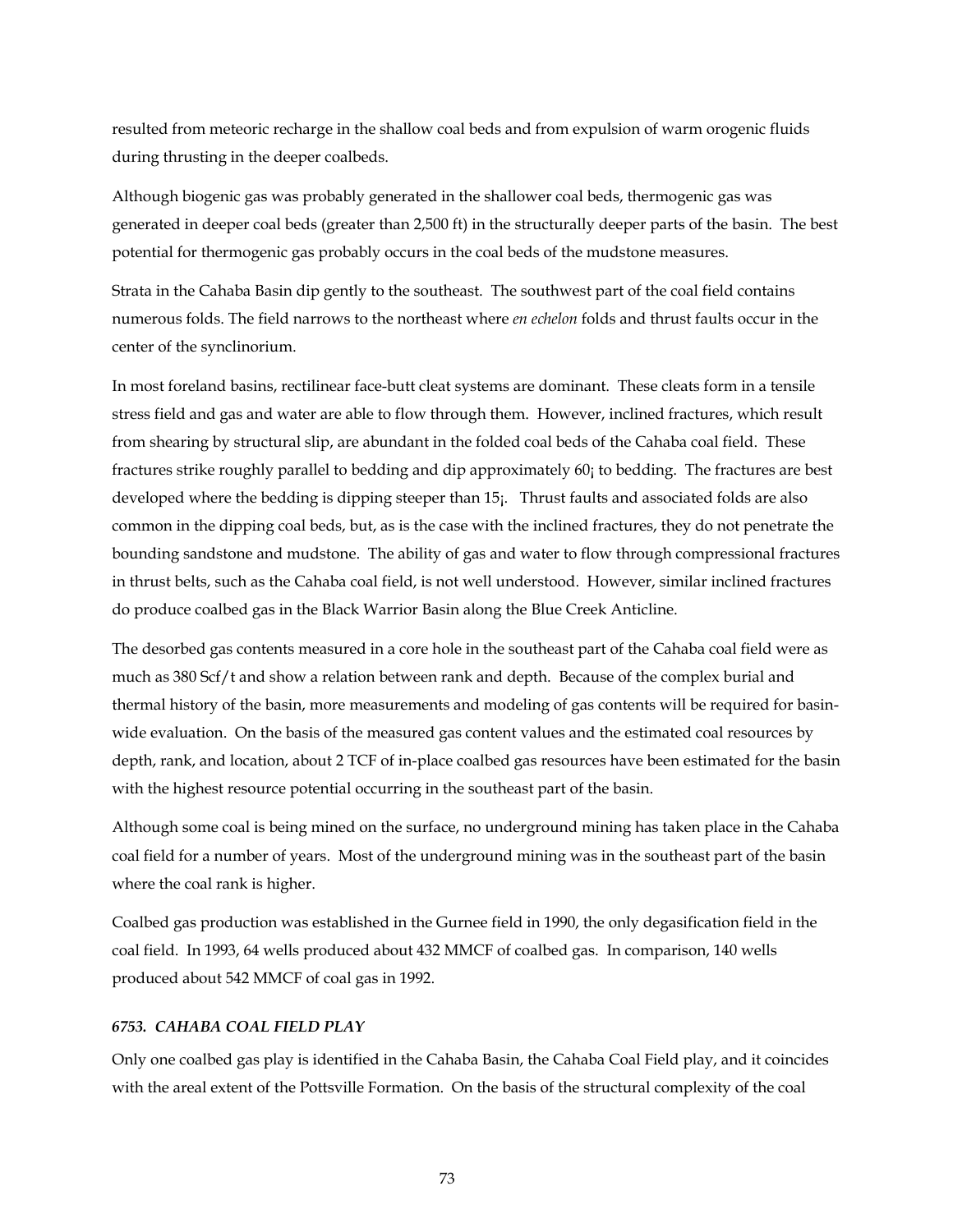resulted from meteoric recharge in the shallow coal beds and from expulsion of warm orogenic fluids during thrusting in the deeper coalbeds.

Although biogenic gas was probably generated in the shallower coal beds, thermogenic gas was generated in deeper coal beds (greater than 2,500 ft) in the structurally deeper parts of the basin. The best potential for thermogenic gas probably occurs in the coal beds of the mudstone measures.

Strata in the Cahaba Basin dip gently to the southeast. The southwest part of the coal field contains numerous folds. The field narrows to the northeast where *en echelon* folds and thrust faults occur in the center of the synclinorium.

In most foreland basins, rectilinear face-butt cleat systems are dominant. These cleats form in a tensile stress field and gas and water are able to flow through them. However, inclined fractures, which result from shearing by structural slip, are abundant in the folded coal beds of the Cahaba coal field. These fractures strike roughly parallel to bedding and dip approximately 60¡ to bedding. The fractures are best developed where the bedding is dipping steeper than 15¡. Thrust faults and associated folds are also common in the dipping coal beds, but, as is the case with the inclined fractures, they do not penetrate the bounding sandstone and mudstone. The ability of gas and water to flow through compressional fractures in thrust belts, such as the Cahaba coal field, is not well understood. However, similar inclined fractures do produce coalbed gas in the Black Warrior Basin along the Blue Creek Anticline.

The desorbed gas contents measured in a core hole in the southeast part of the Cahaba coal field were as much as 380 Scf/t and show a relation between rank and depth. Because of the complex burial and thermal history of the basin, more measurements and modeling of gas contents will be required for basin-wide evaluation. On the basis of the measured gas content values and the estimated coal resources by depth, rank, and location, about 2 TCF of in-place coalbed gas resources have been estimated for the basin with the highest resource potential occurring in the southeast part of the basin.

Although some coal is being mined on the surface, no underground mining has taken place in the Cahaba coal field for a number of years. Most of the underground mining was in the southeast part of the basin where the coal rank is higher.

Coalbed gas production was established in the Gurnee field in 1990, the only degasification field in the coal field. In 1993, 64 wells produced about 432 MMCF of coalbed gas. In comparison, 140 wells produced about 542 MMCF of coal gas in 1992.

### *6753. CAHABA COAL FIELD PLAY*

Only one coalbed gas play is identified in the Cahaba Basin, the Cahaba Coal Field play, and it coincides with the areal extent of the Pottsville Formation. On the basis of the structural complexity of the coal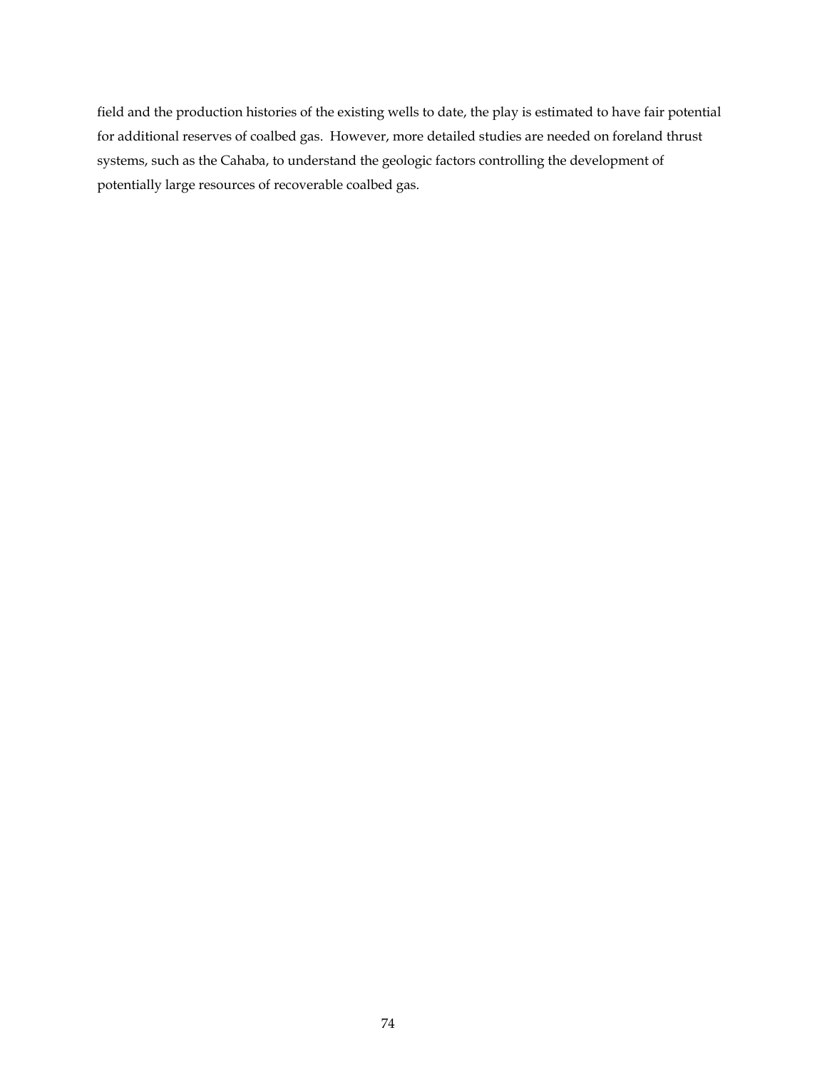field and the production histories of the existing wells to date, the play is estimated to have fair potential for additional reserves of coalbed gas. However, more detailed studies are needed on foreland thrust systems, such as the Cahaba, to understand the geologic factors controlling the development of potentially large resources of recoverable coalbed gas.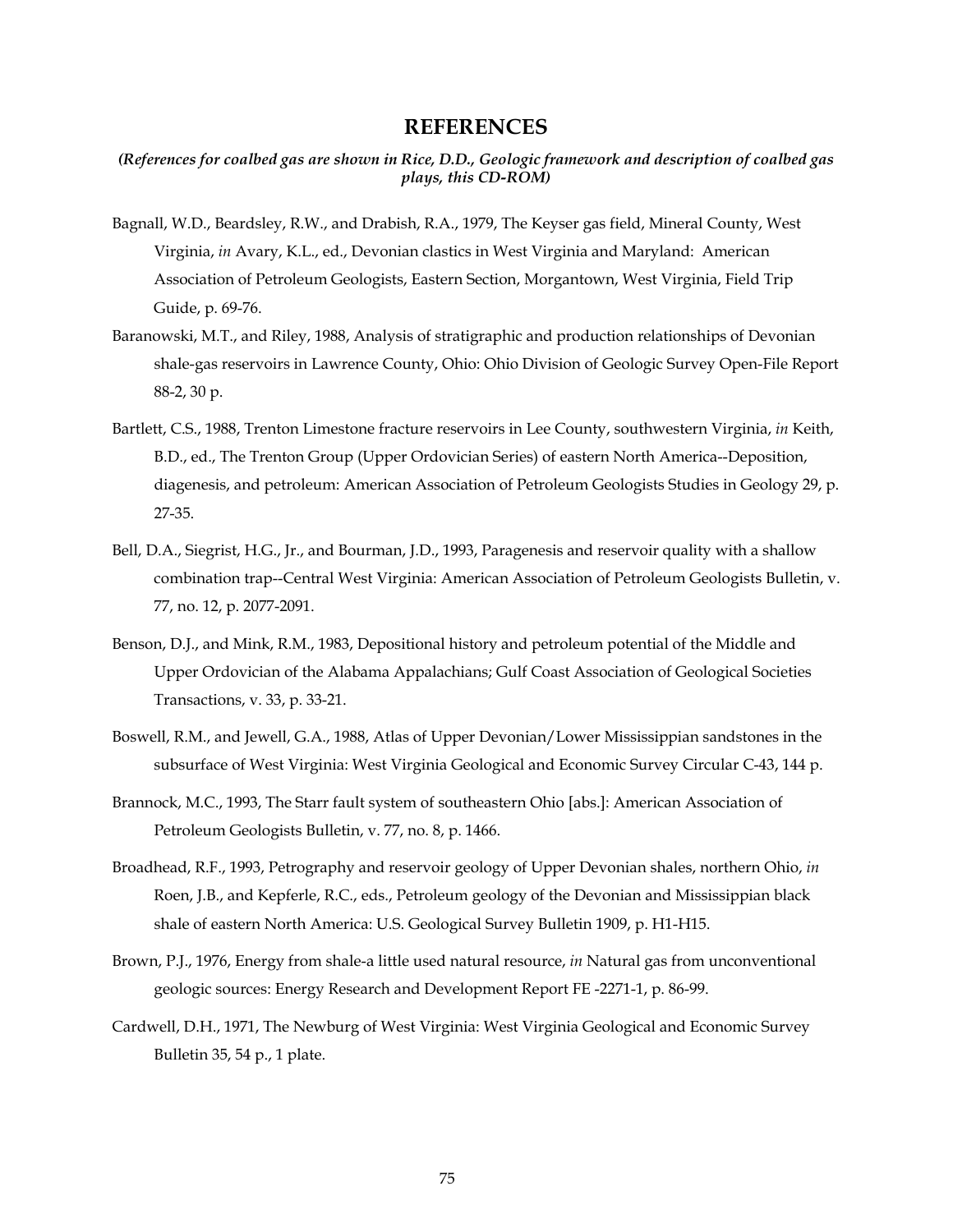# REFERENCES

***(References for coalbed gas are shown in Rice, D.D., Geologic framework and description of coalbed gas plays, this CD-ROM)***

Bagnall, W.D., Beardsley, R.W., and Drabish, R.A., 1979, The Keyser gas field, Mineral County, West Virginia, *in* Avary, K.L., ed., Devonian clastics in West Virginia and Maryland: American Association of Petroleum Geologists, Eastern Section, Morgantown, West Virginia, Field Trip Guide, p. 69-76.

Baranowski, M.T., and Riley, 1988, Analysis of stratigraphic and production relationships of Devonian shale-gas reservoirs in Lawrence County, Ohio: Ohio Division of Geologic Survey Open-File Report 88-2, 30 p.

Bartlett, C.S., 1988, Trenton Limestone fracture reservoirs in Lee County, southwestern Virginia, *in* Keith, B.D., ed., The Trenton Group (Upper Ordovician Series) of eastern North America--Deposition, diagenesis, and petroleum: American Association of Petroleum Geologists Studies in Geology 29, p. 27-35.

Bell, D.A., Siegrist, H.G., Jr., and Bourman, J.D., 1993, Paragenesis and reservoir quality with a shallow combination trap--Central West Virginia: American Association of Petroleum Geologists Bulletin, v. 77, no. 12, p. 2077-2091.

Benson, D.J., and Mink, R.M., 1983, Depositional history and petroleum potential of the Middle and Upper Ordovician of the Alabama Appalachians; Gulf Coast Association of Geological Societies Transactions, v. 33, p. 33-21.

Boswell, R.M., and Jewell, G.A., 1988, Atlas of Upper Devonian/Lower Mississippian sandstones in the subsurface of West Virginia: West Virginia Geological and Economic Survey Circular C-43, 144 p.

Brannock, M.C., 1993, The Starr fault system of southeastern Ohio [abs.]: American Association of Petroleum Geologists Bulletin, v. 77, no. 8, p. 1466.

Broadhead, R.F., 1993, Petrography and reservoir geology of Upper Devonian shales, northern Ohio, *in* Roen, J.B., and Kepferle, R.C., eds., Petroleum geology of the Devonian and Mississippian black shale of eastern North America: U.S. Geological Survey Bulletin 1909, p. H1-H15.

Brown, P.J., 1976, Energy from shale-a little used natural resource, *in* Natural gas from unconventional geologic sources: Energy Research and Development Report FE -2271-1, p. 86-99.

Cardwell, D.H., 1971, The Newburg of West Virginia: West Virginia Geological and Economic Survey Bulletin 35, 54 p., 1 plate.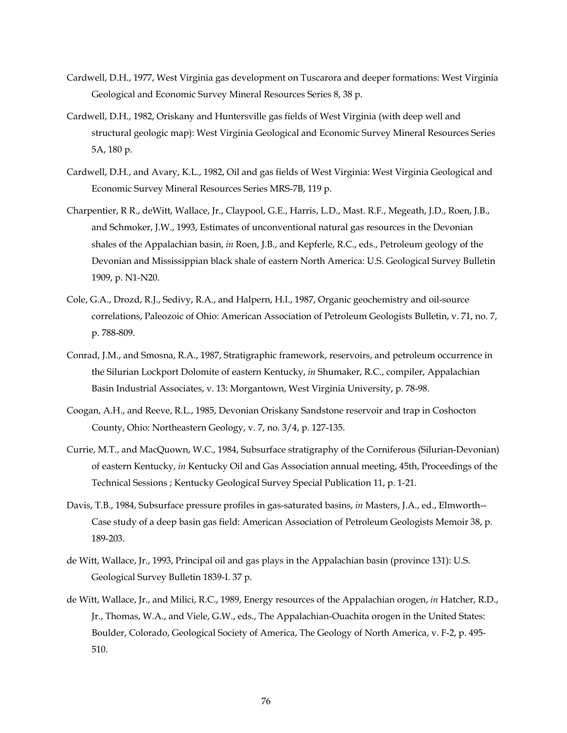Cardwell, D.H., 1977, West Virginia gas development on Tuscarora and deeper formations: West Virginia Geological and Economic Survey Mineral Resources Series 8, 38 p.

Cardwell, D.H., 1982, Oriskany and Huntersville gas fields of West Virginia (with deep well and structural geologic map): West Virginia Geological and Economic Survey Mineral Resources Series 5A, 180 p.

Cardwell, D.H., and Avary, K.L., 1982, Oil and gas fields of West Virginia: West Virginia Geological and Economic Survey Mineral Resources Series MRS-7B, 119 p.

Charpentier, R R., deWitt, Wallace, Jr., Claypool, G.E., Harris, L.D., Mast. R.F., Megeath, J.D., Roen, J.B., and Schmoker, J.W., 1993, Estimates of unconventional natural gas resources in the Devonian shales of the Appalachian basin, *in* Roen, J.B., and Kepferle, R.C., eds., Petroleum geology of the Devonian and Mississippian black shale of eastern North America: U.S. Geological Survey Bulletin 1909, p. N1-N20.

Cole, G.A., Drozd, R.J., Sedivy, R.A., and Halpern, H.I., 1987, Organic geochemistry and oil-source correlations, Paleozoic of Ohio: American Association of Petroleum Geologists Bulletin, v. 71, no. 7, p. 788-809.

Conrad, J.M., and Smosna, R.A., 1987, Stratigraphic framework, reservoirs, and petroleum occurrence in the Silurian Lockport Dolomite of eastern Kentucky, *in* Shumaker, R.C., compiler, Appalachian Basin Industrial Associates, v. 13: Morgantown, West Virginia University, p. 78-98.

Coogan, A.H., and Reeve, R.L., 1985, Devonian Oriskany Sandstone reservoir and trap in Coshocton County, Ohio: Northeastern Geology, v. 7, no. 3/4, p. 127-135.

Currie, M.T., and MacQuown, W.C., 1984, Subsurface stratigraphy of the Corniferous (Silurian-Devonian) of eastern Kentucky, *in* Kentucky Oil and Gas Association annual meeting, 45th, Proceedings of the Technical Sessions ; Kentucky Geological Survey Special Publication 11, p. 1-21.

Davis, T.B., 1984, Subsurface pressure profiles in gas-saturated basins, *in* Masters, J.A., ed., Elmworth--Case study of a deep basin gas field: American Association of Petroleum Geologists Memoir 38, p. 189-203.

de Witt, Wallace, Jr., 1993, Principal oil and gas plays in the Appalachian basin (province 131): U.S. Geological Survey Bulletin 1839-I. 37 p.

de Witt, Wallace, Jr., and Milici, R.C., 1989, Energy resources of the Appalachian orogen, *in* Hatcher, R.D., Jr., Thomas, W.A., and Viele, G.W., eds., The Appalachian-Ouachita orogen in the United States: Boulder, Colorado, Geological Society of America, The Geology of North America, v. F-2, p. 495-510.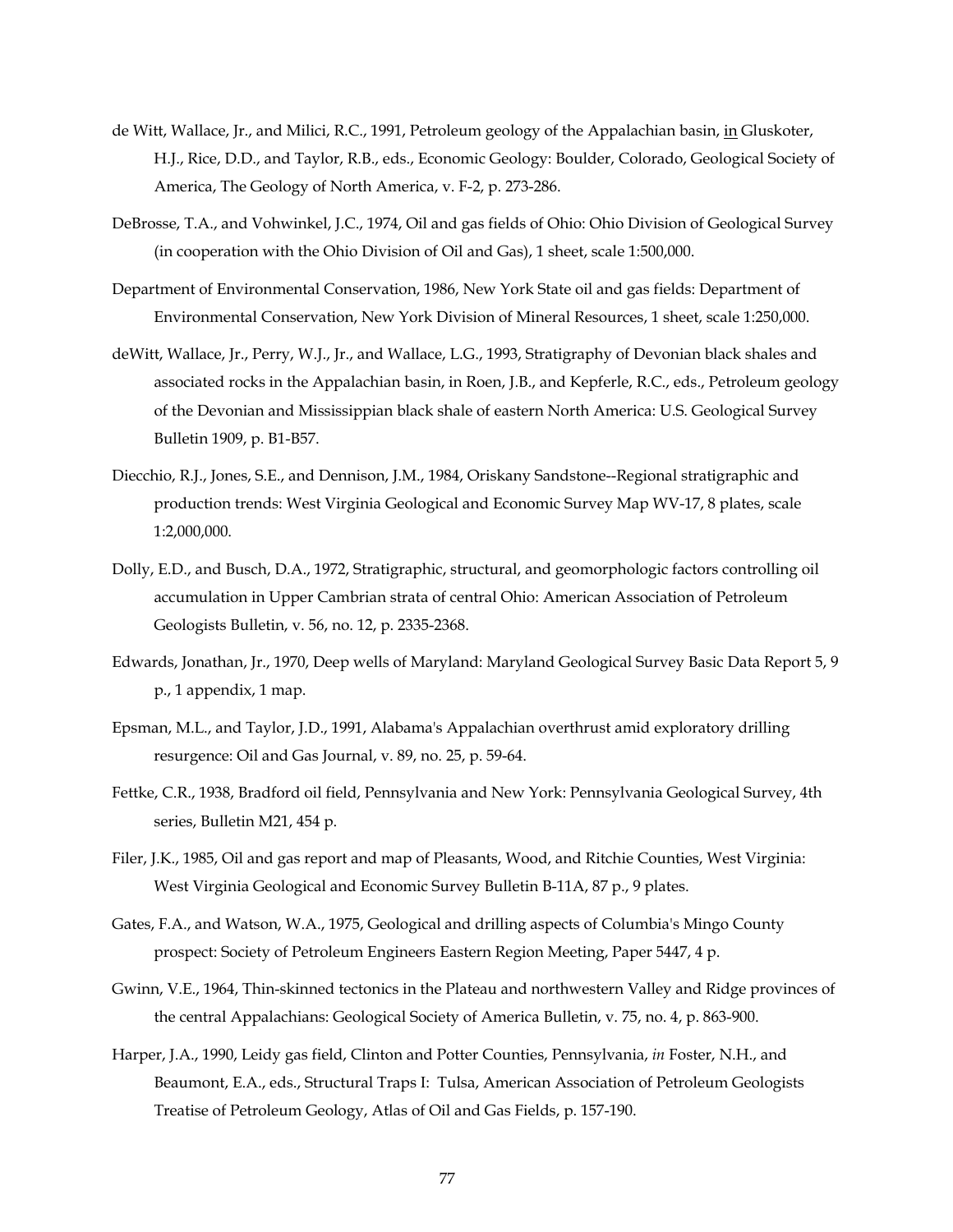de Witt, Wallace, Jr., and Milici, R.C., 1991, Petroleum geology of the Appalachian basin, in Gluskoter, H.J., Rice, D.D., and Taylor, R.B., eds., Economic Geology: Boulder, Colorado, Geological Society of America, The Geology of North America, v. F-2, p. 273-286.

DeBrosse, T.A., and Vohwinkel, J.C., 1974, Oil and gas fields of Ohio: Ohio Division of Geological Survey (in cooperation with the Ohio Division of Oil and Gas), 1 sheet, scale 1:500,000.

Department of Environmental Conservation, 1986, New York State oil and gas fields: Department of Environmental Conservation, New York Division of Mineral Resources, 1 sheet, scale 1:250,000.

deWitt, Wallace, Jr., Perry, W.J., Jr., and Wallace, L.G., 1993, Stratigraphy of Devonian black shales and associated rocks in the Appalachian basin, in Roen, J.B., and Kepferle, R.C., eds., Petroleum geology of the Devonian and Mississippian black shale of eastern North America: U.S. Geological Survey Bulletin 1909, p. B1-B57.

Diecchio, R.J., Jones, S.E., and Dennison, J.M., 1984, Oriskany Sandstone--Regional stratigraphic and production trends: West Virginia Geological and Economic Survey Map WV-17, 8 plates, scale 1:2,000,000.

Dolly, E.D., and Busch, D.A., 1972, Stratigraphic, structural, and geomorphologic factors controlling oil accumulation in Upper Cambrian strata of central Ohio: American Association of Petroleum Geologists Bulletin, v. 56, no. 12, p. 2335-2368.

Edwards, Jonathan, Jr., 1970, Deep wells of Maryland: Maryland Geological Survey Basic Data Report 5, 9 p., 1 appendix, 1 map.

Epsman, M.L., and Taylor, J.D., 1991, Alabama's Appalachian overthrust amid exploratory drilling resurgence: Oil and Gas Journal, v. 89, no. 25, p. 59-64.

Fettke, C.R., 1938, Bradford oil field, Pennsylvania and New York: Pennsylvania Geological Survey, 4th series, Bulletin M21, 454 p.

Filer, J.K., 1985, Oil and gas report and map of Pleasants, Wood, and Ritchie Counties, West Virginia: West Virginia Geological and Economic Survey Bulletin B-11A, 87 p., 9 plates.

Gates, F.A., and Watson, W.A., 1975, Geological and drilling aspects of Columbia's Mingo County prospect: Society of Petroleum Engineers Eastern Region Meeting, Paper 5447, 4 p.

Gwinn, V.E., 1964, Thin-skinned tectonics in the Plateau and northwestern Valley and Ridge provinces of the central Appalachians: Geological Society of America Bulletin, v. 75, no. 4, p. 863-900.

Harper, J.A., 1990, Leidy gas field, Clinton and Potter Counties, Pennsylvania, *in* Foster, N.H., and Beaumont, E.A., eds., Structural Traps I: Tulsa, American Association of Petroleum Geologists Treatise of Petroleum Geology, Atlas of Oil and Gas Fields, p. 157-190.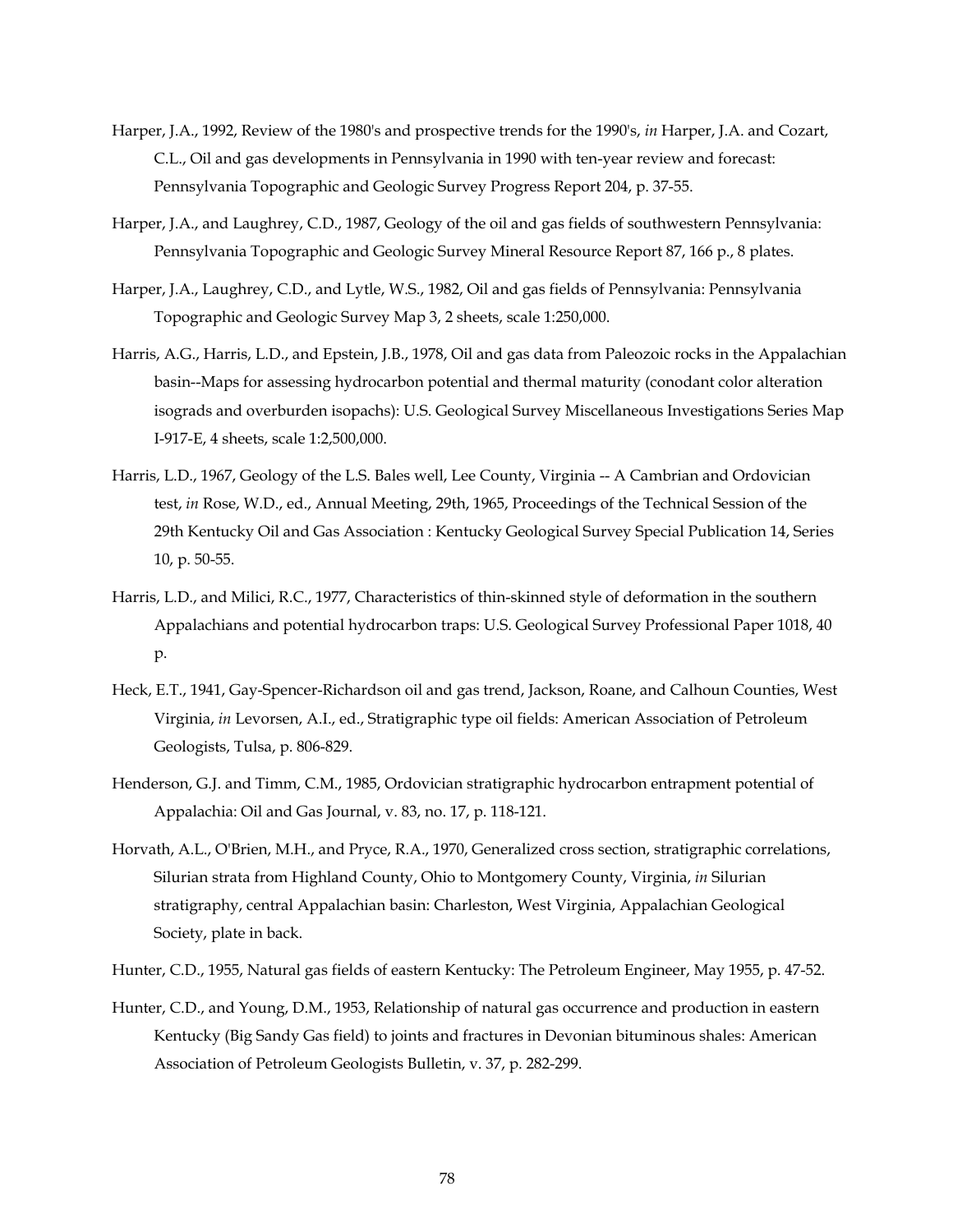Harper, J.A., 1992, Review of the 1980's and prospective trends for the 1990's, *in* Harper, J.A. and Cozart, C.L., Oil and gas developments in Pennsylvania in 1990 with ten-year review and forecast: Pennsylvania Topographic and Geologic Survey Progress Report 204, p. 37-55.

Harper, J.A., and Laughrey, C.D., 1987, Geology of the oil and gas fields of southwestern Pennsylvania: Pennsylvania Topographic and Geologic Survey Mineral Resource Report 87, 166 p., 8 plates.

Harper, J.A., Laughrey, C.D., and Lytle, W.S., 1982, Oil and gas fields of Pennsylvania: Pennsylvania Topographic and Geologic Survey Map 3, 2 sheets, scale 1:250,000.

Harris, A.G., Harris, L.D., and Epstein, J.B., 1978, Oil and gas data from Paleozoic rocks in the Appalachian basin--Maps for assessing hydrocarbon potential and thermal maturity (conodant color alteration isograds and overburden isopachs): U.S. Geological Survey Miscellaneous Investigations Series Map I-917-E, 4 sheets, scale 1:2,500,000.

Harris, L.D., 1967, Geology of the L.S. Bales well, Lee County, Virginia -- A Cambrian and Ordovician test, *in* Rose, W.D., ed., Annual Meeting, 29th, 1965, Proceedings of the Technical Session of the 29th Kentucky Oil and Gas Association : Kentucky Geological Survey Special Publication 14, Series 10, p. 50-55.

Harris, L.D., and Milici, R.C., 1977, Characteristics of thin-skinned style of deformation in the southern Appalachians and potential hydrocarbon traps: U.S. Geological Survey Professional Paper 1018, 40 p.

Heck, E.T., 1941, Gay-Spencer-Richardson oil and gas trend, Jackson, Roane, and Calhoun Counties, West Virginia, *in* Levorsen, A.I., ed., Stratigraphic type oil fields: American Association of Petroleum Geologists, Tulsa, p. 806-829.

Henderson, G.J. and Timm, C.M., 1985, Ordovician stratigraphic hydrocarbon entrapment potential of Appalachia: Oil and Gas Journal, v. 83, no. 17, p. 118-121.

Horvath, A.L., O'Brien, M.H., and Pryce, R.A., 1970, Generalized cross section, stratigraphic correlations, Silurian strata from Highland County, Ohio to Montgomery County, Virginia, *in* Silurian stratigraphy, central Appalachian basin: Charleston, West Virginia, Appalachian Geological Society, plate in back.

Hunter, C.D., 1955, Natural gas fields of eastern Kentucky: The Petroleum Engineer, May 1955, p. 47-52.

Hunter, C.D., and Young, D.M., 1953, Relationship of natural gas occurrence and production in eastern Kentucky (Big Sandy Gas field) to joints and fractures in Devonian bituminous shales: American Association of Petroleum Geologists Bulletin, v. 37, p. 282-299.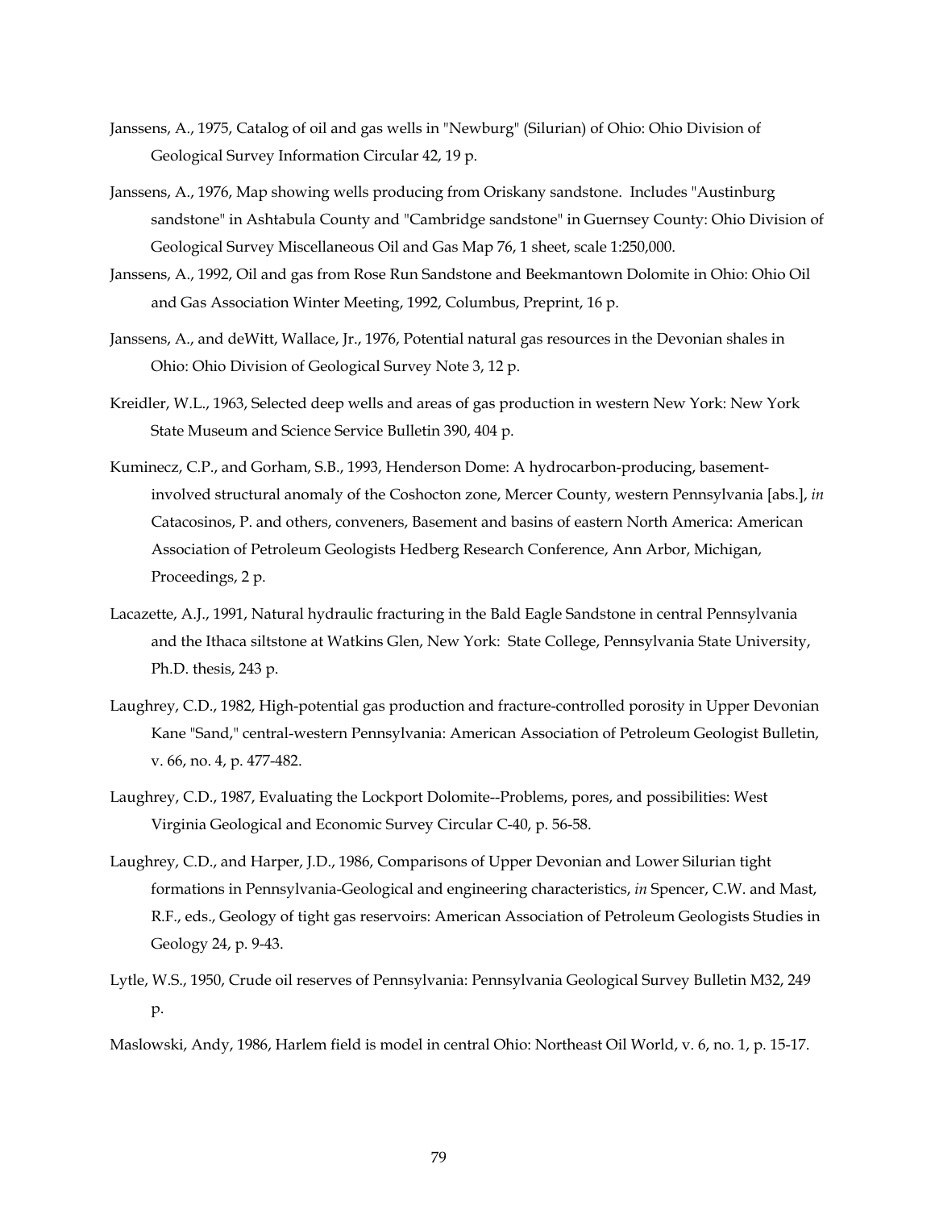Janssens, A., 1975, Catalog of oil and gas wells in "Newburg" (Silurian) of Ohio: Ohio Division of Geological Survey Information Circular 42, 19 p.

Janssens, A., 1976, Map showing wells producing from Oriskany sandstone. Includes "Austinburg sandstone" in Ashtabula County and "Cambridge sandstone" in Guernsey County: Ohio Division of Geological Survey Miscellaneous Oil and Gas Map 76, 1 sheet, scale 1:250,000.

Janssens, A., 1992, Oil and gas from Rose Run Sandstone and Beekmantown Dolomite in Ohio: Ohio Oil and Gas Association Winter Meeting, 1992, Columbus, Preprint, 16 p.

Janssens, A., and deWitt, Wallace, Jr., 1976, Potential natural gas resources in the Devonian shales in Ohio: Ohio Division of Geological Survey Note 3, 12 p.

Kreidler, W.L., 1963, Selected deep wells and areas of gas production in western New York: New York State Museum and Science Service Bulletin 390, 404 p.

Kuminecz, C.P., and Gorham, S.B., 1993, Henderson Dome: A hydrocarbon-producing, basement-involved structural anomaly of the Coshocton zone, Mercer County, western Pennsylvania [abs.], *in* Catacosinos, P. and others, conveners, Basement and basins of eastern North America: American Association of Petroleum Geologists Hedberg Research Conference, Ann Arbor, Michigan, Proceedings, 2 p.

Lacazette, A.J., 1991, Natural hydraulic fracturing in the Bald Eagle Sandstone in central Pennsylvania and the Ithaca siltstone at Watkins Glen, New York: State College, Pennsylvania State University, Ph.D. thesis, 243 p.

Laughrey, C.D., 1982, High-potential gas production and fracture-controlled porosity in Upper Devonian Kane "Sand," central-western Pennsylvania: American Association of Petroleum Geologist Bulletin, v. 66, no. 4, p. 477-482.

Laughrey, C.D., 1987, Evaluating the Lockport Dolomite--Problems, pores, and possibilities: West Virginia Geological and Economic Survey Circular C-40, p. 56-58.

Laughrey, C.D., and Harper, J.D., 1986, Comparisons of Upper Devonian and Lower Silurian tight formations in Pennsylvania-Geological and engineering characteristics, *in* Spencer, C.W. and Mast, R.F., eds., Geology of tight gas reservoirs: American Association of Petroleum Geologists Studies in Geology 24, p. 9-43.

Lytle, W.S., 1950, Crude oil reserves of Pennsylvania: Pennsylvania Geological Survey Bulletin M32, 249 p.

Maslowski, Andy, 1986, Harlem field is model in central Ohio: Northeast Oil World, v. 6, no. 1, p. 15-17.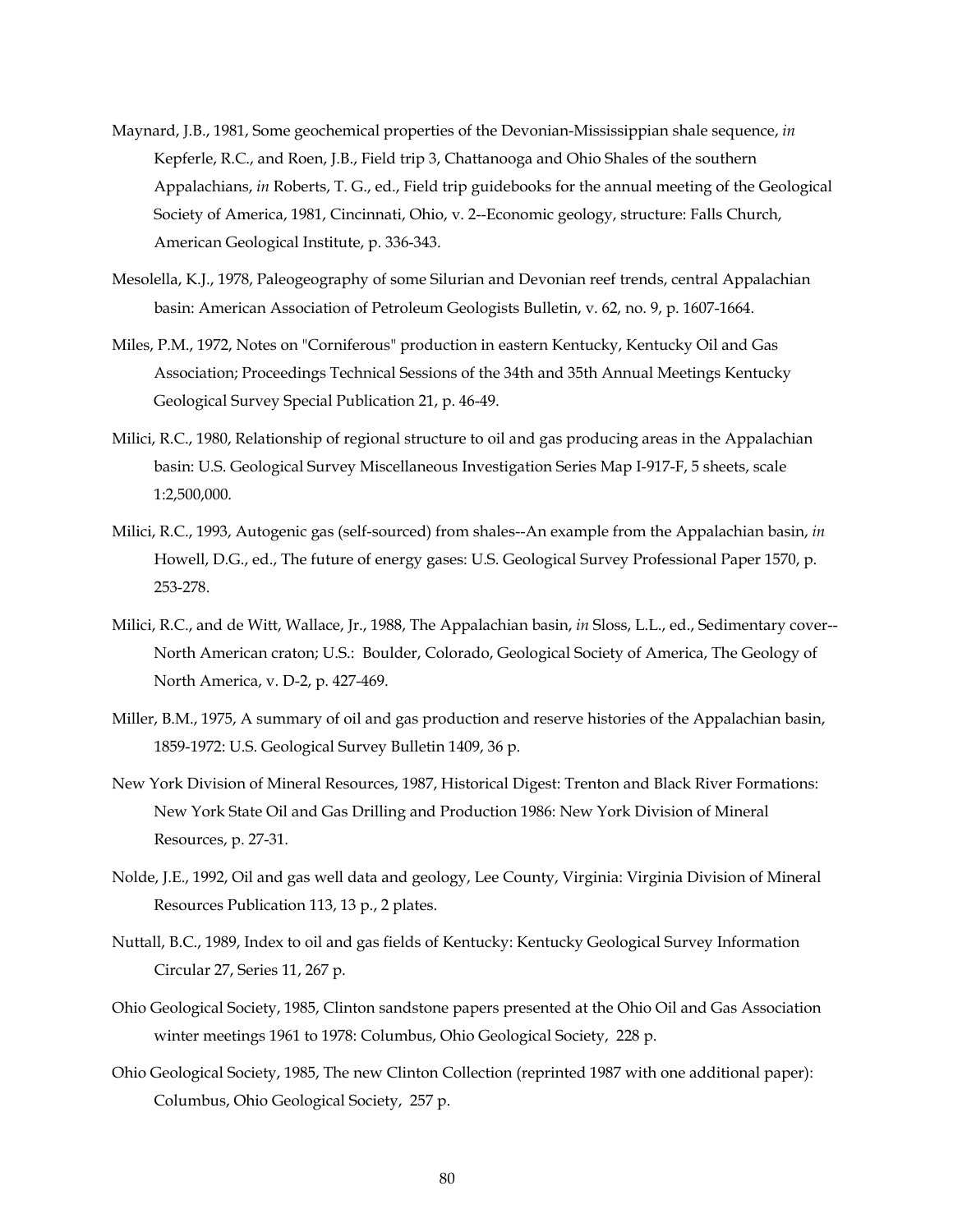Maynard, J.B., 1981, Some geochemical properties of the Devonian-Mississippian shale sequence, *in* Kepferle, R.C., and Roen, J.B., Field trip 3, Chattanooga and Ohio Shales of the southern Appalachians, *in* Roberts, T. G., ed., Field trip guidebooks for the annual meeting of the Geological Society of America, 1981, Cincinnati, Ohio, v. 2--Economic geology, structure: Falls Church, American Geological Institute, p. 336-343.

Mesolella, K.J., 1978, Paleogeography of some Silurian and Devonian reef trends, central Appalachian basin: American Association of Petroleum Geologists Bulletin, v. 62, no. 9, p. 1607-1664.

Miles, P.M., 1972, Notes on "Corniferous" production in eastern Kentucky, Kentucky Oil and Gas Association; Proceedings Technical Sessions of the 34th and 35th Annual Meetings Kentucky Geological Survey Special Publication 21, p. 46-49.

Milici, R.C., 1980, Relationship of regional structure to oil and gas producing areas in the Appalachian basin: U.S. Geological Survey Miscellaneous Investigation Series Map I-917-F, 5 sheets, scale 1:2,500,000.

Milici, R.C., 1993, Autogenic gas (self-sourced) from shales--An example from the Appalachian basin, *in* Howell, D.G., ed., The future of energy gases: U.S. Geological Survey Professional Paper 1570, p. 253-278.

Milici, R.C., and de Witt, Wallace, Jr., 1988, The Appalachian basin, *in* Sloss, L.L., ed., Sedimentary cover--North American craton; U.S.: Boulder, Colorado, Geological Society of America, The Geology of North America, v. D-2, p. 427-469.

Miller, B.M., 1975, A summary of oil and gas production and reserve histories of the Appalachian basin, 1859-1972: U.S. Geological Survey Bulletin 1409, 36 p.

New York Division of Mineral Resources, 1987, Historical Digest: Trenton and Black River Formations: New York State Oil and Gas Drilling and Production 1986: New York Division of Mineral Resources, p. 27-31.

Nolde, J.E., 1992, Oil and gas well data and geology, Lee County, Virginia: Virginia Division of Mineral Resources Publication 113, 13 p., 2 plates.

Nuttall, B.C., 1989, Index to oil and gas fields of Kentucky: Kentucky Geological Survey Information Circular 27, Series 11, 267 p.

Ohio Geological Society, 1985, Clinton sandstone papers presented at the Ohio Oil and Gas Association winter meetings 1961 to 1978: Columbus, Ohio Geological Society, 228 p.

Ohio Geological Society, 1985, The new Clinton Collection (reprinted 1987 with one additional paper): Columbus, Ohio Geological Society, 257 p.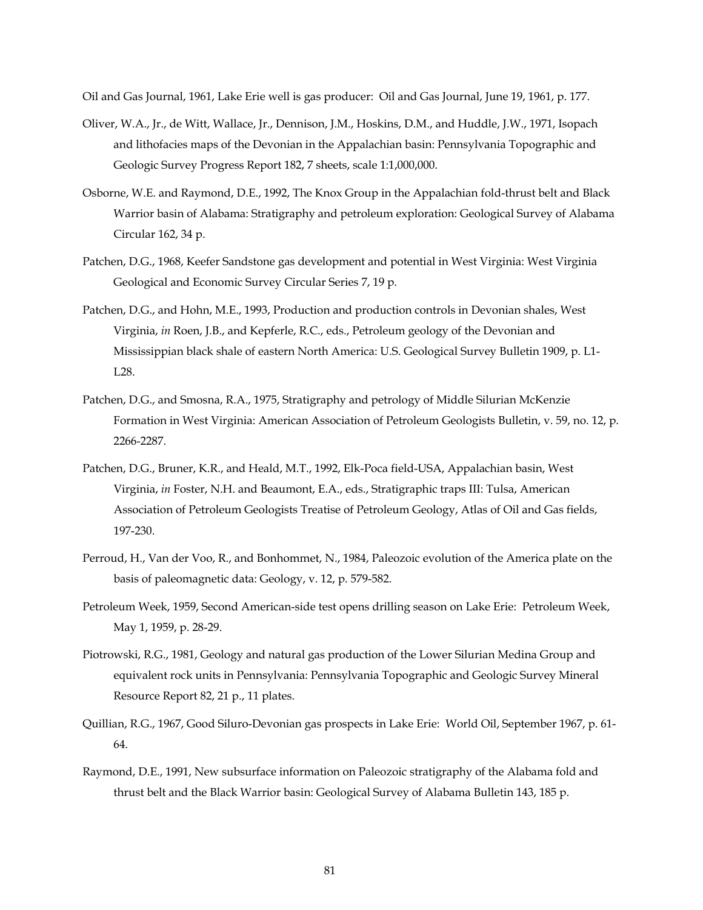Oil and Gas Journal, 1961, Lake Erie well is gas producer: Oil and Gas Journal, June 19, 1961, p. 177.

Oliver, W.A., Jr., de Witt, Wallace, Jr., Dennison, J.M., Hoskins, D.M., and Huddle, J.W., 1971, Isopach and lithofacies maps of the Devonian in the Appalachian basin: Pennsylvania Topographic and Geologic Survey Progress Report 182, 7 sheets, scale 1:1,000,000.

Osborne, W.E. and Raymond, D.E., 1992, The Knox Group in the Appalachian fold-thrust belt and Black Warrior basin of Alabama: Stratigraphy and petroleum exploration: Geological Survey of Alabama Circular 162, 34 p.

Patchen, D.G., 1968, Keefer Sandstone gas development and potential in West Virginia: West Virginia Geological and Economic Survey Circular Series 7, 19 p.

Patchen, D.G., and Hohn, M.E., 1993, Production and production controls in Devonian shales, West Virginia, *in* Roen, J.B., and Kepferle, R.C., eds., Petroleum geology of the Devonian and Mississippian black shale of eastern North America: U.S. Geological Survey Bulletin 1909, p. L1-L28.

Patchen, D.G., and Smosna, R.A., 1975, Stratigraphy and petrology of Middle Silurian McKenzie Formation in West Virginia: American Association of Petroleum Geologists Bulletin, v. 59, no. 12, p. 2266-2287.

Patchen, D.G., Bruner, K.R., and Heald, M.T., 1992, Elk-Poca field-USA, Appalachian basin, West Virginia, *in* Foster, N.H. and Beaumont, E.A., eds., Stratigraphic traps III: Tulsa, American Association of Petroleum Geologists Treatise of Petroleum Geology, Atlas of Oil and Gas fields, 197-230.

Perroud, H., Van der Voo, R., and Bonhommet, N., 1984, Paleozoic evolution of the America plate on the basis of paleomagnetic data: Geology, v. 12, p. 579-582.

Petroleum Week, 1959, Second American-side test opens drilling season on Lake Erie: Petroleum Week, May 1, 1959, p. 28-29.

Piotrowski, R.G., 1981, Geology and natural gas production of the Lower Silurian Medina Group and equivalent rock units in Pennsylvania: Pennsylvania Topographic and Geologic Survey Mineral Resource Report 82, 21 p., 11 plates.

Quillian, R.G., 1967, Good Siluro-Devonian gas prospects in Lake Erie: World Oil, September 1967, p. 61-64.

Raymond, D.E., 1991, New subsurface information on Paleozoic stratigraphy of the Alabama fold and thrust belt and the Black Warrior basin: Geological Survey of Alabama Bulletin 143, 185 p.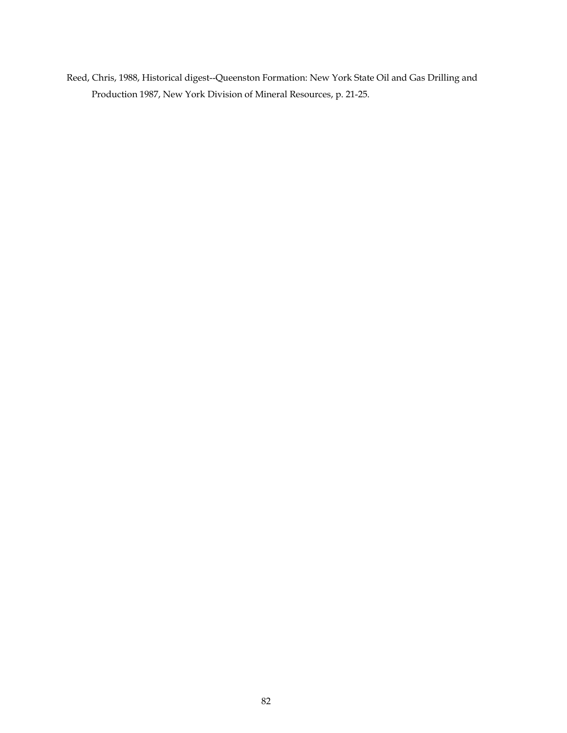Reed, Chris, 1988, Historical digest--Queenston Formation: New York State Oil and Gas Drilling and Production 1987, New York Division of Mineral Resources, p. 21-25.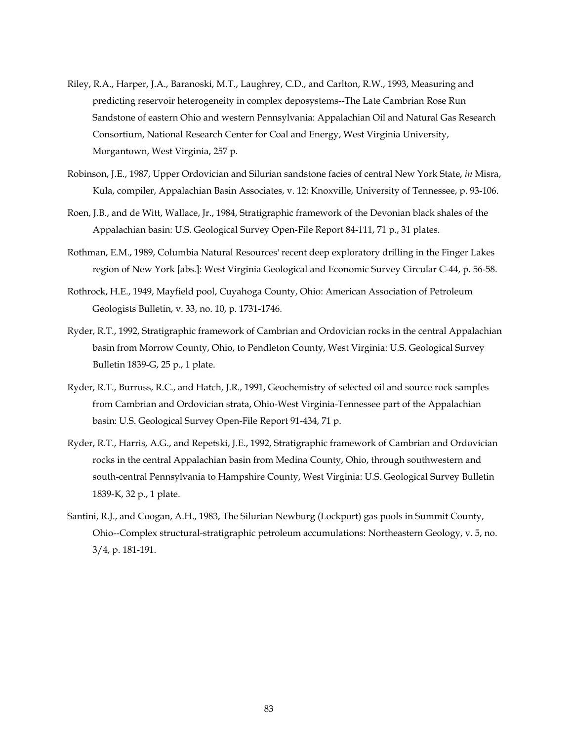Riley, R.A., Harper, J.A., Baranoski, M.T., Laughrey, C.D., and Carlton, R.W., 1993, Measuring and predicting reservoir heterogeneity in complex deposystems--The Late Cambrian Rose Run Sandstone of eastern Ohio and western Pennsylvania: Appalachian Oil and Natural Gas Research Consortium, National Research Center for Coal and Energy, West Virginia University, Morgantown, West Virginia, 257 p.

Robinson, J.E., 1987, Upper Ordovician and Silurian sandstone facies of central New York State, *in* Misra, Kula, compiler, Appalachian Basin Associates, v. 12: Knoxville, University of Tennessee, p. 93-106.

Roen, J.B., and de Witt, Wallace, Jr., 1984, Stratigraphic framework of the Devonian black shales of the Appalachian basin: U.S. Geological Survey Open-File Report 84-111, 71 p., 31 plates.

Rothman, E.M., 1989, Columbia Natural Resources' recent deep exploratory drilling in the Finger Lakes region of New York [abs.]: West Virginia Geological and Economic Survey Circular C-44, p. 56-58.

Rothrock, H.E., 1949, Mayfield pool, Cuyahoga County, Ohio: American Association of Petroleum Geologists Bulletin, v. 33, no. 10, p. 1731-1746.

Ryder, R.T., 1992, Stratigraphic framework of Cambrian and Ordovician rocks in the central Appalachian basin from Morrow County, Ohio, to Pendleton County, West Virginia: U.S. Geological Survey Bulletin 1839-G, 25 p., 1 plate.

Ryder, R.T., Burruss, R.C., and Hatch, J.R., 1991, Geochemistry of selected oil and source rock samples from Cambrian and Ordovician strata, Ohio-West Virginia-Tennessee part of the Appalachian basin: U.S. Geological Survey Open-File Report 91-434, 71 p.

Ryder, R.T., Harris, A.G., and Repetski, J.E., 1992, Stratigraphic framework of Cambrian and Ordovician rocks in the central Appalachian basin from Medina County, Ohio, through southwestern and south-central Pennsylvania to Hampshire County, West Virginia: U.S. Geological Survey Bulletin 1839-K, 32 p., 1 plate.

Santini, R.J., and Coogan, A.H., 1983, The Silurian Newburg (Lockport) gas pools in Summit County, Ohio--Complex structural-stratigraphic petroleum accumulations: Northeastern Geology, v. 5, no. 3/4, p. 181-191.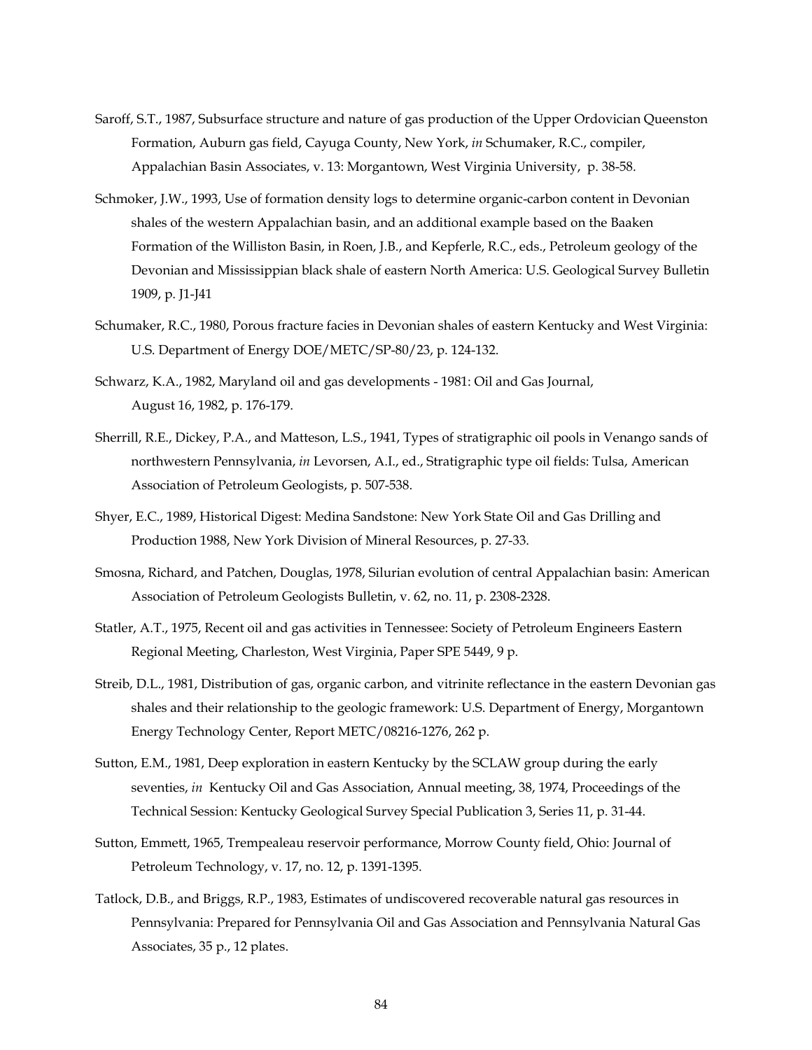Saroff, S.T., 1987, Subsurface structure and nature of gas production of the Upper Ordovician Queenston Formation, Auburn gas field, Cayuga County, New York, *in* Schumaker, R.C., compiler, Appalachian Basin Associates, v. 13: Morgantown, West Virginia University, p. 38-58.

Schmoker, J.W., 1993, Use of formation density logs to determine organic-carbon content in Devonian shales of the western Appalachian basin, and an additional example based on the Baaken Formation of the Williston Basin, in Roen, J.B., and Kepferle, R.C., eds., Petroleum geology of the Devonian and Mississippian black shale of eastern North America: U.S. Geological Survey Bulletin 1909, p. J1-J41

Schumaker, R.C., 1980, Porous fracture facies in Devonian shales of eastern Kentucky and West Virginia: U.S. Department of Energy DOE/METC/SP-80/23, p. 124-132.

Schwarz, K.A., 1982, Maryland oil and gas developments - 1981: Oil and Gas Journal, August 16, 1982, p. 176-179.

Sherrill, R.E., Dickey, P.A., and Matteson, L.S., 1941, Types of stratigraphic oil pools in Venango sands of northwestern Pennsylvania, *in* Levorsen, A.I., ed., Stratigraphic type oil fields: Tulsa, American Association of Petroleum Geologists, p. 507-538.

Shyer, E.C., 1989, Historical Digest: Medina Sandstone: New York State Oil and Gas Drilling and Production 1988, New York Division of Mineral Resources, p. 27-33.

Smosna, Richard, and Patchen, Douglas, 1978, Silurian evolution of central Appalachian basin: American Association of Petroleum Geologists Bulletin, v. 62, no. 11, p. 2308-2328.

Statler, A.T., 1975, Recent oil and gas activities in Tennessee: Society of Petroleum Engineers Eastern Regional Meeting, Charleston, West Virginia, Paper SPE 5449, 9 p.

Streib, D.L., 1981, Distribution of gas, organic carbon, and vitrinite reflectance in the eastern Devonian gas shales and their relationship to the geologic framework: U.S. Department of Energy, Morgantown Energy Technology Center, Report METC/08216-1276, 262 p.

Sutton, E.M., 1981, Deep exploration in eastern Kentucky by the SCLAW group during the early seventies, *in* Kentucky Oil and Gas Association, Annual meeting, 38, 1974, Proceedings of the Technical Session: Kentucky Geological Survey Special Publication 3, Series 11, p. 31-44.

Sutton, Emmett, 1965, Trempealeau reservoir performance, Morrow County field, Ohio: Journal of Petroleum Technology, v. 17, no. 12, p. 1391-1395.

Tatlock, D.B., and Briggs, R.P., 1983, Estimates of undiscovered recoverable natural gas resources in Pennsylvania: Prepared for Pennsylvania Oil and Gas Association and Pennsylvania Natural Gas Associates, 35 p., 12 plates.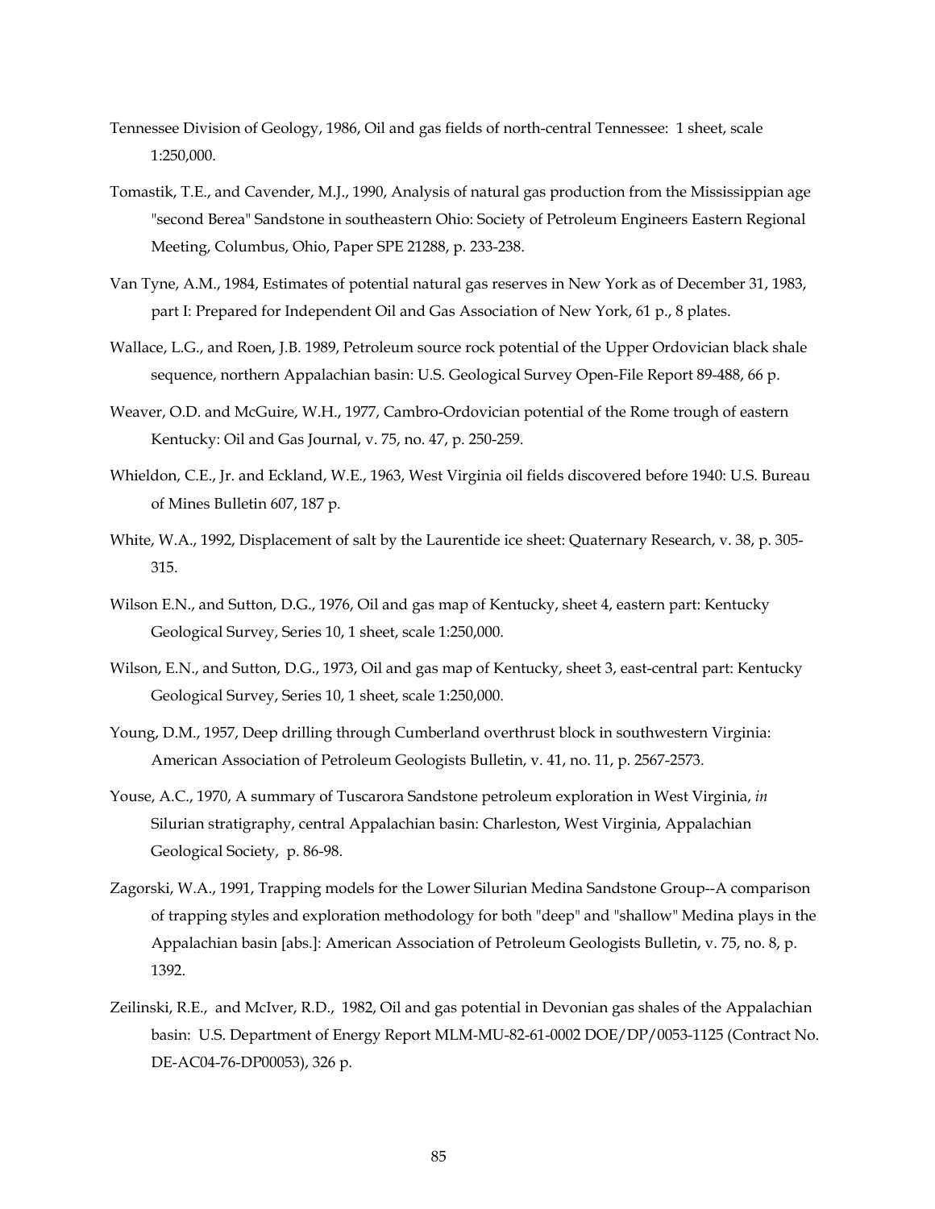Tennessee Division of Geology, 1986, Oil and gas fields of north-central Tennessee: 1 sheet, scale 1:250,000.

Tomastik, T.E., and Cavender, M.J., 1990, Analysis of natural gas production from the Mississippian age "second Berea" Sandstone in southeastern Ohio: Society of Petroleum Engineers Eastern Regional Meeting, Columbus, Ohio, Paper SPE 21288, p. 233-238.

Van Tyne, A.M., 1984, Estimates of potential natural gas reserves in New York as of December 31, 1983, part I: Prepared for Independent Oil and Gas Association of New York, 61 p., 8 plates.

Wallace, L.G., and Roen, J.B. 1989, Petroleum source rock potential of the Upper Ordovician black shale sequence, northern Appalachian basin: U.S. Geological Survey Open-File Report 89-488, 66 p.

Weaver, O.D. and McGuire, W.H., 1977, Cambro-Ordovician potential of the Rome trough of eastern Kentucky: Oil and Gas Journal, v. 75, no. 47, p. 250-259.

Whieldon, C.E., Jr. and Eckland, W.E., 1963, West Virginia oil fields discovered before 1940: U.S. Bureau of Mines Bulletin 607, 187 p.

White, W.A., 1992, Displacement of salt by the Laurentide ice sheet: Quaternary Research, v. 38, p. 305-315.

Wilson E.N., and Sutton, D.G., 1976, Oil and gas map of Kentucky, sheet 4, eastern part: Kentucky Geological Survey, Series 10, 1 sheet, scale 1:250,000.

Wilson, E.N., and Sutton, D.G., 1973, Oil and gas map of Kentucky, sheet 3, east-central part: Kentucky Geological Survey, Series 10, 1 sheet, scale 1:250,000.

Young, D.M., 1957, Deep drilling through Cumberland overthrust block in southwestern Virginia: American Association of Petroleum Geologists Bulletin, v. 41, no. 11, p. 2567-2573.

Youse, A.C., 1970, A summary of Tuscarora Sandstone petroleum exploration in West Virginia, *in* Silurian stratigraphy, central Appalachian basin: Charleston, West Virginia, Appalachian Geological Society, p. 86-98.

Zagorski, W.A., 1991, Trapping models for the Lower Silurian Medina Sandstone Group--A comparison of trapping styles and exploration methodology for both "deep" and "shallow" Medina plays in the Appalachian basin [abs.]: American Association of Petroleum Geologists Bulletin, v. 75, no. 8, p. 1392.

Zeilinski, R.E., and McIver, R.D., 1982, Oil and gas potential in Devonian gas shales of the Appalachian basin: U.S. Department of Energy Report MLM-MU-82-61-0002 DOE/DP/0053-1125 (Contract No. DE-AC04-76-DP00053), 326 p.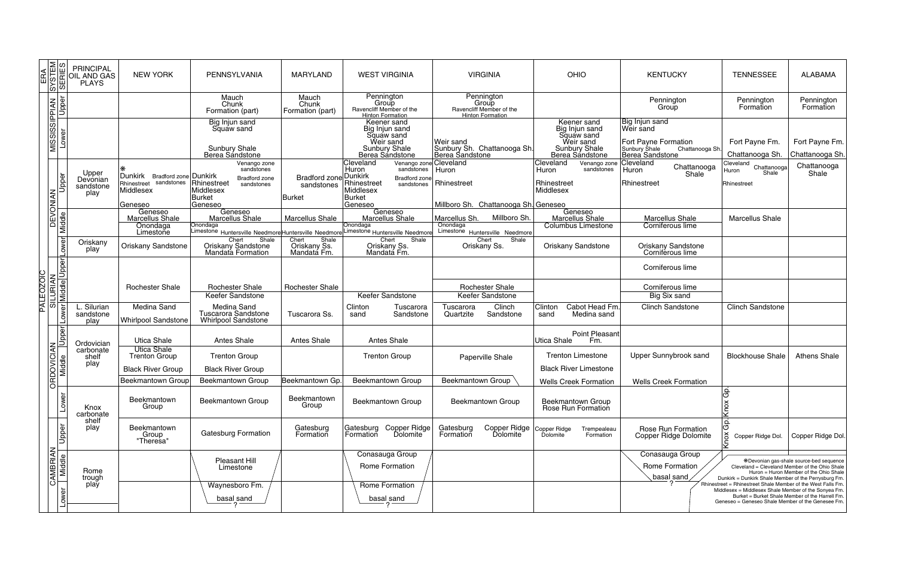| ERA | SYSTEM | SERIES | PRINCIPAL OIL AND GAS PLAYS | NEW YORK | PENNSYLVANIA | MARYLAND | WEST VIRGINIA | VIRGINIA | OHIO | KENTUCKY | TENNESSEE | ALABAMA |
|---|---|---|---|---|---|---|---|---|---|---|---|---|
| PALEOZOIC | MISSISSIPPIAN | Upper | | | Mauch Chunk Formation (part) | Mauch Chunk Formation (part) | Pennington Group Ravencliff Member of the Hinton Formation | Pennington Group Ravencliff Member of the Hinton Formation | | Pennington Group | Pennington Formation | Pennington Formation |
| | | Lower | | | Big Injun sand Squaw sand Sunbury Shale Berea Sandstone | | Keener sand Big Injun sand Squaw sand Weir sand Sunbury Shale Berea Sandstone | Weir sand Sunbury Sh. Chattanooga Sh. Berea Sandstone | Keener sand Big Injun sand Squaw sand Weir sand Sunbury Shale Berea Sandstone | Big Injun sand Weir sand Fort Payne Formation Sunbury Shale Chattanooga Sh. Berea Sandstone | Fort Payne Fm. Chattanooga Sh. | Fort Payne Fm. Chattanooga Sh. |
| | DEVONIAN | Upper | Upper Devonian sandstone play | * Dunkirk Bradford zone Rhinestreet sandstones Middlesex Geneseo | Venango zone sandstones Dunkirk Bradford zone Rhinestreet sandstones Middlesex Burket Geneseo | Bradford zone sandstones Burket | Cleveland Venango zone Huron sandstones Dunkirk Bradford zone Rhinestreet sandstones Middlesex Burket Geneseo | Cleveland Huron Rhinestreet Millboro Sh. Chattanooga Sh. | Cleveland Venango zone Huron sandstones Rhinestreet Middlesex Geneseo | Cleveland Huron Chattanooga Shale Rhinestreet | Cleveland Chattanooga Huron Shale Rhinestreet | Chattanooga Shale |
| | | Middle | | Geneseo Marcellus Shale Onondaga Limestone | Geneseo Marcellus Shale Onondaga Limestone Huntersville Needmore | Marcellus Shale Huntersville Needmore | Geneseo Marcellus Shale Onondaga Limestone Huntersville Needmore | Marcellus Sh. Millboro Sh. Onondaga Limestone Huntersville Needmore | Geneseo Marcellus Shale Columbus Limestone | Marcellus Shale Corniferous lime | Marcellus Shale | |
| | | Lower | Oriskany play | Oriskany Sandstone | Chert Shale Oriskany Sandstone Mandata Formation | Chert Shale Oriskany Ss. Mandata Fm. | Chert Shale Oriskany Ss. Mandata Fm. | Chert Shale Oriskany Ss. | Oriskany Sandstone | Oriskany Sandstone Corniferous lime | | |
| | SILURIAN | Upper | | | | | | | | Corniferous lime | | |
| | | Middle | | Rochester Shale | Rochester Shale Keefer Sandstone | Rochester Shale | Keefer Sandstone | Rochester Shale Keefer Sandstone | | Corniferous lime Big Six sand | | |
| | | Lower | L. Silurian sandstone play | Medina Sand Whirlpool Sandstone | Medina Sand Tuscarora Sandstone Whirlpool Sandstone | Tuscarora Ss. | Clinton sand Tuscarora Sandstone | Tuscarora Quartzite Clinch Sandstone | Clinton sand Cabot Head Fm. Medina sand | Clinch Sandstone | Clinch Sandstone | |
| | ORDOVICIAN | Upper | Ordovician carbonate shelf play | Utica Shale | Antes Shale | Antes Shale | Antes Shale | | Utica Shale Point Pleasant Fm. | | | |
| | | Middle | | Utica Shale Trenton Group Black River Group Beekmantown Group | Trenton Group Black River Group Beekmantown Group | Beekmantown Gp. | Trenton Group Beekmantown Group | Paperville Shale Beekmantown Group | Trenton Limestone Black River Limestone Wells Creek Formation | Upper Sunnybrook sand Wells Creek Formation | Blockhouse Shale | Athens Shale |
| | | Lower | Knox carbonate shelf play | Beekmantown Group | Beekmantown Group | Beekmantown Group | Beekmantown Group | Beekmantown Group | Beekmantown Group Rose Run Formation | | Knox Gp. | |
| | CAMBRIAN | Upper | | Beekmantown Group "Theresa" | Gatesburg Formation | Gatesburg Formation | Gatesburg Formation Copper Ridge Dolomite | Gatesburg Formation Copper Ridge Dolomite | Copper Ridge Dolomite Trempealeau Formation | Rose Run Formation Copper Ridge Dolomite | Knox Gp. Copper Ridge Dol. | Copper Ridge Dol. |
| | | Middle | Rome trough play | | Pleasant Hill Limestone | | Conasauga Group Rome Formation | | | Conasauga Group Rome Formation basal sand ? | | |
| | | Lower | | | Waynesboro Fm. basal sand ? | | Rome Formation basal sand ? | | | | | |

*Devonian gas-shale source-bed sequence
Cleveland = Cleveland Member of the Ohio Shale
Huron = Huron Member of the Ohio Shale
Dunkirk = Dunkirk Shale Member of the Perrysburg Fm.
Rhinestreet = Rhinestreet Shale Member of the West Falls Fm.
Middlesex = Middlesex Shale Member of the Sonyea Fm.
Burket = Burket Shale Member of the Harrell Fm.
Geneseo = Geneseo Shale Member of the Genesee Fm.